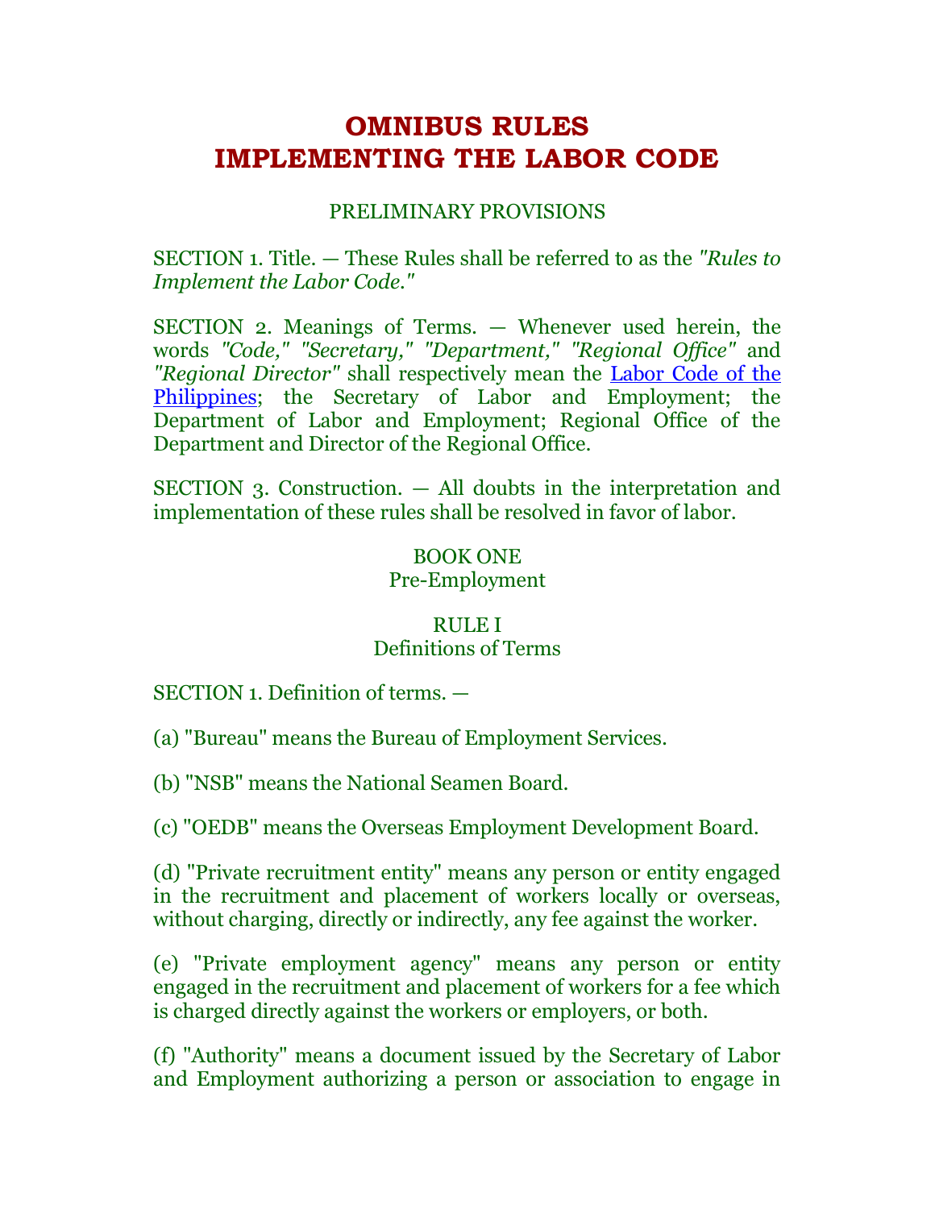# OMNIBUS RULES IMPLEMENTING THE LABOR CODE

PRELIMINARY PROVISIONS

SECTION 1. Title. — These Rules shall be referred to as the *"Rules to Implement the Labor Code."*

SECTION 2. Meanings of Terms. — Whenever used herein, the words *"Code," "Secretary," "Department," "Regional Office"* and *"Regional Director"* shall respectively mean the Labor Code of the Philippines; the Secretary of Labor and Employment; the Department of Labor and Employment; Regional Office of the Department and Director of the Regional Office.

SECTION 3. Construction. — All doubts in the interpretation and implementation of these rules shall be resolved in favor of labor.

## BOOK ONE
## Pre-Employment

### RULE I
### Definitions of Terms

SECTION 1. Definition of terms. —

(a) "Bureau" means the Bureau of Employment Services.

(b) "NSB" means the National Seamen Board.

(c) "OEDB" means the Overseas Employment Development Board.

(d) "Private recruitment entity" means any person or entity engaged in the recruitment and placement of workers locally or overseas, without charging, directly or indirectly, any fee against the worker.

(e) "Private employment agency" means any person or entity engaged in the recruitment and placement of workers for a fee which is charged directly against the workers or employers, or both.

(f) "Authority" means a document issued by the Secretary of Labor and Employment authorizing a person or association to engage in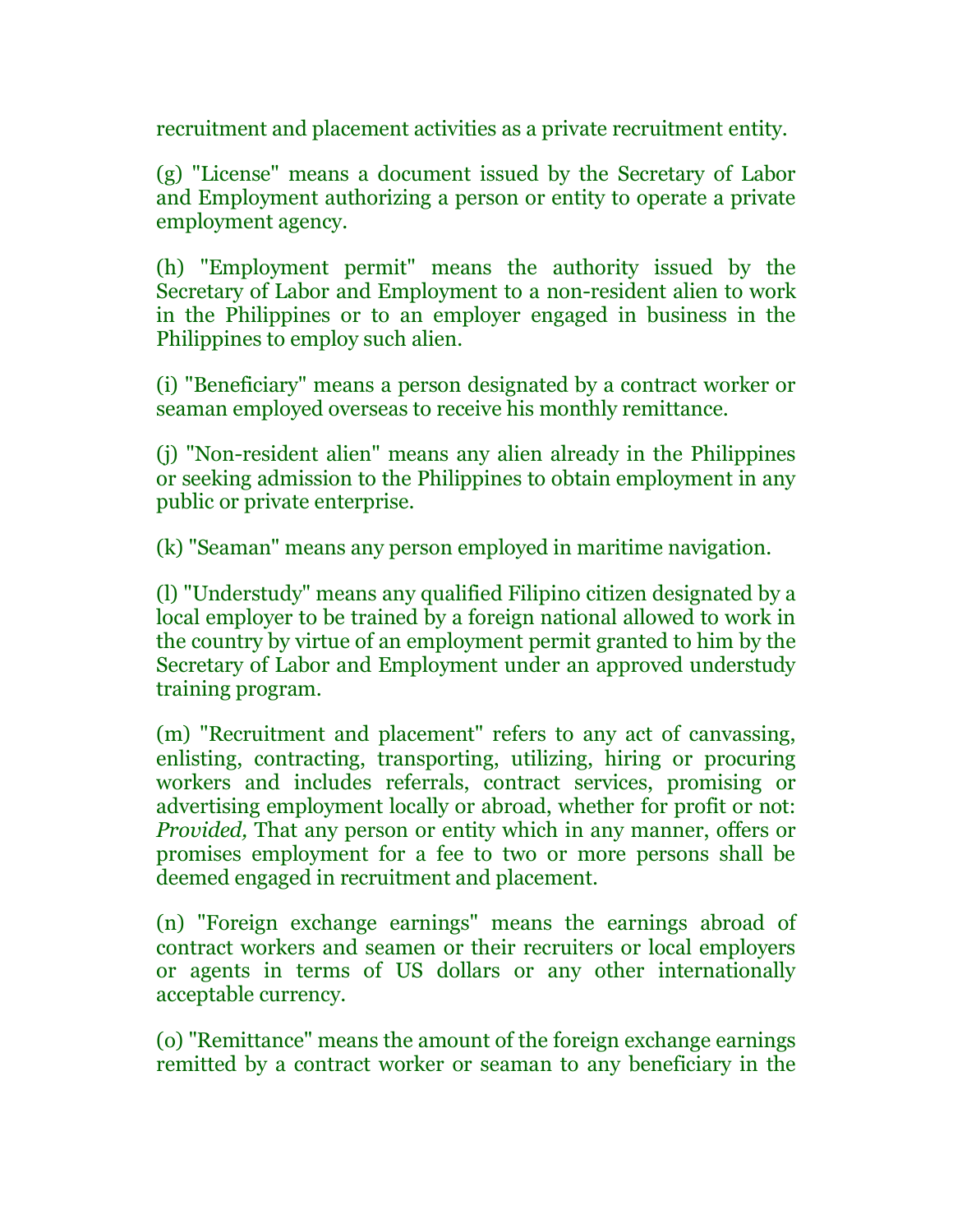recruitment and placement activities as a private recruitment entity.

(g) "License" means a document issued by the Secretary of Labor and Employment authorizing a person or entity to operate a private employment agency.

(h) "Employment permit" means the authority issued by the Secretary of Labor and Employment to a non-resident alien to work in the Philippines or to an employer engaged in business in the Philippines to employ such alien.

(i) "Beneficiary" means a person designated by a contract worker or seaman employed overseas to receive his monthly remittance.

(j) "Non-resident alien" means any alien already in the Philippines or seeking admission to the Philippines to obtain employment in any public or private enterprise.

(k) "Seaman" means any person employed in maritime navigation.

(l) "Understudy" means any qualified Filipino citizen designated by a local employer to be trained by a foreign national allowed to work in the country by virtue of an employment permit granted to him by the Secretary of Labor and Employment under an approved understudy training program.

(m) "Recruitment and placement" refers to any act of canvassing, enlisting, contracting, transporting, utilizing, hiring or procuring workers and includes referrals, contract services, promising or advertising employment locally or abroad, whether for profit or not: *Provided,* That any person or entity which in any manner, offers or promises employment for a fee to two or more persons shall be deemed engaged in recruitment and placement.

(n) "Foreign exchange earnings" means the earnings abroad of contract workers and seamen or their recruiters or local employers or agents in terms of US dollars or any other internationally acceptable currency.

(o) "Remittance" means the amount of the foreign exchange earnings remitted by a contract worker or seaman to any beneficiary in the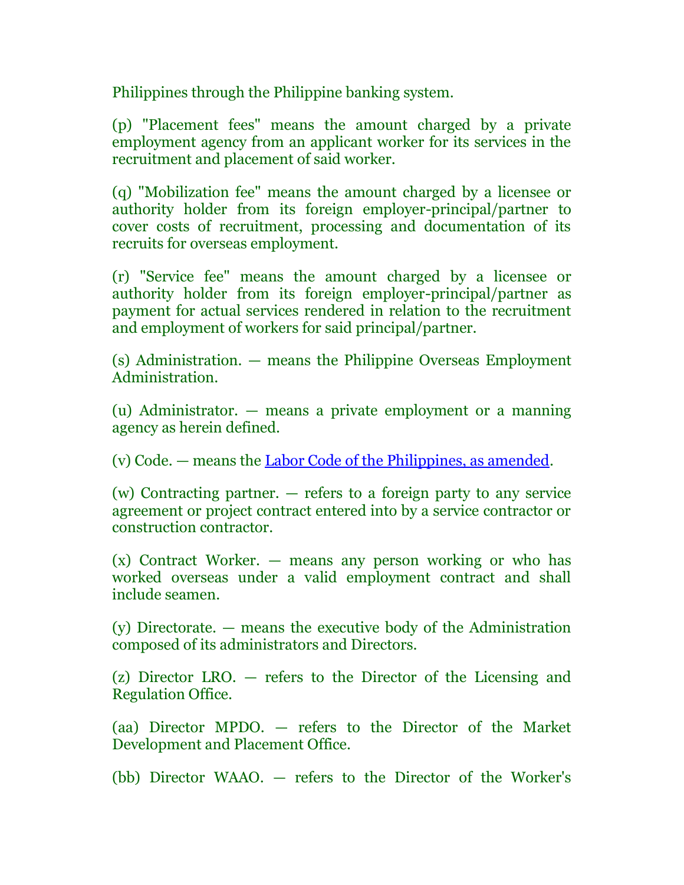Philippines through the Philippine banking system.

(p) "Placement fees" means the amount charged by a private employment agency from an applicant worker for its services in the recruitment and placement of said worker.

(q) "Mobilization fee" means the amount charged by a licensee or authority holder from its foreign employer-principal/partner to cover costs of recruitment, processing and documentation of its recruits for overseas employment.

(r) "Service fee" means the amount charged by a licensee or authority holder from its foreign employer-principal/partner as payment for actual services rendered in relation to the recruitment and employment of workers for said principal/partner.

(s) Administration. — means the Philippine Overseas Employment Administration.

(u) Administrator. — means a private employment or a manning agency as herein defined.

(v) Code. — means the [Labor Code of the Philippines, as amended](#).

(w) Contracting partner. — refers to a foreign party to any service agreement or project contract entered into by a service contractor or construction contractor.

(x) Contract Worker. — means any person working or who has worked overseas under a valid employment contract and shall include seamen.

(y) Directorate. — means the executive body of the Administration composed of its administrators and Directors.

(z) Director LRO. — refers to the Director of the Licensing and Regulation Office.

(aa) Director MPDO. — refers to the Director of the Market Development and Placement Office.

(bb) Director WAAO. — refers to the Director of the Worker's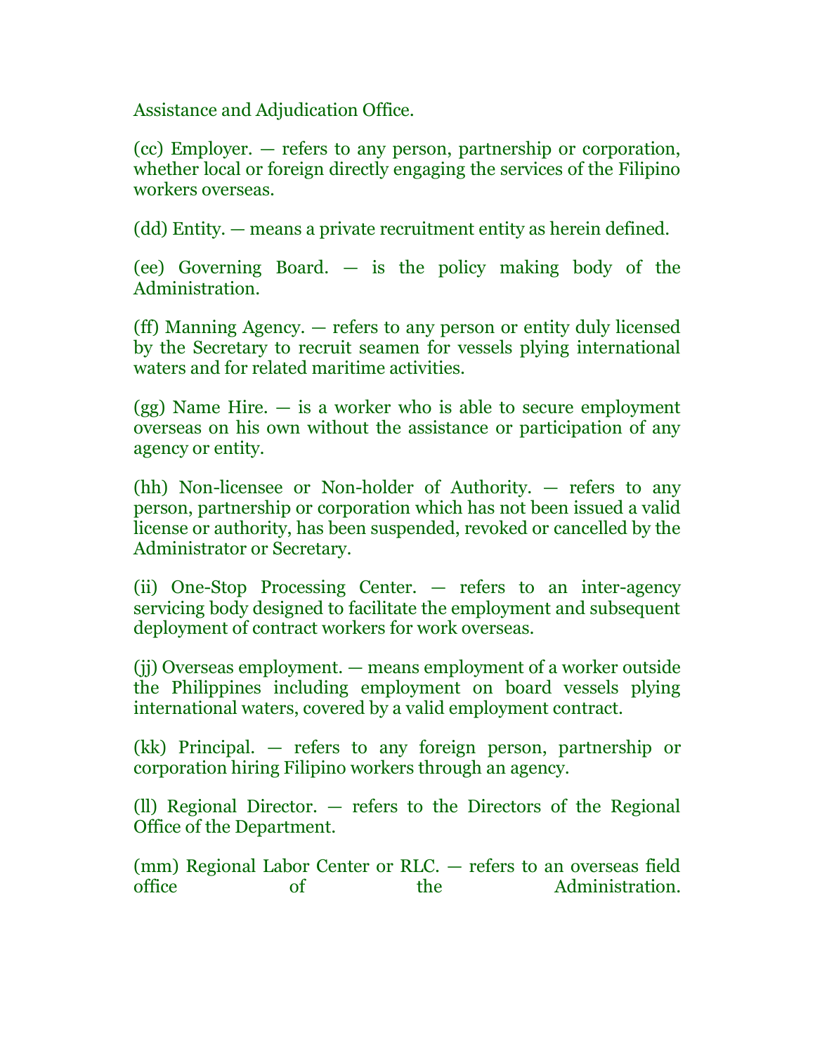Assistance and Adjudication Office.

(cc) Employer. — refers to any person, partnership or corporation, whether local or foreign directly engaging the services of the Filipino workers overseas.

(dd) Entity. — means a private recruitment entity as herein defined.

(ee) Governing Board. — is the policy making body of the Administration.

(ff) Manning Agency. — refers to any person or entity duly licensed by the Secretary to recruit seamen for vessels plying international waters and for related maritime activities.

(gg) Name Hire. — is a worker who is able to secure employment overseas on his own without the assistance or participation of any agency or entity.

(hh) Non-licensee or Non-holder of Authority. — refers to any person, partnership or corporation which has not been issued a valid license or authority, has been suspended, revoked or cancelled by the Administrator or Secretary.

(ii) One-Stop Processing Center. — refers to an inter-agency servicing body designed to facilitate the employment and subsequent deployment of contract workers for work overseas.

(jj) Overseas employment. — means employment of a worker outside the Philippines including employment on board vessels plying international waters, covered by a valid employment contract.

(kk) Principal. — refers to any foreign person, partnership or corporation hiring Filipino workers through an agency.

(ll) Regional Director. — refers to the Directors of the Regional Office of the Department.

(mm) Regional Labor Center or RLC. — refers to an overseas field office of the Administration.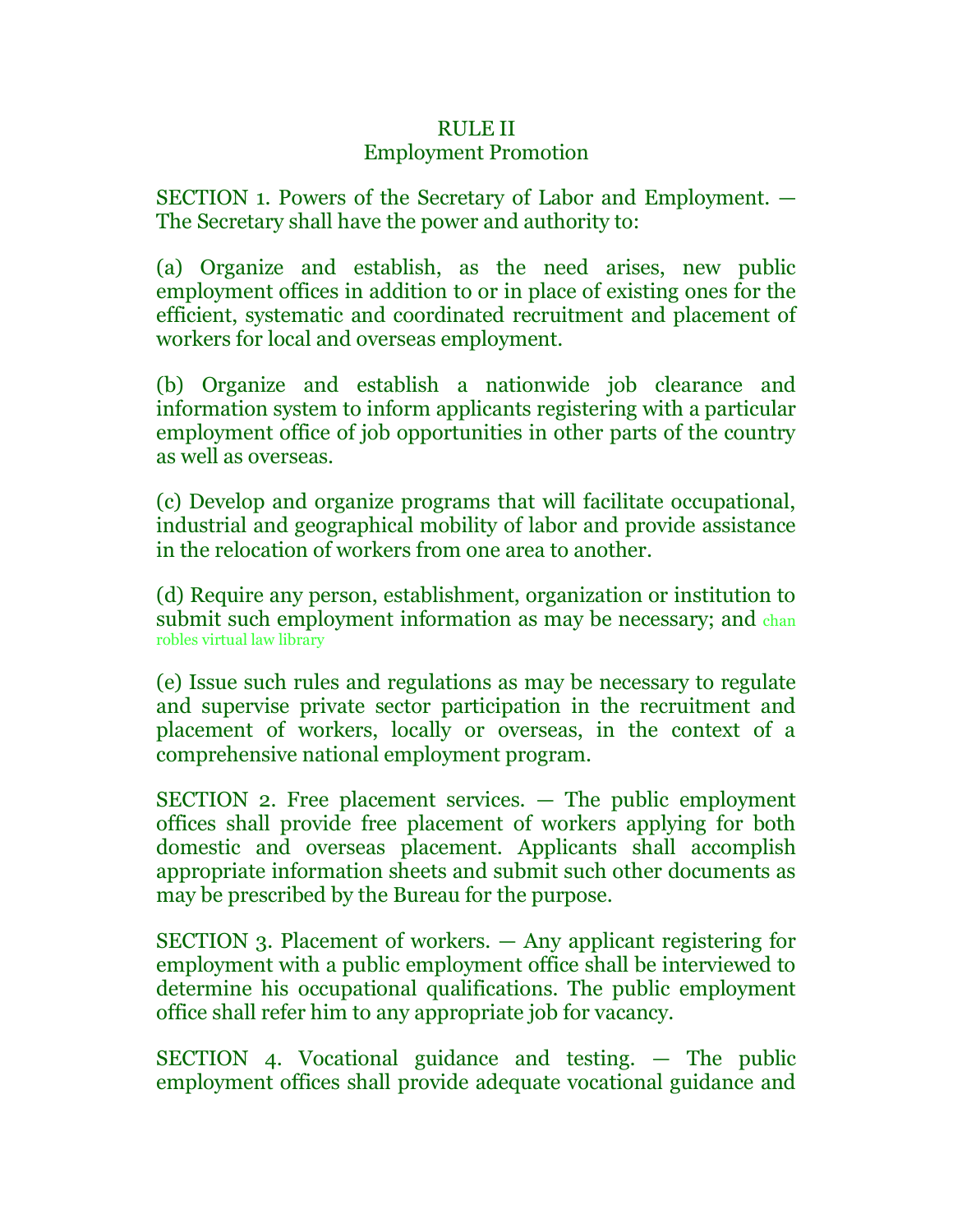## RULE II
### Employment Promotion

SECTION 1. Powers of the Secretary of Labor and Employment. — The Secretary shall have the power and authority to:

(a) Organize and establish, as the need arises, new public employment offices in addition to or in place of existing ones for the efficient, systematic and coordinated recruitment and placement of workers for local and overseas employment.

(b) Organize and establish a nationwide job clearance and information system to inform applicants registering with a particular employment office of job opportunities in other parts of the country as well as overseas.

(c) Develop and organize programs that will facilitate occupational, industrial and geographical mobility of labor and provide assistance in the relocation of workers from one area to another.

(d) Require any person, establishment, organization or institution to submit such employment information as may be necessary; and

(e) Issue such rules and regulations as may be necessary to regulate and supervise private sector participation in the recruitment and placement of workers, locally or overseas, in the context of a comprehensive national employment program.

SECTION 2. Free placement services. — The public employment offices shall provide free placement of workers applying for both domestic and overseas placement. Applicants shall accomplish appropriate information sheets and submit such other documents as may be prescribed by the Bureau for the purpose.

SECTION 3. Placement of workers. — Any applicant registering for employment with a public employment office shall be interviewed to determine his occupational qualifications. The public employment office shall refer him to any appropriate job for vacancy.

SECTION 4. Vocational guidance and testing. — The public employment offices shall provide adequate vocational guidance and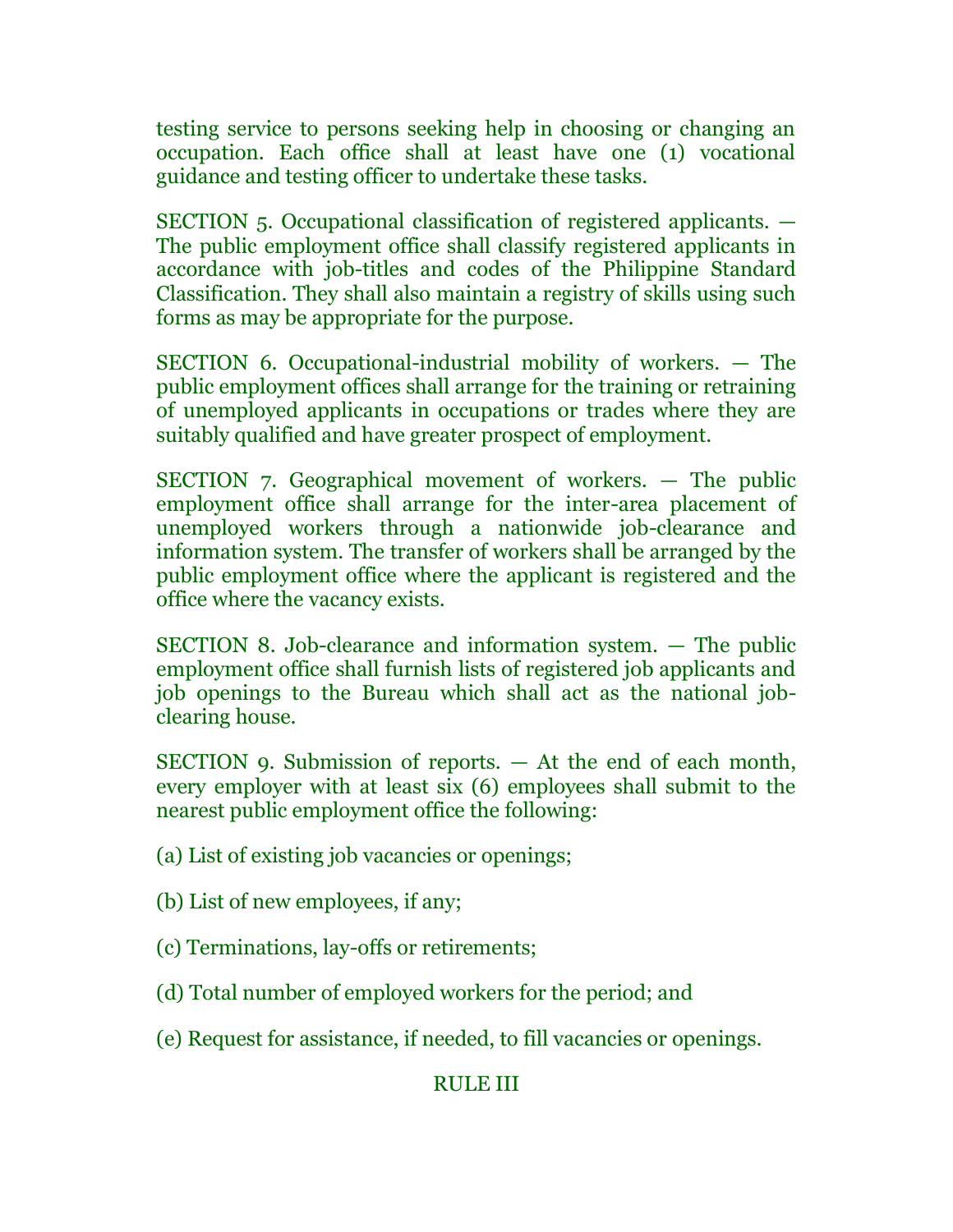testing service to persons seeking help in choosing or changing an occupation. Each office shall at least have one (1) vocational guidance and testing officer to undertake these tasks.

SECTION 5. Occupational classification of registered applicants. — The public employment office shall classify registered applicants in accordance with job-titles and codes of the Philippine Standard Classification. They shall also maintain a registry of skills using such forms as may be appropriate for the purpose.

SECTION 6. Occupational-industrial mobility of workers. — The public employment offices shall arrange for the training or retraining of unemployed applicants in occupations or trades where they are suitably qualified and have greater prospect of employment.

SECTION 7. Geographical movement of workers. — The public employment office shall arrange for the inter-area placement of unemployed workers through a nationwide job-clearance and information system. The transfer of workers shall be arranged by the public employment office where the applicant is registered and the office where the vacancy exists.

SECTION 8. Job-clearance and information system. — The public employment office shall furnish lists of registered job applicants and job openings to the Bureau which shall act as the national job-clearing house.

SECTION 9. Submission of reports. — At the end of each month, every employer with at least six (6) employees shall submit to the nearest public employment office the following:

(a) List of existing job vacancies or openings;

(b) List of new employees, if any;

(c) Terminations, lay-offs or retirements;

(d) Total number of employed workers for the period; and

(e) Request for assistance, if needed, to fill vacancies or openings.

RULE III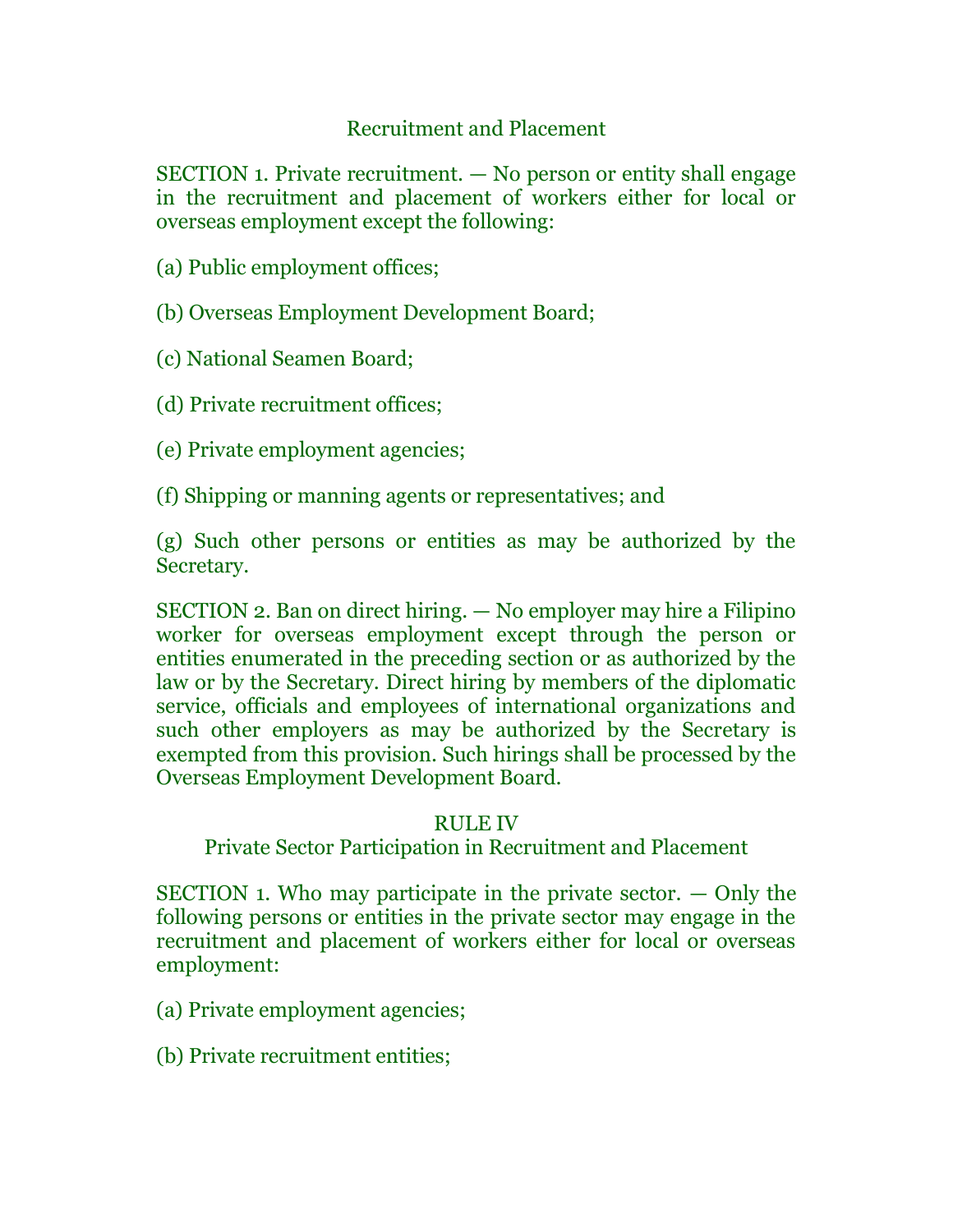### Recruitment and Placement

SECTION 1. Private recruitment. — No person or entity shall engage in the recruitment and placement of workers either for local or overseas employment except the following:

(a) Public employment offices;

(b) Overseas Employment Development Board;

(c) National Seamen Board;

(d) Private recruitment offices;

(e) Private employment agencies;

(f) Shipping or manning agents or representatives; and

(g) Such other persons or entities as may be authorized by the Secretary.

SECTION 2. Ban on direct hiring. — No employer may hire a Filipino worker for overseas employment except through the person or entities enumerated in the preceding section or as authorized by the law or by the Secretary. Direct hiring by members of the diplomatic service, officials and employees of international organizations and such other employers as may be authorized by the Secretary is exempted from this provision. Such hirings shall be processed by the Overseas Employment Development Board.

## RULE IV
### Private Sector Participation in Recruitment and Placement

SECTION 1. Who may participate in the private sector. — Only the following persons or entities in the private sector may engage in the recruitment and placement of workers either for local or overseas employment:

(a) Private employment agencies;

(b) Private recruitment entities;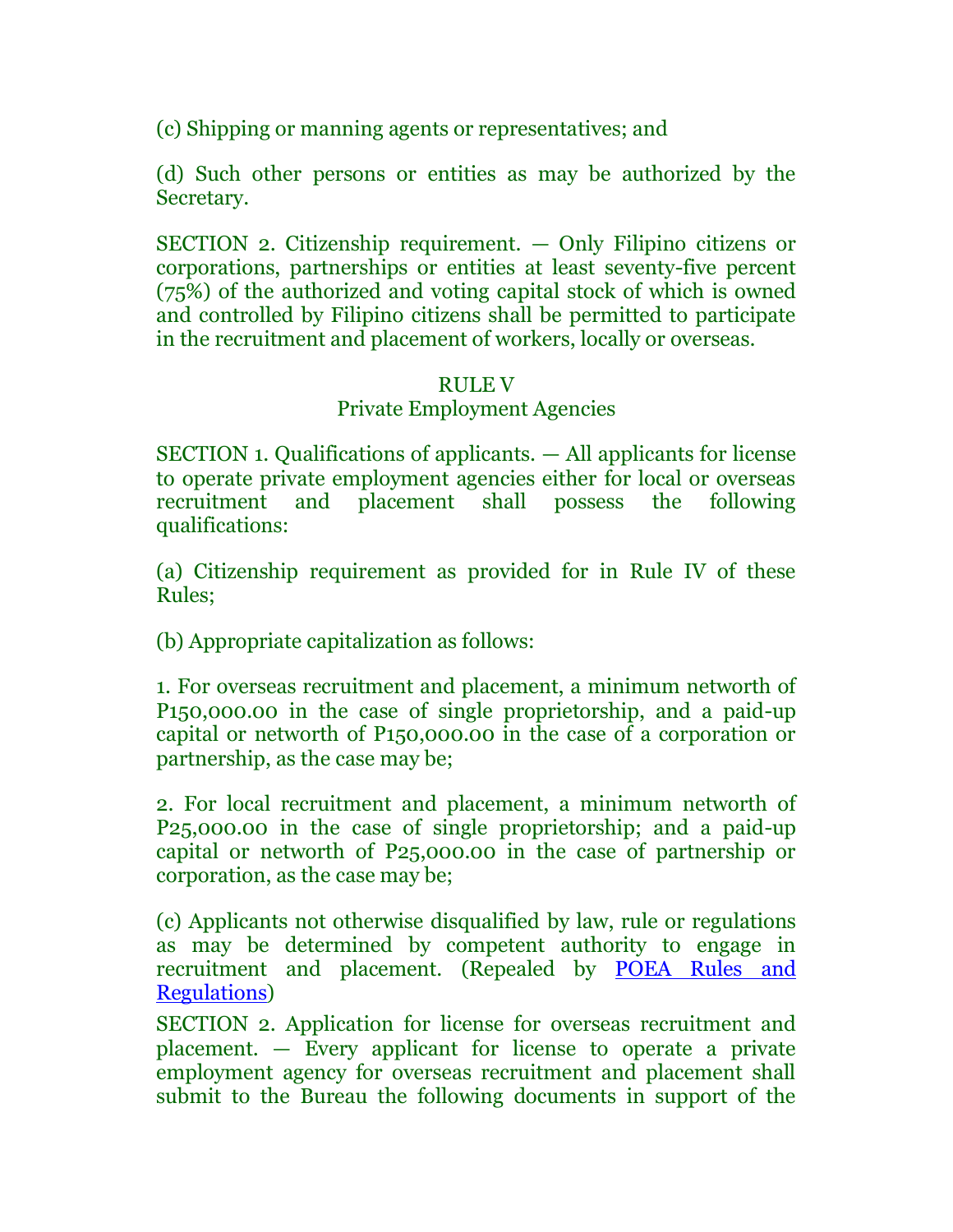(c) Shipping or manning agents or representatives; and

(d) Such other persons or entities as may be authorized by the Secretary.

SECTION 2. Citizenship requirement. — Only Filipino citizens or corporations, partnerships or entities at least seventy-five percent (75%) of the authorized and voting capital stock of which is owned and controlled by Filipino citizens shall be permitted to participate in the recruitment and placement of workers, locally or overseas.

## RULE V
## Private Employment Agencies

SECTION 1. Qualifications of applicants. — All applicants for license to operate private employment agencies either for local or overseas recruitment and placement shall possess the following qualifications:

(a) Citizenship requirement as provided for in Rule IV of these Rules;

(b) Appropriate capitalization as follows:

1. For overseas recruitment and placement, a minimum networth of P150,000.00 in the case of single proprietorship, and a paid-up capital or networth of P150,000.00 in the case of a corporation or partnership, as the case may be;

2. For local recruitment and placement, a minimum networth of P25,000.00 in the case of single proprietorship; and a paid-up capital or networth of P25,000.00 in the case of partnership or corporation, as the case may be;

(c) Applicants not otherwise disqualified by law, rule or regulations as may be determined by competent authority to engage in recruitment and placement. (Repealed by POEA Rules and Regulations)

SECTION 2. Application for license for overseas recruitment and placement. — Every applicant for license to operate a private employment agency for overseas recruitment and placement shall submit to the Bureau the following documents in support of the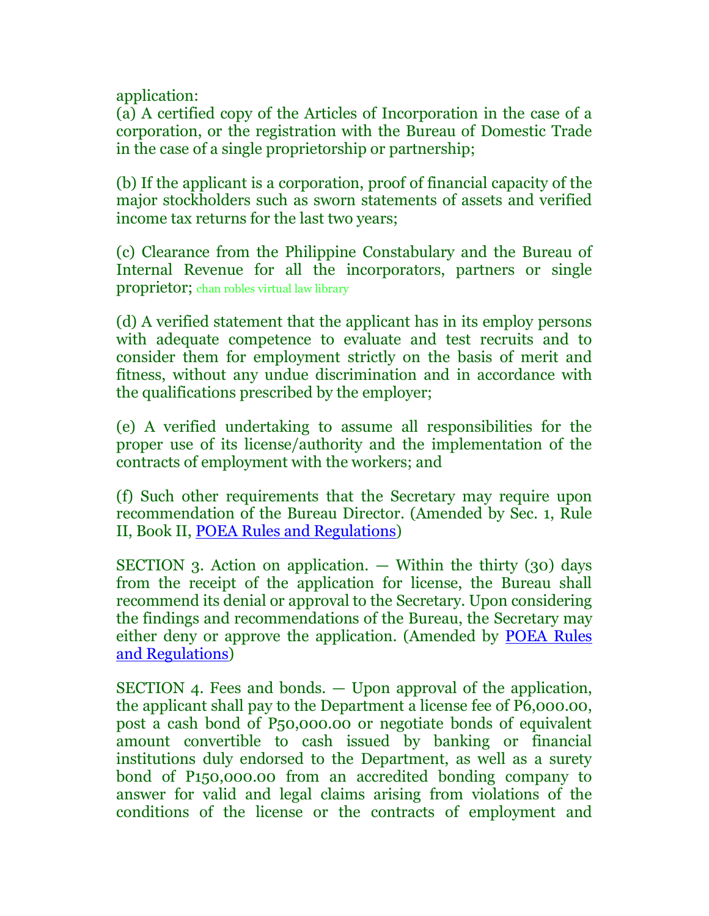application:
(a) A certified copy of the Articles of Incorporation in the case of a corporation, or the registration with the Bureau of Domestic Trade in the case of a single proprietorship or partnership;

(b) If the applicant is a corporation, proof of financial capacity of the major stockholders such as sworn statements of assets and verified income tax returns for the last two years;

(c) Clearance from the Philippine Constabulary and the Bureau of Internal Revenue for all the incorporators, partners or single proprietor; chan robles virtual law library

(d) A verified statement that the applicant has in its employ persons with adequate competence to evaluate and test recruits and to consider them for employment strictly on the basis of merit and fitness, without any undue discrimination and in accordance with the qualifications prescribed by the employer;

(e) A verified undertaking to assume all responsibilities for the proper use of its license/authority and the implementation of the contracts of employment with the workers; and

(f) Such other requirements that the Secretary may require upon recommendation of the Bureau Director. (Amended by Sec. 1, Rule II, Book II, POEA Rules and Regulations)

SECTION 3. Action on application. — Within the thirty (30) days from the receipt of the application for license, the Bureau shall recommend its denial or approval to the Secretary. Upon considering the findings and recommendations of the Bureau, the Secretary may either deny or approve the application. (Amended by POEA Rules and Regulations)

SECTION 4. Fees and bonds. — Upon approval of the application, the applicant shall pay to the Department a license fee of P6,000.00, post a cash bond of P50,000.00 or negotiate bonds of equivalent amount convertible to cash issued by banking or financial institutions duly endorsed to the Department, as well as a surety bond of P150,000.00 from an accredited bonding company to answer for valid and legal claims arising from violations of the conditions of the license or the contracts of employment and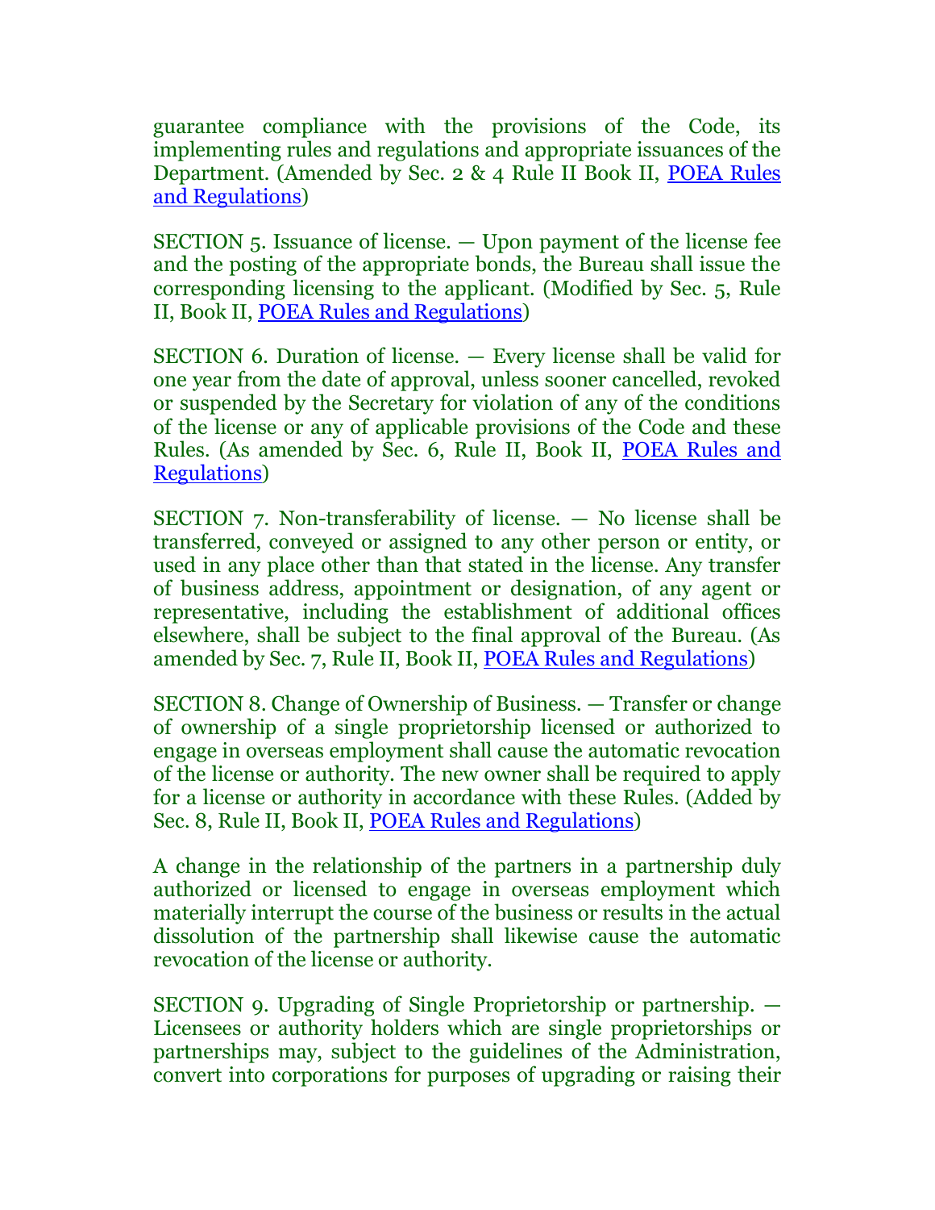guarantee compliance with the provisions of the Code, its implementing rules and regulations and appropriate issuances of the Department. (Amended by Sec. 2 & 4 Rule II Book II, POEA Rules and Regulations)

SECTION 5. Issuance of license. — Upon payment of the license fee and the posting of the appropriate bonds, the Bureau shall issue the corresponding licensing to the applicant. (Modified by Sec. 5, Rule II, Book II, POEA Rules and Regulations)

SECTION 6. Duration of license. — Every license shall be valid for one year from the date of approval, unless sooner cancelled, revoked or suspended by the Secretary for violation of any of the conditions of the license or any of applicable provisions of the Code and these Rules. (As amended by Sec. 6, Rule II, Book II, POEA Rules and Regulations)

SECTION 7. Non-transferability of license. — No license shall be transferred, conveyed or assigned to any other person or entity, or used in any place other than that stated in the license. Any transfer of business address, appointment or designation, of any agent or representative, including the establishment of additional offices elsewhere, shall be subject to the final approval of the Bureau. (As amended by Sec. 7, Rule II, Book II, POEA Rules and Regulations)

SECTION 8. Change of Ownership of Business. — Transfer or change of ownership of a single proprietorship licensed or authorized to engage in overseas employment shall cause the automatic revocation of the license or authority. The new owner shall be required to apply for a license or authority in accordance with these Rules. (Added by Sec. 8, Rule II, Book II, POEA Rules and Regulations)

A change in the relationship of the partners in a partnership duly authorized or licensed to engage in overseas employment which materially interrupt the course of the business or results in the actual dissolution of the partnership shall likewise cause the automatic revocation of the license or authority.

SECTION 9. Upgrading of Single Proprietorship or partnership. — Licensees or authority holders which are single proprietorships or partnerships may, subject to the guidelines of the Administration, convert into corporations for purposes of upgrading or raising their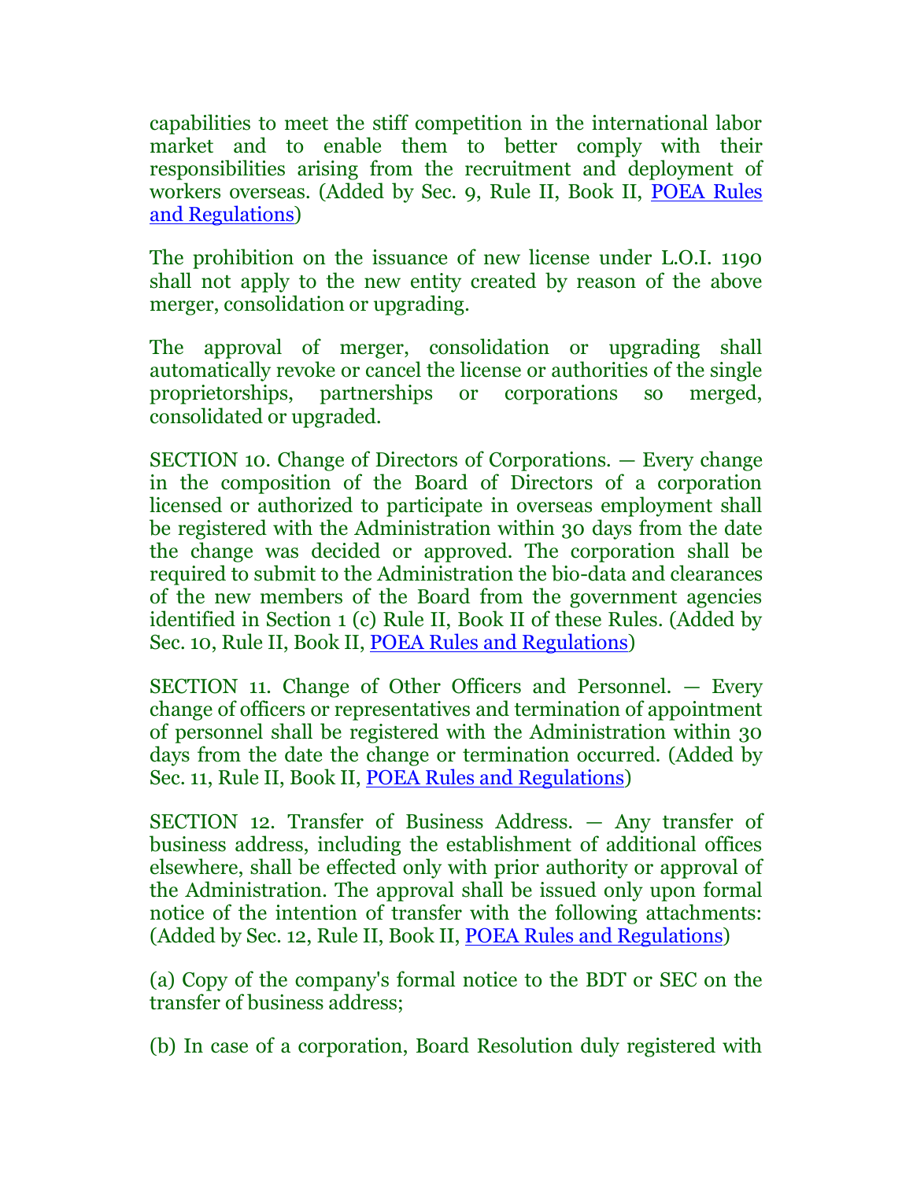capabilities to meet the stiff competition in the international labor market and to enable them to better comply with their responsibilities arising from the recruitment and deployment of workers overseas. (Added by Sec. 9, Rule II, Book II, POEA Rules and Regulations)

The prohibition on the issuance of new license under L.O.I. 1190 shall not apply to the new entity created by reason of the above merger, consolidation or upgrading.

The approval of merger, consolidation or upgrading shall automatically revoke or cancel the license or authorities of the single proprietorships, partnerships or corporations so merged, consolidated or upgraded.

SECTION 10. Change of Directors of Corporations. — Every change in the composition of the Board of Directors of a corporation licensed or authorized to participate in overseas employment shall be registered with the Administration within 30 days from the date the change was decided or approved. The corporation shall be required to submit to the Administration the bio-data and clearances of the new members of the Board from the government agencies identified in Section 1 (c) Rule II, Book II of these Rules. (Added by Sec. 10, Rule II, Book II, POEA Rules and Regulations)

SECTION 11. Change of Other Officers and Personnel. — Every change of officers or representatives and termination of appointment of personnel shall be registered with the Administration within 30 days from the date the change or termination occurred. (Added by Sec. 11, Rule II, Book II, POEA Rules and Regulations)

SECTION 12. Transfer of Business Address. — Any transfer of business address, including the establishment of additional offices elsewhere, shall be effected only with prior authority or approval of the Administration. The approval shall be issued only upon formal notice of the intention of transfer with the following attachments: (Added by Sec. 12, Rule II, Book II, POEA Rules and Regulations)

(a) Copy of the company's formal notice to the BDT or SEC on the transfer of business address;

(b) In case of a corporation, Board Resolution duly registered with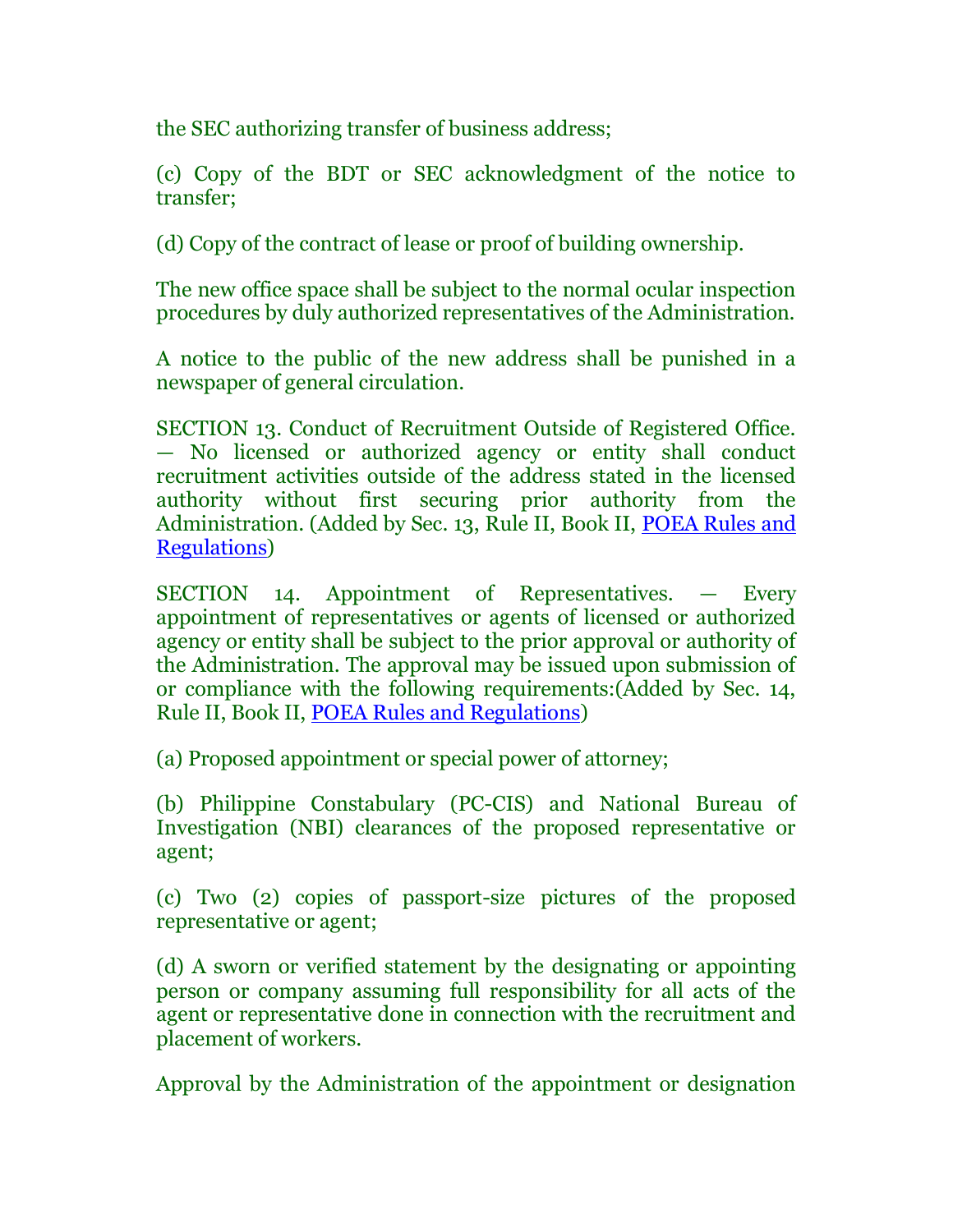the SEC authorizing transfer of business address;

(c) Copy of the BDT or SEC acknowledgment of the notice to transfer;

(d) Copy of the contract of lease or proof of building ownership.

The new office space shall be subject to the normal ocular inspection procedures by duly authorized representatives of the Administration.

A notice to the public of the new address shall be punished in a newspaper of general circulation.

SECTION 13. Conduct of Recruitment Outside of Registered Office. — No licensed or authorized agency or entity shall conduct recruitment activities outside of the address stated in the licensed authority without first securing prior authority from the Administration. (Added by Sec. 13, Rule II, Book II, POEA Rules and Regulations)

SECTION 14. Appointment of Representatives. — Every appointment of representatives or agents of licensed or authorized agency or entity shall be subject to the prior approval or authority of the Administration. The approval may be issued upon submission of or compliance with the following requirements:(Added by Sec. 14, Rule II, Book II, POEA Rules and Regulations)

(a) Proposed appointment or special power of attorney;

(b) Philippine Constabulary (PC-CIS) and National Bureau of Investigation (NBI) clearances of the proposed representative or agent;

(c) Two (2) copies of passport-size pictures of the proposed representative or agent;

(d) A sworn or verified statement by the designating or appointing person or company assuming full responsibility for all acts of the agent or representative done in connection with the recruitment and placement of workers.

Approval by the Administration of the appointment or designation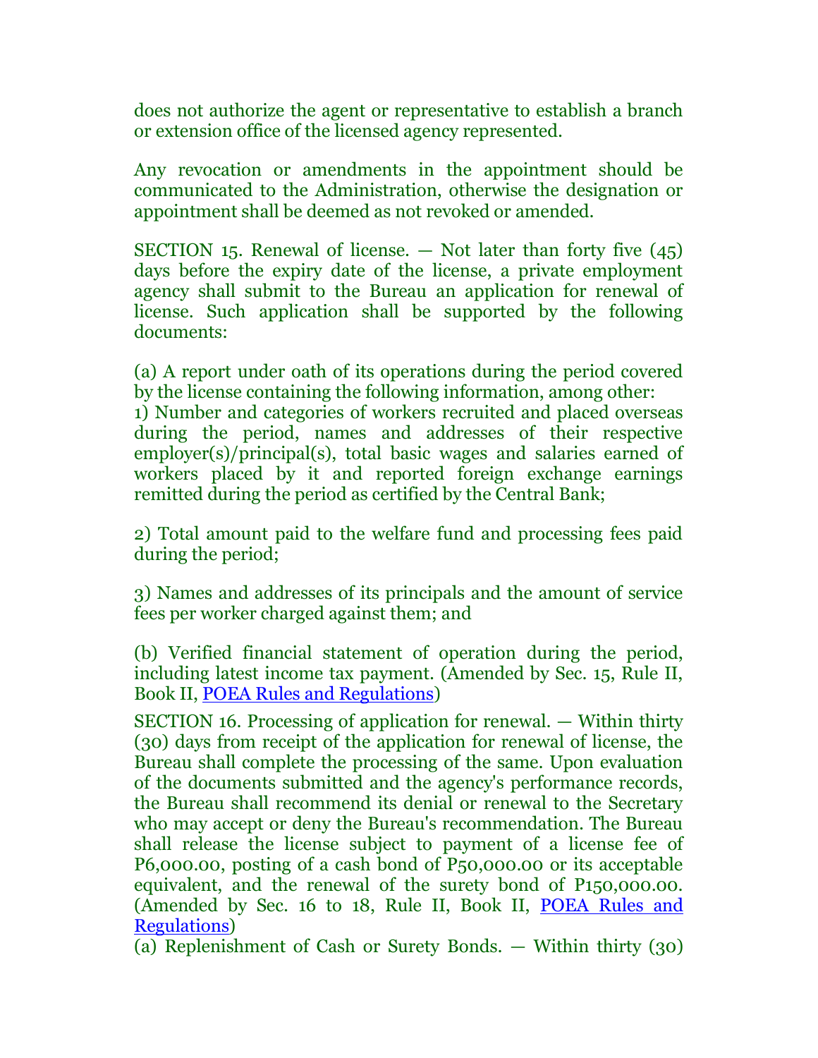does not authorize the agent or representative to establish a branch or extension office of the licensed agency represented.

Any revocation or amendments in the appointment should be communicated to the Administration, otherwise the designation or appointment shall be deemed as not revoked or amended.

SECTION 15. Renewal of license. — Not later than forty five (45) days before the expiry date of the license, a private employment agency shall submit to the Bureau an application for renewal of license. Such application shall be supported by the following documents:

(a) A report under oath of its operations during the period covered by the license containing the following information, among other:
1) Number and categories of workers recruited and placed overseas during the period, names and addresses of their respective employer(s)/principal(s), total basic wages and salaries earned of workers placed by it and reported foreign exchange earnings remitted during the period as certified by the Central Bank;

2) Total amount paid to the welfare fund and processing fees paid during the period;

3) Names and addresses of its principals and the amount of service fees per worker charged against them; and

(b) Verified financial statement of operation during the period, including latest income tax payment. (Amended by Sec. 15, Rule II, Book II, POEA Rules and Regulations)

SECTION 16. Processing of application for renewal. — Within thirty (30) days from receipt of the application for renewal of license, the Bureau shall complete the processing of the same. Upon evaluation of the documents submitted and the agency's performance records, the Bureau shall recommend its denial or renewal to the Secretary who may accept or deny the Bureau's recommendation. The Bureau shall release the license subject to payment of a license fee of P6,000.00, posting of a cash bond of P50,000.00 or its acceptable equivalent, and the renewal of the surety bond of P150,000.00. (Amended by Sec. 16 to 18, Rule II, Book II, POEA Rules and Regulations)
(a) Replenishment of Cash or Surety Bonds. — Within thirty (30)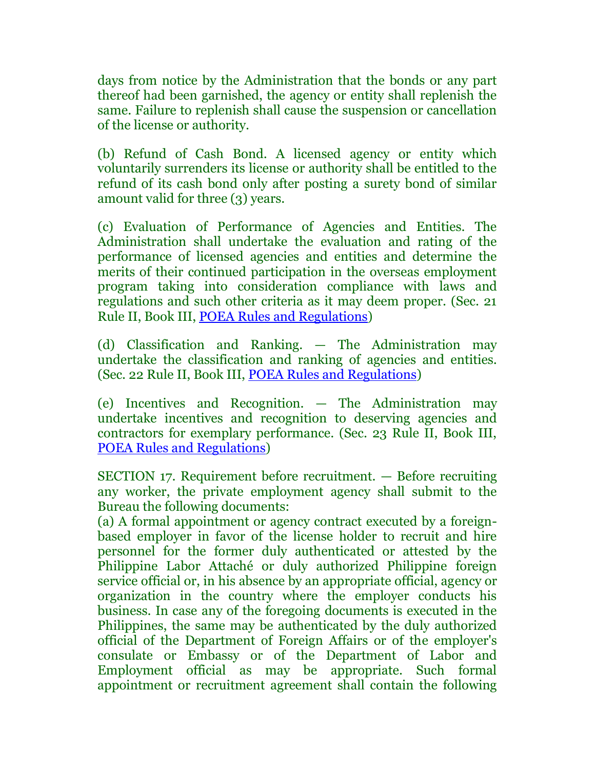days from notice by the Administration that the bonds or any part thereof had been garnished, the agency or entity shall replenish the same. Failure to replenish shall cause the suspension or cancellation of the license or authority.

(b) Refund of Cash Bond. A licensed agency or entity which voluntarily surrenders its license or authority shall be entitled to the refund of its cash bond only after posting a surety bond of similar amount valid for three (3) years.

(c) Evaluation of Performance of Agencies and Entities. The Administration shall undertake the evaluation and rating of the performance of licensed agencies and entities and determine the merits of their continued participation in the overseas employment program taking into consideration compliance with laws and regulations and such other criteria as it may deem proper. (Sec. 21 Rule II, Book III, POEA Rules and Regulations)

(d) Classification and Ranking. — The Administration may undertake the classification and ranking of agencies and entities. (Sec. 22 Rule II, Book III, POEA Rules and Regulations)

(e) Incentives and Recognition. — The Administration may undertake incentives and recognition to deserving agencies and contractors for exemplary performance. (Sec. 23 Rule II, Book III, POEA Rules and Regulations)

SECTION 17. Requirement before recruitment. — Before recruiting any worker, the private employment agency shall submit to the Bureau the following documents:
(a) A formal appointment or agency contract executed by a foreign-based employer in favor of the license holder to recruit and hire personnel for the former duly authenticated or attested by the Philippine Labor Attaché or duly authorized Philippine foreign service official or, in his absence by an appropriate official, agency or organization in the country where the employer conducts his business. In case any of the foregoing documents is executed in the Philippines, the same may be authenticated by the duly authorized official of the Department of Foreign Affairs or of the employer's consulate or Embassy or of the Department of Labor and Employment official as may be appropriate. Such formal appointment or recruitment agreement shall contain the following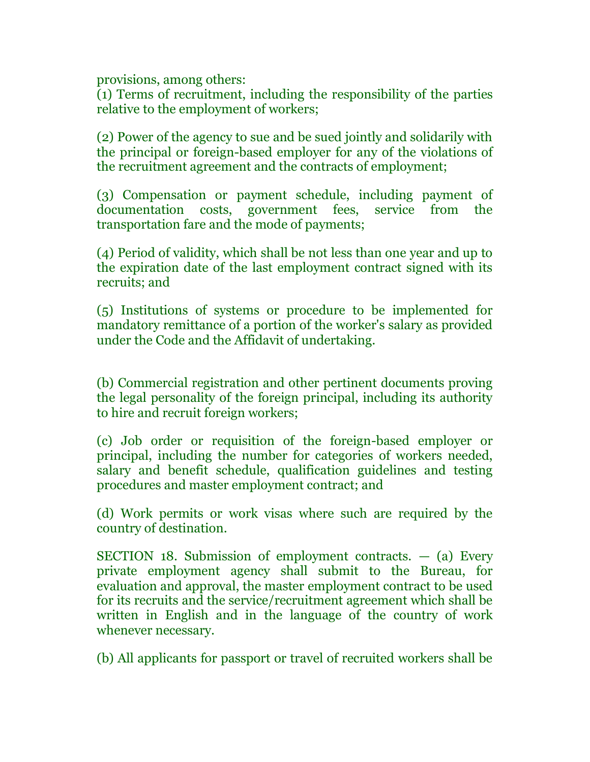provisions, among others:

(1) Terms of recruitment, including the responsibility of the parties relative to the employment of workers;

(2) Power of the agency to sue and be sued jointly and solidarily with the principal or foreign-based employer for any of the violations of the recruitment agreement and the contracts of employment;

(3) Compensation or payment schedule, including payment of documentation costs, government fees, service from the transportation fare and the mode of payments;

(4) Period of validity, which shall be not less than one year and up to the expiration date of the last employment contract signed with its recruits; and

(5) Institutions of systems or procedure to be implemented for mandatory remittance of a portion of the worker's salary as provided under the Code and the Affidavit of undertaking.

(b) Commercial registration and other pertinent documents proving the legal personality of the foreign principal, including its authority to hire and recruit foreign workers;

(c) Job order or requisition of the foreign-based employer or principal, including the number for categories of workers needed, salary and benefit schedule, qualification guidelines and testing procedures and master employment contract; and

(d) Work permits or work visas where such are required by the country of destination.

SECTION 18. Submission of employment contracts. — (a) Every private employment agency shall submit to the Bureau, for evaluation and approval, the master employment contract to be used for its recruits and the service/recruitment agreement which shall be written in English and in the language of the country of work whenever necessary.

(b) All applicants for passport or travel of recruited workers shall be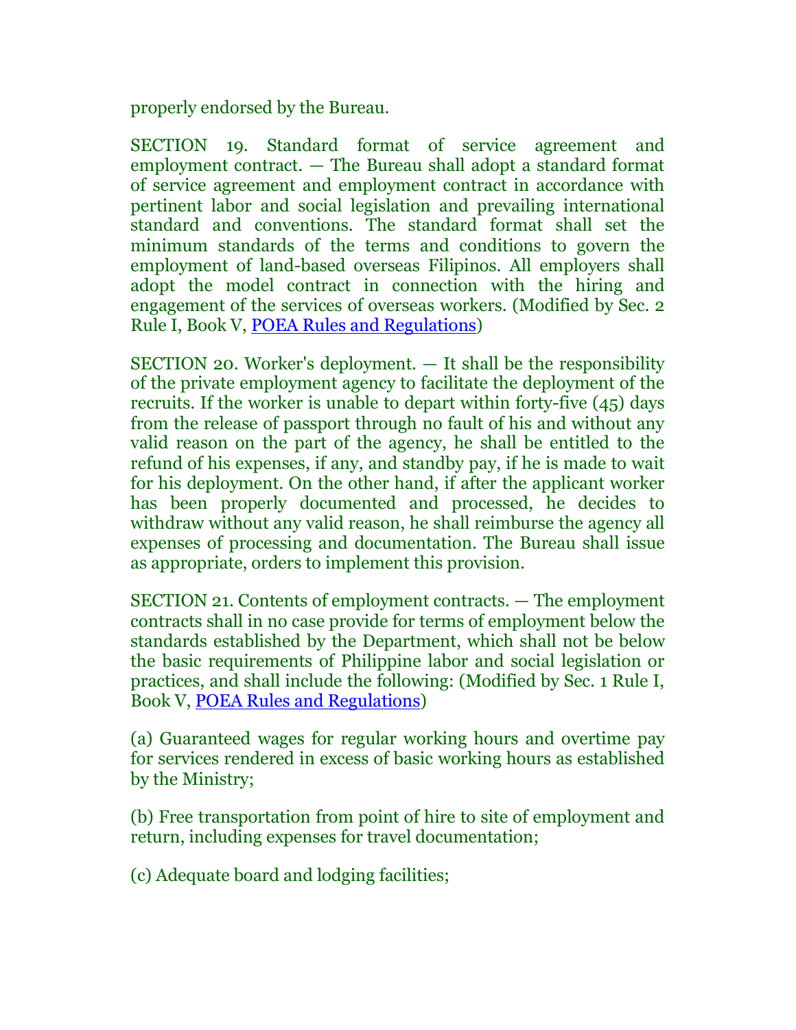properly endorsed by the Bureau.

SECTION 19. Standard format of service agreement and employment contract. — The Bureau shall adopt a standard format of service agreement and employment contract in accordance with pertinent labor and social legislation and prevailing international standard and conventions. The standard format shall set the minimum standards of the terms and conditions to govern the employment of land-based overseas Filipinos. All employers shall adopt the model contract in connection with the hiring and engagement of the services of overseas workers. (Modified by Sec. 2 Rule I, Book V, [POEA Rules and Regulations])

SECTION 20. Worker's deployment. — It shall be the responsibility of the private employment agency to facilitate the deployment of the recruits. If the worker is unable to depart within forty-five (45) days from the release of passport through no fault of his and without any valid reason on the part of the agency, he shall be entitled to the refund of his expenses, if any, and standby pay, if he is made to wait for his deployment. On the other hand, if after the applicant worker has been properly documented and processed, he decides to withdraw without any valid reason, he shall reimburse the agency all expenses of processing and documentation. The Bureau shall issue as appropriate, orders to implement this provision.

SECTION 21. Contents of employment contracts. — The employment contracts shall in no case provide for terms of employment below the standards established by the Department, which shall not be below the basic requirements of Philippine labor and social legislation or practices, and shall include the following: (Modified by Sec. 1 Rule I, Book V, [POEA Rules and Regulations])

(a) Guaranteed wages for regular working hours and overtime pay for services rendered in excess of basic working hours as established by the Ministry;

(b) Free transportation from point of hire to site of employment and return, including expenses for travel documentation;

(c) Adequate board and lodging facilities;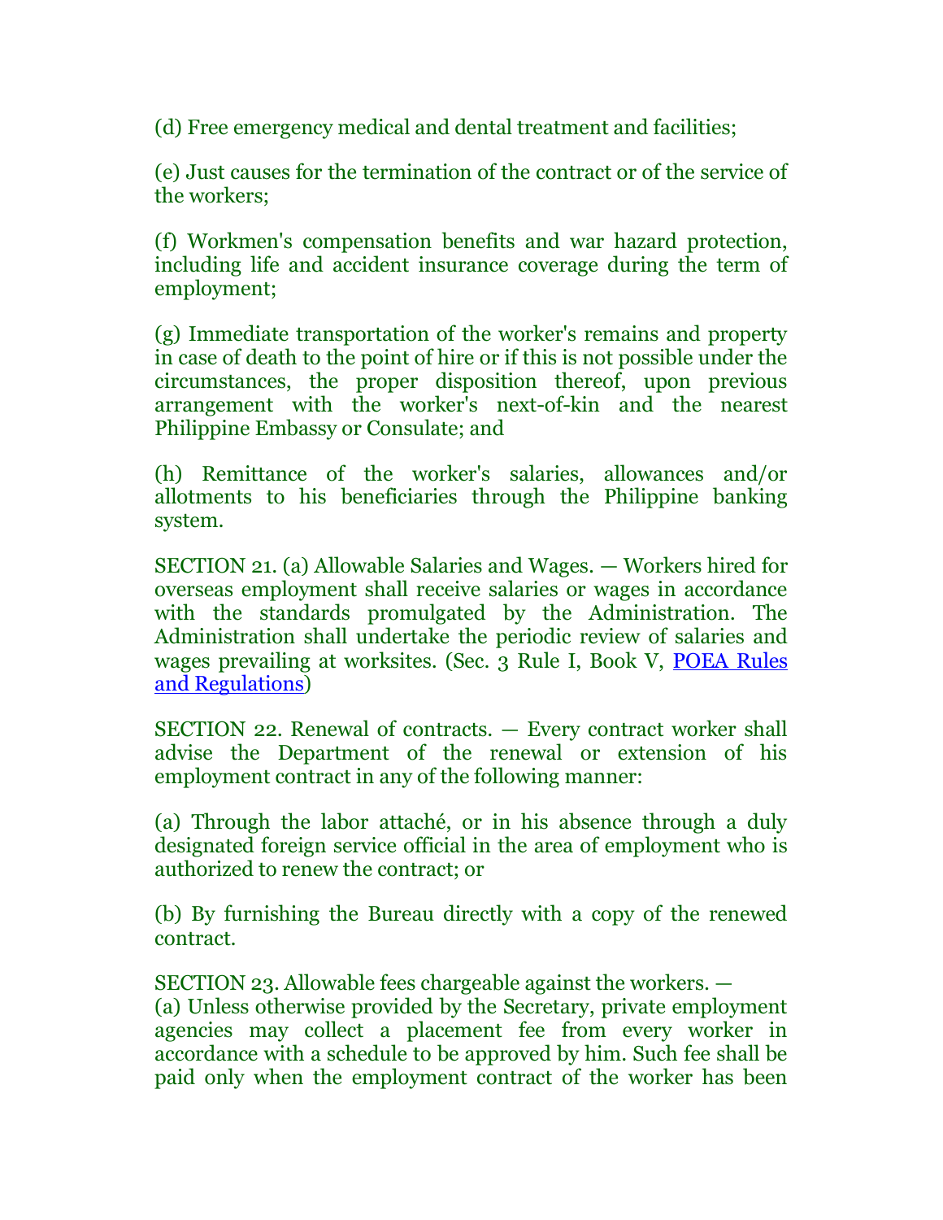(d) Free emergency medical and dental treatment and facilities;

(e) Just causes for the termination of the contract or of the service of the workers;

(f) Workmen's compensation benefits and war hazard protection, including life and accident insurance coverage during the term of employment;

(g) Immediate transportation of the worker's remains and property in case of death to the point of hire or if this is not possible under the circumstances, the proper disposition thereof, upon previous arrangement with the worker's next-of-kin and the nearest Philippine Embassy or Consulate; and

(h) Remittance of the worker's salaries, allowances and/or allotments to his beneficiaries through the Philippine banking system.

SECTION 21. (a) Allowable Salaries and Wages. — Workers hired for overseas employment shall receive salaries or wages in accordance with the standards promulgated by the Administration. The Administration shall undertake the periodic review of salaries and wages prevailing at worksites. (Sec. 3 Rule I, Book V, POEA Rules and Regulations)

SECTION 22. Renewal of contracts. — Every contract worker shall advise the Department of the renewal or extension of his employment contract in any of the following manner:

(a) Through the labor attaché, or in his absence through a duly designated foreign service official in the area of employment who is authorized to renew the contract; or

(b) By furnishing the Bureau directly with a copy of the renewed contract.

SECTION 23. Allowable fees chargeable against the workers. —
(a) Unless otherwise provided by the Secretary, private employment agencies may collect a placement fee from every worker in accordance with a schedule to be approved by him. Such fee shall be paid only when the employment contract of the worker has been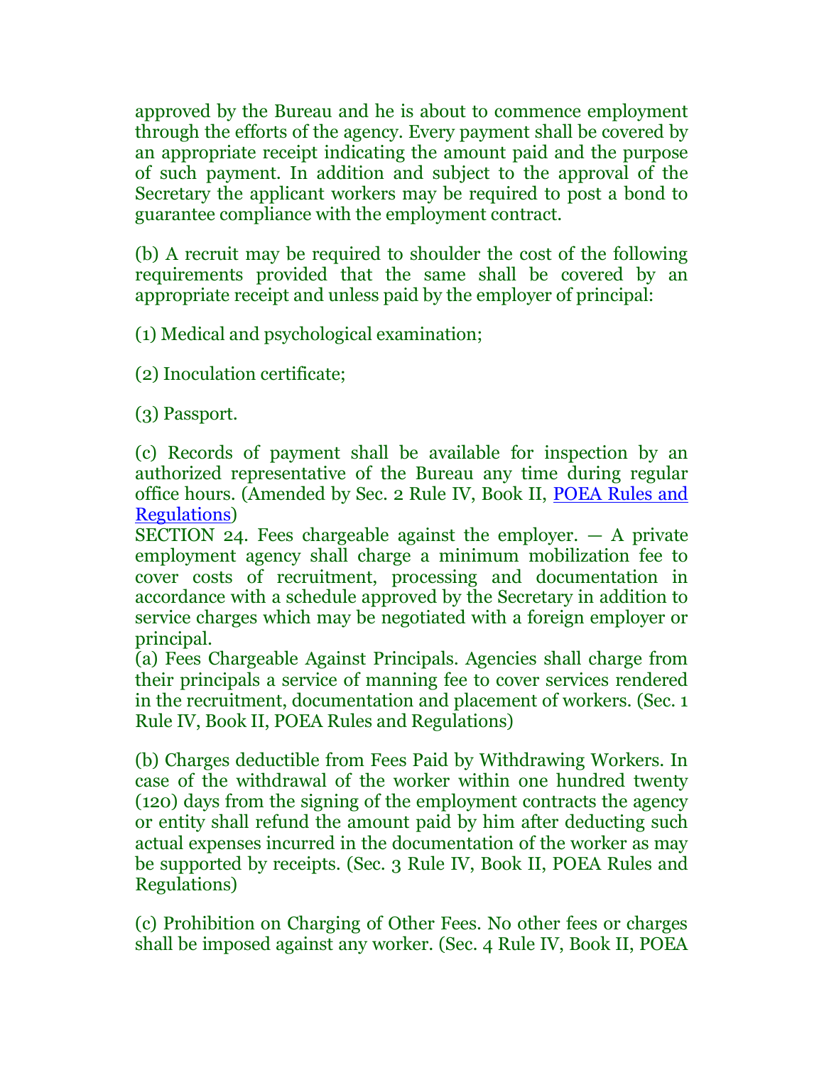approved by the Bureau and he is about to commence employment through the efforts of the agency. Every payment shall be covered by an appropriate receipt indicating the amount paid and the purpose of such payment. In addition and subject to the approval of the Secretary the applicant workers may be required to post a bond to guarantee compliance with the employment contract.

(b) A recruit may be required to shoulder the cost of the following requirements provided that the same shall be covered by an appropriate receipt and unless paid by the employer of principal:

(1) Medical and psychological examination;

(2) Inoculation certificate;

(3) Passport.

(c) Records of payment shall be available for inspection by an authorized representative of the Bureau any time during regular office hours. (Amended by Sec. 2 Rule IV, Book II, POEA Rules and Regulations)

SECTION 24. Fees chargeable against the employer. — A private employment agency shall charge a minimum mobilization fee to cover costs of recruitment, processing and documentation in accordance with a schedule approved by the Secretary in addition to service charges which may be negotiated with a foreign employer or principal.

(a) Fees Chargeable Against Principals. Agencies shall charge from their principals a service of manning fee to cover services rendered in the recruitment, documentation and placement of workers. (Sec. 1 Rule IV, Book II, POEA Rules and Regulations)

(b) Charges deductible from Fees Paid by Withdrawing Workers. In case of the withdrawal of the worker within one hundred twenty (120) days from the signing of the employment contracts the agency or entity shall refund the amount paid by him after deducting such actual expenses incurred in the documentation of the worker as may be supported by receipts. (Sec. 3 Rule IV, Book II, POEA Rules and Regulations)

(c) Prohibition on Charging of Other Fees. No other fees or charges shall be imposed against any worker. (Sec. 4 Rule IV, Book II, POEA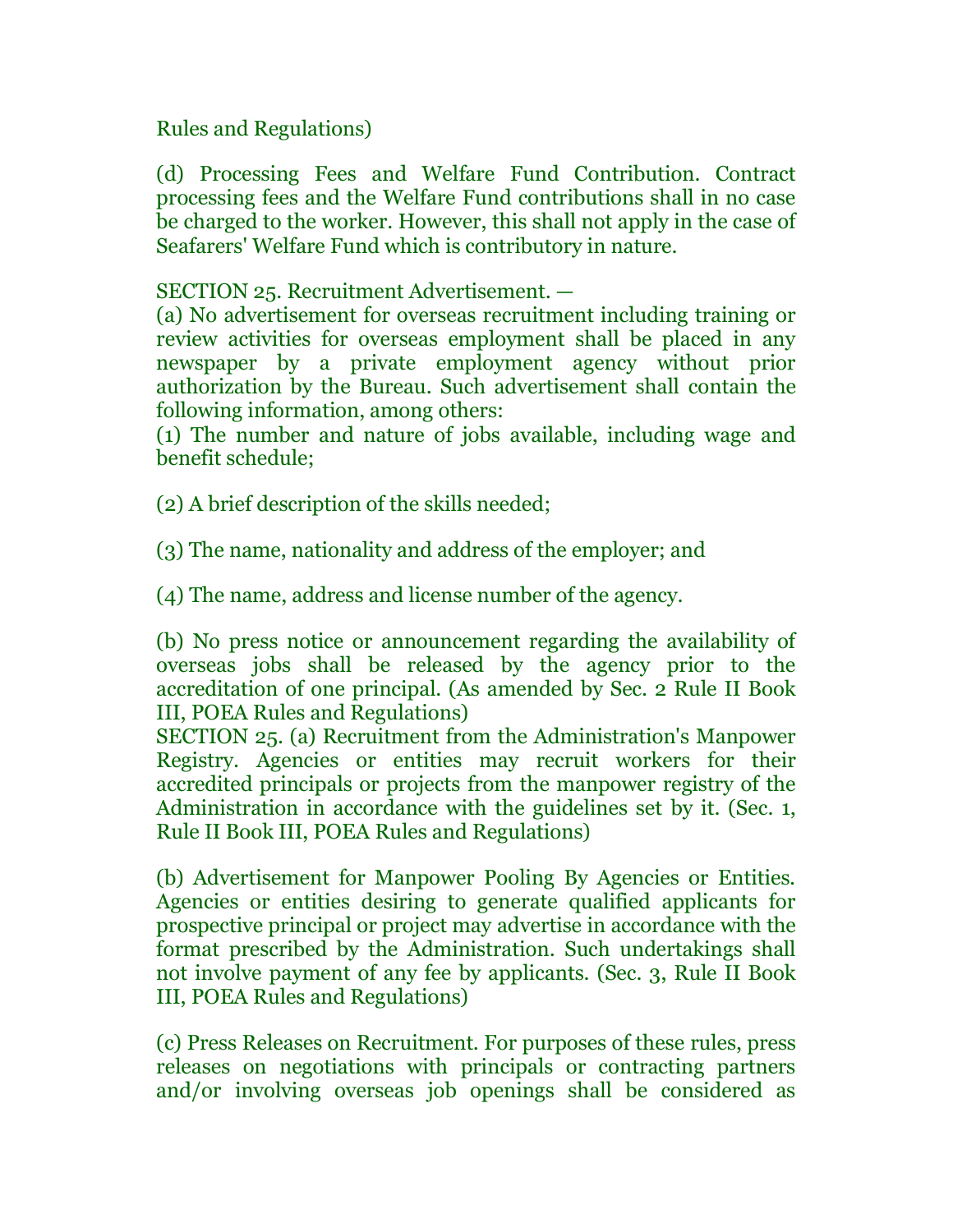Rules and Regulations)

(d) Processing Fees and Welfare Fund Contribution. Contract processing fees and the Welfare Fund contributions shall in no case be charged to the worker. However, this shall not apply in the case of Seafarers' Welfare Fund which is contributory in nature.

SECTION 25. Recruitment Advertisement. —
(a) No advertisement for overseas recruitment including training or review activities for overseas employment shall be placed in any newspaper by a private employment agency without prior authorization by the Bureau. Such advertisement shall contain the following information, among others:
(1) The number and nature of jobs available, including wage and benefit schedule;

(2) A brief description of the skills needed;

(3) The name, nationality and address of the employer; and

(4) The name, address and license number of the agency.

(b) No press notice or announcement regarding the availability of overseas jobs shall be released by the agency prior to the accreditation of one principal. (As amended by Sec. 2 Rule II Book III, POEA Rules and Regulations)
SECTION 25. (a) Recruitment from the Administration's Manpower Registry. Agencies or entities may recruit workers for their accredited principals or projects from the manpower registry of the Administration in accordance with the guidelines set by it. (Sec. 1, Rule II Book III, POEA Rules and Regulations)

(b) Advertisement for Manpower Pooling By Agencies or Entities. Agencies or entities desiring to generate qualified applicants for prospective principal or project may advertise in accordance with the format prescribed by the Administration. Such undertakings shall not involve payment of any fee by applicants. (Sec. 3, Rule II Book III, POEA Rules and Regulations)

(c) Press Releases on Recruitment. For purposes of these rules, press releases on negotiations with principals or contracting partners and/or involving overseas job openings shall be considered as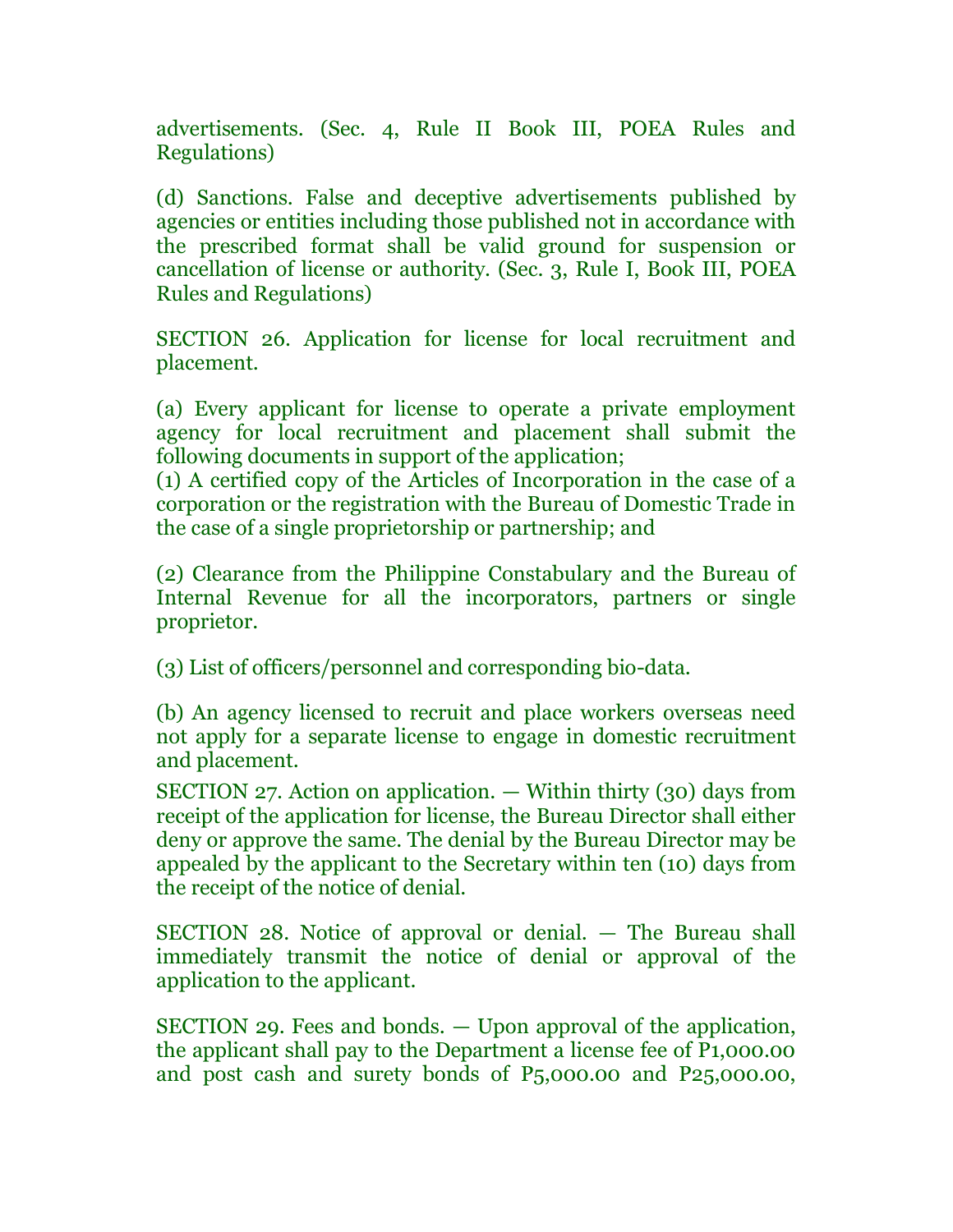advertisements. (Sec. 4, Rule II Book III, POEA Rules and Regulations)

(d) Sanctions. False and deceptive advertisements published by agencies or entities including those published not in accordance with the prescribed format shall be valid ground for suspension or cancellation of license or authority. (Sec. 3, Rule I, Book III, POEA Rules and Regulations)

SECTION 26. Application for license for local recruitment and placement.

(a) Every applicant for license to operate a private employment agency for local recruitment and placement shall submit the following documents in support of the application;

(1) A certified copy of the Articles of Incorporation in the case of a corporation or the registration with the Bureau of Domestic Trade in the case of a single proprietorship or partnership; and

(2) Clearance from the Philippine Constabulary and the Bureau of Internal Revenue for all the incorporators, partners or single proprietor.

(3) List of officers/personnel and corresponding bio-data.

(b) An agency licensed to recruit and place workers overseas need not apply for a separate license to engage in domestic recruitment and placement.

SECTION 27. Action on application. — Within thirty (30) days from receipt of the application for license, the Bureau Director shall either deny or approve the same. The denial by the Bureau Director may be appealed by the applicant to the Secretary within ten (10) days from the receipt of the notice of denial.

SECTION 28. Notice of approval or denial. — The Bureau shall immediately transmit the notice of denial or approval of the application to the applicant.

SECTION 29. Fees and bonds. — Upon approval of the application, the applicant shall pay to the Department a license fee of P1,000.00 and post cash and surety bonds of P5,000.00 and P25,000.00,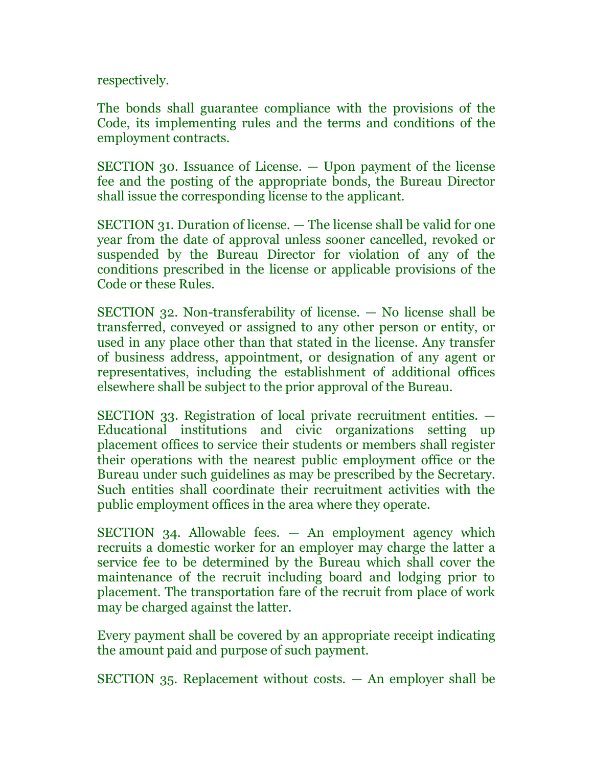respectively.

The bonds shall guarantee compliance with the provisions of the Code, its implementing rules and the terms and conditions of the employment contracts.

SECTION 30. Issuance of License. — Upon payment of the license fee and the posting of the appropriate bonds, the Bureau Director shall issue the corresponding license to the applicant.

SECTION 31. Duration of license. — The license shall be valid for one year from the date of approval unless sooner cancelled, revoked or suspended by the Bureau Director for violation of any of the conditions prescribed in the license or applicable provisions of the Code or these Rules.

SECTION 32. Non-transferability of license. — No license shall be transferred, conveyed or assigned to any other person or entity, or used in any place other than that stated in the license. Any transfer of business address, appointment, or designation of any agent or representatives, including the establishment of additional offices elsewhere shall be subject to the prior approval of the Bureau.

SECTION 33. Registration of local private recruitment entities. — Educational institutions and civic organizations setting up placement offices to service their students or members shall register their operations with the nearest public employment office or the Bureau under such guidelines as may be prescribed by the Secretary. Such entities shall coordinate their recruitment activities with the public employment offices in the area where they operate.

SECTION 34. Allowable fees. — An employment agency which recruits a domestic worker for an employer may charge the latter a service fee to be determined by the Bureau which shall cover the maintenance of the recruit including board and lodging prior to placement. The transportation fare of the recruit from place of work may be charged against the latter.

Every payment shall be covered by an appropriate receipt indicating the amount paid and purpose of such payment.

SECTION 35. Replacement without costs. — An employer shall be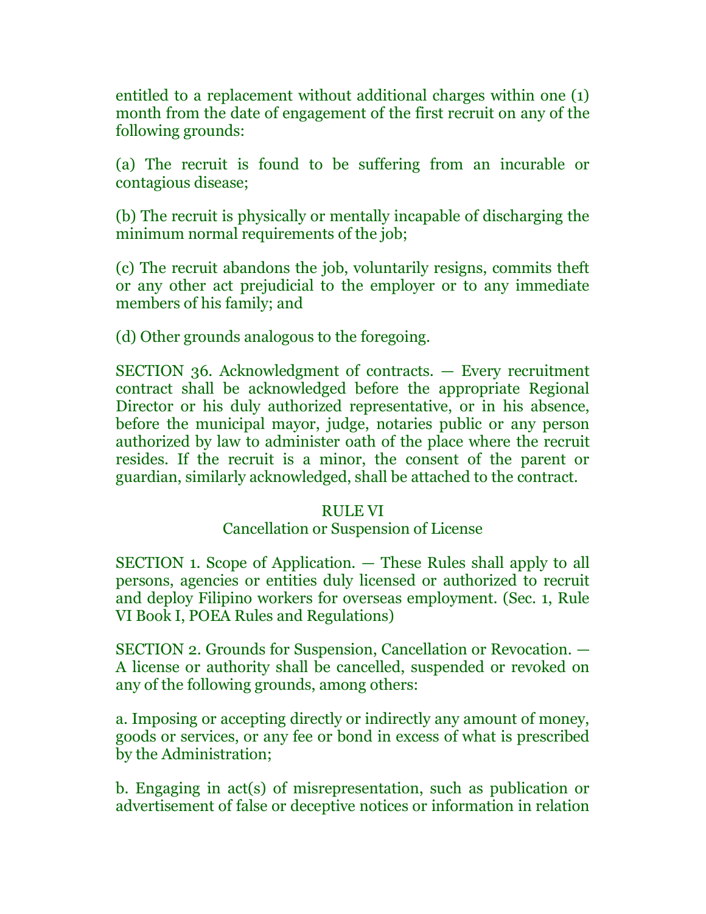entitled to a replacement without additional charges within one (1) month from the date of engagement of the first recruit on any of the following grounds:

(a) The recruit is found to be suffering from an incurable or contagious disease;

(b) The recruit is physically or mentally incapable of discharging the minimum normal requirements of the job;

(c) The recruit abandons the job, voluntarily resigns, commits theft or any other act prejudicial to the employer or to any immediate members of his family; and

(d) Other grounds analogous to the foregoing.

SECTION 36. Acknowledgment of contracts. — Every recruitment contract shall be acknowledged before the appropriate Regional Director or his duly authorized representative, or in his absence, before the municipal mayor, judge, notaries public or any person authorized by law to administer oath of the place where the recruit resides. If the recruit is a minor, the consent of the parent or guardian, similarly acknowledged, shall be attached to the contract.

## RULE VI
## Cancellation or Suspension of License

SECTION 1. Scope of Application. — These Rules shall apply to all persons, agencies or entities duly licensed or authorized to recruit and deploy Filipino workers for overseas employment. (Sec. 1, Rule VI Book I, POEA Rules and Regulations)

SECTION 2. Grounds for Suspension, Cancellation or Revocation. — A license or authority shall be cancelled, suspended or revoked on any of the following grounds, among others:

a. Imposing or accepting directly or indirectly any amount of money, goods or services, or any fee or bond in excess of what is prescribed by the Administration;

b. Engaging in act(s) of misrepresentation, such as publication or advertisement of false or deceptive notices or information in relation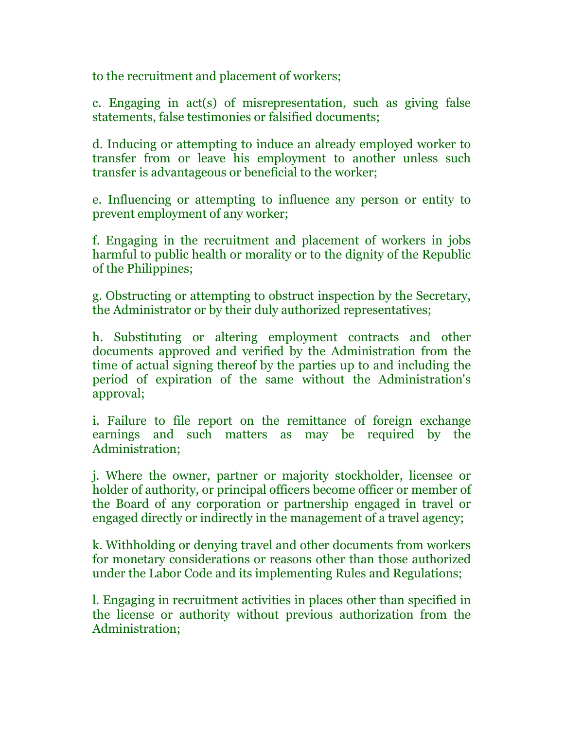to the recruitment and placement of workers;

c. Engaging in act(s) of misrepresentation, such as giving false statements, false testimonies or falsified documents;

d. Inducing or attempting to induce an already employed worker to transfer from or leave his employment to another unless such transfer is advantageous or beneficial to the worker;

e. Influencing or attempting to influence any person or entity to prevent employment of any worker;

f. Engaging in the recruitment and placement of workers in jobs harmful to public health or morality or to the dignity of the Republic of the Philippines;

g. Obstructing or attempting to obstruct inspection by the Secretary, the Administrator or by their duly authorized representatives;

h. Substituting or altering employment contracts and other documents approved and verified by the Administration from the time of actual signing thereof by the parties up to and including the period of expiration of the same without the Administration's approval;

i. Failure to file report on the remittance of foreign exchange earnings and such matters as may be required by the Administration;

j. Where the owner, partner or majority stockholder, licensee or holder of authority, or principal officers become officer or member of the Board of any corporation or partnership engaged in travel or engaged directly or indirectly in the management of a travel agency;

k. Withholding or denying travel and other documents from workers for monetary considerations or reasons other than those authorized under the Labor Code and its implementing Rules and Regulations;

l. Engaging in recruitment activities in places other than specified in the license or authority without previous authorization from the Administration;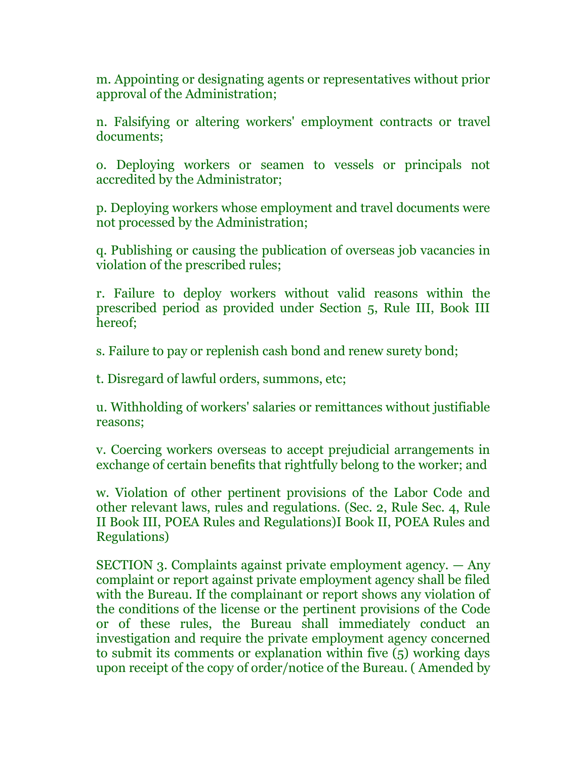m. Appointing or designating agents or representatives without prior approval of the Administration;

n. Falsifying or altering workers' employment contracts or travel documents;

o. Deploying workers or seamen to vessels or principals not accredited by the Administrator;

p. Deploying workers whose employment and travel documents were not processed by the Administration;

q. Publishing or causing the publication of overseas job vacancies in violation of the prescribed rules;

r. Failure to deploy workers without valid reasons within the prescribed period as provided under Section 5, Rule III, Book III hereof;

s. Failure to pay or replenish cash bond and renew surety bond;

t. Disregard of lawful orders, summons, etc;

u. Withholding of workers' salaries or remittances without justifiable reasons;

v. Coercing workers overseas to accept prejudicial arrangements in exchange of certain benefits that rightfully belong to the worker; and

w. Violation of other pertinent provisions of the Labor Code and other relevant laws, rules and regulations. (Sec. 2, Rule Sec. 4, Rule II Book III, POEA Rules and Regulations)I Book II, POEA Rules and Regulations)

SECTION 3. Complaints against private employment agency. — Any complaint or report against private employment agency shall be filed with the Bureau. If the complainant or report shows any violation of the conditions of the license or the pertinent provisions of the Code or of these rules, the Bureau shall immediately conduct an investigation and require the private employment agency concerned to submit its comments or explanation within five (5) working days upon receipt of the copy of order/notice of the Bureau. ( Amended by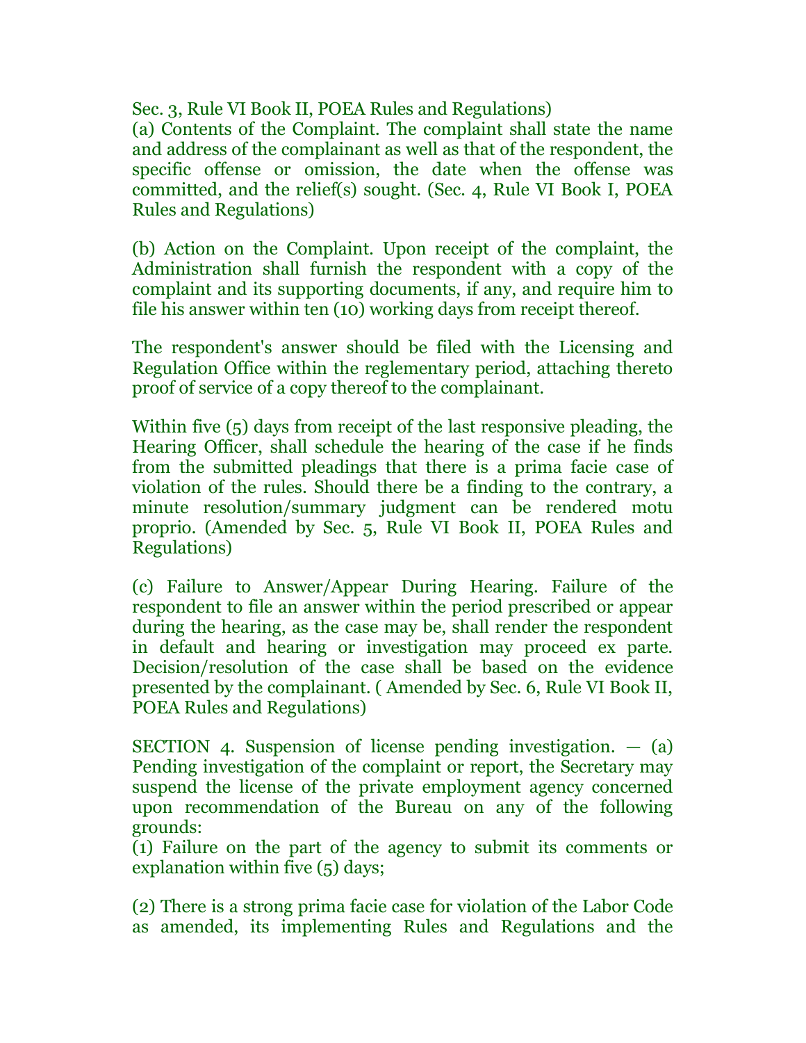Sec. 3, Rule VI Book II, POEA Rules and Regulations)

(a) Contents of the Complaint. The complaint shall state the name and address of the complainant as well as that of the respondent, the specific offense or omission, the date when the offense was committed, and the relief(s) sought. (Sec. 4, Rule VI Book I, POEA Rules and Regulations)

(b) Action on the Complaint. Upon receipt of the complaint, the Administration shall furnish the respondent with a copy of the complaint and its supporting documents, if any, and require him to file his answer within ten (10) working days from receipt thereof.

The respondent's answer should be filed with the Licensing and Regulation Office within the reglementary period, attaching thereto proof of service of a copy thereof to the complainant.

Within five (5) days from receipt of the last responsive pleading, the Hearing Officer, shall schedule the hearing of the case if he finds from the submitted pleadings that there is a prima facie case of violation of the rules. Should there be a finding to the contrary, a minute resolution/summary judgment can be rendered motu proprio. (Amended by Sec. 5, Rule VI Book II, POEA Rules and Regulations)

(c) Failure to Answer/Appear During Hearing. Failure of the respondent to file an answer within the period prescribed or appear during the hearing, as the case may be, shall render the respondent in default and hearing or investigation may proceed ex parte. Decision/resolution of the case shall be based on the evidence presented by the complainant. ( Amended by Sec. 6, Rule VI Book II, POEA Rules and Regulations)

SECTION 4. Suspension of license pending investigation. — (a) Pending investigation of the complaint or report, the Secretary may suspend the license of the private employment agency concerned upon recommendation of the Bureau on any of the following grounds:

(1) Failure on the part of the agency to submit its comments or explanation within five (5) days;

(2) There is a strong prima facie case for violation of the Labor Code as amended, its implementing Rules and Regulations and the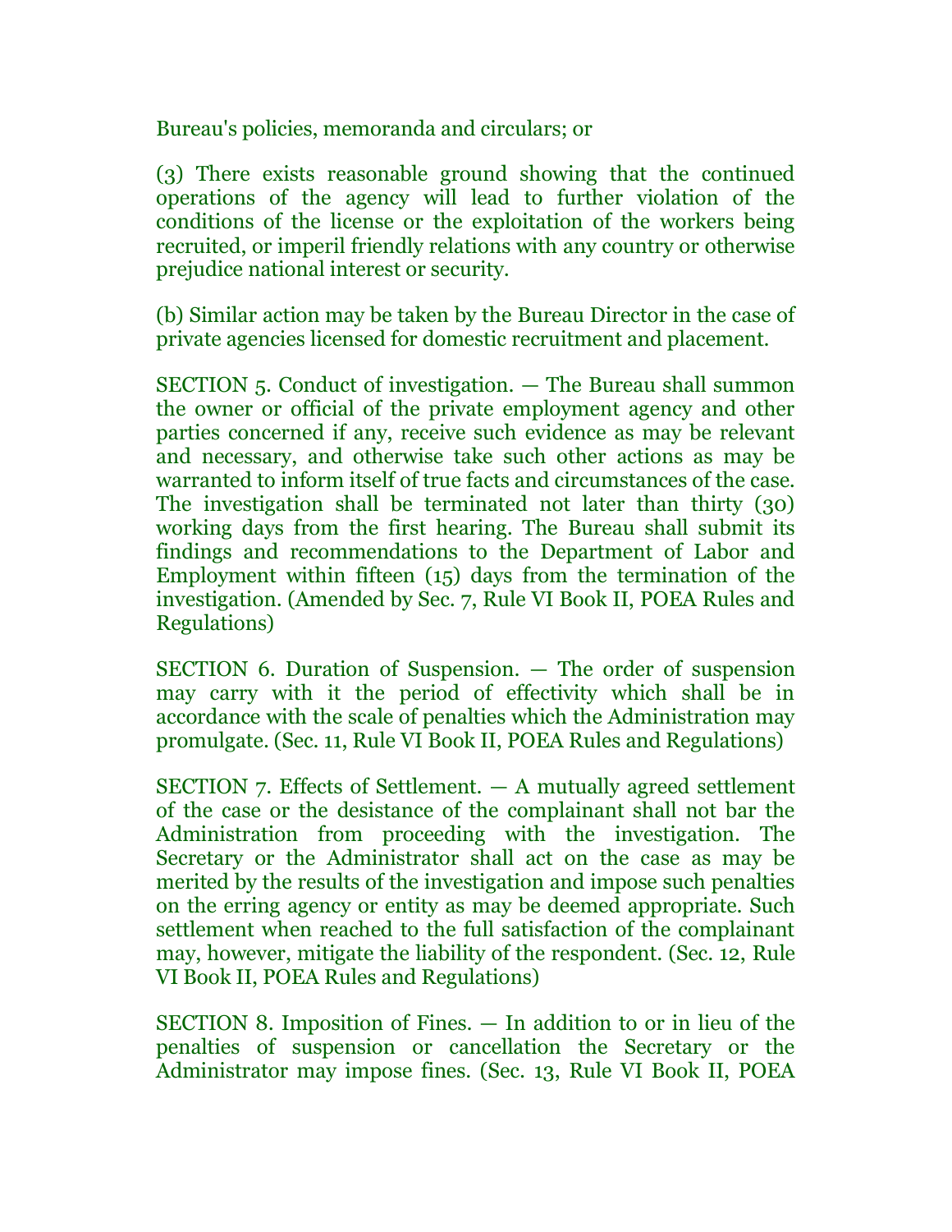Bureau's policies, memoranda and circulars; or

(3) There exists reasonable ground showing that the continued operations of the agency will lead to further violation of the conditions of the license or the exploitation of the workers being recruited, or imperil friendly relations with any country or otherwise prejudice national interest or security.

(b) Similar action may be taken by the Bureau Director in the case of private agencies licensed for domestic recruitment and placement.

SECTION 5. Conduct of investigation. — The Bureau shall summon the owner or official of the private employment agency and other parties concerned if any, receive such evidence as may be relevant and necessary, and otherwise take such other actions as may be warranted to inform itself of true facts and circumstances of the case. The investigation shall be terminated not later than thirty (30) working days from the first hearing. The Bureau shall submit its findings and recommendations to the Department of Labor and Employment within fifteen (15) days from the termination of the investigation. (Amended by Sec. 7, Rule VI Book II, POEA Rules and Regulations)

SECTION 6. Duration of Suspension. — The order of suspension may carry with it the period of effectivity which shall be in accordance with the scale of penalties which the Administration may promulgate. (Sec. 11, Rule VI Book II, POEA Rules and Regulations)

SECTION 7. Effects of Settlement. — A mutually agreed settlement of the case or the desistance of the complainant shall not bar the Administration from proceeding with the investigation. The Secretary or the Administrator shall act on the case as may be merited by the results of the investigation and impose such penalties on the erring agency or entity as may be deemed appropriate. Such settlement when reached to the full satisfaction of the complainant may, however, mitigate the liability of the respondent. (Sec. 12, Rule VI Book II, POEA Rules and Regulations)

SECTION 8. Imposition of Fines. — In addition to or in lieu of the penalties of suspension or cancellation the Secretary or the Administrator may impose fines. (Sec. 13, Rule VI Book II, POEA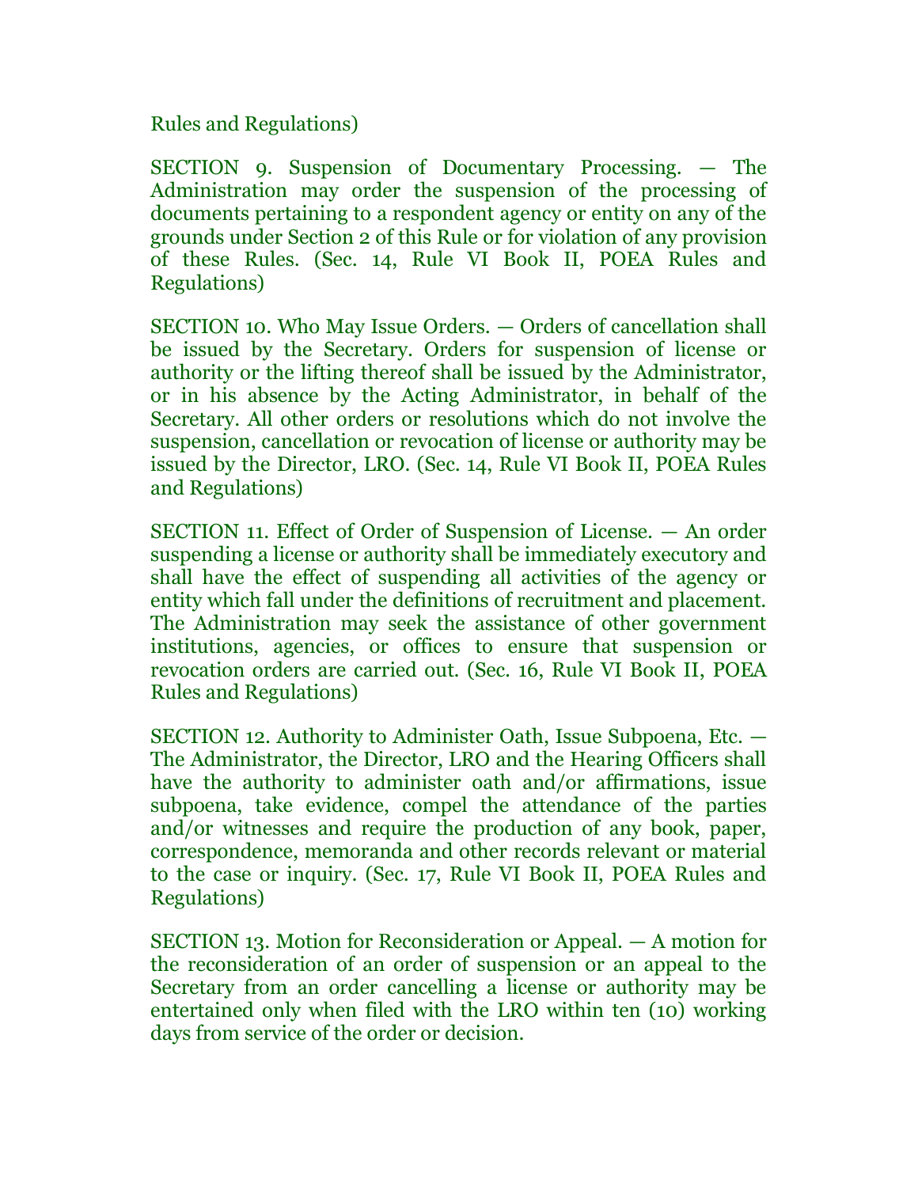Rules and Regulations)

SECTION 9. Suspension of Documentary Processing. — The Administration may order the suspension of the processing of documents pertaining to a respondent agency or entity on any of the grounds under Section 2 of this Rule or for violation of any provision of these Rules. (Sec. 14, Rule VI Book II, POEA Rules and Regulations)

SECTION 10. Who May Issue Orders. — Orders of cancellation shall be issued by the Secretary. Orders for suspension of license or authority or the lifting thereof shall be issued by the Administrator, or in his absence by the Acting Administrator, in behalf of the Secretary. All other orders or resolutions which do not involve the suspension, cancellation or revocation of license or authority may be issued by the Director, LRO. (Sec. 14, Rule VI Book II, POEA Rules and Regulations)

SECTION 11. Effect of Order of Suspension of License. — An order suspending a license or authority shall be immediately executory and shall have the effect of suspending all activities of the agency or entity which fall under the definitions of recruitment and placement. The Administration may seek the assistance of other government institutions, agencies, or offices to ensure that suspension or revocation orders are carried out. (Sec. 16, Rule VI Book II, POEA Rules and Regulations)

SECTION 12. Authority to Administer Oath, Issue Subpoena, Etc. — The Administrator, the Director, LRO and the Hearing Officers shall have the authority to administer oath and/or affirmations, issue subpoena, take evidence, compel the attendance of the parties and/or witnesses and require the production of any book, paper, correspondence, memoranda and other records relevant or material to the case or inquiry. (Sec. 17, Rule VI Book II, POEA Rules and Regulations)

SECTION 13. Motion for Reconsideration or Appeal. — A motion for the reconsideration of an order of suspension or an appeal to the Secretary from an order cancelling a license or authority may be entertained only when filed with the LRO within ten (10) working days from service of the order or decision.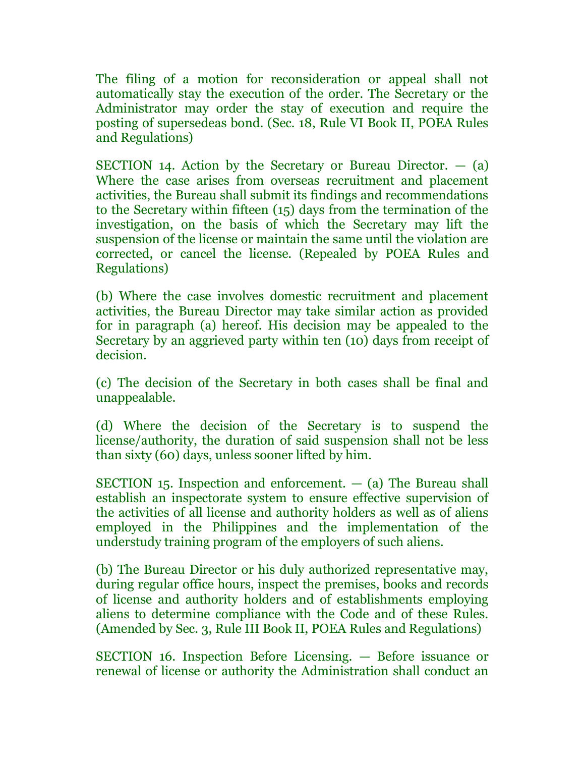The filing of a motion for reconsideration or appeal shall not automatically stay the execution of the order. The Secretary or the Administrator may order the stay of execution and require the posting of supersedeas bond. (Sec. 18, Rule VI Book II, POEA Rules and Regulations)

SECTION 14. Action by the Secretary or Bureau Director. — (a) Where the case arises from overseas recruitment and placement activities, the Bureau shall submit its findings and recommendations to the Secretary within fifteen (15) days from the termination of the investigation, on the basis of which the Secretary may lift the suspension of the license or maintain the same until the violation are corrected, or cancel the license. (Repealed by POEA Rules and Regulations)

(b) Where the case involves domestic recruitment and placement activities, the Bureau Director may take similar action as provided for in paragraph (a) hereof. His decision may be appealed to the Secretary by an aggrieved party within ten (10) days from receipt of decision.

(c) The decision of the Secretary in both cases shall be final and unappealable.

(d) Where the decision of the Secretary is to suspend the license/authority, the duration of said suspension shall not be less than sixty (60) days, unless sooner lifted by him.

SECTION 15. Inspection and enforcement. — (a) The Bureau shall establish an inspectorate system to ensure effective supervision of the activities of all license and authority holders as well as of aliens employed in the Philippines and the implementation of the understudy training program of the employers of such aliens.

(b) The Bureau Director or his duly authorized representative may, during regular office hours, inspect the premises, books and records of license and authority holders and of establishments employing aliens to determine compliance with the Code and of these Rules. (Amended by Sec. 3, Rule III Book II, POEA Rules and Regulations)

SECTION 16. Inspection Before Licensing. — Before issuance or renewal of license or authority the Administration shall conduct an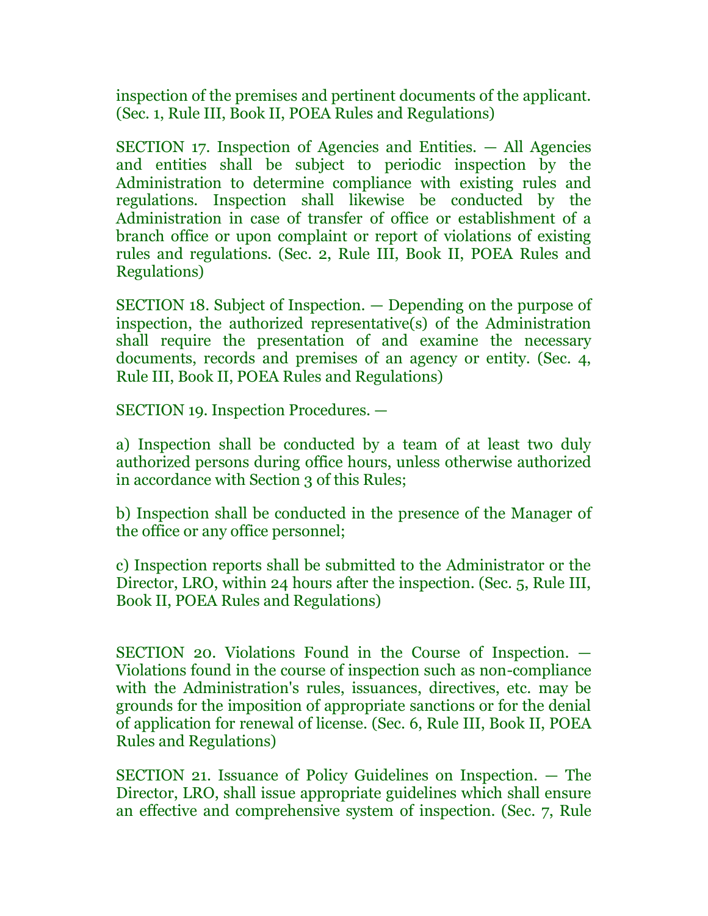inspection of the premises and pertinent documents of the applicant. (Sec. 1, Rule III, Book II, POEA Rules and Regulations)

SECTION 17. Inspection of Agencies and Entities. — All Agencies and entities shall be subject to periodic inspection by the Administration to determine compliance with existing rules and regulations. Inspection shall likewise be conducted by the Administration in case of transfer of office or establishment of a branch office or upon complaint or report of violations of existing rules and regulations. (Sec. 2, Rule III, Book II, POEA Rules and Regulations)

SECTION 18. Subject of Inspection. — Depending on the purpose of inspection, the authorized representative(s) of the Administration shall require the presentation of and examine the necessary documents, records and premises of an agency or entity. (Sec. 4, Rule III, Book II, POEA Rules and Regulations)

SECTION 19. Inspection Procedures. —

a) Inspection shall be conducted by a team of at least two duly authorized persons during office hours, unless otherwise authorized in accordance with Section 3 of this Rules;

b) Inspection shall be conducted in the presence of the Manager of the office or any office personnel;

c) Inspection reports shall be submitted to the Administrator or the Director, LRO, within 24 hours after the inspection. (Sec. 5, Rule III, Book II, POEA Rules and Regulations)

SECTION 20. Violations Found in the Course of Inspection. — Violations found in the course of inspection such as non-compliance with the Administration's rules, issuances, directives, etc. may be grounds for the imposition of appropriate sanctions or for the denial of application for renewal of license. (Sec. 6, Rule III, Book II, POEA Rules and Regulations)

SECTION 21. Issuance of Policy Guidelines on Inspection. — The Director, LRO, shall issue appropriate guidelines which shall ensure an effective and comprehensive system of inspection. (Sec. 7, Rule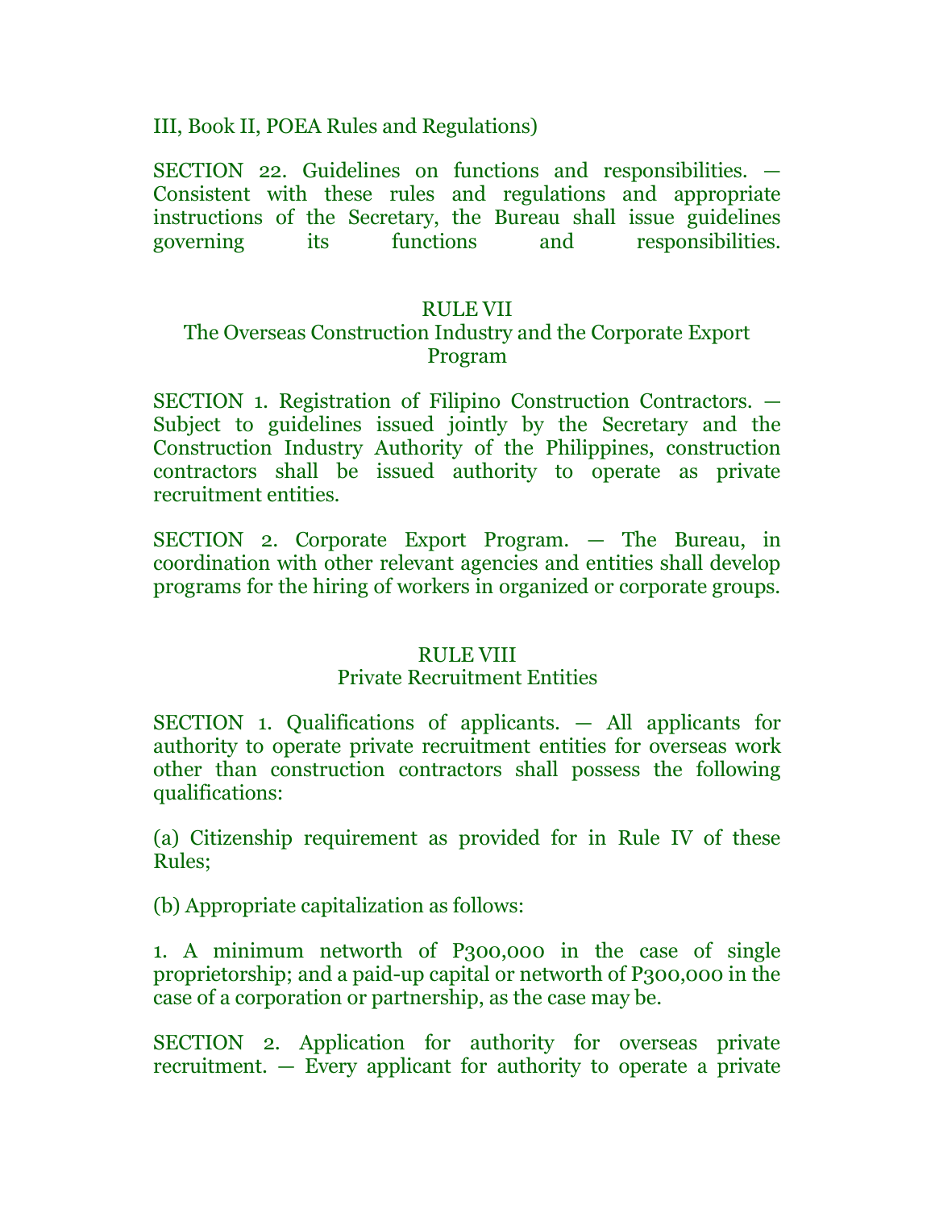III, Book II, POEA Rules and Regulations)

SECTION 22. Guidelines on functions and responsibilities. — Consistent with these rules and regulations and appropriate instructions of the Secretary, the Bureau shall issue guidelines governing its functions and responsibilities.

## RULE VII
## The Overseas Construction Industry and the Corporate Export Program

SECTION 1. Registration of Filipino Construction Contractors. — Subject to guidelines issued jointly by the Secretary and the Construction Industry Authority of the Philippines, construction contractors shall be issued authority to operate as private recruitment entities.

SECTION 2. Corporate Export Program. — The Bureau, in coordination with other relevant agencies and entities shall develop programs for the hiring of workers in organized or corporate groups.

## RULE VIII
## Private Recruitment Entities

SECTION 1. Qualifications of applicants. — All applicants for authority to operate private recruitment entities for overseas work other than construction contractors shall possess the following qualifications:

(a) Citizenship requirement as provided for in Rule IV of these Rules;

(b) Appropriate capitalization as follows:

1. A minimum networth of P300,000 in the case of single proprietorship; and a paid-up capital or networth of P300,000 in the case of a corporation or partnership, as the case may be.

SECTION 2. Application for authority for overseas private recruitment. — Every applicant for authority to operate a private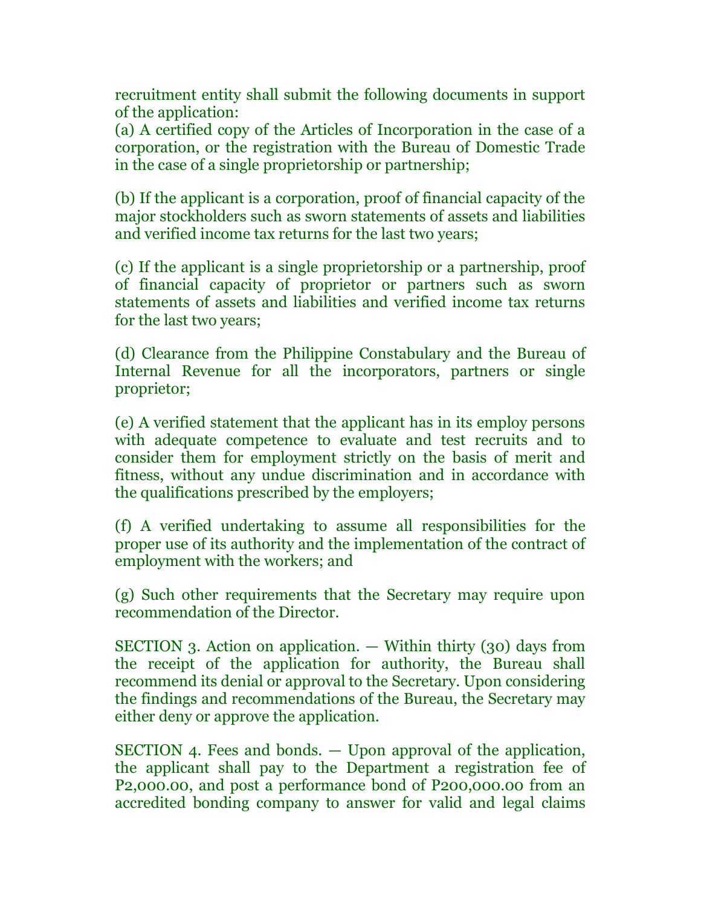recruitment entity shall submit the following documents in support of the application:

(a) A certified copy of the Articles of Incorporation in the case of a corporation, or the registration with the Bureau of Domestic Trade in the case of a single proprietorship or partnership;

(b) If the applicant is a corporation, proof of financial capacity of the major stockholders such as sworn statements of assets and liabilities and verified income tax returns for the last two years;

(c) If the applicant is a single proprietorship or a partnership, proof of financial capacity of proprietor or partners such as sworn statements of assets and liabilities and verified income tax returns for the last two years;

(d) Clearance from the Philippine Constabulary and the Bureau of Internal Revenue for all the incorporators, partners or single proprietor;

(e) A verified statement that the applicant has in its employ persons with adequate competence to evaluate and test recruits and to consider them for employment strictly on the basis of merit and fitness, without any undue discrimination and in accordance with the qualifications prescribed by the employers;

(f) A verified undertaking to assume all responsibilities for the proper use of its authority and the implementation of the contract of employment with the workers; and

(g) Such other requirements that the Secretary may require upon recommendation of the Director.

SECTION 3. Action on application. — Within thirty (30) days from the receipt of the application for authority, the Bureau shall recommend its denial or approval to the Secretary. Upon considering the findings and recommendations of the Bureau, the Secretary may either deny or approve the application.

SECTION 4. Fees and bonds. — Upon approval of the application, the applicant shall pay to the Department a registration fee of P2,000.00, and post a performance bond of P200,000.00 from an accredited bonding company to answer for valid and legal claims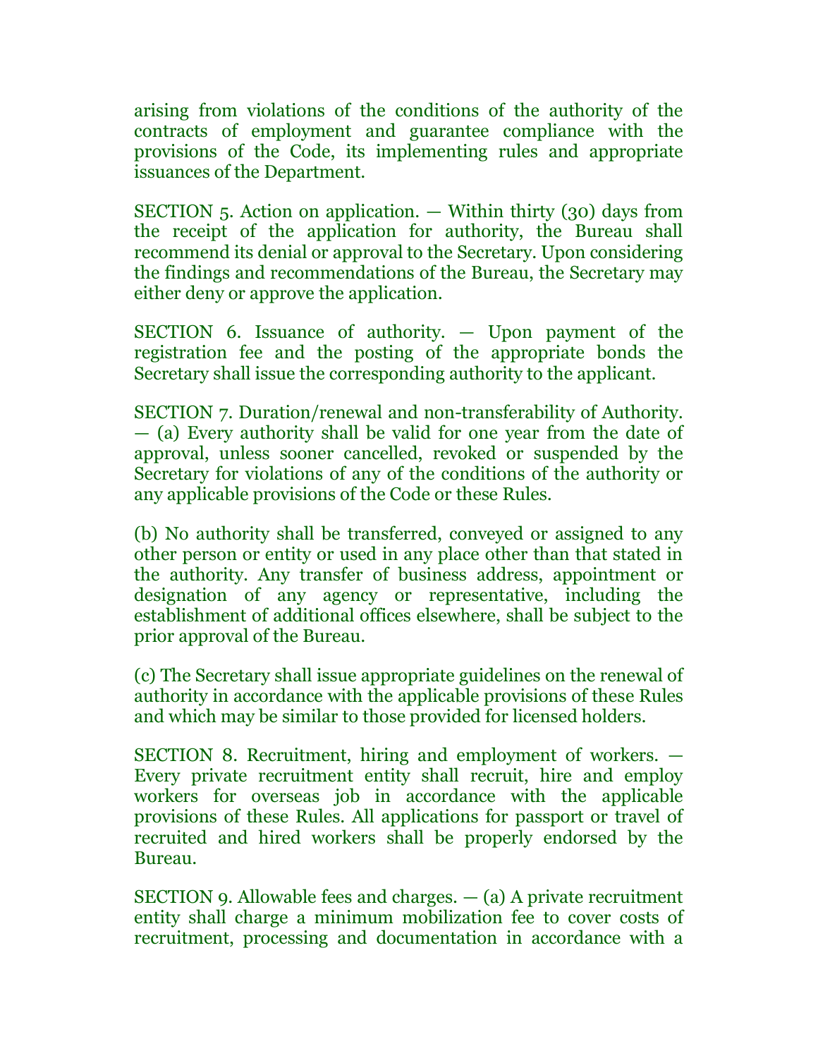arising from violations of the conditions of the authority of the contracts of employment and guarantee compliance with the provisions of the Code, its implementing rules and appropriate issuances of the Department.

SECTION 5. Action on application. — Within thirty (30) days from the receipt of the application for authority, the Bureau shall recommend its denial or approval to the Secretary. Upon considering the findings and recommendations of the Bureau, the Secretary may either deny or approve the application.

SECTION 6. Issuance of authority. — Upon payment of the registration fee and the posting of the appropriate bonds the Secretary shall issue the corresponding authority to the applicant.

SECTION 7. Duration/renewal and non-transferability of Authority. — (a) Every authority shall be valid for one year from the date of approval, unless sooner cancelled, revoked or suspended by the Secretary for violations of any of the conditions of the authority or any applicable provisions of the Code or these Rules.

(b) No authority shall be transferred, conveyed or assigned to any other person or entity or used in any place other than that stated in the authority. Any transfer of business address, appointment or designation of any agency or representative, including the establishment of additional offices elsewhere, shall be subject to the prior approval of the Bureau.

(c) The Secretary shall issue appropriate guidelines on the renewal of authority in accordance with the applicable provisions of these Rules and which may be similar to those provided for licensed holders.

SECTION 8. Recruitment, hiring and employment of workers. — Every private recruitment entity shall recruit, hire and employ workers for overseas job in accordance with the applicable provisions of these Rules. All applications for passport or travel of recruited and hired workers shall be properly endorsed by the Bureau.

SECTION 9. Allowable fees and charges. — (a) A private recruitment entity shall charge a minimum mobilization fee to cover costs of recruitment, processing and documentation in accordance with a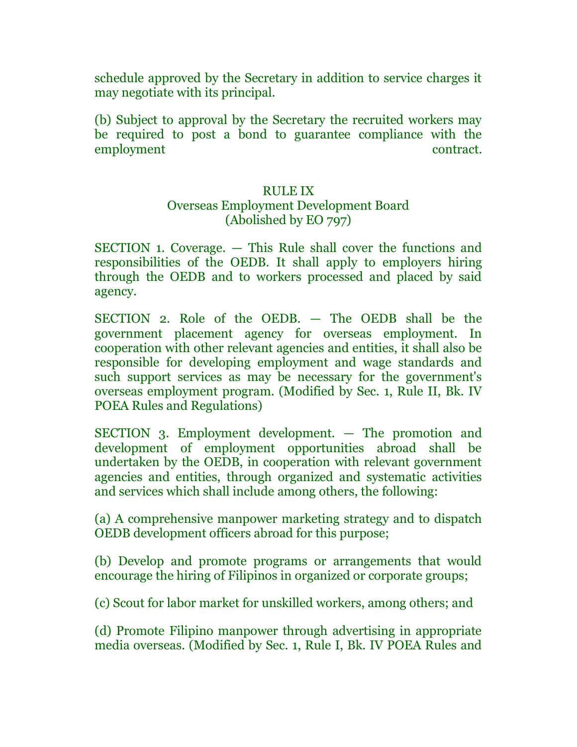schedule approved by the Secretary in addition to service charges it may negotiate with its principal.

(b) Subject to approval by the Secretary the recruited workers may be required to post a bond to guarantee compliance with the employment contract.

## RULE IX
## Overseas Employment Development Board
## (Abolished by EO 797)

SECTION 1. Coverage. — This Rule shall cover the functions and responsibilities of the OEDB. It shall apply to employers hiring through the OEDB and to workers processed and placed by said agency.

SECTION 2. Role of the OEDB. — The OEDB shall be the government placement agency for overseas employment. In cooperation with other relevant agencies and entities, it shall also be responsible for developing employment and wage standards and such support services as may be necessary for the government's overseas employment program. (Modified by Sec. 1, Rule II, Bk. IV POEA Rules and Regulations)

SECTION 3. Employment development. — The promotion and development of employment opportunities abroad shall be undertaken by the OEDB, in cooperation with relevant government agencies and entities, through organized and systematic activities and services which shall include among others, the following:

(a) A comprehensive manpower marketing strategy and to dispatch OEDB development officers abroad for this purpose;

(b) Develop and promote programs or arrangements that would encourage the hiring of Filipinos in organized or corporate groups;

(c) Scout for labor market for unskilled workers, among others; and

(d) Promote Filipino manpower through advertising in appropriate media overseas. (Modified by Sec. 1, Rule I, Bk. IV POEA Rules and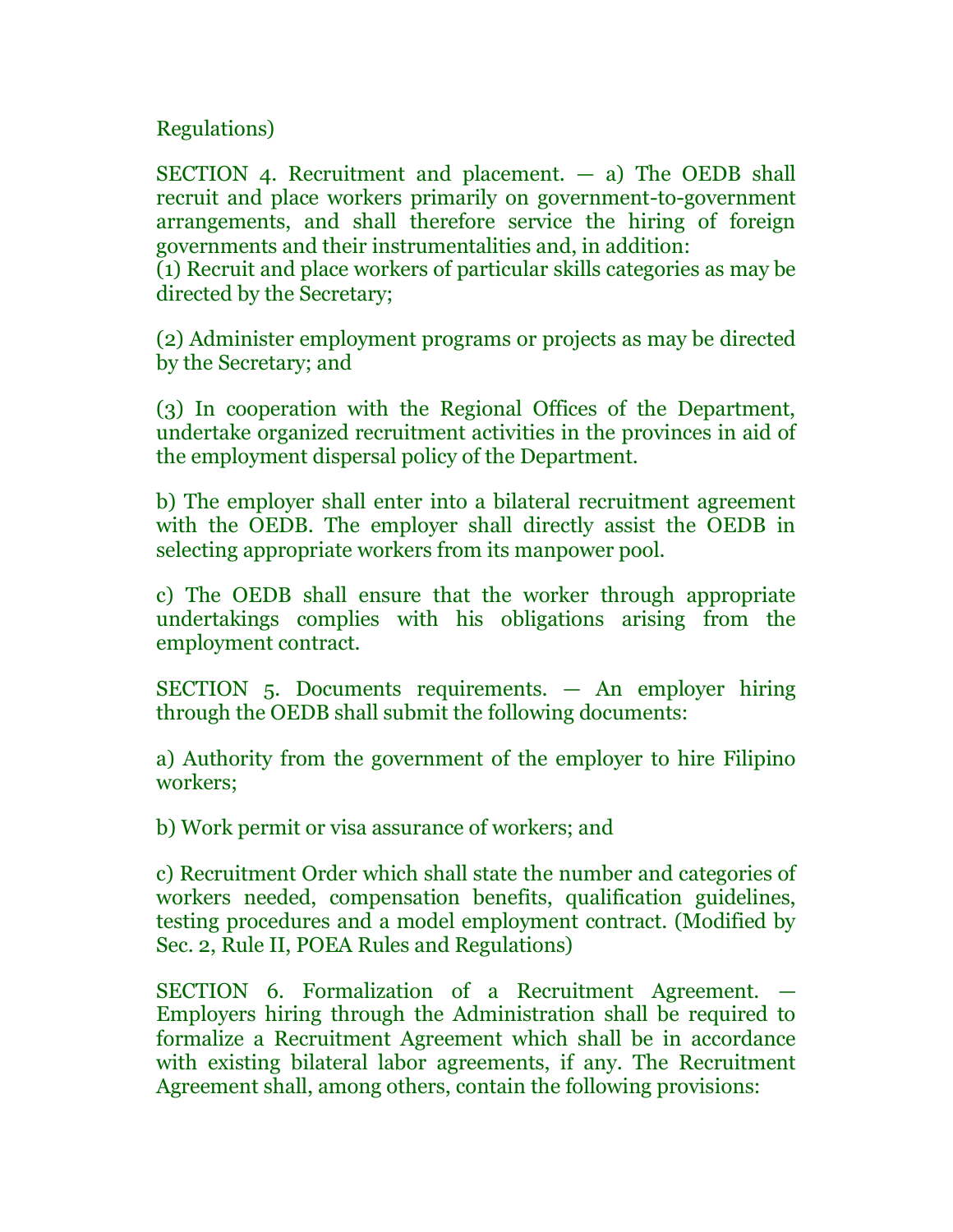Regulations)

SECTION 4. Recruitment and placement. — a) The OEDB shall recruit and place workers primarily on government-to-government arrangements, and shall therefore service the hiring of foreign governments and their instrumentalities and, in addition:
(1) Recruit and place workers of particular skills categories as may be directed by the Secretary;

(2) Administer employment programs or projects as may be directed by the Secretary; and

(3) In cooperation with the Regional Offices of the Department, undertake organized recruitment activities in the provinces in aid of the employment dispersal policy of the Department.

b) The employer shall enter into a bilateral recruitment agreement with the OEDB. The employer shall directly assist the OEDB in selecting appropriate workers from its manpower pool.

c) The OEDB shall ensure that the worker through appropriate undertakings complies with his obligations arising from the employment contract.

SECTION 5. Documents requirements. — An employer hiring through the OEDB shall submit the following documents:

a) Authority from the government of the employer to hire Filipino workers;

b) Work permit or visa assurance of workers; and

c) Recruitment Order which shall state the number and categories of workers needed, compensation benefits, qualification guidelines, testing procedures and a model employment contract. (Modified by Sec. 2, Rule II, POEA Rules and Regulations)

SECTION 6. Formalization of a Recruitment Agreement. — Employers hiring through the Administration shall be required to formalize a Recruitment Agreement which shall be in accordance with existing bilateral labor agreements, if any. The Recruitment Agreement shall, among others, contain the following provisions: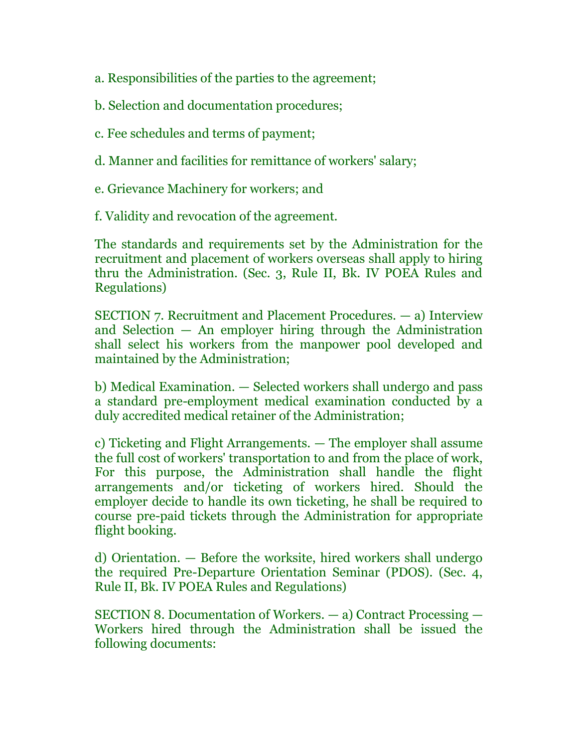a. Responsibilities of the parties to the agreement;

b. Selection and documentation procedures;

c. Fee schedules and terms of payment;

d. Manner and facilities for remittance of workers' salary;

e. Grievance Machinery for workers; and

f. Validity and revocation of the agreement.

The standards and requirements set by the Administration for the recruitment and placement of workers overseas shall apply to hiring thru the Administration. (Sec. 3, Rule II, Bk. IV POEA Rules and Regulations)

SECTION 7. Recruitment and Placement Procedures. — a) Interview and Selection — An employer hiring through the Administration shall select his workers from the manpower pool developed and maintained by the Administration;

b) Medical Examination. — Selected workers shall undergo and pass a standard pre-employment medical examination conducted by a duly accredited medical retainer of the Administration;

c) Ticketing and Flight Arrangements. — The employer shall assume the full cost of workers' transportation to and from the place of work, For this purpose, the Administration shall handle the flight arrangements and/or ticketing of workers hired. Should the employer decide to handle its own ticketing, he shall be required to course pre-paid tickets through the Administration for appropriate flight booking.

d) Orientation. — Before the worksite, hired workers shall undergo the required Pre-Departure Orientation Seminar (PDOS). (Sec. 4, Rule II, Bk. IV POEA Rules and Regulations)

SECTION 8. Documentation of Workers. — a) Contract Processing — Workers hired through the Administration shall be issued the following documents: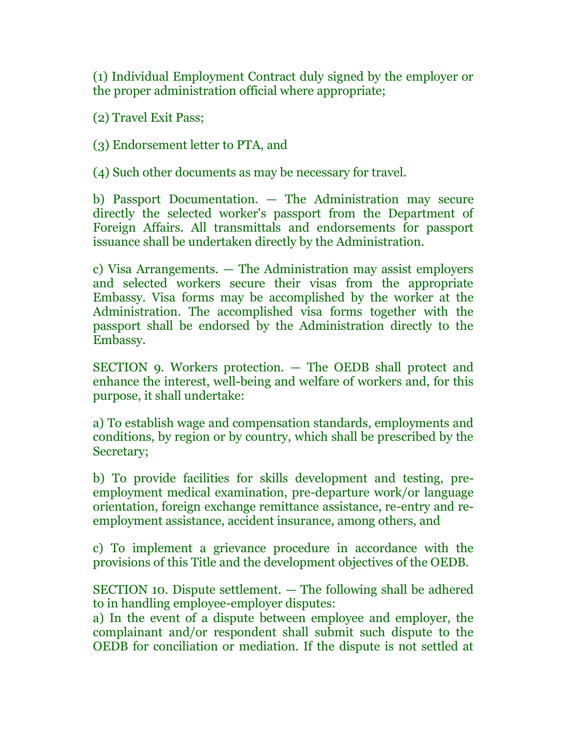(1) Individual Employment Contract duly signed by the employer or the proper administration official where appropriate;

(2) Travel Exit Pass;

(3) Endorsement letter to PTA, and

(4) Such other documents as may be necessary for travel.

b) Passport Documentation. — The Administration may secure directly the selected worker's passport from the Department of Foreign Affairs. All transmittals and endorsements for passport issuance shall be undertaken directly by the Administration.

c) Visa Arrangements. — The Administration may assist employers and selected workers secure their visas from the appropriate Embassy. Visa forms may be accomplished by the worker at the Administration. The accomplished visa forms together with the passport shall be endorsed by the Administration directly to the Embassy.

SECTION 9. Workers protection. — The OEDB shall protect and enhance the interest, well-being and welfare of workers and, for this purpose, it shall undertake:

a) To establish wage and compensation standards, employments and conditions, by region or by country, which shall be prescribed by the Secretary;

b) To provide facilities for skills development and testing, pre-employment medical examination, pre-departure work/or language orientation, foreign exchange remittance assistance, re-entry and re-employment assistance, accident insurance, among others, and

c) To implement a grievance procedure in accordance with the provisions of this Title and the development objectives of the OEDB.

SECTION 10. Dispute settlement. — The following shall be adhered to in handling employee-employer disputes:

a) In the event of a dispute between employee and employer, the complainant and/or respondent shall submit such dispute to the OEDB for conciliation or mediation. If the dispute is not settled at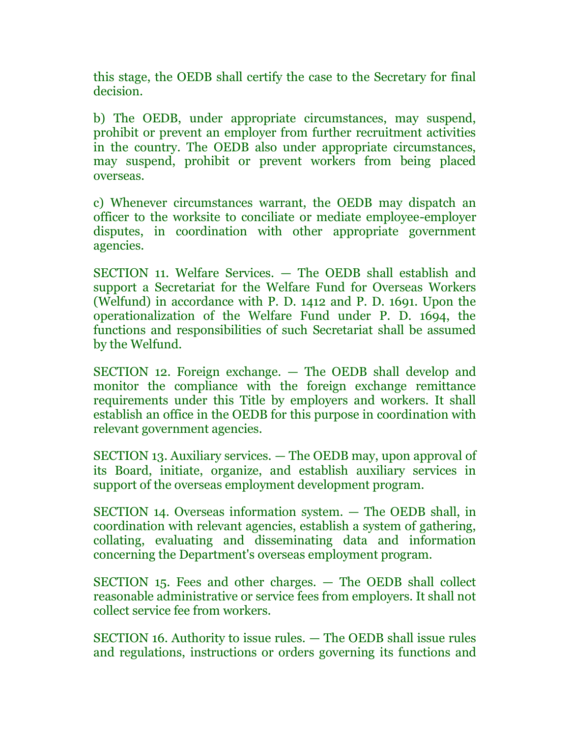this stage, the OEDB shall certify the case to the Secretary for final decision.

b) The OEDB, under appropriate circumstances, may suspend, prohibit or prevent an employer from further recruitment activities in the country. The OEDB also under appropriate circumstances, may suspend, prohibit or prevent workers from being placed overseas.

c) Whenever circumstances warrant, the OEDB may dispatch an officer to the worksite to conciliate or mediate employee-employer disputes, in coordination with other appropriate government agencies.

SECTION 11. Welfare Services. — The OEDB shall establish and support a Secretariat for the Welfare Fund for Overseas Workers (Welfund) in accordance with P. D. 1412 and P. D. 1691. Upon the operationalization of the Welfare Fund under P. D. 1694, the functions and responsibilities of such Secretariat shall be assumed by the Welfund.

SECTION 12. Foreign exchange. — The OEDB shall develop and monitor the compliance with the foreign exchange remittance requirements under this Title by employers and workers. It shall establish an office in the OEDB for this purpose in coordination with relevant government agencies.

SECTION 13. Auxiliary services. — The OEDB may, upon approval of its Board, initiate, organize, and establish auxiliary services in support of the overseas employment development program.

SECTION 14. Overseas information system. — The OEDB shall, in coordination with relevant agencies, establish a system of gathering, collating, evaluating and disseminating data and information concerning the Department's overseas employment program.

SECTION 15. Fees and other charges. — The OEDB shall collect reasonable administrative or service fees from employers. It shall not collect service fee from workers.

SECTION 16. Authority to issue rules. — The OEDB shall issue rules and regulations, instructions or orders governing its functions and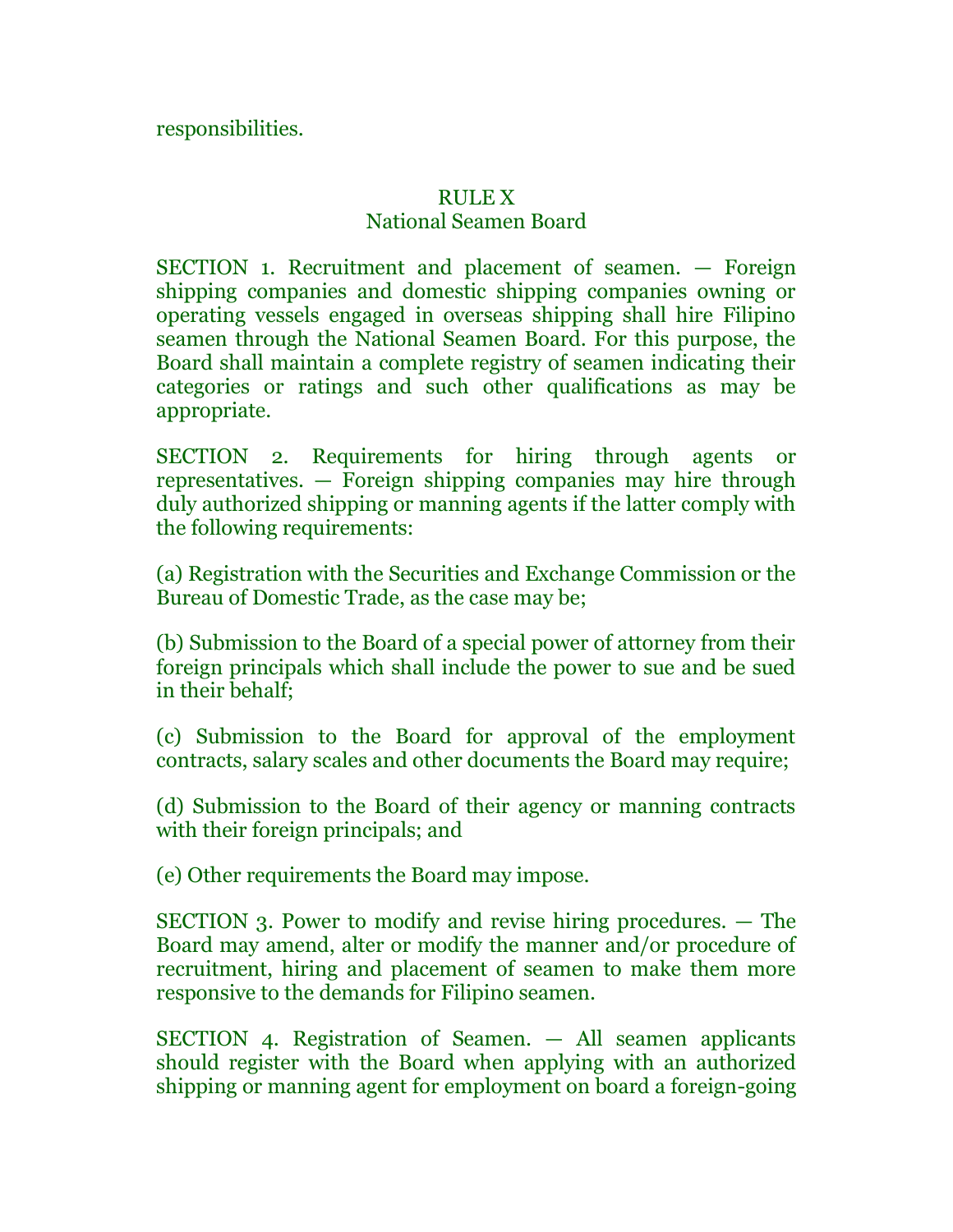responsibilities.

## RULE X
## National Seamen Board

SECTION 1. Recruitment and placement of seamen. — Foreign shipping companies and domestic shipping companies owning or operating vessels engaged in overseas shipping shall hire Filipino seamen through the National Seamen Board. For this purpose, the Board shall maintain a complete registry of seamen indicating their categories or ratings and such other qualifications as may be appropriate.

SECTION 2. Requirements for hiring through agents or representatives. — Foreign shipping companies may hire through duly authorized shipping or manning agents if the latter comply with the following requirements:

(a) Registration with the Securities and Exchange Commission or the Bureau of Domestic Trade, as the case may be;

(b) Submission to the Board of a special power of attorney from their foreign principals which shall include the power to sue and be sued in their behalf;

(c) Submission to the Board for approval of the employment contracts, salary scales and other documents the Board may require;

(d) Submission to the Board of their agency or manning contracts with their foreign principals; and

(e) Other requirements the Board may impose.

SECTION 3. Power to modify and revise hiring procedures. — The Board may amend, alter or modify the manner and/or procedure of recruitment, hiring and placement of seamen to make them more responsive to the demands for Filipino seamen.

SECTION 4. Registration of Seamen. — All seamen applicants should register with the Board when applying with an authorized shipping or manning agent for employment on board a foreign-going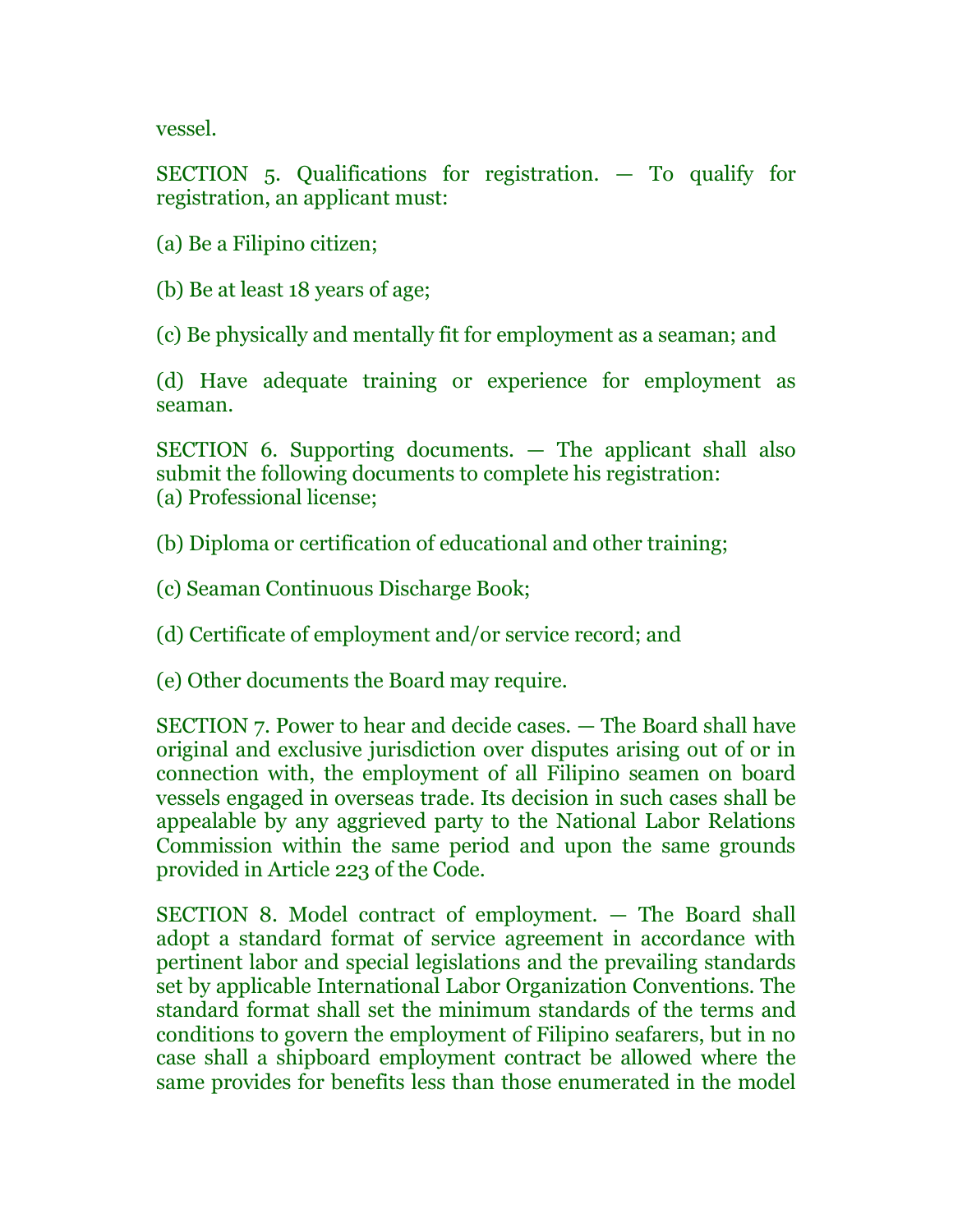vessel.

SECTION 5. Qualifications for registration. — To qualify for registration, an applicant must:

(a) Be a Filipino citizen;

(b) Be at least 18 years of age;

(c) Be physically and mentally fit for employment as a seaman; and

(d) Have adequate training or experience for employment as seaman.

SECTION 6. Supporting documents. — The applicant shall also submit the following documents to complete his registration:
(a) Professional license;

(b) Diploma or certification of educational and other training;

(c) Seaman Continuous Discharge Book;

(d) Certificate of employment and/or service record; and

(e) Other documents the Board may require.

SECTION 7. Power to hear and decide cases. — The Board shall have original and exclusive jurisdiction over disputes arising out of or in connection with, the employment of all Filipino seamen on board vessels engaged in overseas trade. Its decision in such cases shall be appealable by any aggrieved party to the National Labor Relations Commission within the same period and upon the same grounds provided in Article 223 of the Code.

SECTION 8. Model contract of employment. — The Board shall adopt a standard format of service agreement in accordance with pertinent labor and special legislations and the prevailing standards set by applicable International Labor Organization Conventions. The standard format shall set the minimum standards of the terms and conditions to govern the employment of Filipino seafarers, but in no case shall a shipboard employment contract be allowed where the same provides for benefits less than those enumerated in the model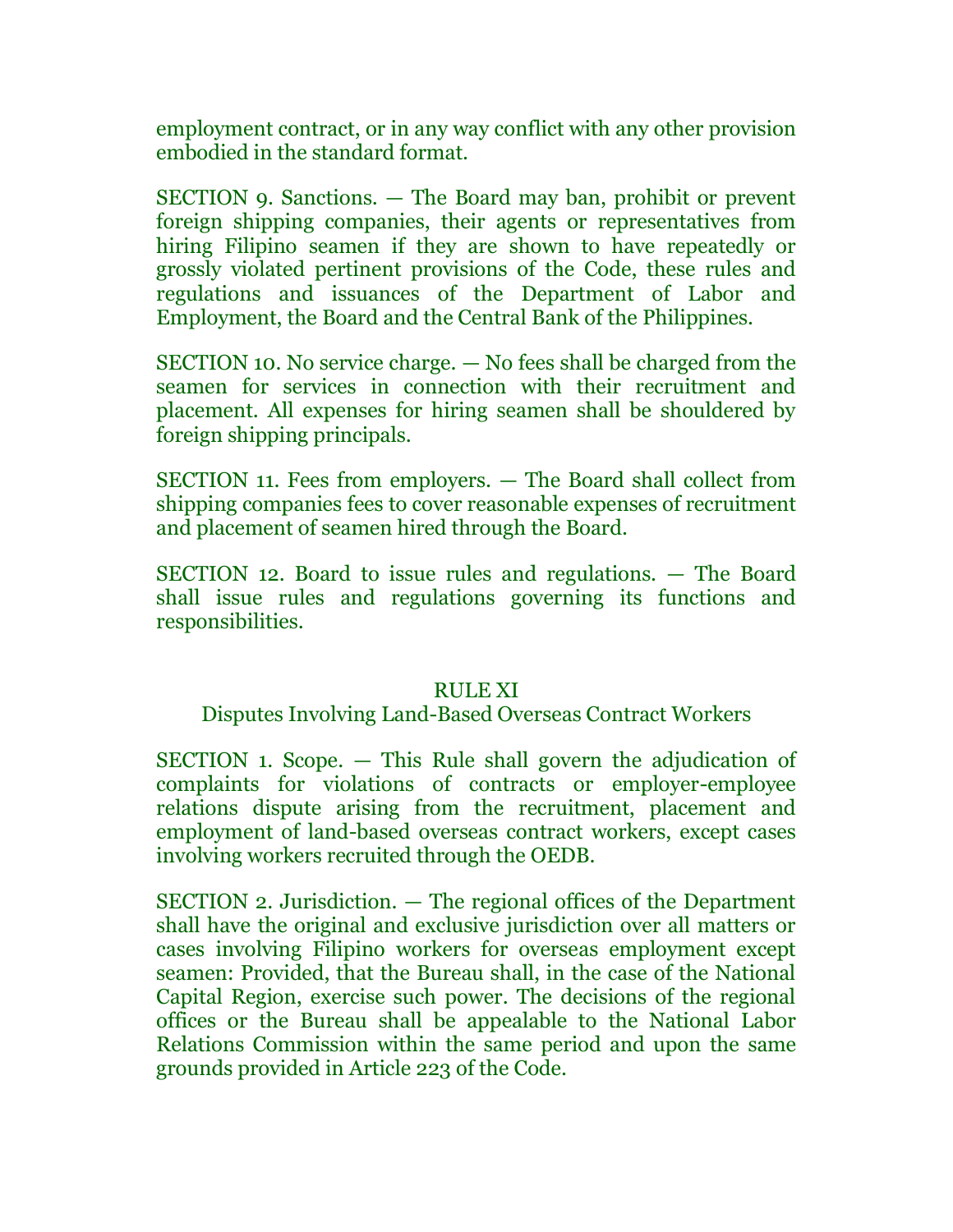employment contract, or in any way conflict with any other provision embodied in the standard format.

SECTION 9. Sanctions. — The Board may ban, prohibit or prevent foreign shipping companies, their agents or representatives from hiring Filipino seamen if they are shown to have repeatedly or grossly violated pertinent provisions of the Code, these rules and regulations and issuances of the Department of Labor and Employment, the Board and the Central Bank of the Philippines.

SECTION 10. No service charge. — No fees shall be charged from the seamen for services in connection with their recruitment and placement. All expenses for hiring seamen shall be shouldered by foreign shipping principals.

SECTION 11. Fees from employers. — The Board shall collect from shipping companies fees to cover reasonable expenses of recruitment and placement of seamen hired through the Board.

SECTION 12. Board to issue rules and regulations. — The Board shall issue rules and regulations governing its functions and responsibilities.

## RULE XI
### Disputes Involving Land-Based Overseas Contract Workers

SECTION 1. Scope. — This Rule shall govern the adjudication of complaints for violations of contracts or employer-employee relations dispute arising from the recruitment, placement and employment of land-based overseas contract workers, except cases involving workers recruited through the OEDB.

SECTION 2. Jurisdiction. — The regional offices of the Department shall have the original and exclusive jurisdiction over all matters or cases involving Filipino workers for overseas employment except seamen: Provided, that the Bureau shall, in the case of the National Capital Region, exercise such power. The decisions of the regional offices or the Bureau shall be appealable to the National Labor Relations Commission within the same period and upon the same grounds provided in Article 223 of the Code.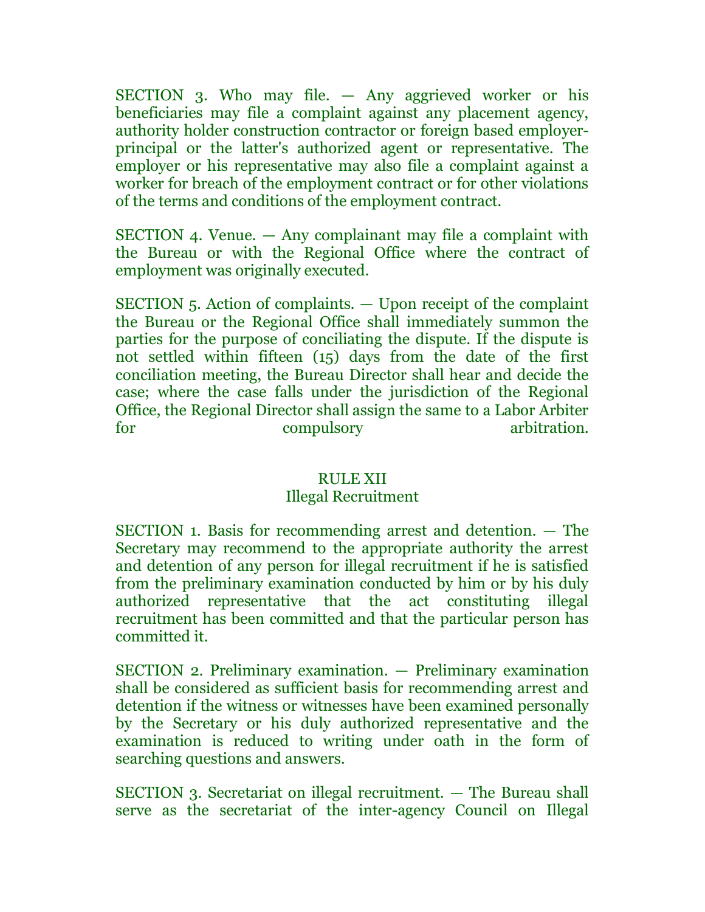SECTION 3. Who may file. — Any aggrieved worker or his beneficiaries may file a complaint against any placement agency, authority holder construction contractor or foreign based employer-principal or the latter's authorized agent or representative. The employer or his representative may also file a complaint against a worker for breach of the employment contract or for other violations of the terms and conditions of the employment contract.

SECTION 4. Venue. — Any complainant may file a complaint with the Bureau or with the Regional Office where the contract of employment was originally executed.

SECTION 5. Action of complaints. — Upon receipt of the complaint the Bureau or the Regional Office shall immediately summon the parties for the purpose of conciliating the dispute. If the dispute is not settled within fifteen (15) days from the date of the first conciliation meeting, the Bureau Director shall hear and decide the case; where the case falls under the jurisdiction of the Regional Office, the Regional Director shall assign the same to a Labor Arbiter for compulsory arbitration.

## RULE XII
## Illegal Recruitment

SECTION 1. Basis for recommending arrest and detention. — The Secretary may recommend to the appropriate authority the arrest and detention of any person for illegal recruitment if he is satisfied from the preliminary examination conducted by him or by his duly authorized representative that the act constituting illegal recruitment has been committed and that the particular person has committed it.

SECTION 2. Preliminary examination. — Preliminary examination shall be considered as sufficient basis for recommending arrest and detention if the witness or witnesses have been examined personally by the Secretary or his duly authorized representative and the examination is reduced to writing under oath in the form of searching questions and answers.

SECTION 3. Secretariat on illegal recruitment. — The Bureau shall serve as the secretariat of the inter-agency Council on Illegal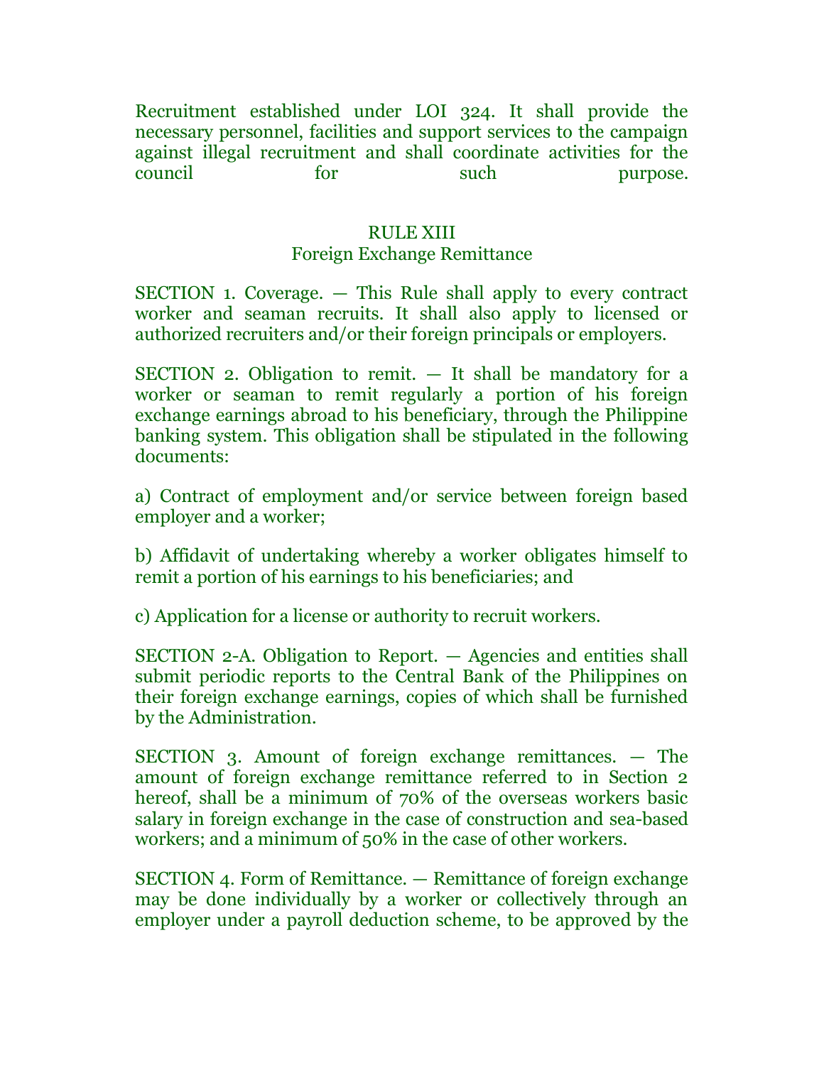Recruitment established under LOI 324. It shall provide the necessary personnel, facilities and support services to the campaign against illegal recruitment and shall coordinate activities for the council for such purpose.

## RULE XIII
## Foreign Exchange Remittance

SECTION 1. Coverage. — This Rule shall apply to every contract worker and seaman recruits. It shall also apply to licensed or authorized recruiters and/or their foreign principals or employers.

SECTION 2. Obligation to remit. — It shall be mandatory for a worker or seaman to remit regularly a portion of his foreign exchange earnings abroad to his beneficiary, through the Philippine banking system. This obligation shall be stipulated in the following documents:

a) Contract of employment and/or service between foreign based employer and a worker;

b) Affidavit of undertaking whereby a worker obligates himself to remit a portion of his earnings to his beneficiaries; and

c) Application for a license or authority to recruit workers.

SECTION 2-A. Obligation to Report. — Agencies and entities shall submit periodic reports to the Central Bank of the Philippines on their foreign exchange earnings, copies of which shall be furnished by the Administration.

SECTION 3. Amount of foreign exchange remittances. — The amount of foreign exchange remittance referred to in Section 2 hereof, shall be a minimum of 70% of the overseas workers basic salary in foreign exchange in the case of construction and sea-based workers; and a minimum of 50% in the case of other workers.

SECTION 4. Form of Remittance. — Remittance of foreign exchange may be done individually by a worker or collectively through an employer under a payroll deduction scheme, to be approved by the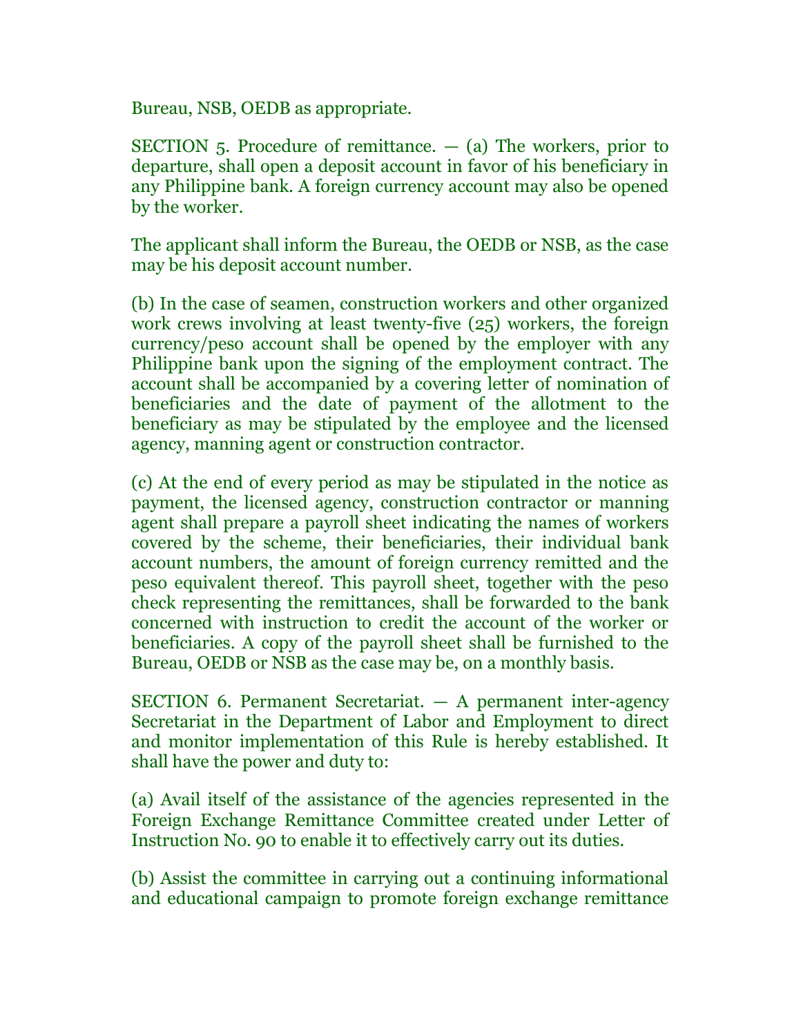Bureau, NSB, OEDB as appropriate.

SECTION 5. Procedure of remittance. — (a) The workers, prior to departure, shall open a deposit account in favor of his beneficiary in any Philippine bank. A foreign currency account may also be opened by the worker.

The applicant shall inform the Bureau, the OEDB or NSB, as the case may be his deposit account number.

(b) In the case of seamen, construction workers and other organized work crews involving at least twenty-five (25) workers, the foreign currency/peso account shall be opened by the employer with any Philippine bank upon the signing of the employment contract. The account shall be accompanied by a covering letter of nomination of beneficiaries and the date of payment of the allotment to the beneficiary as may be stipulated by the employee and the licensed agency, manning agent or construction contractor.

(c) At the end of every period as may be stipulated in the notice as payment, the licensed agency, construction contractor or manning agent shall prepare a payroll sheet indicating the names of workers covered by the scheme, their beneficiaries, their individual bank account numbers, the amount of foreign currency remitted and the peso equivalent thereof. This payroll sheet, together with the peso check representing the remittances, shall be forwarded to the bank concerned with instruction to credit the account of the worker or beneficiaries. A copy of the payroll sheet shall be furnished to the Bureau, OEDB or NSB as the case may be, on a monthly basis.

SECTION 6. Permanent Secretariat. — A permanent inter-agency Secretariat in the Department of Labor and Employment to direct and monitor implementation of this Rule is hereby established. It shall have the power and duty to:

(a) Avail itself of the assistance of the agencies represented in the Foreign Exchange Remittance Committee created under Letter of Instruction No. 90 to enable it to effectively carry out its duties.

(b) Assist the committee in carrying out a continuing informational and educational campaign to promote foreign exchange remittance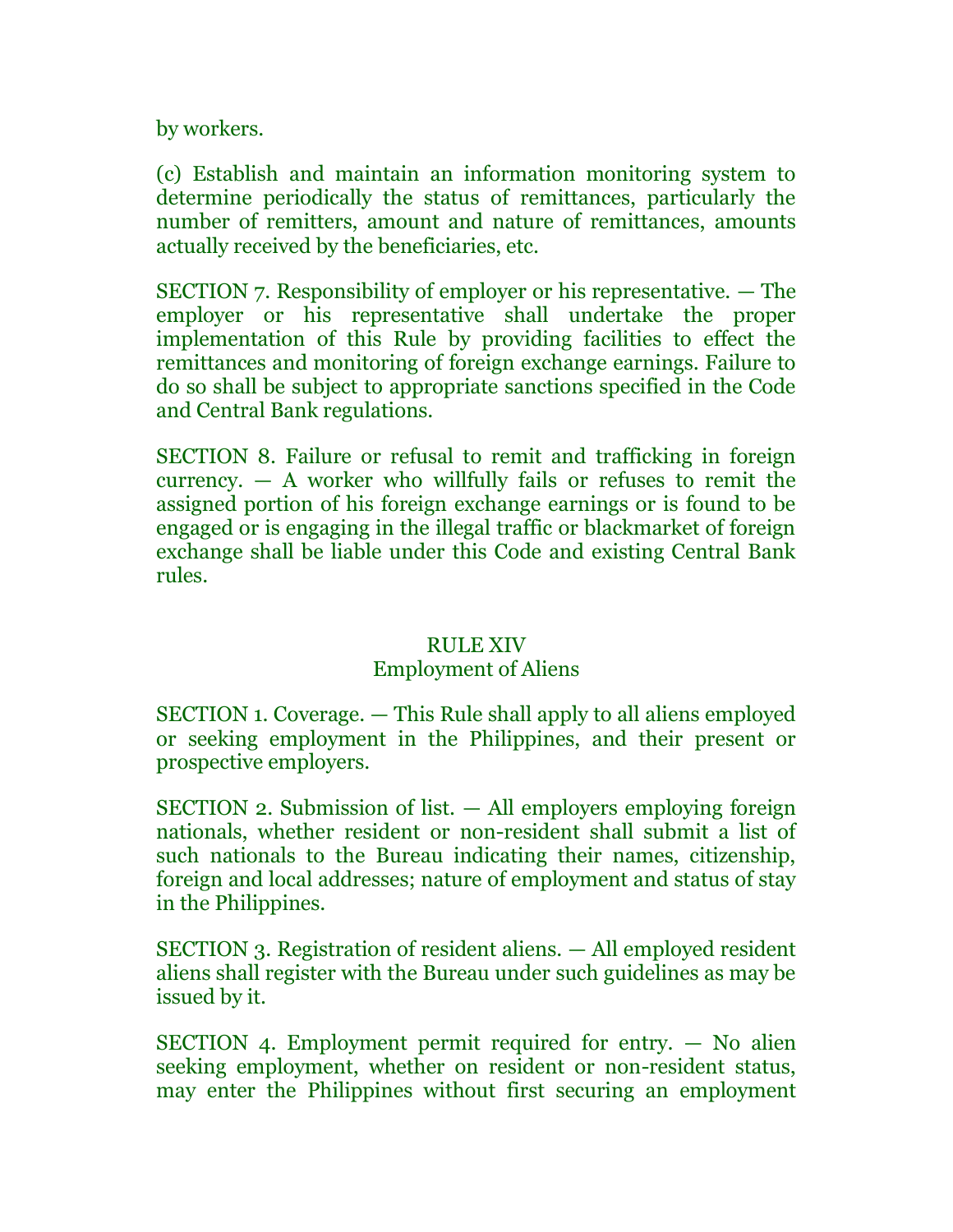by workers.

(c) Establish and maintain an information monitoring system to determine periodically the status of remittances, particularly the number of remitters, amount and nature of remittances, amounts actually received by the beneficiaries, etc.

SECTION 7. Responsibility of employer or his representative. — The employer or his representative shall undertake the proper implementation of this Rule by providing facilities to effect the remittances and monitoring of foreign exchange earnings. Failure to do so shall be subject to appropriate sanctions specified in the Code and Central Bank regulations.

SECTION 8. Failure or refusal to remit and trafficking in foreign currency. — A worker who willfully fails or refuses to remit the assigned portion of his foreign exchange earnings or is found to be engaged or is engaging in the illegal traffic or blackmarket of foreign exchange shall be liable under this Code and existing Central Bank rules.

## RULE XIV
## Employment of Aliens

SECTION 1. Coverage. — This Rule shall apply to all aliens employed or seeking employment in the Philippines, and their present or prospective employers.

SECTION 2. Submission of list. — All employers employing foreign nationals, whether resident or non-resident shall submit a list of such nationals to the Bureau indicating their names, citizenship, foreign and local addresses; nature of employment and status of stay in the Philippines.

SECTION 3. Registration of resident aliens. — All employed resident aliens shall register with the Bureau under such guidelines as may be issued by it.

SECTION 4. Employment permit required for entry. — No alien seeking employment, whether on resident or non-resident status, may enter the Philippines without first securing an employment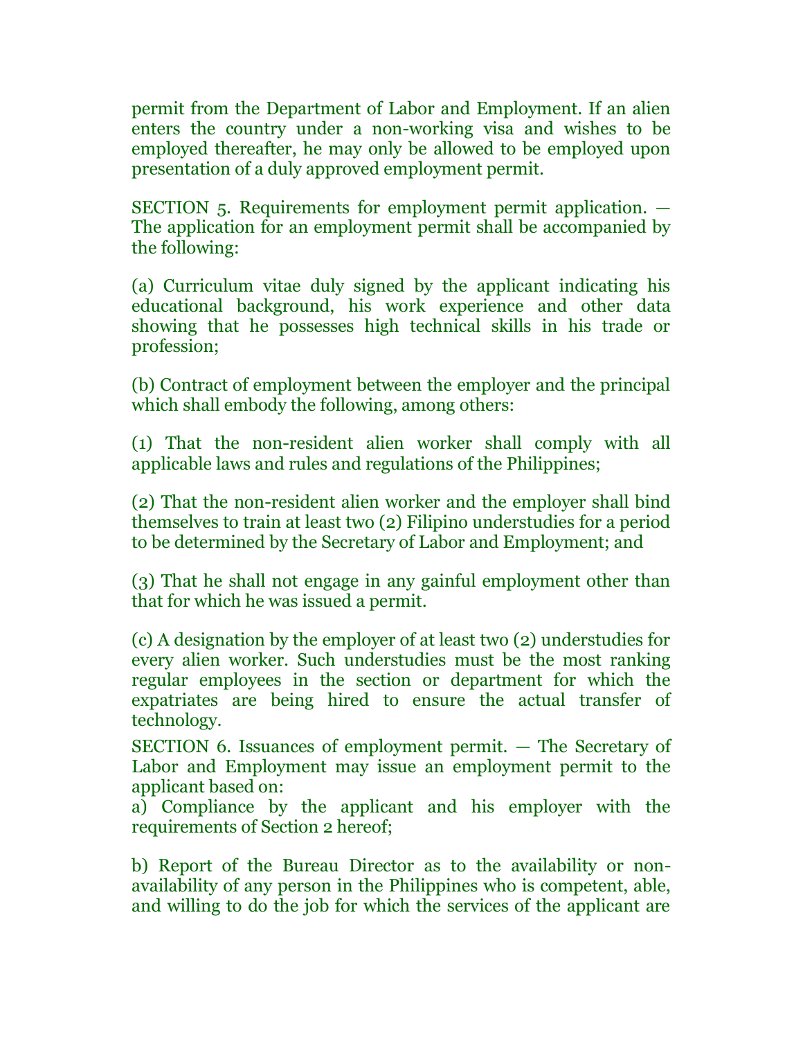permit from the Department of Labor and Employment. If an alien enters the country under a non-working visa and wishes to be employed thereafter, he may only be allowed to be employed upon presentation of a duly approved employment permit.

SECTION 5. Requirements for employment permit application. — The application for an employment permit shall be accompanied by the following:

(a) Curriculum vitae duly signed by the applicant indicating his educational background, his work experience and other data showing that he possesses high technical skills in his trade or profession;

(b) Contract of employment between the employer and the principal which shall embody the following, among others:

(1) That the non-resident alien worker shall comply with all applicable laws and rules and regulations of the Philippines;

(2) That the non-resident alien worker and the employer shall bind themselves to train at least two (2) Filipino understudies for a period to be determined by the Secretary of Labor and Employment; and

(3) That he shall not engage in any gainful employment other than that for which he was issued a permit.

(c) A designation by the employer of at least two (2) understudies for every alien worker. Such understudies must be the most ranking regular employees in the section or department for which the expatriates are being hired to ensure the actual transfer of technology.

SECTION 6. Issuances of employment permit. — The Secretary of Labor and Employment may issue an employment permit to the applicant based on:

a) Compliance by the applicant and his employer with the requirements of Section 2 hereof;

b) Report of the Bureau Director as to the availability or non-availability of any person in the Philippines who is competent, able, and willing to do the job for which the services of the applicant are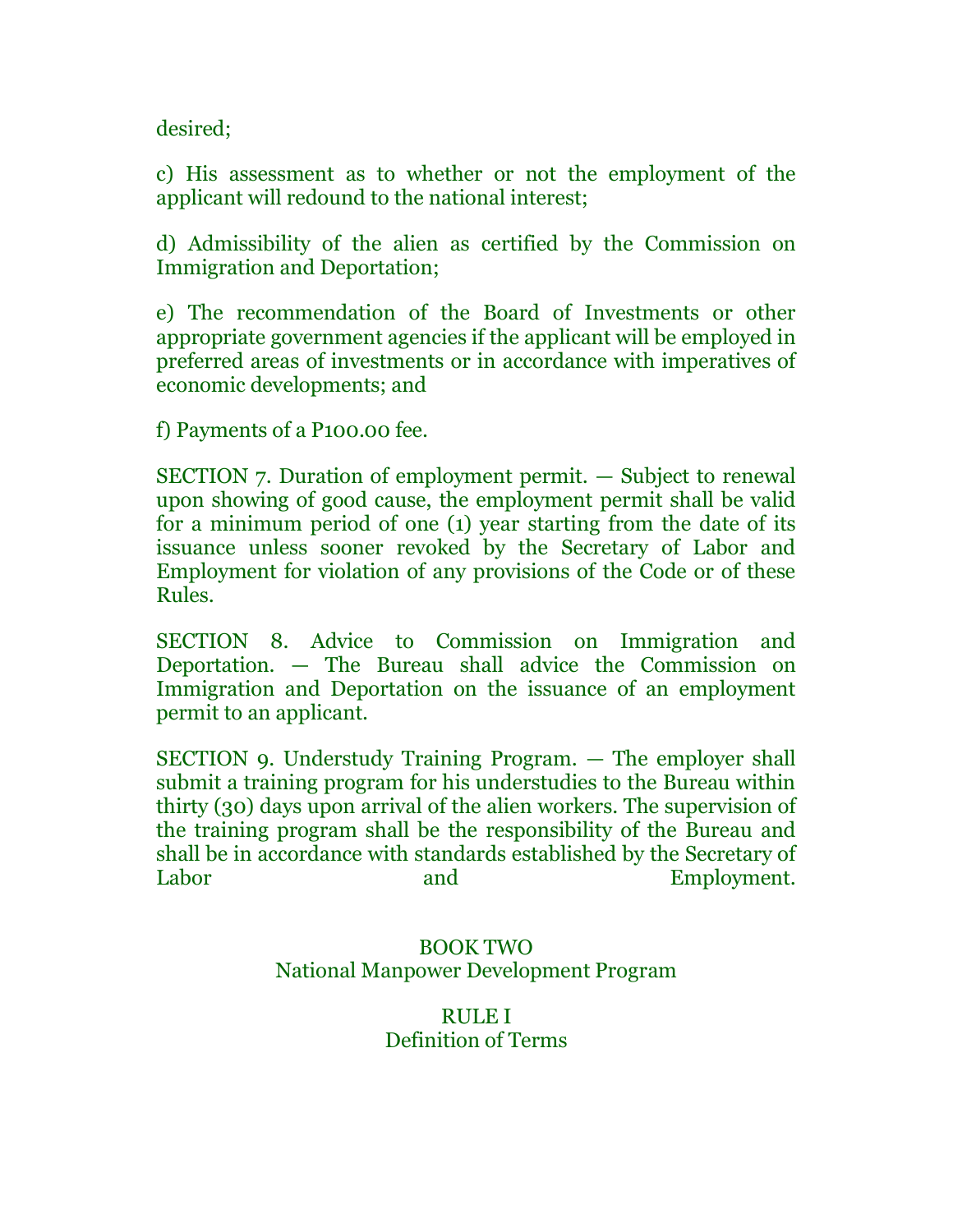desired;

c) His assessment as to whether or not the employment of the applicant will redound to the national interest;

d) Admissibility of the alien as certified by the Commission on Immigration and Deportation;

e) The recommendation of the Board of Investments or other appropriate government agencies if the applicant will be employed in preferred areas of investments or in accordance with imperatives of economic developments; and

f) Payments of a P100.00 fee.

SECTION 7. Duration of employment permit. — Subject to renewal upon showing of good cause, the employment permit shall be valid for a minimum period of one (1) year starting from the date of its issuance unless sooner revoked by the Secretary of Labor and Employment for violation of any provisions of the Code or of these Rules.

SECTION 8. Advice to Commission on Immigration and Deportation. — The Bureau shall advice the Commission on Immigration and Deportation on the issuance of an employment permit to an applicant.

SECTION 9. Understudy Training Program. — The employer shall submit a training program for his understudies to the Bureau within thirty (30) days upon arrival of the alien workers. The supervision of the training program shall be the responsibility of the Bureau and shall be in accordance with standards established by the Secretary of Labor and Employment.

# BOOK TWO
# National Manpower Development Program

## RULE I
## Definition of Terms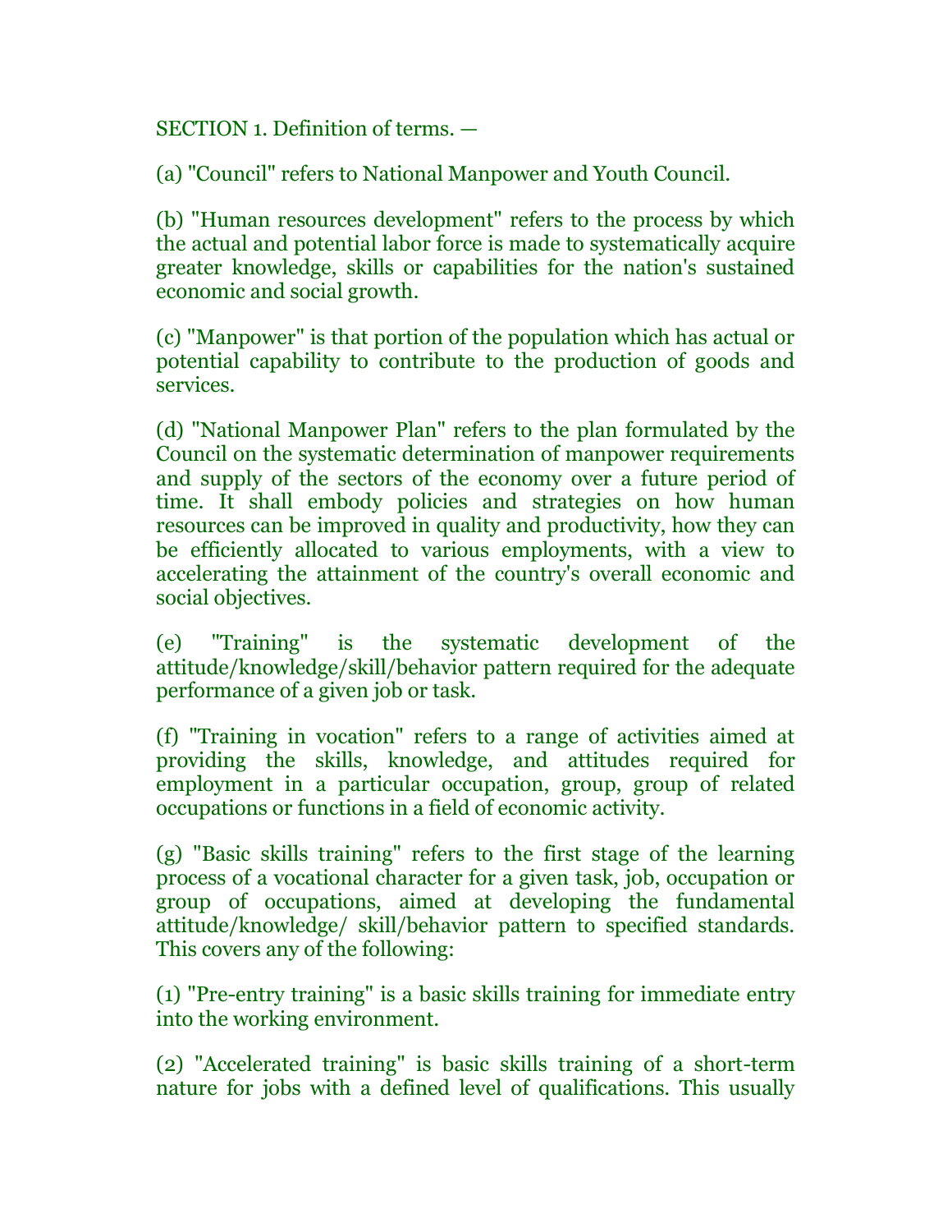SECTION 1. Definition of terms. —

(a) "Council" refers to National Manpower and Youth Council.

(b) "Human resources development" refers to the process by which the actual and potential labor force is made to systematically acquire greater knowledge, skills or capabilities for the nation's sustained economic and social growth.

(c) "Manpower" is that portion of the population which has actual or potential capability to contribute to the production of goods and services.

(d) "National Manpower Plan" refers to the plan formulated by the Council on the systematic determination of manpower requirements and supply of the sectors of the economy over a future period of time. It shall embody policies and strategies on how human resources can be improved in quality and productivity, how they can be efficiently allocated to various employments, with a view to accelerating the attainment of the country's overall economic and social objectives.

(e) "Training" is the systematic development of the attitude/knowledge/skill/behavior pattern required for the adequate performance of a given job or task.

(f) "Training in vocation" refers to a range of activities aimed at providing the skills, knowledge, and attitudes required for employment in a particular occupation, group, group of related occupations or functions in a field of economic activity.

(g) "Basic skills training" refers to the first stage of the learning process of a vocational character for a given task, job, occupation or group of occupations, aimed at developing the fundamental attitude/knowledge/ skill/behavior pattern to specified standards. This covers any of the following:

(1) "Pre-entry training" is a basic skills training for immediate entry into the working environment.

(2) "Accelerated training" is basic skills training of a short-term nature for jobs with a defined level of qualifications. This usually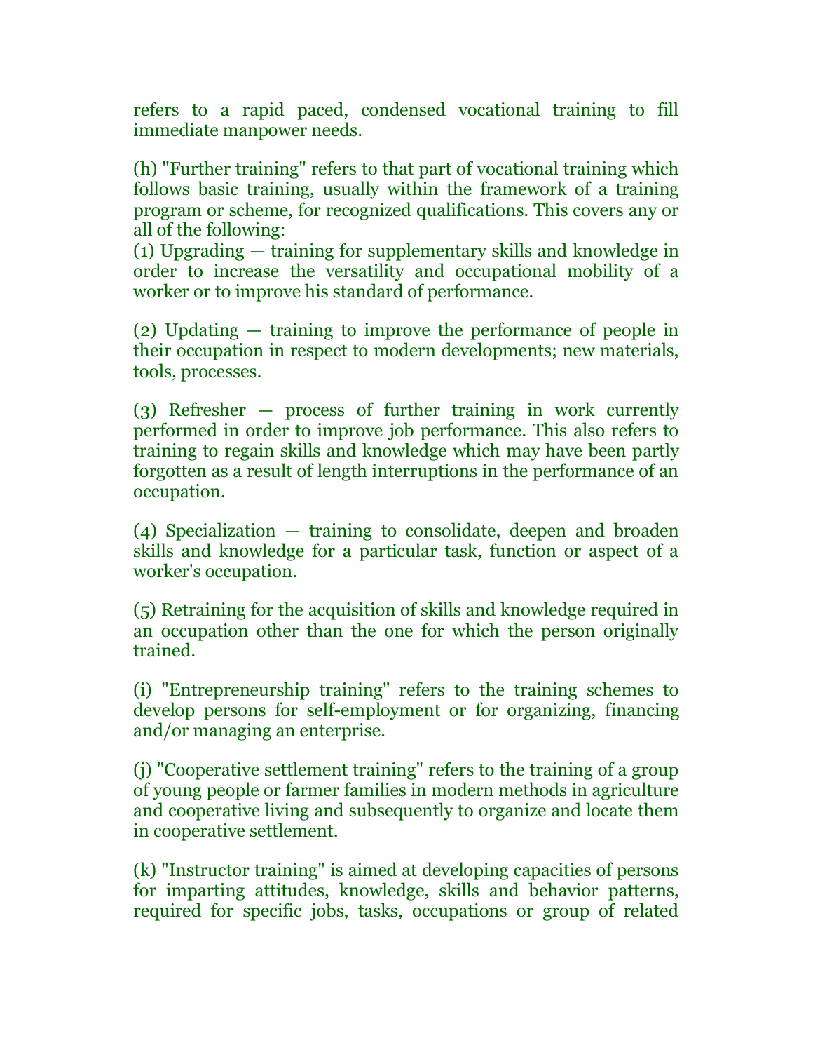refers to a rapid paced, condensed vocational training to fill immediate manpower needs.

(h) "Further training" refers to that part of vocational training which follows basic training, usually within the framework of a training program or scheme, for recognized qualifications. This covers any or all of the following:
(1) Upgrading — training for supplementary skills and knowledge in order to increase the versatility and occupational mobility of a worker or to improve his standard of performance.

(2) Updating — training to improve the performance of people in their occupation in respect to modern developments; new materials, tools, processes.

(3) Refresher — process of further training in work currently performed in order to improve job performance. This also refers to training to regain skills and knowledge which may have been partly forgotten as a result of length interruptions in the performance of an occupation.

(4) Specialization — training to consolidate, deepen and broaden skills and knowledge for a particular task, function or aspect of a worker's occupation.

(5) Retraining for the acquisition of skills and knowledge required in an occupation other than the one for which the person originally trained.

(i) "Entrepreneurship training" refers to the training schemes to develop persons for self-employment or for organizing, financing and/or managing an enterprise.

(j) "Cooperative settlement training" refers to the training of a group of young people or farmer families in modern methods in agriculture and cooperative living and subsequently to organize and locate them in cooperative settlement.

(k) "Instructor training" is aimed at developing capacities of persons for imparting attitudes, knowledge, skills and behavior patterns, required for specific jobs, tasks, occupations or group of related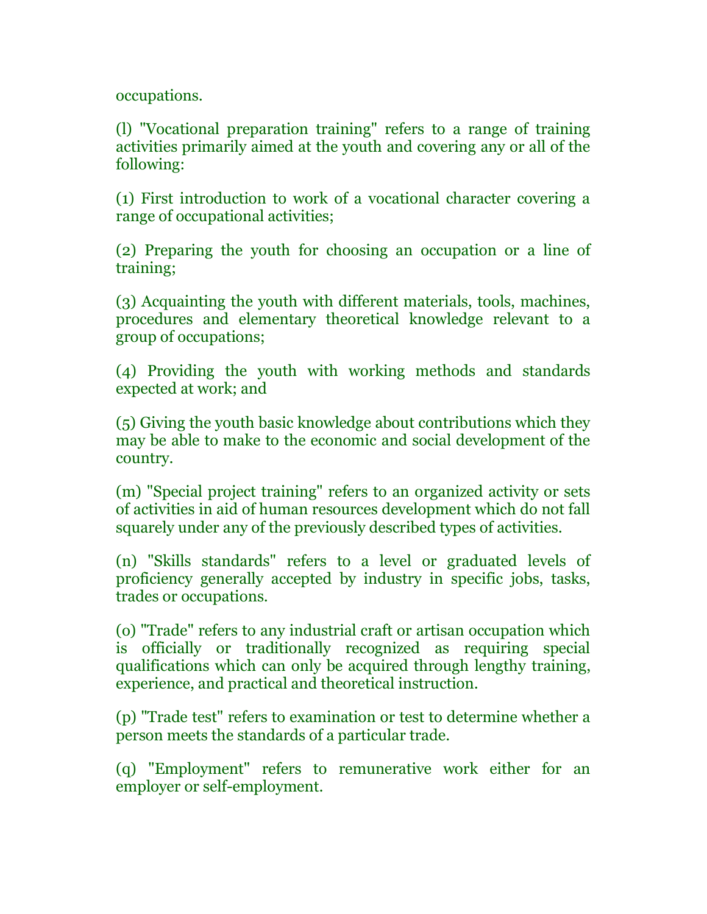occupations.

(l) "Vocational preparation training" refers to a range of training activities primarily aimed at the youth and covering any or all of the following:

(1) First introduction to work of a vocational character covering a range of occupational activities;

(2) Preparing the youth for choosing an occupation or a line of training;

(3) Acquainting the youth with different materials, tools, machines, procedures and elementary theoretical knowledge relevant to a group of occupations;

(4) Providing the youth with working methods and standards expected at work; and

(5) Giving the youth basic knowledge about contributions which they may be able to make to the economic and social development of the country.

(m) "Special project training" refers to an organized activity or sets of activities in aid of human resources development which do not fall squarely under any of the previously described types of activities.

(n) "Skills standards" refers to a level or graduated levels of proficiency generally accepted by industry in specific jobs, tasks, trades or occupations.

(o) "Trade" refers to any industrial craft or artisan occupation which is officially or traditionally recognized as requiring special qualifications which can only be acquired through lengthy training, experience, and practical and theoretical instruction.

(p) "Trade test" refers to examination or test to determine whether a person meets the standards of a particular trade.

(q) "Employment" refers to remunerative work either for an employer or self-employment.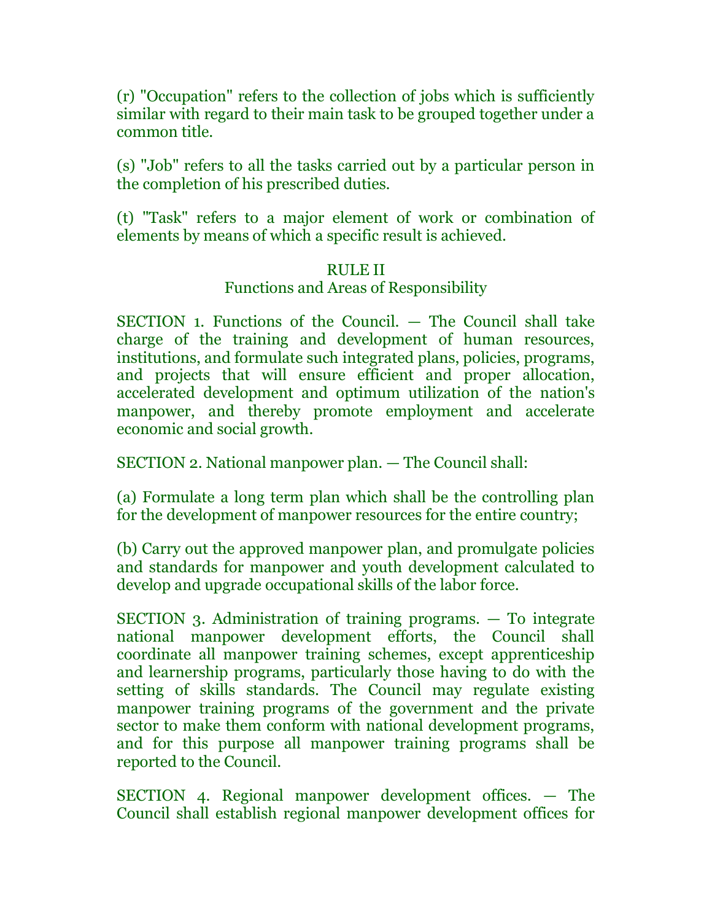(r) "Occupation" refers to the collection of jobs which is sufficiently similar with regard to their main task to be grouped together under a common title.

(s) "Job" refers to all the tasks carried out by a particular person in the completion of his prescribed duties.

(t) "Task" refers to a major element of work or combination of elements by means of which a specific result is achieved.

## RULE II
### Functions and Areas of Responsibility

SECTION 1. Functions of the Council. — The Council shall take charge of the training and development of human resources, institutions, and formulate such integrated plans, policies, programs, and projects that will ensure efficient and proper allocation, accelerated development and optimum utilization of the nation's manpower, and thereby promote employment and accelerate economic and social growth.

SECTION 2. National manpower plan. — The Council shall:

(a) Formulate a long term plan which shall be the controlling plan for the development of manpower resources for the entire country;

(b) Carry out the approved manpower plan, and promulgate policies and standards for manpower and youth development calculated to develop and upgrade occupational skills of the labor force.

SECTION 3. Administration of training programs. — To integrate national manpower development efforts, the Council shall coordinate all manpower training schemes, except apprenticeship and learnership programs, particularly those having to do with the setting of skills standards. The Council may regulate existing manpower training programs of the government and the private sector to make them conform with national development programs, and for this purpose all manpower training programs shall be reported to the Council.

SECTION 4. Regional manpower development offices. — The Council shall establish regional manpower development offices for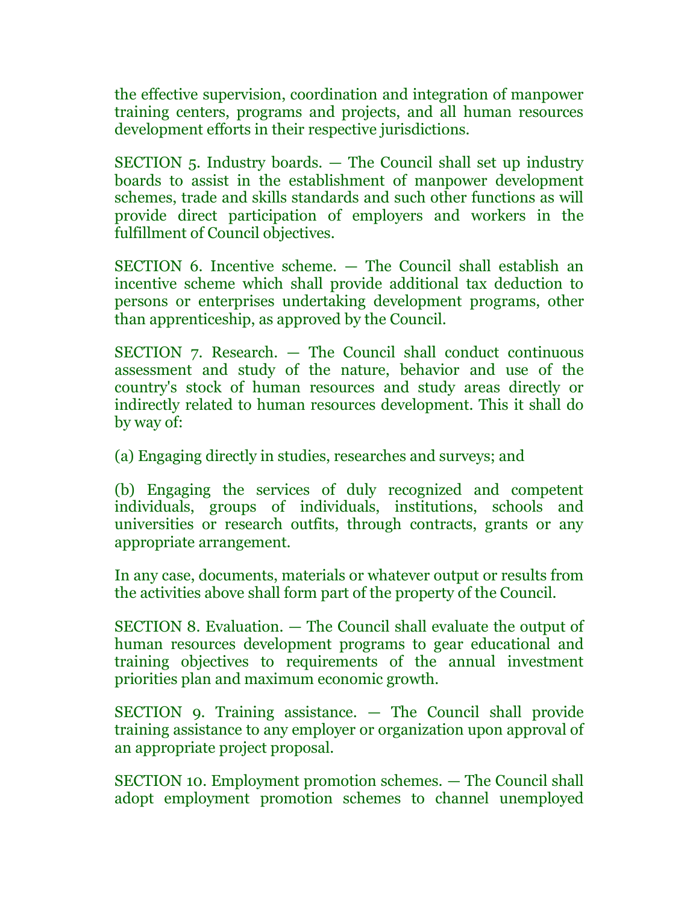the effective supervision, coordination and integration of manpower training centers, programs and projects, and all human resources development efforts in their respective jurisdictions.

SECTION 5. Industry boards. — The Council shall set up industry boards to assist in the establishment of manpower development schemes, trade and skills standards and such other functions as will provide direct participation of employers and workers in the fulfillment of Council objectives.

SECTION 6. Incentive scheme. — The Council shall establish an incentive scheme which shall provide additional tax deduction to persons or enterprises undertaking development programs, other than apprenticeship, as approved by the Council.

SECTION 7. Research. — The Council shall conduct continuous assessment and study of the nature, behavior and use of the country's stock of human resources and study areas directly or indirectly related to human resources development. This it shall do by way of:

(a) Engaging directly in studies, researches and surveys; and

(b) Engaging the services of duly recognized and competent individuals, groups of individuals, institutions, schools and universities or research outfits, through contracts, grants or any appropriate arrangement.

In any case, documents, materials or whatever output or results from the activities above shall form part of the property of the Council.

SECTION 8. Evaluation. — The Council shall evaluate the output of human resources development programs to gear educational and training objectives to requirements of the annual investment priorities plan and maximum economic growth.

SECTION 9. Training assistance. — The Council shall provide training assistance to any employer or organization upon approval of an appropriate project proposal.

SECTION 10. Employment promotion schemes. — The Council shall adopt employment promotion schemes to channel unemployed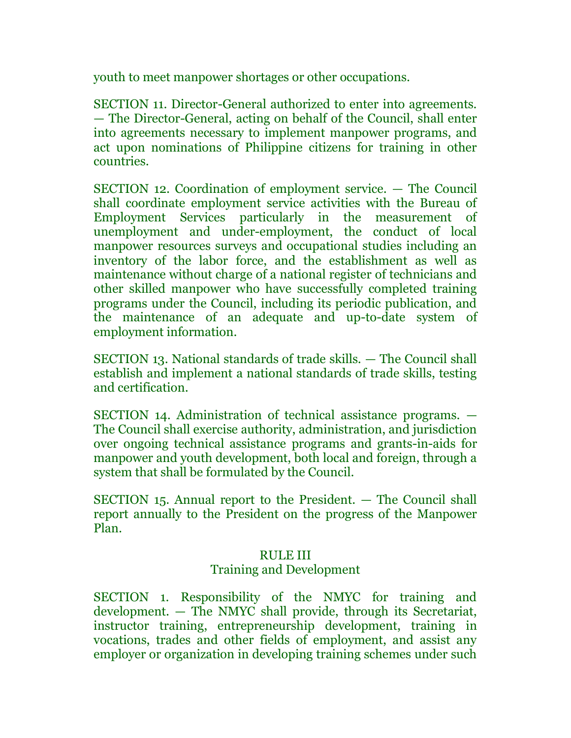youth to meet manpower shortages or other occupations.

SECTION 11. Director-General authorized to enter into agreements. — The Director-General, acting on behalf of the Council, shall enter into agreements necessary to implement manpower programs, and act upon nominations of Philippine citizens for training in other countries.

SECTION 12. Coordination of employment service. — The Council shall coordinate employment service activities with the Bureau of Employment Services particularly in the measurement of unemployment and under-employment, the conduct of local manpower resources surveys and occupational studies including an inventory of the labor force, and the establishment as well as maintenance without charge of a national register of technicians and other skilled manpower who have successfully completed training programs under the Council, including its periodic publication, and the maintenance of an adequate and up-to-date system of employment information.

SECTION 13. National standards of trade skills. — The Council shall establish and implement a national standards of trade skills, testing and certification.

SECTION 14. Administration of technical assistance programs. — The Council shall exercise authority, administration, and jurisdiction over ongoing technical assistance programs and grants-in-aids for manpower and youth development, both local and foreign, through a system that shall be formulated by the Council.

SECTION 15. Annual report to the President. — The Council shall report annually to the President on the progress of the Manpower Plan.

## RULE III
## Training and Development

SECTION 1. Responsibility of the NMYC for training and development. — The NMYC shall provide, through its Secretariat, instructor training, entrepreneurship development, training in vocations, trades and other fields of employment, and assist any employer or organization in developing training schemes under such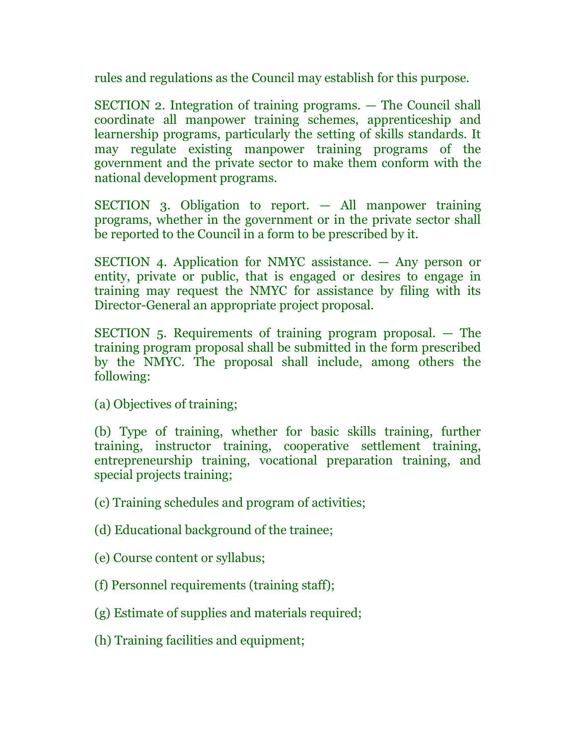rules and regulations as the Council may establish for this purpose.

SECTION 2. Integration of training programs. — The Council shall coordinate all manpower training schemes, apprenticeship and learnership programs, particularly the setting of skills standards. It may regulate existing manpower training programs of the government and the private sector to make them conform with the national development programs.

SECTION 3. Obligation to report. — All manpower training programs, whether in the government or in the private sector shall be reported to the Council in a form to be prescribed by it.

SECTION 4. Application for NMYC assistance. — Any person or entity, private or public, that is engaged or desires to engage in training may request the NMYC for assistance by filing with its Director-General an appropriate project proposal.

SECTION 5. Requirements of training program proposal. — The training program proposal shall be submitted in the form prescribed by the NMYC. The proposal shall include, among others the following:

(a) Objectives of training;

(b) Type of training, whether for basic skills training, further training, instructor training, cooperative settlement training, entrepreneurship training, vocational preparation training, and special projects training;

(c) Training schedules and program of activities;

(d) Educational background of the trainee;

(e) Course content or syllabus;

(f) Personnel requirements (training staff);

(g) Estimate of supplies and materials required;

(h) Training facilities and equipment;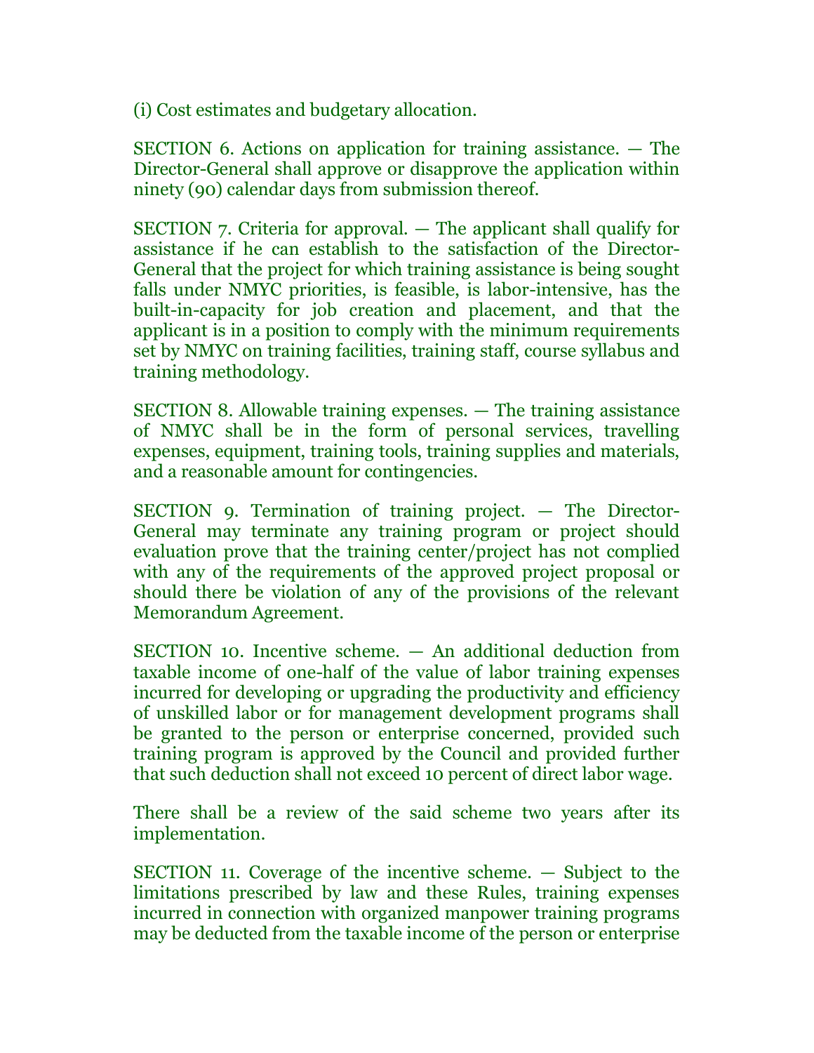(i) Cost estimates and budgetary allocation.

SECTION 6. Actions on application for training assistance. — The Director-General shall approve or disapprove the application within ninety (90) calendar days from submission thereof.

SECTION 7. Criteria for approval. — The applicant shall qualify for assistance if he can establish to the satisfaction of the Director-General that the project for which training assistance is being sought falls under NMYC priorities, is feasible, is labor-intensive, has the built-in-capacity for job creation and placement, and that the applicant is in a position to comply with the minimum requirements set by NMYC on training facilities, training staff, course syllabus and training methodology.

SECTION 8. Allowable training expenses. — The training assistance of NMYC shall be in the form of personal services, travelling expenses, equipment, training tools, training supplies and materials, and a reasonable amount for contingencies.

SECTION 9. Termination of training project. — The Director-General may terminate any training program or project should evaluation prove that the training center/project has not complied with any of the requirements of the approved project proposal or should there be violation of any of the provisions of the relevant Memorandum Agreement.

SECTION 10. Incentive scheme. — An additional deduction from taxable income of one-half of the value of labor training expenses incurred for developing or upgrading the productivity and efficiency of unskilled labor or for management development programs shall be granted to the person or enterprise concerned, provided such training program is approved by the Council and provided further that such deduction shall not exceed 10 percent of direct labor wage.

There shall be a review of the said scheme two years after its implementation.

SECTION 11. Coverage of the incentive scheme. — Subject to the limitations prescribed by law and these Rules, training expenses incurred in connection with organized manpower training programs may be deducted from the taxable income of the person or enterprise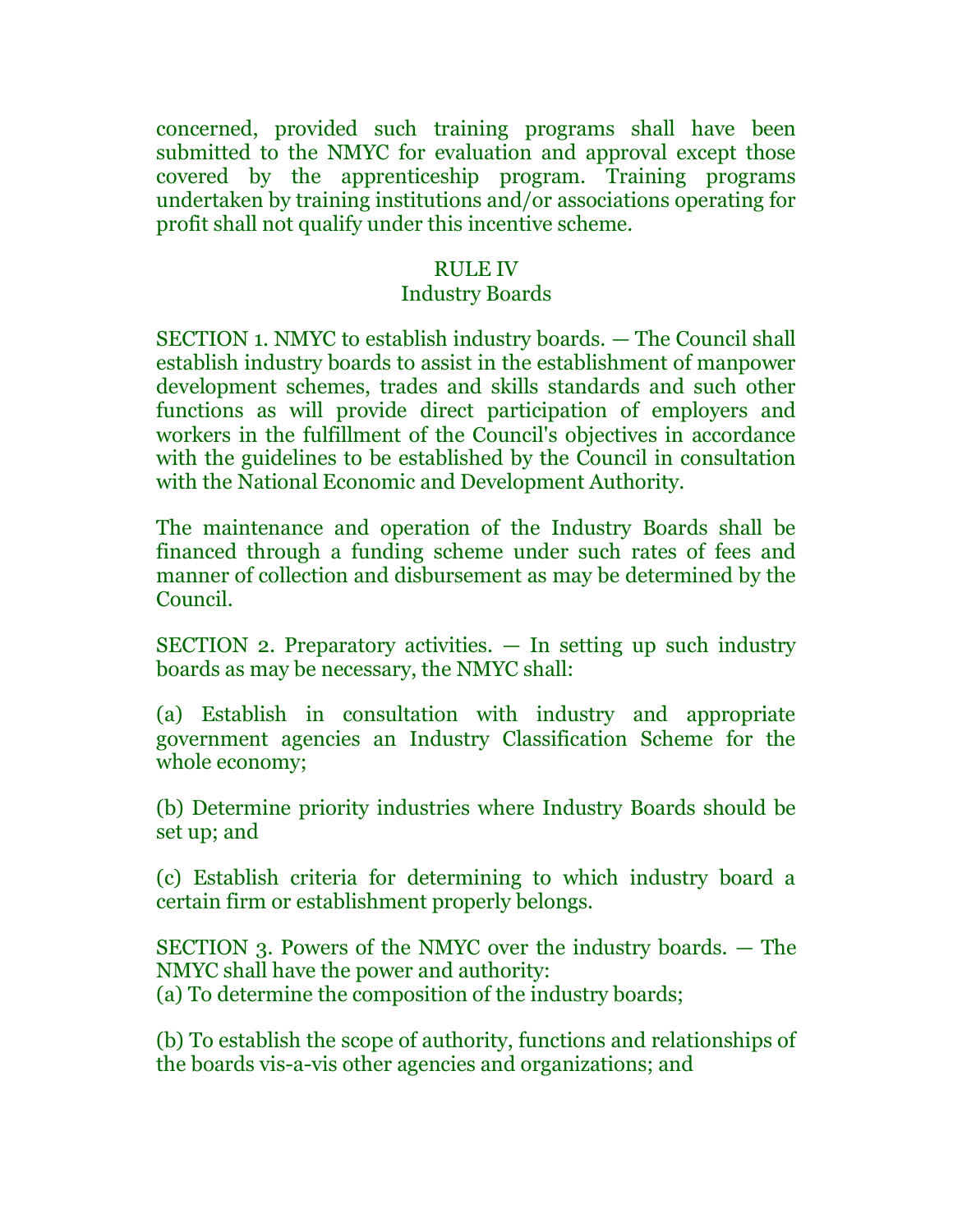concerned, provided such training programs shall have been submitted to the NMYC for evaluation and approval except those covered by the apprenticeship program. Training programs undertaken by training institutions and/or associations operating for profit shall not qualify under this incentive scheme.

## RULE IV
## Industry Boards

SECTION 1. NMYC to establish industry boards. — The Council shall establish industry boards to assist in the establishment of manpower development schemes, trades and skills standards and such other functions as will provide direct participation of employers and workers in the fulfillment of the Council's objectives in accordance with the guidelines to be established by the Council in consultation with the National Economic and Development Authority.

The maintenance and operation of the Industry Boards shall be financed through a funding scheme under such rates of fees and manner of collection and disbursement as may be determined by the Council.

SECTION 2. Preparatory activities. — In setting up such industry boards as may be necessary, the NMYC shall:

(a) Establish in consultation with industry and appropriate government agencies an Industry Classification Scheme for the whole economy;

(b) Determine priority industries where Industry Boards should be set up; and

(c) Establish criteria for determining to which industry board a certain firm or establishment properly belongs.

SECTION 3. Powers of the NMYC over the industry boards. — The NMYC shall have the power and authority:

(a) To determine the composition of the industry boards;

(b) To establish the scope of authority, functions and relationships of the boards vis-a-vis other agencies and organizations; and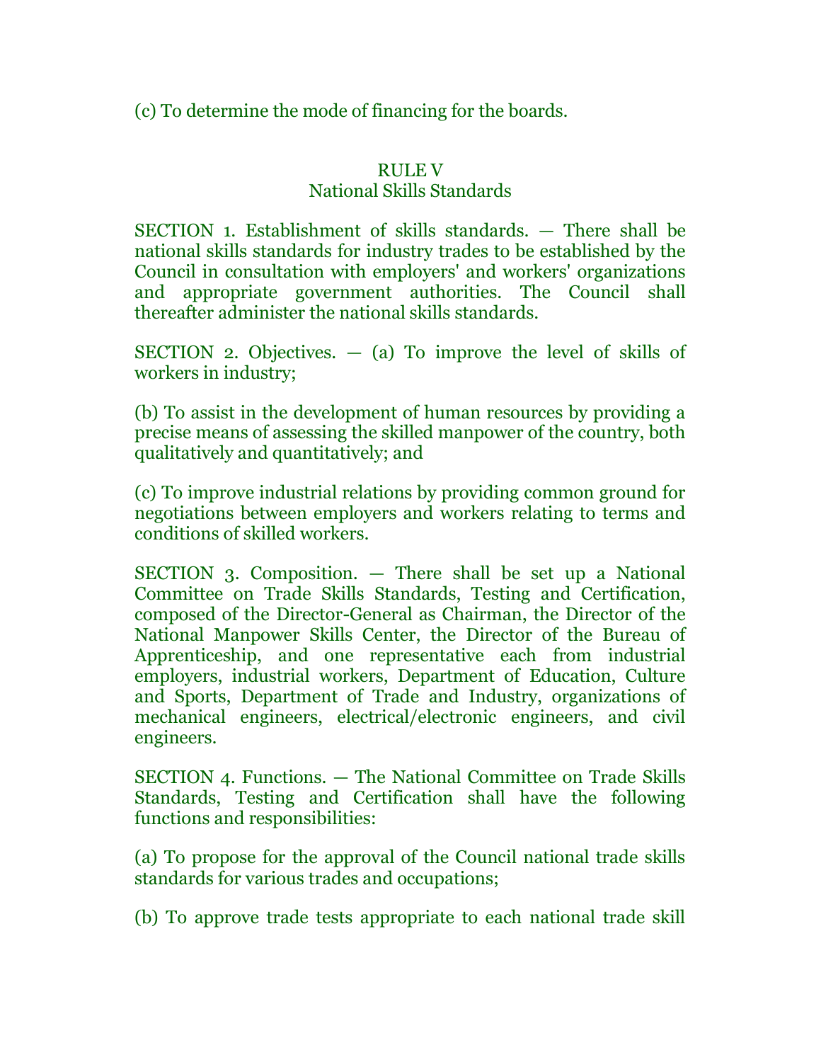(c) To determine the mode of financing for the boards.

## RULE V
## National Skills Standards

SECTION 1. Establishment of skills standards. — There shall be national skills standards for industry trades to be established by the Council in consultation with employers' and workers' organizations and appropriate government authorities. The Council shall thereafter administer the national skills standards.

SECTION 2. Objectives. — (a) To improve the level of skills of workers in industry;

(b) To assist in the development of human resources by providing a precise means of assessing the skilled manpower of the country, both qualitatively and quantitatively; and

(c) To improve industrial relations by providing common ground for negotiations between employers and workers relating to terms and conditions of skilled workers.

SECTION 3. Composition. — There shall be set up a National Committee on Trade Skills Standards, Testing and Certification, composed of the Director-General as Chairman, the Director of the National Manpower Skills Center, the Director of the Bureau of Apprenticeship, and one representative each from industrial employers, industrial workers, Department of Education, Culture and Sports, Department of Trade and Industry, organizations of mechanical engineers, electrical/electronic engineers, and civil engineers.

SECTION 4. Functions. — The National Committee on Trade Skills Standards, Testing and Certification shall have the following functions and responsibilities:

(a) To propose for the approval of the Council national trade skills standards for various trades and occupations;

(b) To approve trade tests appropriate to each national trade skill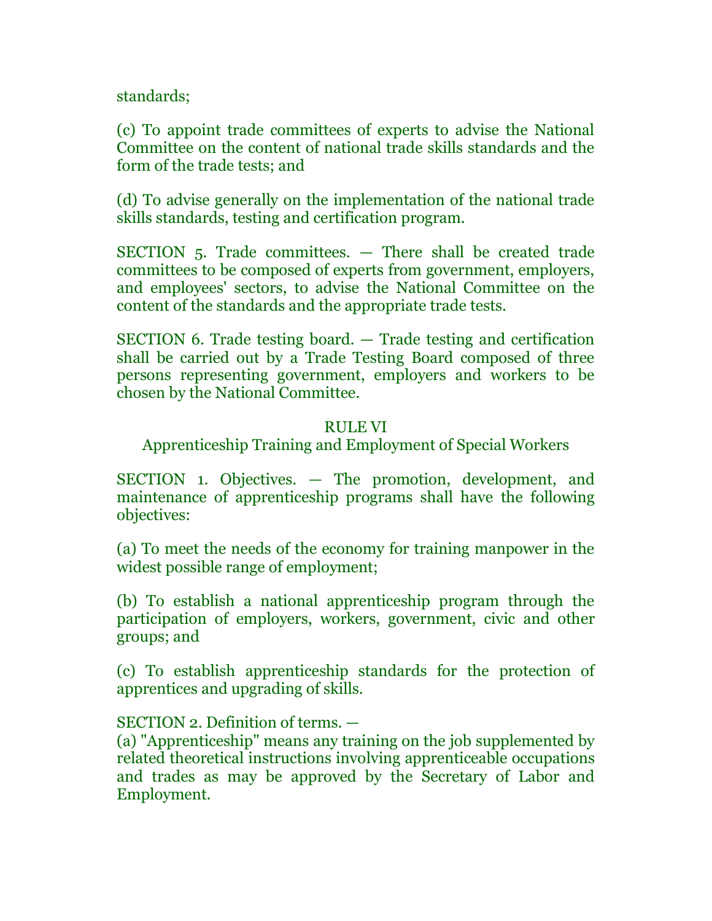standards;

(c) To appoint trade committees of experts to advise the National Committee on the content of national trade skills standards and the form of the trade tests; and

(d) To advise generally on the implementation of the national trade skills standards, testing and certification program.

SECTION 5. Trade committees. — There shall be created trade committees to be composed of experts from government, employers, and employees' sectors, to advise the National Committee on the content of the standards and the appropriate trade tests.

SECTION 6. Trade testing board. — Trade testing and certification shall be carried out by a Trade Testing Board composed of three persons representing government, employers and workers to be chosen by the National Committee.

## RULE VI
## Apprenticeship Training and Employment of Special Workers

SECTION 1. Objectives. — The promotion, development, and maintenance of apprenticeship programs shall have the following objectives:

(a) To meet the needs of the economy for training manpower in the widest possible range of employment;

(b) To establish a national apprenticeship program through the participation of employers, workers, government, civic and other groups; and

(c) To establish apprenticeship standards for the protection of apprentices and upgrading of skills.

SECTION 2. Definition of terms. —
(a) "Apprenticeship" means any training on the job supplemented by related theoretical instructions involving apprenticeable occupations and trades as may be approved by the Secretary of Labor and Employment.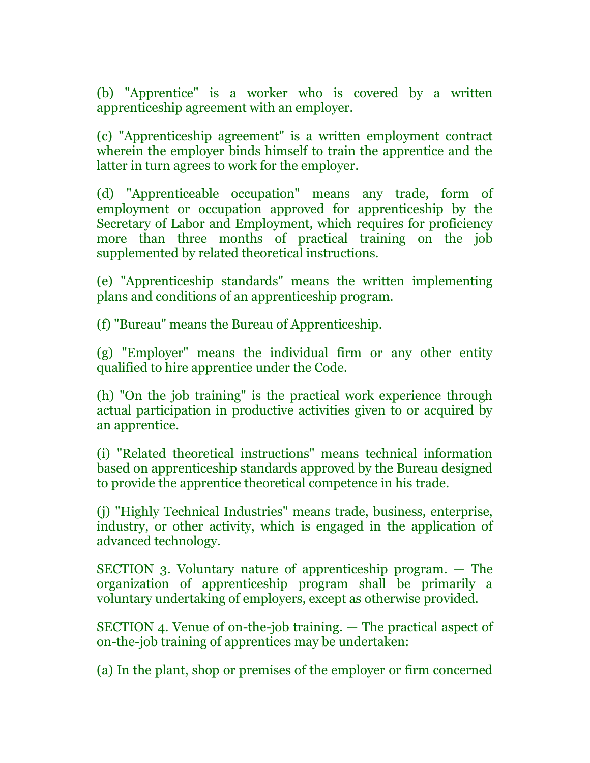(b) "Apprentice" is a worker who is covered by a written apprenticeship agreement with an employer.

(c) "Apprenticeship agreement" is a written employment contract wherein the employer binds himself to train the apprentice and the latter in turn agrees to work for the employer.

(d) "Apprenticeable occupation" means any trade, form of employment or occupation approved for apprenticeship by the Secretary of Labor and Employment, which requires for proficiency more than three months of practical training on the job supplemented by related theoretical instructions.

(e) "Apprenticeship standards" means the written implementing plans and conditions of an apprenticeship program.

(f) "Bureau" means the Bureau of Apprenticeship.

(g) "Employer" means the individual firm or any other entity qualified to hire apprentice under the Code.

(h) "On the job training" is the practical work experience through actual participation in productive activities given to or acquired by an apprentice.

(i) "Related theoretical instructions" means technical information based on apprenticeship standards approved by the Bureau designed to provide the apprentice theoretical competence in his trade.

(j) "Highly Technical Industries" means trade, business, enterprise, industry, or other activity, which is engaged in the application of advanced technology.

SECTION 3. Voluntary nature of apprenticeship program. — The organization of apprenticeship program shall be primarily a voluntary undertaking of employers, except as otherwise provided.

SECTION 4. Venue of on-the-job training. — The practical aspect of on-the-job training of apprentices may be undertaken:

(a) In the plant, shop or premises of the employer or firm concerned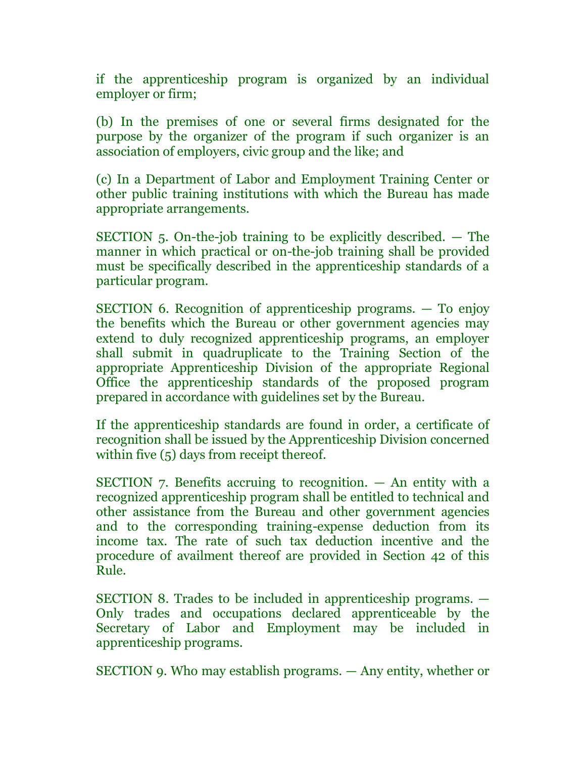if the apprenticeship program is organized by an individual employer or firm;

(b) In the premises of one or several firms designated for the purpose by the organizer of the program if such organizer is an association of employers, civic group and the like; and

(c) In a Department of Labor and Employment Training Center or other public training institutions with which the Bureau has made appropriate arrangements.

SECTION 5. On-the-job training to be explicitly described. — The manner in which practical or on-the-job training shall be provided must be specifically described in the apprenticeship standards of a particular program.

SECTION 6. Recognition of apprenticeship programs. — To enjoy the benefits which the Bureau or other government agencies may extend to duly recognized apprenticeship programs, an employer shall submit in quadruplicate to the Training Section of the appropriate Apprenticeship Division of the appropriate Regional Office the apprenticeship standards of the proposed program prepared in accordance with guidelines set by the Bureau.

If the apprenticeship standards are found in order, a certificate of recognition shall be issued by the Apprenticeship Division concerned within five (5) days from receipt thereof.

SECTION 7. Benefits accruing to recognition. — An entity with a recognized apprenticeship program shall be entitled to technical and other assistance from the Bureau and other government agencies and to the corresponding training-expense deduction from its income tax. The rate of such tax deduction incentive and the procedure of availment thereof are provided in Section 42 of this Rule.

SECTION 8. Trades to be included in apprenticeship programs. — Only trades and occupations declared apprenticeable by the Secretary of Labor and Employment may be included in apprenticeship programs.

SECTION 9. Who may establish programs. — Any entity, whether or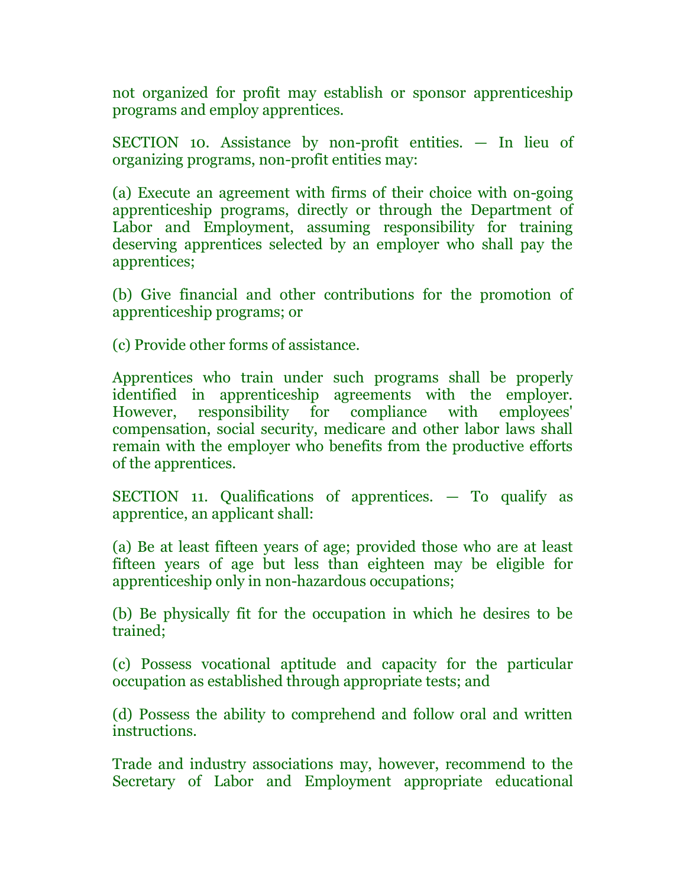not organized for profit may establish or sponsor apprenticeship programs and employ apprentices.

SECTION 10. Assistance by non-profit entities. — In lieu of organizing programs, non-profit entities may:

(a) Execute an agreement with firms of their choice with on-going apprenticeship programs, directly or through the Department of Labor and Employment, assuming responsibility for training deserving apprentices selected by an employer who shall pay the apprentices;

(b) Give financial and other contributions for the promotion of apprenticeship programs; or

(c) Provide other forms of assistance.

Apprentices who train under such programs shall be properly identified in apprenticeship agreements with the employer. However, responsibility for compliance with employees' compensation, social security, medicare and other labor laws shall remain with the employer who benefits from the productive efforts of the apprentices.

SECTION 11. Qualifications of apprentices. — To qualify as apprentice, an applicant shall:

(a) Be at least fifteen years of age; provided those who are at least fifteen years of age but less than eighteen may be eligible for apprenticeship only in non-hazardous occupations;

(b) Be physically fit for the occupation in which he desires to be trained;

(c) Possess vocational aptitude and capacity for the particular occupation as established through appropriate tests; and

(d) Possess the ability to comprehend and follow oral and written instructions.

Trade and industry associations may, however, recommend to the Secretary of Labor and Employment appropriate educational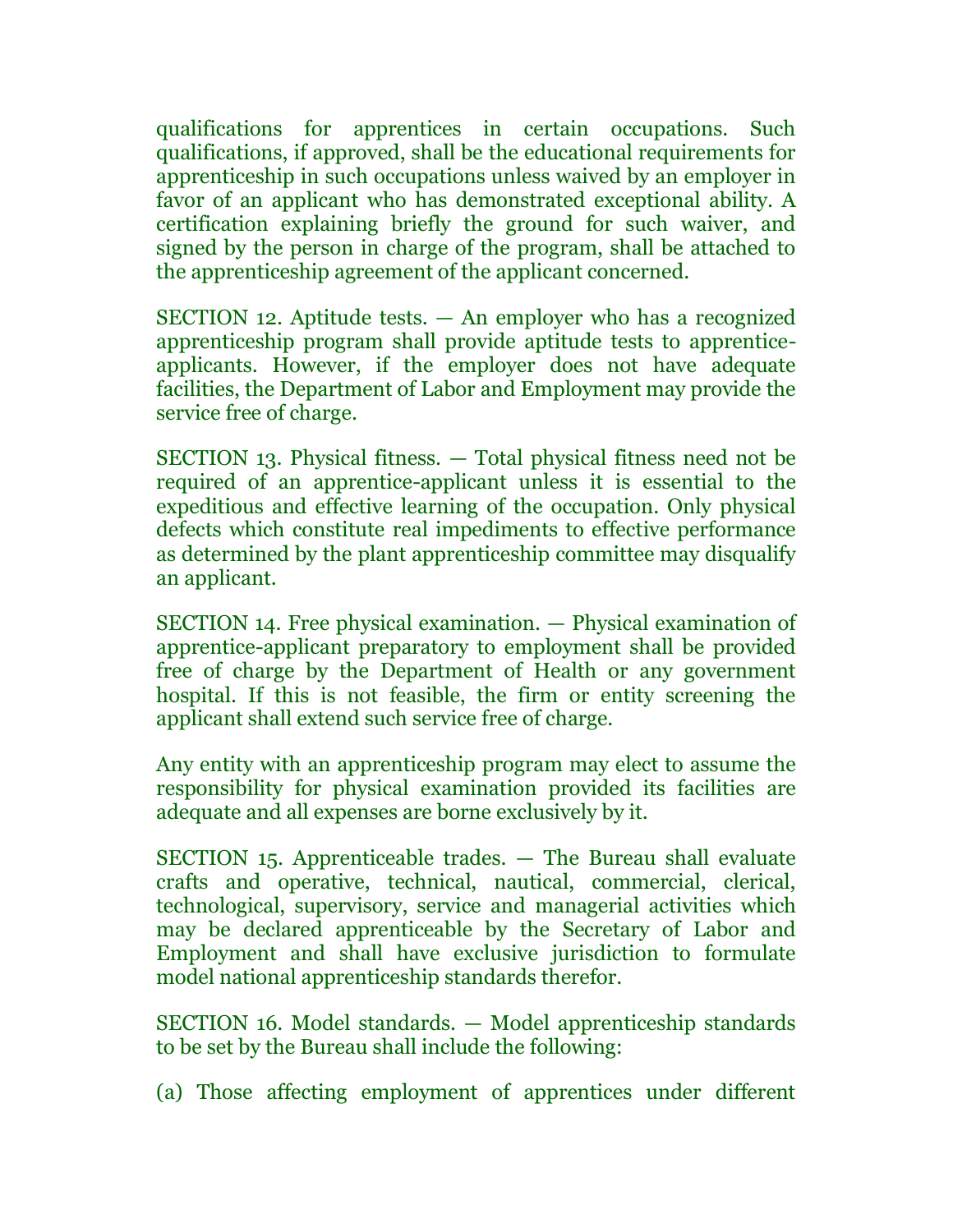qualifications for apprentices in certain occupations. Such qualifications, if approved, shall be the educational requirements for apprenticeship in such occupations unless waived by an employer in favor of an applicant who has demonstrated exceptional ability. A certification explaining briefly the ground for such waiver, and signed by the person in charge of the program, shall be attached to the apprenticeship agreement of the applicant concerned.

SECTION 12. Aptitude tests. — An employer who has a recognized apprenticeship program shall provide aptitude tests to apprentice-applicants. However, if the employer does not have adequate facilities, the Department of Labor and Employment may provide the service free of charge.

SECTION 13. Physical fitness. — Total physical fitness need not be required of an apprentice-applicant unless it is essential to the expeditious and effective learning of the occupation. Only physical defects which constitute real impediments to effective performance as determined by the plant apprenticeship committee may disqualify an applicant.

SECTION 14. Free physical examination. — Physical examination of apprentice-applicant preparatory to employment shall be provided free of charge by the Department of Health or any government hospital. If this is not feasible, the firm or entity screening the applicant shall extend such service free of charge.

Any entity with an apprenticeship program may elect to assume the responsibility for physical examination provided its facilities are adequate and all expenses are borne exclusively by it.

SECTION 15. Apprenticeable trades. — The Bureau shall evaluate crafts and operative, technical, nautical, commercial, clerical, technological, supervisory, service and managerial activities which may be declared apprenticeable by the Secretary of Labor and Employment and shall have exclusive jurisdiction to formulate model national apprenticeship standards therefor.

SECTION 16. Model standards. — Model apprenticeship standards to be set by the Bureau shall include the following:

(a) Those affecting employment of apprentices under different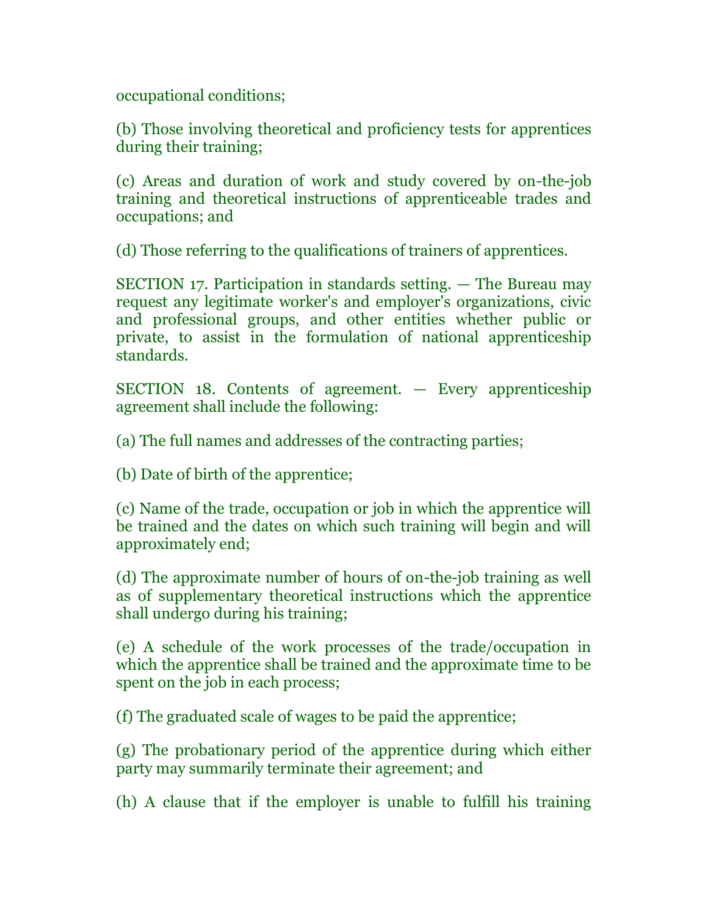occupational conditions;

(b) Those involving theoretical and proficiency tests for apprentices during their training;

(c) Areas and duration of work and study covered by on-the-job training and theoretical instructions of apprenticeable trades and occupations; and

(d) Those referring to the qualifications of trainers of apprentices.

SECTION 17. Participation in standards setting. — The Bureau may request any legitimate worker's and employer's organizations, civic and professional groups, and other entities whether public or private, to assist in the formulation of national apprenticeship standards.

SECTION 18. Contents of agreement. — Every apprenticeship agreement shall include the following:

(a) The full names and addresses of the contracting parties;

(b) Date of birth of the apprentice;

(c) Name of the trade, occupation or job in which the apprentice will be trained and the dates on which such training will begin and will approximately end;

(d) The approximate number of hours of on-the-job training as well as of supplementary theoretical instructions which the apprentice shall undergo during his training;

(e) A schedule of the work processes of the trade/occupation in which the apprentice shall be trained and the approximate time to be spent on the job in each process;

(f) The graduated scale of wages to be paid the apprentice;

(g) The probationary period of the apprentice during which either party may summarily terminate their agreement; and

(h) A clause that if the employer is unable to fulfill his training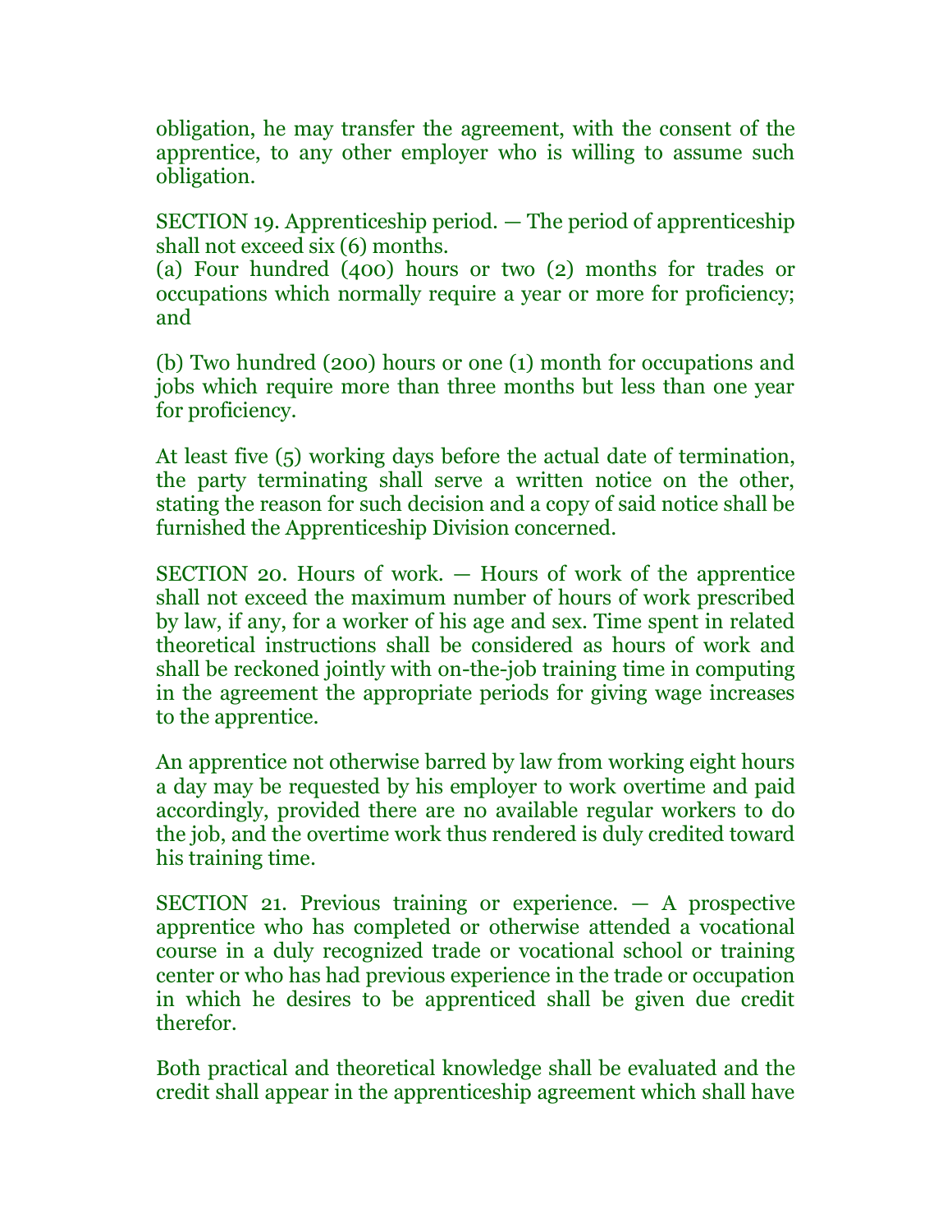obligation, he may transfer the agreement, with the consent of the apprentice, to any other employer who is willing to assume such obligation.

SECTION 19. Apprenticeship period. — The period of apprenticeship shall not exceed six (6) months.

(a) Four hundred (400) hours or two (2) months for trades or occupations which normally require a year or more for proficiency; and

(b) Two hundred (200) hours or one (1) month for occupations and jobs which require more than three months but less than one year for proficiency.

At least five (5) working days before the actual date of termination, the party terminating shall serve a written notice on the other, stating the reason for such decision and a copy of said notice shall be furnished the Apprenticeship Division concerned.

SECTION 20. Hours of work. — Hours of work of the apprentice shall not exceed the maximum number of hours of work prescribed by law, if any, for a worker of his age and sex. Time spent in related theoretical instructions shall be considered as hours of work and shall be reckoned jointly with on-the-job training time in computing in the agreement the appropriate periods for giving wage increases to the apprentice.

An apprentice not otherwise barred by law from working eight hours a day may be requested by his employer to work overtime and paid accordingly, provided there are no available regular workers to do the job, and the overtime work thus rendered is duly credited toward his training time.

SECTION 21. Previous training or experience. — A prospective apprentice who has completed or otherwise attended a vocational course in a duly recognized trade or vocational school or training center or who has had previous experience in the trade or occupation in which he desires to be apprenticed shall be given due credit therefor.

Both practical and theoretical knowledge shall be evaluated and the credit shall appear in the apprenticeship agreement which shall have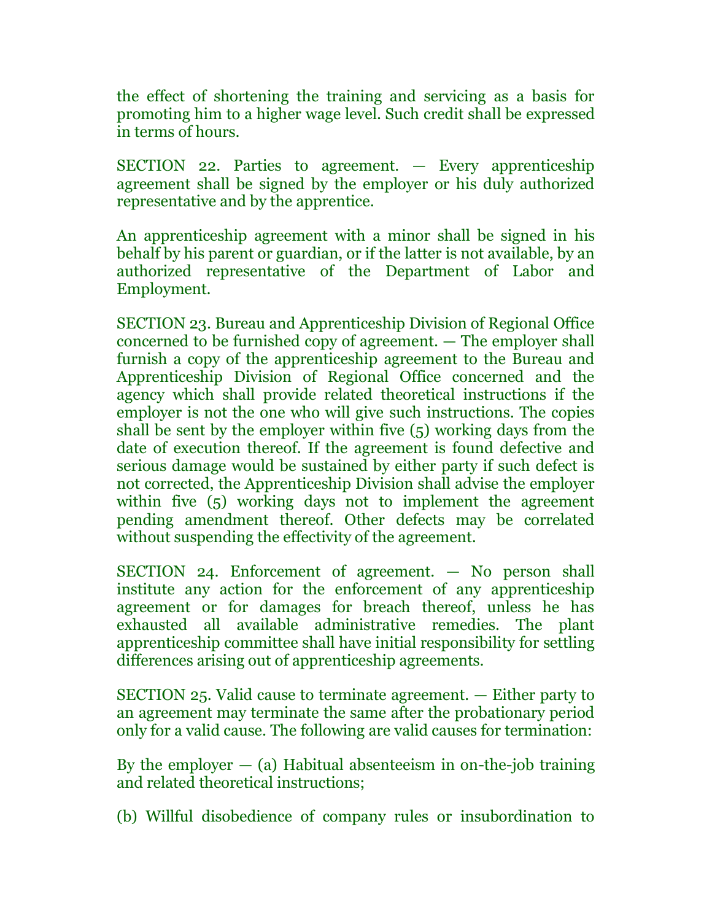the effect of shortening the training and servicing as a basis for promoting him to a higher wage level. Such credit shall be expressed in terms of hours.

SECTION 22. Parties to agreement. — Every apprenticeship agreement shall be signed by the employer or his duly authorized representative and by the apprentice.

An apprenticeship agreement with a minor shall be signed in his behalf by his parent or guardian, or if the latter is not available, by an authorized representative of the Department of Labor and Employment.

SECTION 23. Bureau and Apprenticeship Division of Regional Office concerned to be furnished copy of agreement. — The employer shall furnish a copy of the apprenticeship agreement to the Bureau and Apprenticeship Division of Regional Office concerned and the agency which shall provide related theoretical instructions if the employer is not the one who will give such instructions. The copies shall be sent by the employer within five (5) working days from the date of execution thereof. If the agreement is found defective and serious damage would be sustained by either party if such defect is not corrected, the Apprenticeship Division shall advise the employer within five (5) working days not to implement the agreement pending amendment thereof. Other defects may be correlated without suspending the effectivity of the agreement.

SECTION 24. Enforcement of agreement. — No person shall institute any action for the enforcement of any apprenticeship agreement or for damages for breach thereof, unless he has exhausted all available administrative remedies. The plant apprenticeship committee shall have initial responsibility for settling differences arising out of apprenticeship agreements.

SECTION 25. Valid cause to terminate agreement. — Either party to an agreement may terminate the same after the probationary period only for a valid cause. The following are valid causes for termination:

By the employer — (a) Habitual absenteeism in on-the-job training and related theoretical instructions;

(b) Willful disobedience of company rules or insubordination to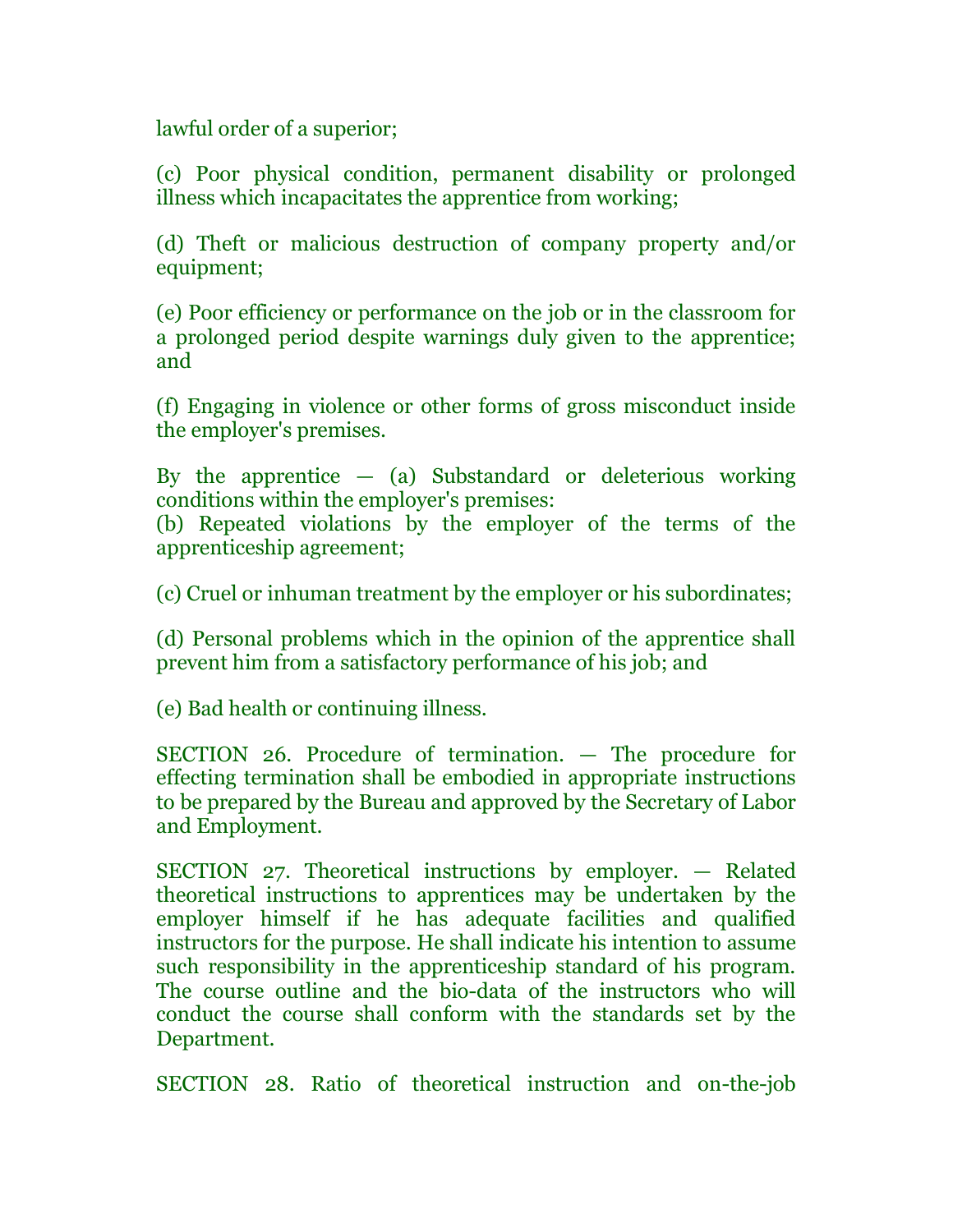lawful order of a superior;

(c) Poor physical condition, permanent disability or prolonged illness which incapacitates the apprentice from working;

(d) Theft or malicious destruction of company property and/or equipment;

(e) Poor efficiency or performance on the job or in the classroom for a prolonged period despite warnings duly given to the apprentice; and

(f) Engaging in violence or other forms of gross misconduct inside the employer's premises.

By the apprentice — (a) Substandard or deleterious working conditions within the employer's premises:
(b) Repeated violations by the employer of the terms of the apprenticeship agreement;

(c) Cruel or inhuman treatment by the employer or his subordinates;

(d) Personal problems which in the opinion of the apprentice shall prevent him from a satisfactory performance of his job; and

(e) Bad health or continuing illness.

SECTION 26. Procedure of termination. — The procedure for effecting termination shall be embodied in appropriate instructions to be prepared by the Bureau and approved by the Secretary of Labor and Employment.

SECTION 27. Theoretical instructions by employer. — Related theoretical instructions to apprentices may be undertaken by the employer himself if he has adequate facilities and qualified instructors for the purpose. He shall indicate his intention to assume such responsibility in the apprenticeship standard of his program. The course outline and the bio-data of the instructors who will conduct the course shall conform with the standards set by the Department.

SECTION 28. Ratio of theoretical instruction and on-the-job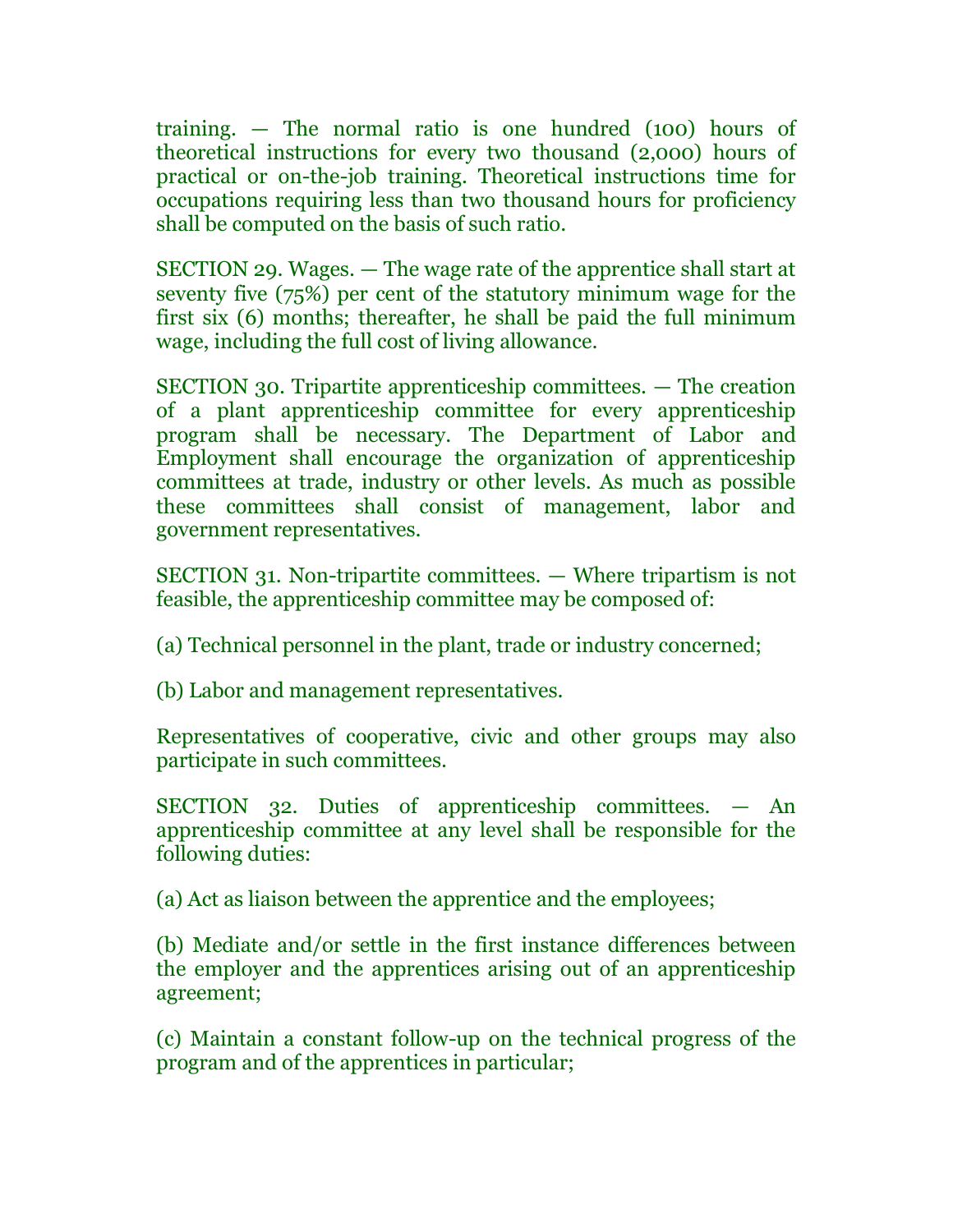training. — The normal ratio is one hundred (100) hours of theoretical instructions for every two thousand (2,000) hours of practical or on-the-job training. Theoretical instructions time for occupations requiring less than two thousand hours for proficiency shall be computed on the basis of such ratio.

SECTION 29. Wages. — The wage rate of the apprentice shall start at seventy five (75%) per cent of the statutory minimum wage for the first six (6) months; thereafter, he shall be paid the full minimum wage, including the full cost of living allowance.

SECTION 30. Tripartite apprenticeship committees. — The creation of a plant apprenticeship committee for every apprenticeship program shall be necessary. The Department of Labor and Employment shall encourage the organization of apprenticeship committees at trade, industry or other levels. As much as possible these committees shall consist of management, labor and government representatives.

SECTION 31. Non-tripartite committees. — Where tripartism is not feasible, the apprenticeship committee may be composed of:

(a) Technical personnel in the plant, trade or industry concerned;

(b) Labor and management representatives.

Representatives of cooperative, civic and other groups may also participate in such committees.

SECTION 32. Duties of apprenticeship committees. — An apprenticeship committee at any level shall be responsible for the following duties:

(a) Act as liaison between the apprentice and the employees;

(b) Mediate and/or settle in the first instance differences between the employer and the apprentices arising out of an apprenticeship agreement;

(c) Maintain a constant follow-up on the technical progress of the program and of the apprentices in particular;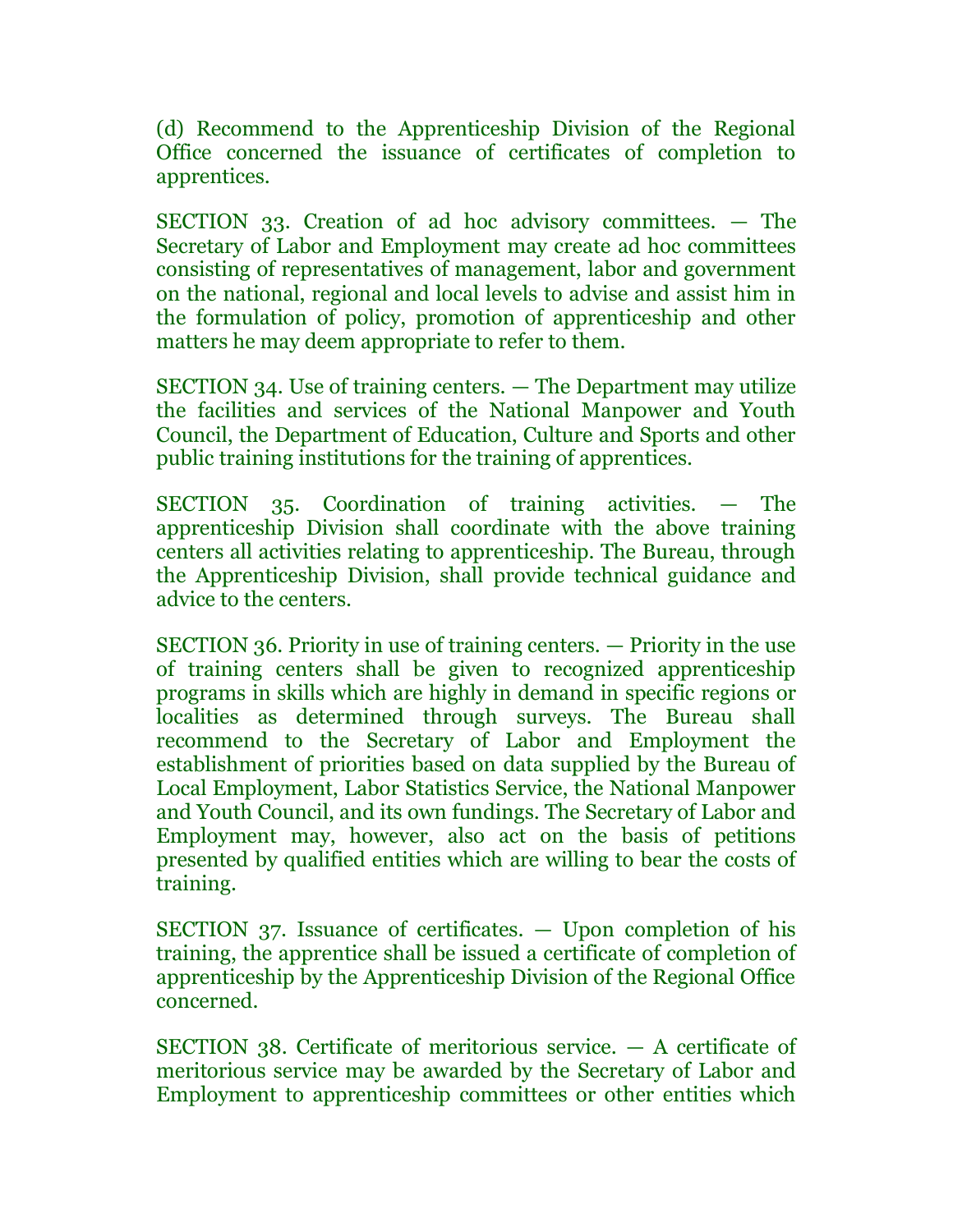(d) Recommend to the Apprenticeship Division of the Regional Office concerned the issuance of certificates of completion to apprentices.

SECTION 33. Creation of ad hoc advisory committees. — The Secretary of Labor and Employment may create ad hoc committees consisting of representatives of management, labor and government on the national, regional and local levels to advise and assist him in the formulation of policy, promotion of apprenticeship and other matters he may deem appropriate to refer to them.

SECTION 34. Use of training centers. — The Department may utilize the facilities and services of the National Manpower and Youth Council, the Department of Education, Culture and Sports and other public training institutions for the training of apprentices.

SECTION 35. Coordination of training activities. — The apprenticeship Division shall coordinate with the above training centers all activities relating to apprenticeship. The Bureau, through the Apprenticeship Division, shall provide technical guidance and advice to the centers.

SECTION 36. Priority in use of training centers. — Priority in the use of training centers shall be given to recognized apprenticeship programs in skills which are highly in demand in specific regions or localities as determined through surveys. The Bureau shall recommend to the Secretary of Labor and Employment the establishment of priorities based on data supplied by the Bureau of Local Employment, Labor Statistics Service, the National Manpower and Youth Council, and its own fundings. The Secretary of Labor and Employment may, however, also act on the basis of petitions presented by qualified entities which are willing to bear the costs of training.

SECTION 37. Issuance of certificates. — Upon completion of his training, the apprentice shall be issued a certificate of completion of apprenticeship by the Apprenticeship Division of the Regional Office concerned.

SECTION 38. Certificate of meritorious service. — A certificate of meritorious service may be awarded by the Secretary of Labor and Employment to apprenticeship committees or other entities which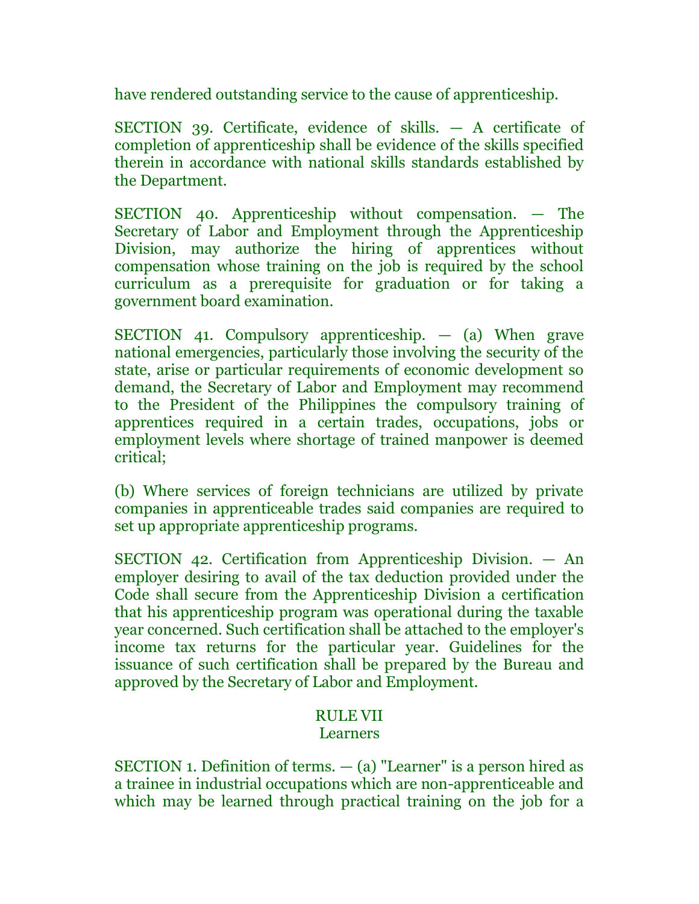have rendered outstanding service to the cause of apprenticeship.

SECTION 39. Certificate, evidence of skills. — A certificate of completion of apprenticeship shall be evidence of the skills specified therein in accordance with national skills standards established by the Department.

SECTION 40. Apprenticeship without compensation. — The Secretary of Labor and Employment through the Apprenticeship Division, may authorize the hiring of apprentices without compensation whose training on the job is required by the school curriculum as a prerequisite for graduation or for taking a government board examination.

SECTION 41. Compulsory apprenticeship. — (a) When grave national emergencies, particularly those involving the security of the state, arise or particular requirements of economic development so demand, the Secretary of Labor and Employment may recommend to the President of the Philippines the compulsory training of apprentices required in a certain trades, occupations, jobs or employment levels where shortage of trained manpower is deemed critical;

(b) Where services of foreign technicians are utilized by private companies in apprenticeable trades said companies are required to set up appropriate apprenticeship programs.

SECTION 42. Certification from Apprenticeship Division. — An employer desiring to avail of the tax deduction provided under the Code shall secure from the Apprenticeship Division a certification that his apprenticeship program was operational during the taxable year concerned. Such certification shall be attached to the employer's income tax returns for the particular year. Guidelines for the issuance of such certification shall be prepared by the Bureau and approved by the Secretary of Labor and Employment.

## RULE VII
## Learners

SECTION 1. Definition of terms. — (a) "Learner" is a person hired as a trainee in industrial occupations which are non-apprenticeable and which may be learned through practical training on the job for a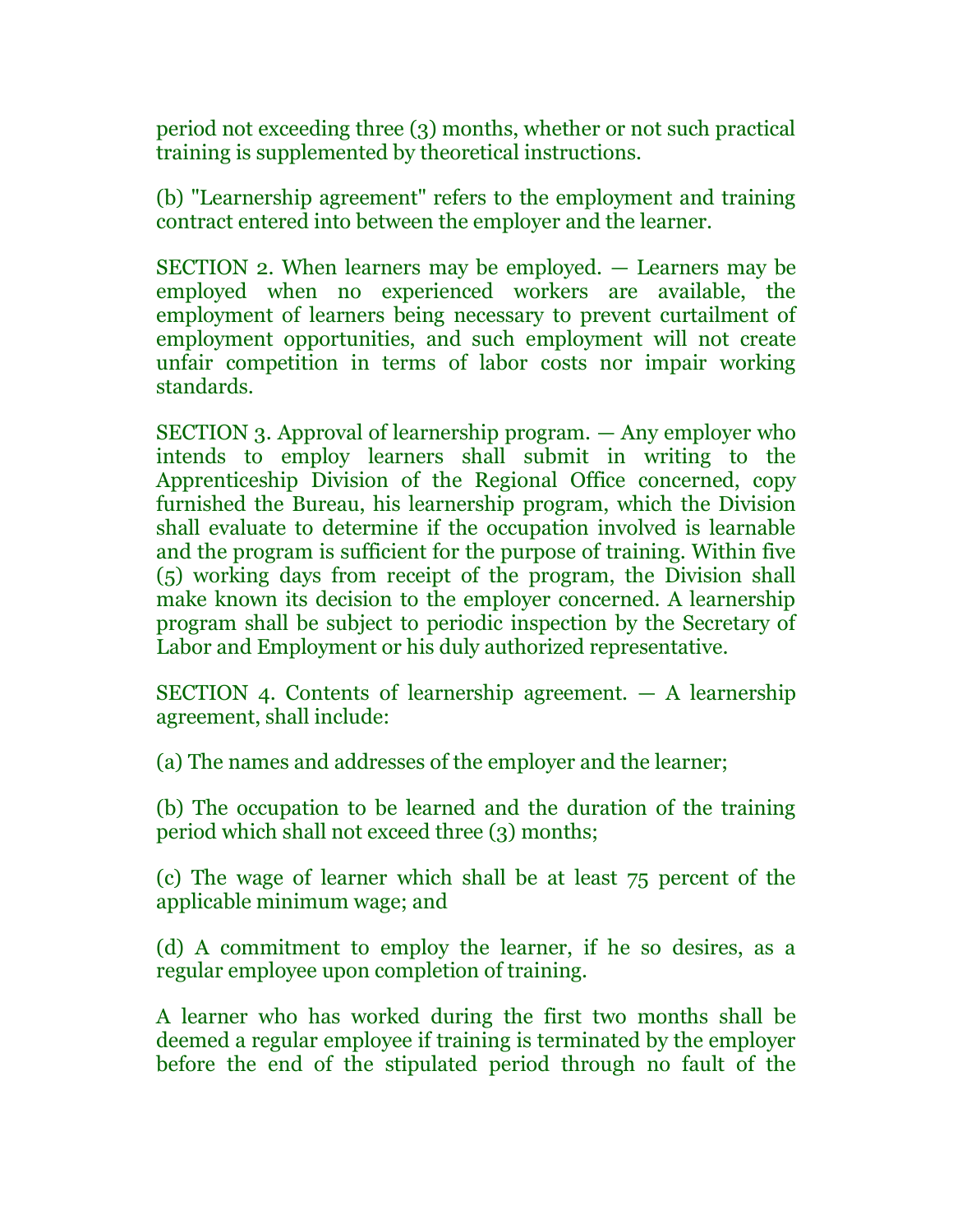period not exceeding three (3) months, whether or not such practical training is supplemented by theoretical instructions.

(b) "Learnership agreement" refers to the employment and training contract entered into between the employer and the learner.

SECTION 2. When learners may be employed. — Learners may be employed when no experienced workers are available, the employment of learners being necessary to prevent curtailment of employment opportunities, and such employment will not create unfair competition in terms of labor costs nor impair working standards.

SECTION 3. Approval of learnership program. — Any employer who intends to employ learners shall submit in writing to the Apprenticeship Division of the Regional Office concerned, copy furnished the Bureau, his learnership program, which the Division shall evaluate to determine if the occupation involved is learnable and the program is sufficient for the purpose of training. Within five (5) working days from receipt of the program, the Division shall make known its decision to the employer concerned. A learnership program shall be subject to periodic inspection by the Secretary of Labor and Employment or his duly authorized representative.

SECTION 4. Contents of learnership agreement. — A learnership agreement, shall include:

(a) The names and addresses of the employer and the learner;

(b) The occupation to be learned and the duration of the training period which shall not exceed three (3) months;

(c) The wage of learner which shall be at least 75 percent of the applicable minimum wage; and

(d) A commitment to employ the learner, if he so desires, as a regular employee upon completion of training.

A learner who has worked during the first two months shall be deemed a regular employee if training is terminated by the employer before the end of the stipulated period through no fault of the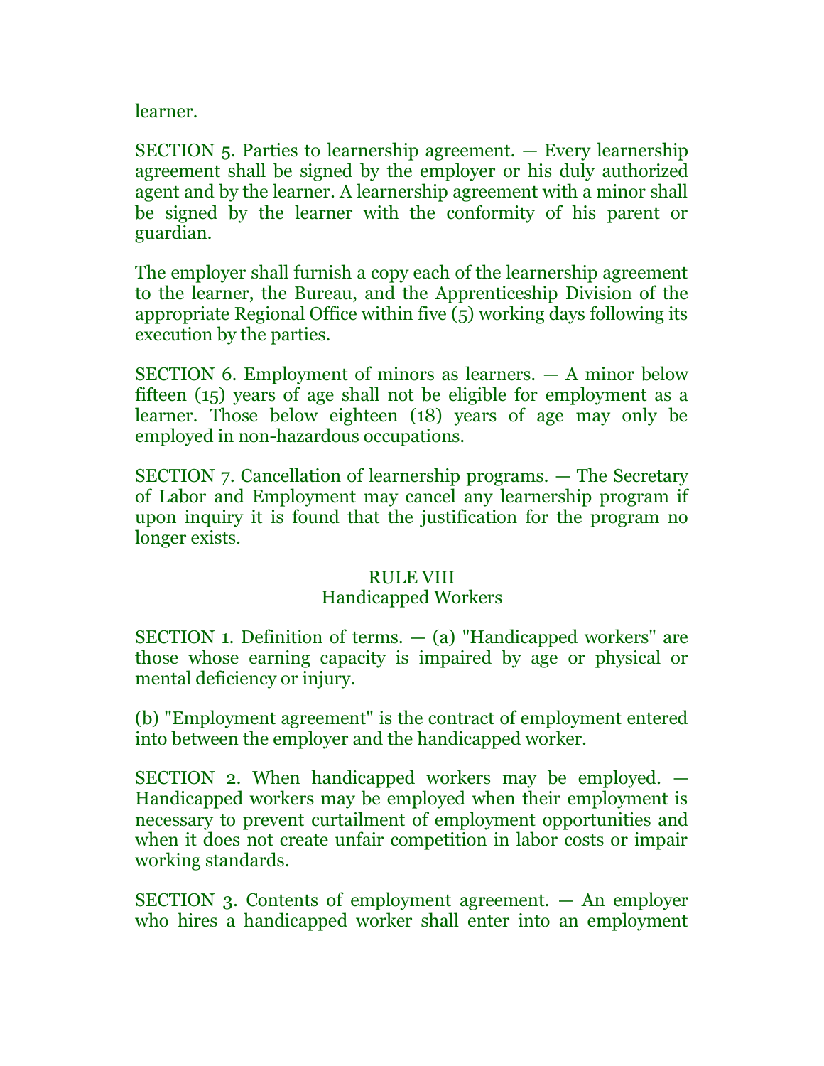learner.

SECTION 5. Parties to learnership agreement. — Every learnership agreement shall be signed by the employer or his duly authorized agent and by the learner. A learnership agreement with a minor shall be signed by the learner with the conformity of his parent or guardian.

The employer shall furnish a copy each of the learnership agreement to the learner, the Bureau, and the Apprenticeship Division of the appropriate Regional Office within five (5) working days following its execution by the parties.

SECTION 6. Employment of minors as learners. — A minor below fifteen (15) years of age shall not be eligible for employment as a learner. Those below eighteen (18) years of age may only be employed in non-hazardous occupations.

SECTION 7. Cancellation of learnership programs. — The Secretary of Labor and Employment may cancel any learnership program if upon inquiry it is found that the justification for the program no longer exists.

## RULE VIII
## Handicapped Workers

SECTION 1. Definition of terms. — (a) "Handicapped workers" are those whose earning capacity is impaired by age or physical or mental deficiency or injury.

(b) "Employment agreement" is the contract of employment entered into between the employer and the handicapped worker.

SECTION 2. When handicapped workers may be employed. — Handicapped workers may be employed when their employment is necessary to prevent curtailment of employment opportunities and when it does not create unfair competition in labor costs or impair working standards.

SECTION 3. Contents of employment agreement. — An employer who hires a handicapped worker shall enter into an employment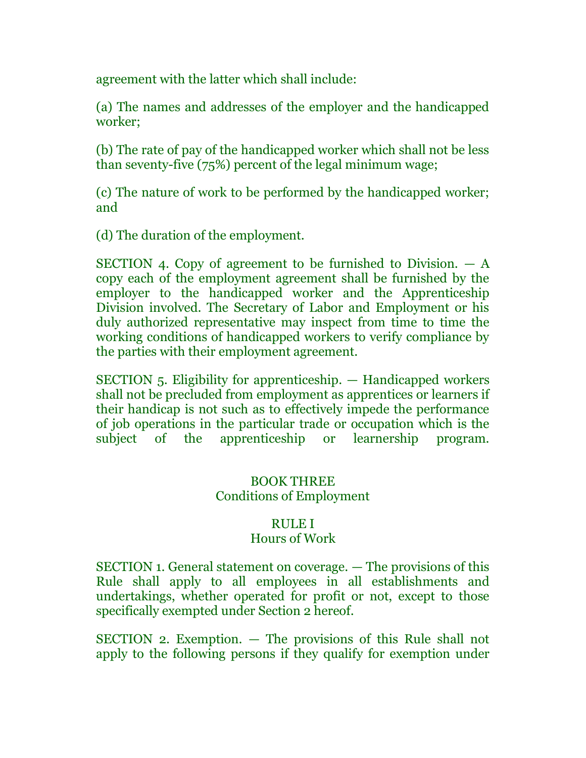agreement with the latter which shall include:

(a) The names and addresses of the employer and the handicapped worker;

(b) The rate of pay of the handicapped worker which shall not be less than seventy-five (75%) percent of the legal minimum wage;

(c) The nature of work to be performed by the handicapped worker; and

(d) The duration of the employment.

SECTION 4. Copy of agreement to be furnished to Division. — A copy each of the employment agreement shall be furnished by the employer to the handicapped worker and the Apprenticeship Division involved. The Secretary of Labor and Employment or his duly authorized representative may inspect from time to time the working conditions of handicapped workers to verify compliance by the parties with their employment agreement.

SECTION 5. Eligibility for apprenticeship. — Handicapped workers shall not be precluded from employment as apprentices or learners if their handicap is not such as to effectively impede the performance of job operations in the particular trade or occupation which is the subject of the apprenticeship or learnership program.

## BOOK THREE
## Conditions of Employment

### RULE I
### Hours of Work

SECTION 1. General statement on coverage. — The provisions of this Rule shall apply to all employees in all establishments and undertakings, whether operated for profit or not, except to those specifically exempted under Section 2 hereof.

SECTION 2. Exemption. — The provisions of this Rule shall not apply to the following persons if they qualify for exemption under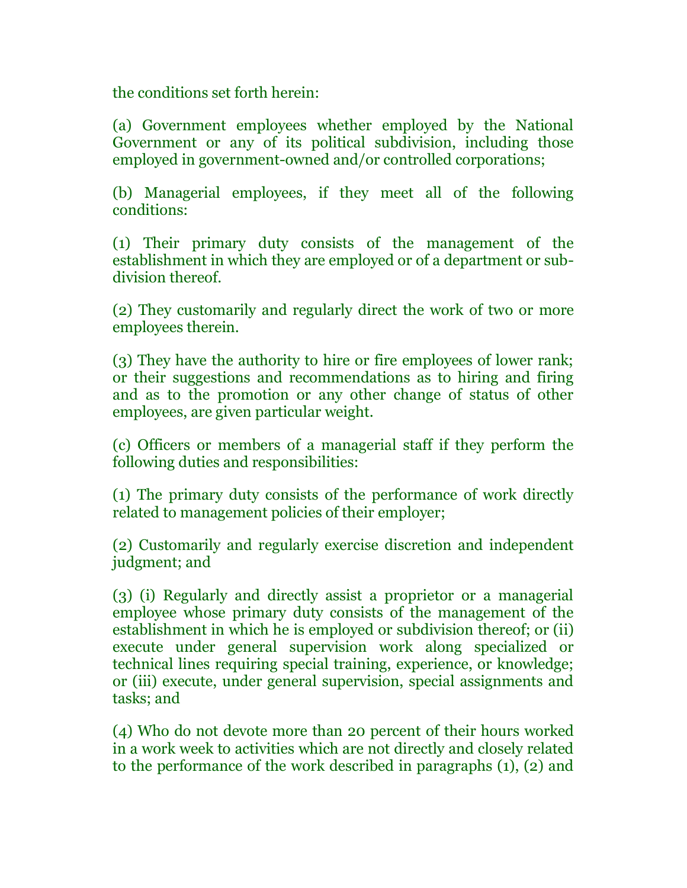the conditions set forth herein:

(a) Government employees whether employed by the National Government or any of its political subdivision, including those employed in government-owned and/or controlled corporations;

(b) Managerial employees, if they meet all of the following conditions:

(1) Their primary duty consists of the management of the establishment in which they are employed or of a department or sub-division thereof.

(2) They customarily and regularly direct the work of two or more employees therein.

(3) They have the authority to hire or fire employees of lower rank; or their suggestions and recommendations as to hiring and firing and as to the promotion or any other change of status of other employees, are given particular weight.

(c) Officers or members of a managerial staff if they perform the following duties and responsibilities:

(1) The primary duty consists of the performance of work directly related to management policies of their employer;

(2) Customarily and regularly exercise discretion and independent judgment; and

(3) (i) Regularly and directly assist a proprietor or a managerial employee whose primary duty consists of the management of the establishment in which he is employed or subdivision thereof; or (ii) execute under general supervision work along specialized or technical lines requiring special training, experience, or knowledge; or (iii) execute, under general supervision, special assignments and tasks; and

(4) Who do not devote more than 20 percent of their hours worked in a work week to activities which are not directly and closely related to the performance of the work described in paragraphs (1), (2) and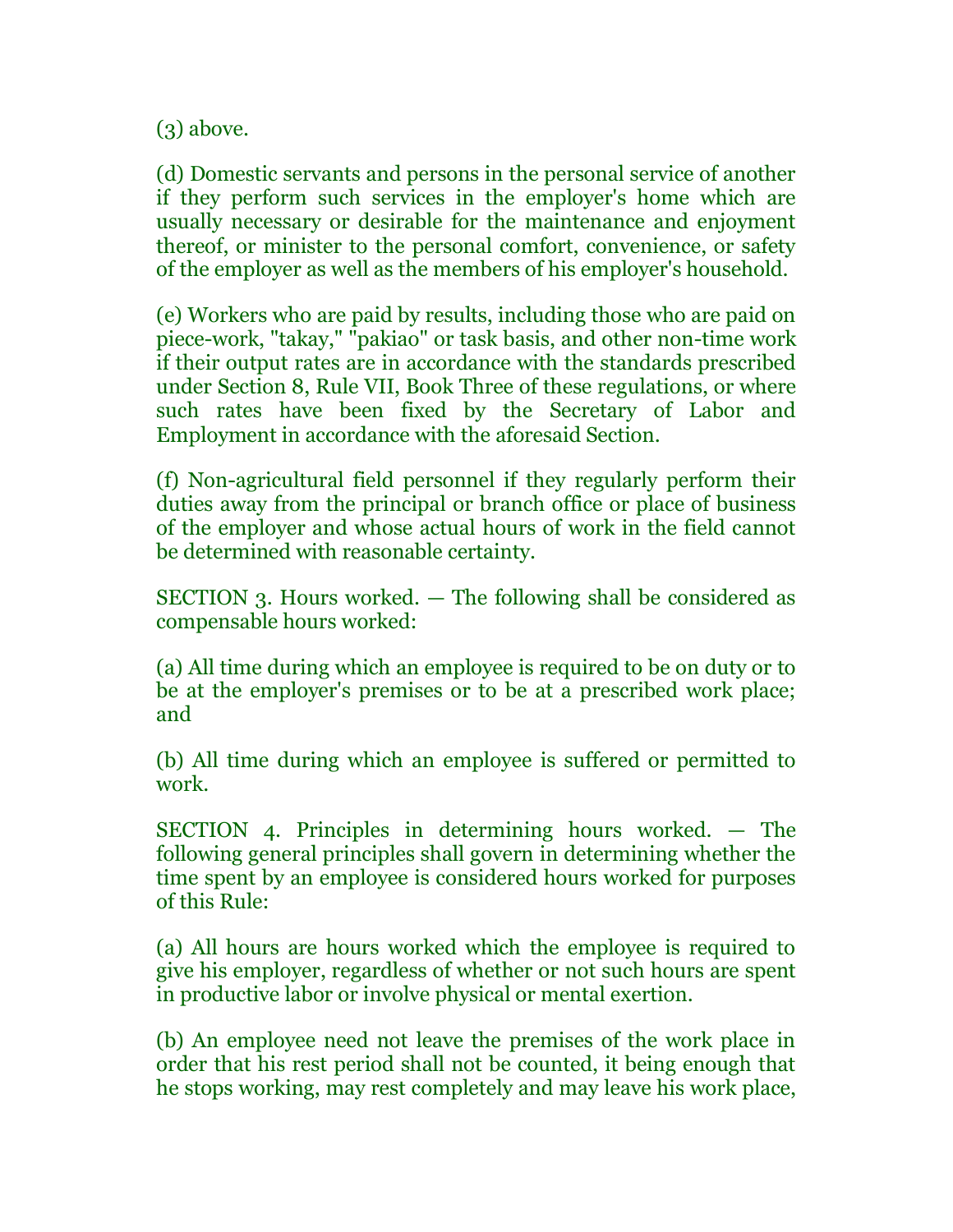(3) above.

(d) Domestic servants and persons in the personal service of another if they perform such services in the employer's home which are usually necessary or desirable for the maintenance and enjoyment thereof, or minister to the personal comfort, convenience, or safety of the employer as well as the members of his employer's household.

(e) Workers who are paid by results, including those who are paid on piece-work, "takay," "pakiao" or task basis, and other non-time work if their output rates are in accordance with the standards prescribed under Section 8, Rule VII, Book Three of these regulations, or where such rates have been fixed by the Secretary of Labor and Employment in accordance with the aforesaid Section.

(f) Non-agricultural field personnel if they regularly perform their duties away from the principal or branch office or place of business of the employer and whose actual hours of work in the field cannot be determined with reasonable certainty.

SECTION 3. Hours worked. — The following shall be considered as compensable hours worked:

(a) All time during which an employee is required to be on duty or to be at the employer's premises or to be at a prescribed work place; and

(b) All time during which an employee is suffered or permitted to work.

SECTION 4. Principles in determining hours worked. — The following general principles shall govern in determining whether the time spent by an employee is considered hours worked for purposes of this Rule:

(a) All hours are hours worked which the employee is required to give his employer, regardless of whether or not such hours are spent in productive labor or involve physical or mental exertion.

(b) An employee need not leave the premises of the work place in order that his rest period shall not be counted, it being enough that he stops working, may rest completely and may leave his work place,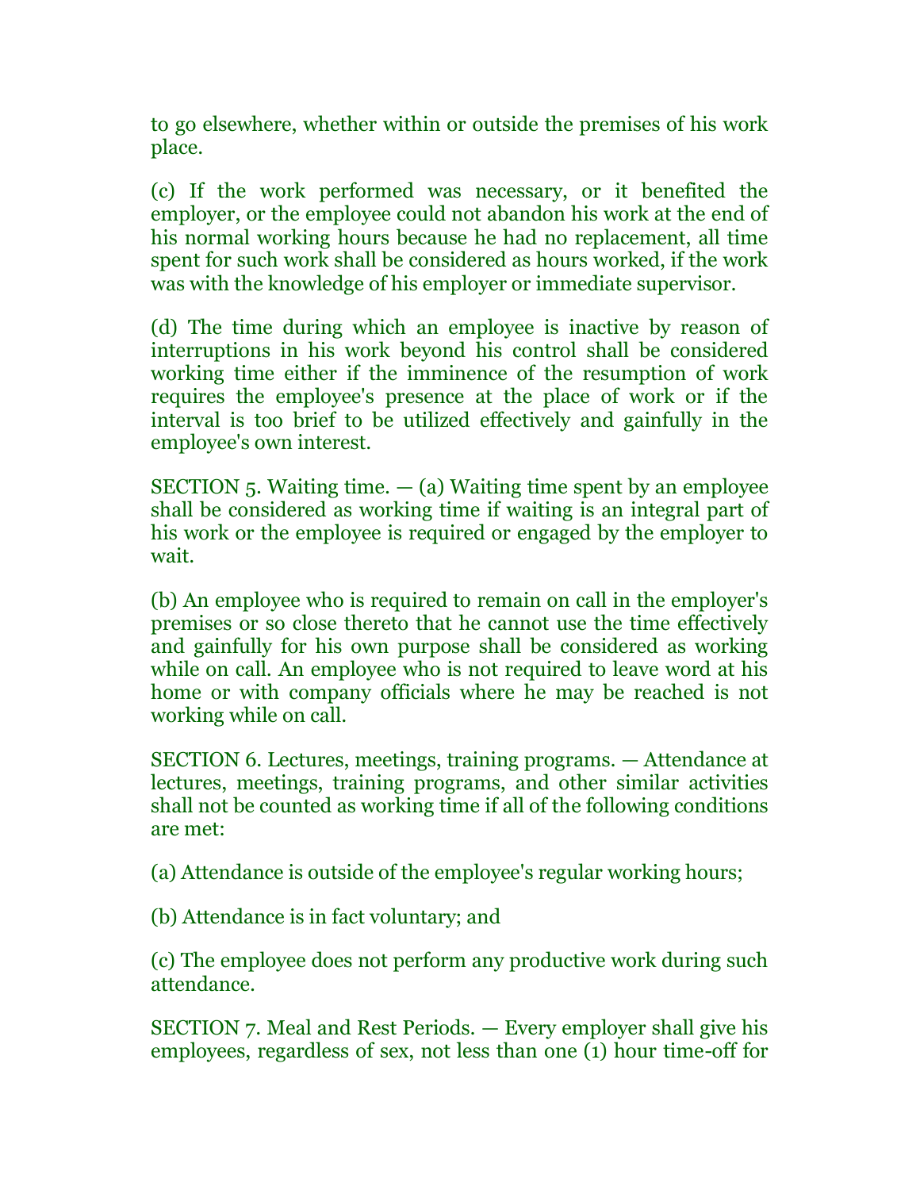to go elsewhere, whether within or outside the premises of his work place.

(c) If the work performed was necessary, or it benefited the employer, or the employee could not abandon his work at the end of his normal working hours because he had no replacement, all time spent for such work shall be considered as hours worked, if the work was with the knowledge of his employer or immediate supervisor.

(d) The time during which an employee is inactive by reason of interruptions in his work beyond his control shall be considered working time either if the imminence of the resumption of work requires the employee's presence at the place of work or if the interval is too brief to be utilized effectively and gainfully in the employee's own interest.

SECTION 5. Waiting time. — (a) Waiting time spent by an employee shall be considered as working time if waiting is an integral part of his work or the employee is required or engaged by the employer to wait.

(b) An employee who is required to remain on call in the employer's premises or so close thereto that he cannot use the time effectively and gainfully for his own purpose shall be considered as working while on call. An employee who is not required to leave word at his home or with company officials where he may be reached is not working while on call.

SECTION 6. Lectures, meetings, training programs. — Attendance at lectures, meetings, training programs, and other similar activities shall not be counted as working time if all of the following conditions are met:

(a) Attendance is outside of the employee's regular working hours;

(b) Attendance is in fact voluntary; and

(c) The employee does not perform any productive work during such attendance.

SECTION 7. Meal and Rest Periods. — Every employer shall give his employees, regardless of sex, not less than one (1) hour time-off for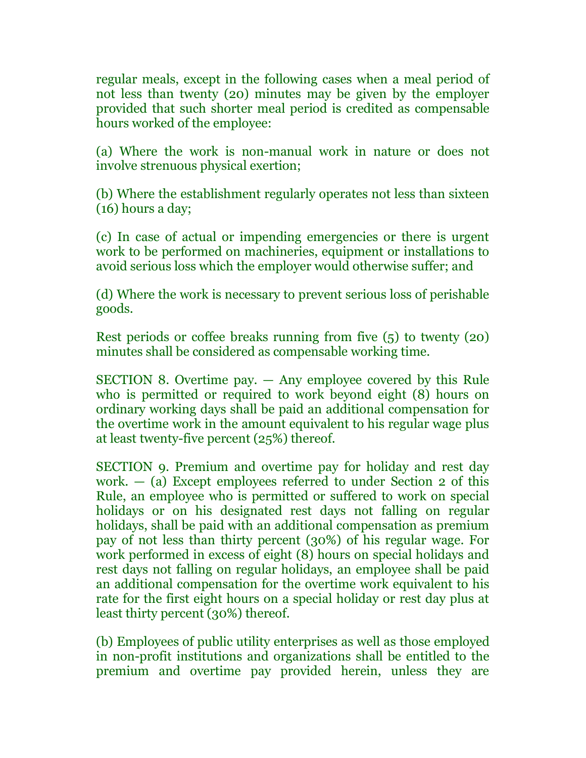regular meals, except in the following cases when a meal period of not less than twenty (20) minutes may be given by the employer provided that such shorter meal period is credited as compensable hours worked of the employee:

(a) Where the work is non-manual work in nature or does not involve strenuous physical exertion;

(b) Where the establishment regularly operates not less than sixteen (16) hours a day;

(c) In case of actual or impending emergencies or there is urgent work to be performed on machineries, equipment or installations to avoid serious loss which the employer would otherwise suffer; and

(d) Where the work is necessary to prevent serious loss of perishable goods.

Rest periods or coffee breaks running from five (5) to twenty (20) minutes shall be considered as compensable working time.

SECTION 8. Overtime pay. — Any employee covered by this Rule who is permitted or required to work beyond eight (8) hours on ordinary working days shall be paid an additional compensation for the overtime work in the amount equivalent to his regular wage plus at least twenty-five percent (25%) thereof.

SECTION 9. Premium and overtime pay for holiday and rest day work. — (a) Except employees referred to under Section 2 of this Rule, an employee who is permitted or suffered to work on special holidays or on his designated rest days not falling on regular holidays, shall be paid with an additional compensation as premium pay of not less than thirty percent (30%) of his regular wage. For work performed in excess of eight (8) hours on special holidays and rest days not falling on regular holidays, an employee shall be paid an additional compensation for the overtime work equivalent to his rate for the first eight hours on a special holiday or rest day plus at least thirty percent (30%) thereof.

(b) Employees of public utility enterprises as well as those employed in non-profit institutions and organizations shall be entitled to the premium and overtime pay provided herein, unless they are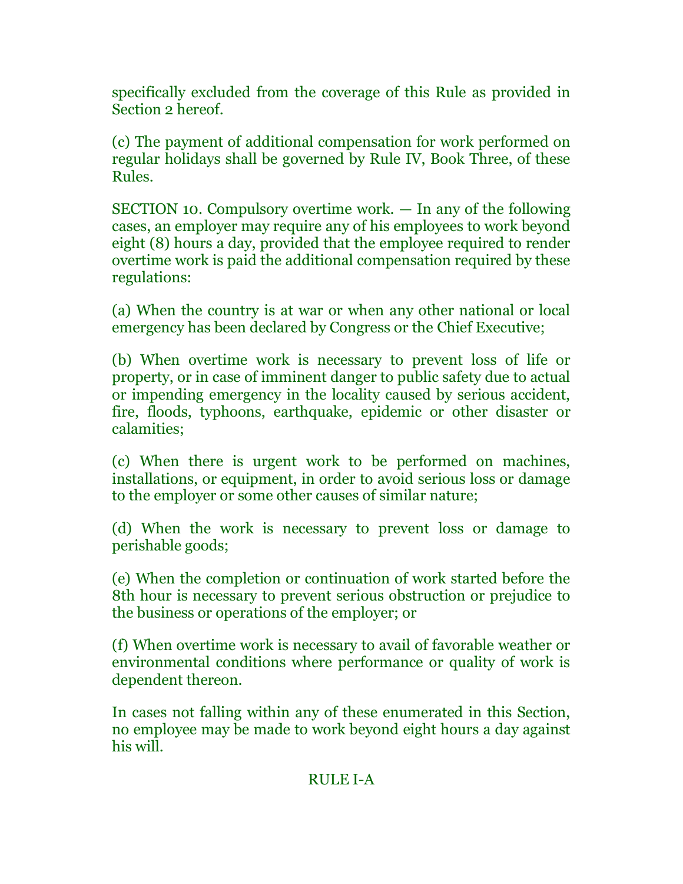specifically excluded from the coverage of this Rule as provided in Section 2 hereof.

(c) The payment of additional compensation for work performed on regular holidays shall be governed by Rule IV, Book Three, of these Rules.

SECTION 10. Compulsory overtime work. — In any of the following cases, an employer may require any of his employees to work beyond eight (8) hours a day, provided that the employee required to render overtime work is paid the additional compensation required by these regulations:

(a) When the country is at war or when any other national or local emergency has been declared by Congress or the Chief Executive;

(b) When overtime work is necessary to prevent loss of life or property, or in case of imminent danger to public safety due to actual or impending emergency in the locality caused by serious accident, fire, floods, typhoons, earthquake, epidemic or other disaster or calamities;

(c) When there is urgent work to be performed on machines, installations, or equipment, in order to avoid serious loss or damage to the employer or some other causes of similar nature;

(d) When the work is necessary to prevent loss or damage to perishable goods;

(e) When the completion or continuation of work started before the 8th hour is necessary to prevent serious obstruction or prejudice to the business or operations of the employer; or

(f) When overtime work is necessary to avail of favorable weather or environmental conditions where performance or quality of work is dependent thereon.

In cases not falling within any of these enumerated in this Section, no employee may be made to work beyond eight hours a day against his will.

## RULE I-A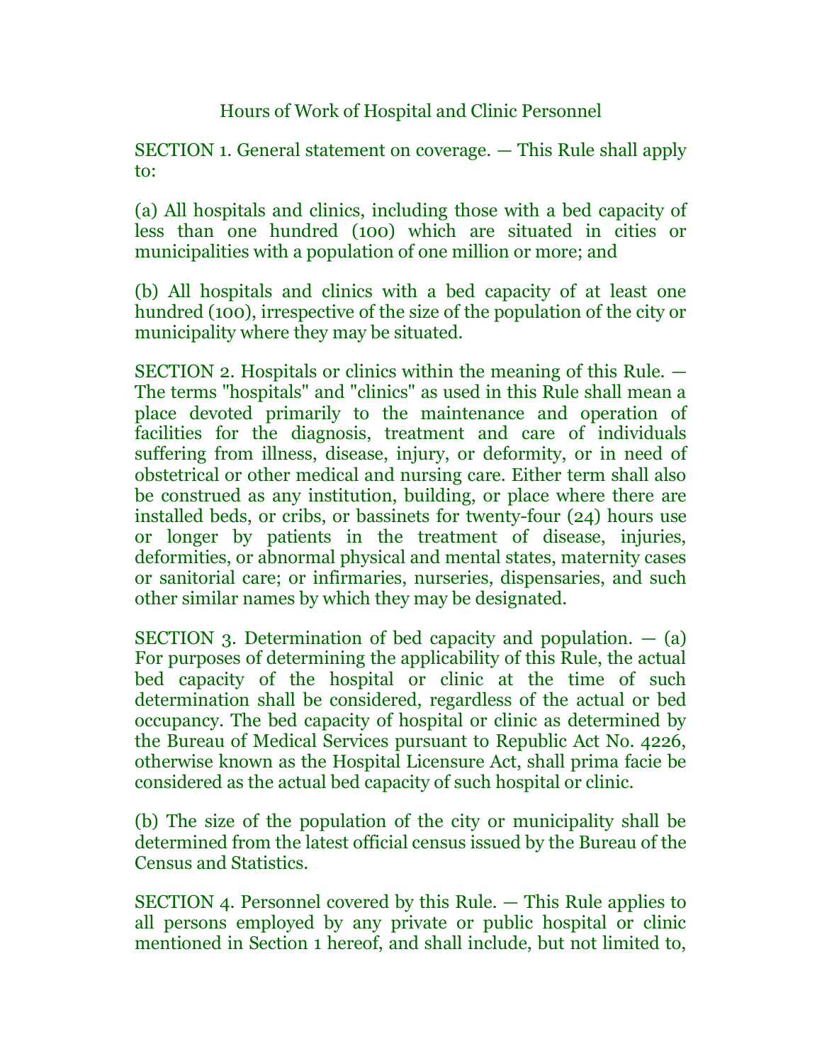## Hours of Work of Hospital and Clinic Personnel

SECTION 1. General statement on coverage. — This Rule shall apply to:

(a) All hospitals and clinics, including those with a bed capacity of less than one hundred (100) which are situated in cities or municipalities with a population of one million or more; and

(b) All hospitals and clinics with a bed capacity of at least one hundred (100), irrespective of the size of the population of the city or municipality where they may be situated.

SECTION 2. Hospitals or clinics within the meaning of this Rule. — The terms "hospitals" and "clinics" as used in this Rule shall mean a place devoted primarily to the maintenance and operation of facilities for the diagnosis, treatment and care of individuals suffering from illness, disease, injury, or deformity, or in need of obstetrical or other medical and nursing care. Either term shall also be construed as any institution, building, or place where there are installed beds, or cribs, or bassinets for twenty-four (24) hours use or longer by patients in the treatment of disease, injuries, deformities, or abnormal physical and mental states, maternity cases or sanitorial care; or infirmaries, nurseries, dispensaries, and such other similar names by which they may be designated.

SECTION 3. Determination of bed capacity and population. — (a) For purposes of determining the applicability of this Rule, the actual bed capacity of the hospital or clinic at the time of such determination shall be considered, regardless of the actual or bed occupancy. The bed capacity of hospital or clinic as determined by the Bureau of Medical Services pursuant to Republic Act No. 4226, otherwise known as the Hospital Licensure Act, shall prima facie be considered as the actual bed capacity of such hospital or clinic.

(b) The size of the population of the city or municipality shall be determined from the latest official census issued by the Bureau of the Census and Statistics.

SECTION 4. Personnel covered by this Rule. — This Rule applies to all persons employed by any private or public hospital or clinic mentioned in Section 1 hereof, and shall include, but not limited to,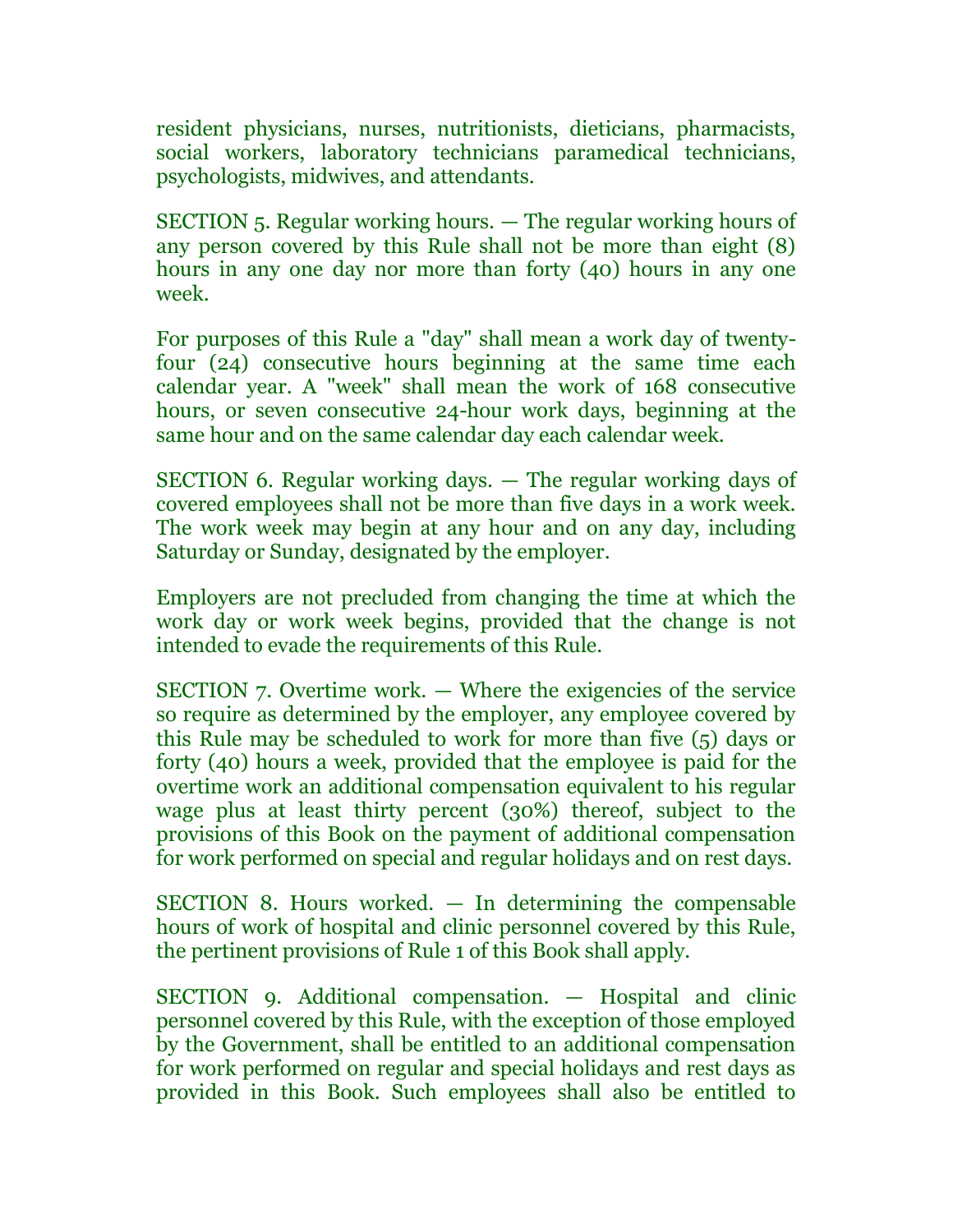resident physicians, nurses, nutritionists, dieticians, pharmacists, social workers, laboratory technicians paramedical technicians, psychologists, midwives, and attendants.

SECTION 5. Regular working hours. — The regular working hours of any person covered by this Rule shall not be more than eight (8) hours in any one day nor more than forty (40) hours in any one week.

For purposes of this Rule a "day" shall mean a work day of twenty-four (24) consecutive hours beginning at the same time each calendar year. A "week" shall mean the work of 168 consecutive hours, or seven consecutive 24-hour work days, beginning at the same hour and on the same calendar day each calendar week.

SECTION 6. Regular working days. — The regular working days of covered employees shall not be more than five days in a work week. The work week may begin at any hour and on any day, including Saturday or Sunday, designated by the employer.

Employers are not precluded from changing the time at which the work day or work week begins, provided that the change is not intended to evade the requirements of this Rule.

SECTION 7. Overtime work. — Where the exigencies of the service so require as determined by the employer, any employee covered by this Rule may be scheduled to work for more than five (5) days or forty (40) hours a week, provided that the employee is paid for the overtime work an additional compensation equivalent to his regular wage plus at least thirty percent (30%) thereof, subject to the provisions of this Book on the payment of additional compensation for work performed on special and regular holidays and on rest days.

SECTION 8. Hours worked. — In determining the compensable hours of work of hospital and clinic personnel covered by this Rule, the pertinent provisions of Rule 1 of this Book shall apply.

SECTION 9. Additional compensation. — Hospital and clinic personnel covered by this Rule, with the exception of those employed by the Government, shall be entitled to an additional compensation for work performed on regular and special holidays and rest days as provided in this Book. Such employees shall also be entitled to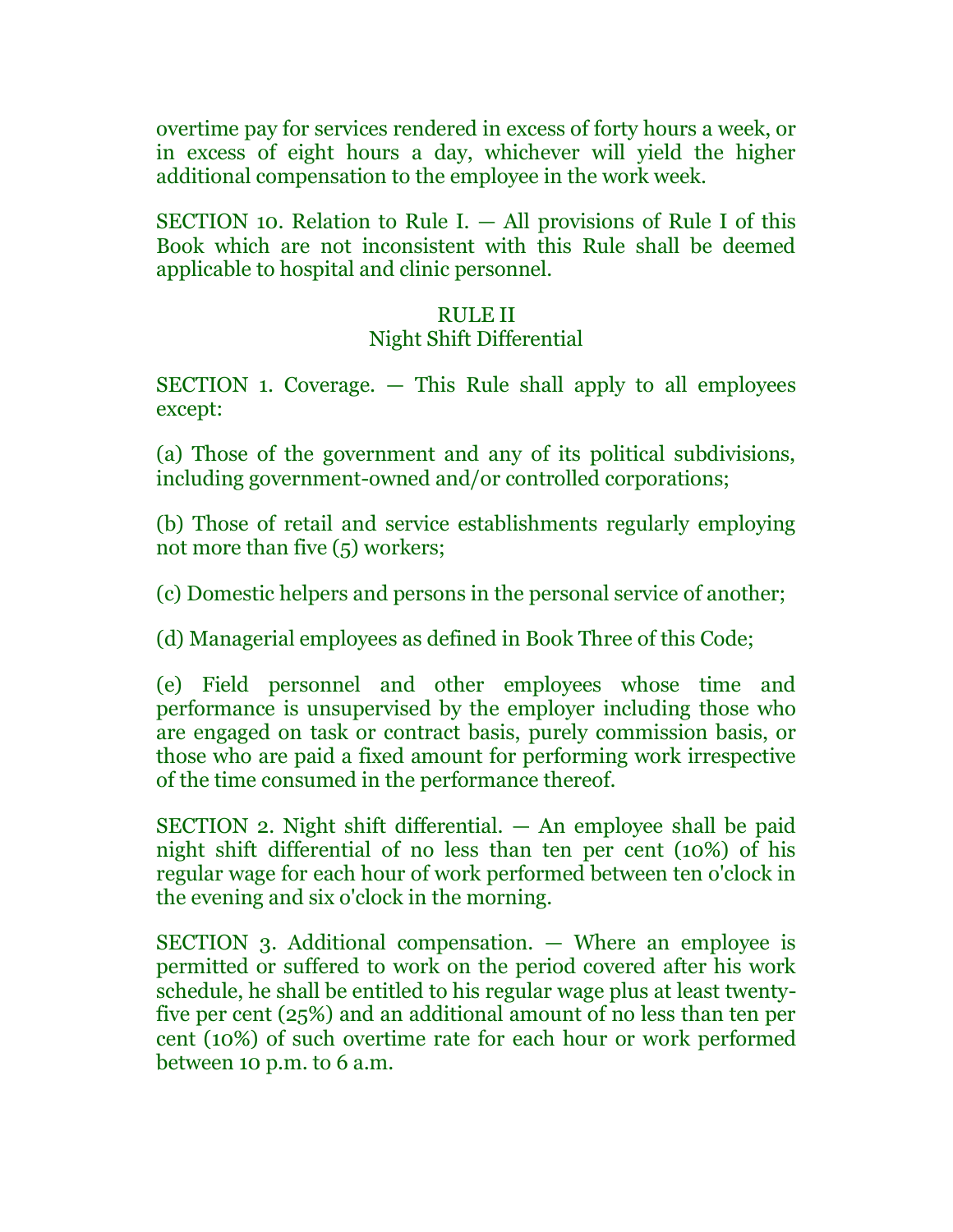overtime pay for services rendered in excess of forty hours a week, or in excess of eight hours a day, whichever will yield the higher additional compensation to the employee in the work week.

SECTION 10. Relation to Rule I. — All provisions of Rule I of this Book which are not inconsistent with this Rule shall be deemed applicable to hospital and clinic personnel.

## RULE II
## Night Shift Differential

SECTION 1. Coverage. — This Rule shall apply to all employees except:

(a) Those of the government and any of its political subdivisions, including government-owned and/or controlled corporations;

(b) Those of retail and service establishments regularly employing not more than five (5) workers;

(c) Domestic helpers and persons in the personal service of another;

(d) Managerial employees as defined in Book Three of this Code;

(e) Field personnel and other employees whose time and performance is unsupervised by the employer including those who are engaged on task or contract basis, purely commission basis, or those who are paid a fixed amount for performing work irrespective of the time consumed in the performance thereof.

SECTION 2. Night shift differential. — An employee shall be paid night shift differential of no less than ten per cent (10%) of his regular wage for each hour of work performed between ten o'clock in the evening and six o'clock in the morning.

SECTION 3. Additional compensation. — Where an employee is permitted or suffered to work on the period covered after his work schedule, he shall be entitled to his regular wage plus at least twenty-five per cent (25%) and an additional amount of no less than ten per cent (10%) of such overtime rate for each hour or work performed between 10 p.m. to 6 a.m.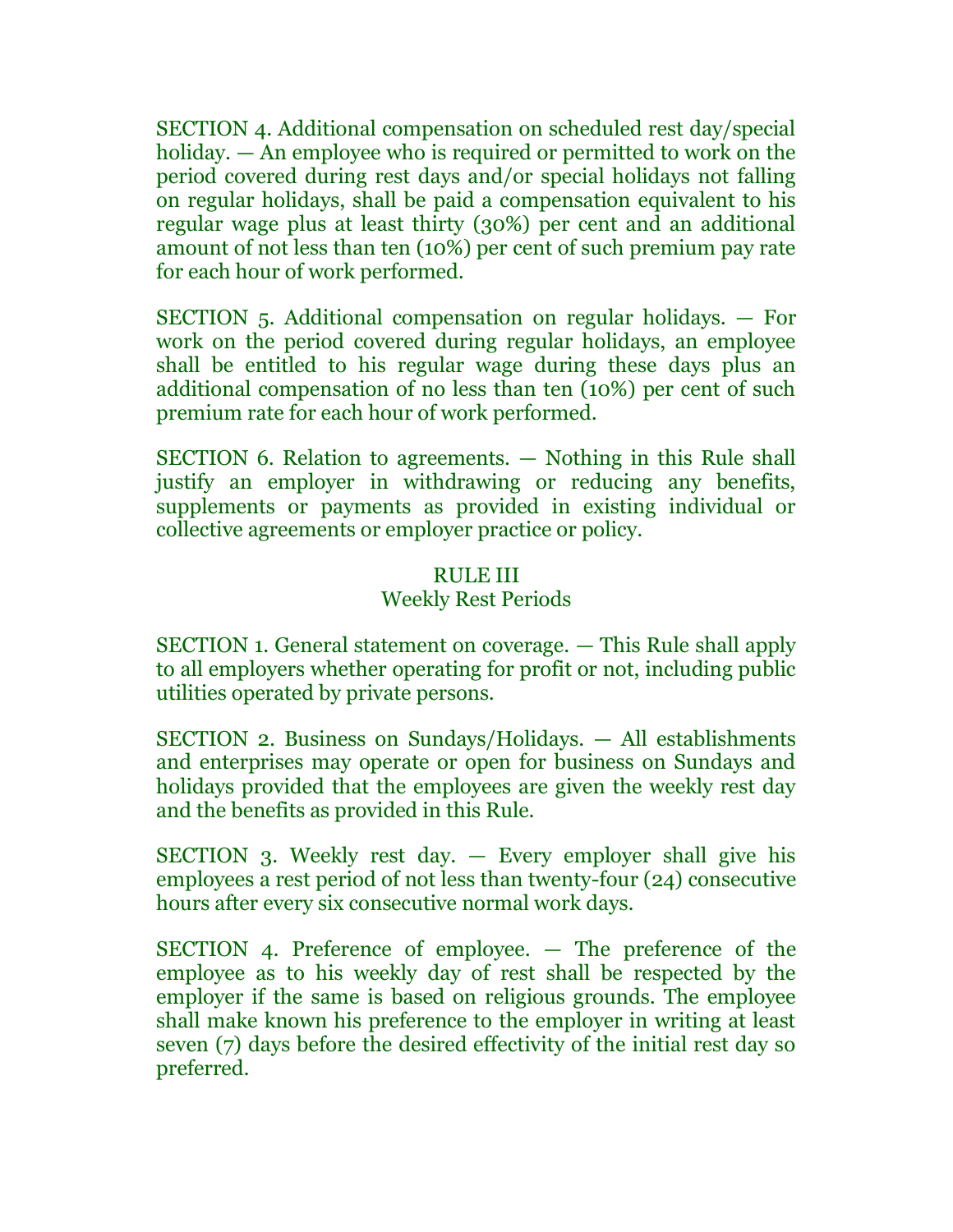SECTION 4. Additional compensation on scheduled rest day/special holiday. — An employee who is required or permitted to work on the period covered during rest days and/or special holidays not falling on regular holidays, shall be paid a compensation equivalent to his regular wage plus at least thirty (30%) per cent and an additional amount of not less than ten (10%) per cent of such premium pay rate for each hour of work performed.

SECTION 5. Additional compensation on regular holidays. — For work on the period covered during regular holidays, an employee shall be entitled to his regular wage during these days plus an additional compensation of no less than ten (10%) per cent of such premium rate for each hour of work performed.

SECTION 6. Relation to agreements. — Nothing in this Rule shall justify an employer in withdrawing or reducing any benefits, supplements or payments as provided in existing individual or collective agreements or employer practice or policy.

## RULE III
## Weekly Rest Periods

SECTION 1. General statement on coverage. — This Rule shall apply to all employers whether operating for profit or not, including public utilities operated by private persons.

SECTION 2. Business on Sundays/Holidays. — All establishments and enterprises may operate or open for business on Sundays and holidays provided that the employees are given the weekly rest day and the benefits as provided in this Rule.

SECTION 3. Weekly rest day. — Every employer shall give his employees a rest period of not less than twenty-four (24) consecutive hours after every six consecutive normal work days.

SECTION 4. Preference of employee. — The preference of the employee as to his weekly day of rest shall be respected by the employer if the same is based on religious grounds. The employee shall make known his preference to the employer in writing at least seven (7) days before the desired effectivity of the initial rest day so preferred.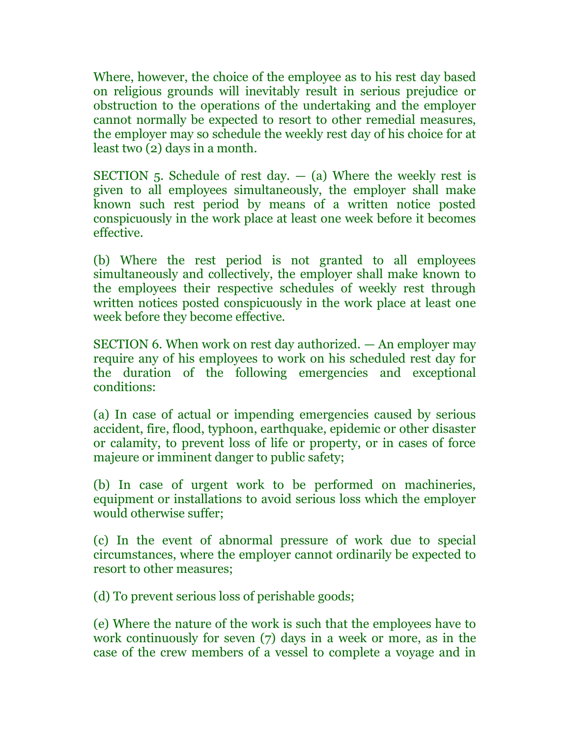Where, however, the choice of the employee as to his rest day based on religious grounds will inevitably result in serious prejudice or obstruction to the operations of the undertaking and the employer cannot normally be expected to resort to other remedial measures, the employer may so schedule the weekly rest day of his choice for at least two (2) days in a month.

SECTION 5. Schedule of rest day. — (a) Where the weekly rest is given to all employees simultaneously, the employer shall make known such rest period by means of a written notice posted conspicuously in the work place at least one week before it becomes effective.

(b) Where the rest period is not granted to all employees simultaneously and collectively, the employer shall make known to the employees their respective schedules of weekly rest through written notices posted conspicuously in the work place at least one week before they become effective.

SECTION 6. When work on rest day authorized. — An employer may require any of his employees to work on his scheduled rest day for the duration of the following emergencies and exceptional conditions:

(a) In case of actual or impending emergencies caused by serious accident, fire, flood, typhoon, earthquake, epidemic or other disaster or calamity, to prevent loss of life or property, or in cases of force majeure or imminent danger to public safety;

(b) In case of urgent work to be performed on machineries, equipment or installations to avoid serious loss which the employer would otherwise suffer;

(c) In the event of abnormal pressure of work due to special circumstances, where the employer cannot ordinarily be expected to resort to other measures;

(d) To prevent serious loss of perishable goods;

(e) Where the nature of the work is such that the employees have to work continuously for seven (7) days in a week or more, as in the case of the crew members of a vessel to complete a voyage and in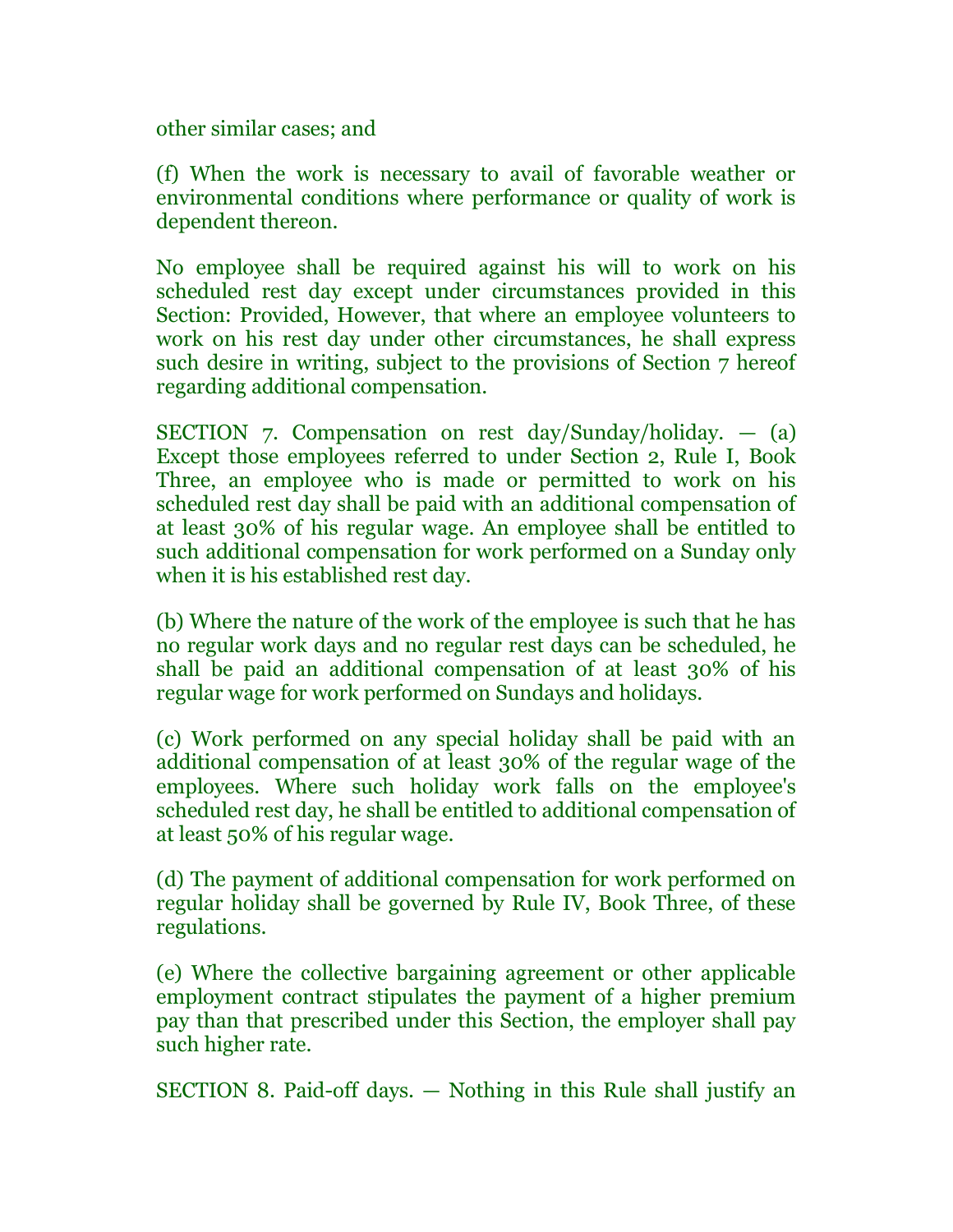other similar cases; and

(f) When the work is necessary to avail of favorable weather or environmental conditions where performance or quality of work is dependent thereon.

No employee shall be required against his will to work on his scheduled rest day except under circumstances provided in this Section: Provided, However, that where an employee volunteers to work on his rest day under other circumstances, he shall express such desire in writing, subject to the provisions of Section 7 hereof regarding additional compensation.

SECTION 7. Compensation on rest day/Sunday/holiday. — (a) Except those employees referred to under Section 2, Rule I, Book Three, an employee who is made or permitted to work on his scheduled rest day shall be paid with an additional compensation of at least 30% of his regular wage. An employee shall be entitled to such additional compensation for work performed on a Sunday only when it is his established rest day.

(b) Where the nature of the work of the employee is such that he has no regular work days and no regular rest days can be scheduled, he shall be paid an additional compensation of at least 30% of his regular wage for work performed on Sundays and holidays.

(c) Work performed on any special holiday shall be paid with an additional compensation of at least 30% of the regular wage of the employees. Where such holiday work falls on the employee's scheduled rest day, he shall be entitled to additional compensation of at least 50% of his regular wage.

(d) The payment of additional compensation for work performed on regular holiday shall be governed by Rule IV, Book Three, of these regulations.

(e) Where the collective bargaining agreement or other applicable employment contract stipulates the payment of a higher premium pay than that prescribed under this Section, the employer shall pay such higher rate.

SECTION 8. Paid-off days. — Nothing in this Rule shall justify an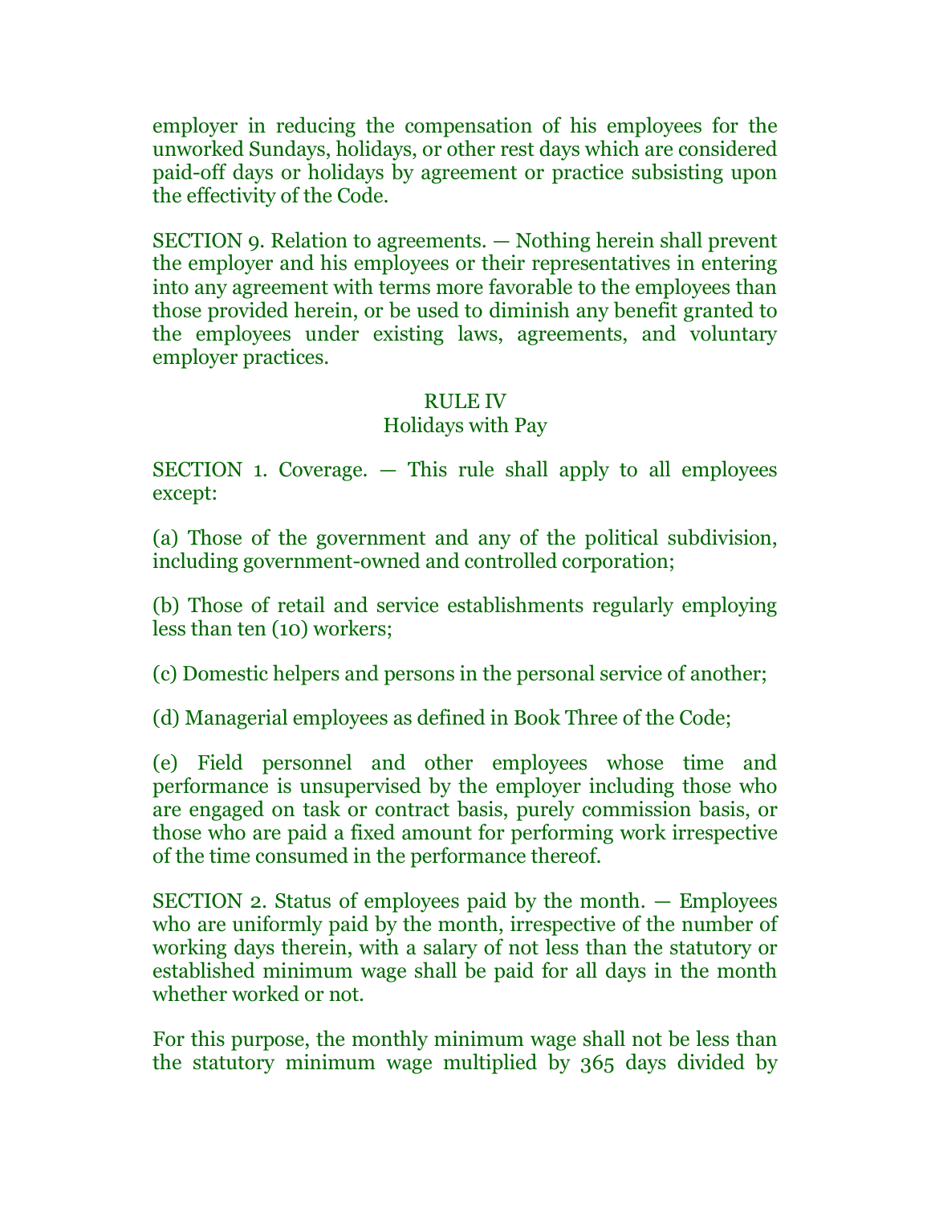employer in reducing the compensation of his employees for the unworked Sundays, holidays, or other rest days which are considered paid-off days or holidays by agreement or practice subsisting upon the effectivity of the Code.

SECTION 9. Relation to agreements. — Nothing herein shall prevent the employer and his employees or their representatives in entering into any agreement with terms more favorable to the employees than those provided herein, or be used to diminish any benefit granted to the employees under existing laws, agreements, and voluntary employer practices.

## RULE IV
### Holidays with Pay

SECTION 1. Coverage. — This rule shall apply to all employees except:

(a) Those of the government and any of the political subdivision, including government-owned and controlled corporation;

(b) Those of retail and service establishments regularly employing less than ten (10) workers;

(c) Domestic helpers and persons in the personal service of another;

(d) Managerial employees as defined in Book Three of the Code;

(e) Field personnel and other employees whose time and performance is unsupervised by the employer including those who are engaged on task or contract basis, purely commission basis, or those who are paid a fixed amount for performing work irrespective of the time consumed in the performance thereof.

SECTION 2. Status of employees paid by the month. — Employees who are uniformly paid by the month, irrespective of the number of working days therein, with a salary of not less than the statutory or established minimum wage shall be paid for all days in the month whether worked or not.

For this purpose, the monthly minimum wage shall not be less than the statutory minimum wage multiplied by 365 days divided by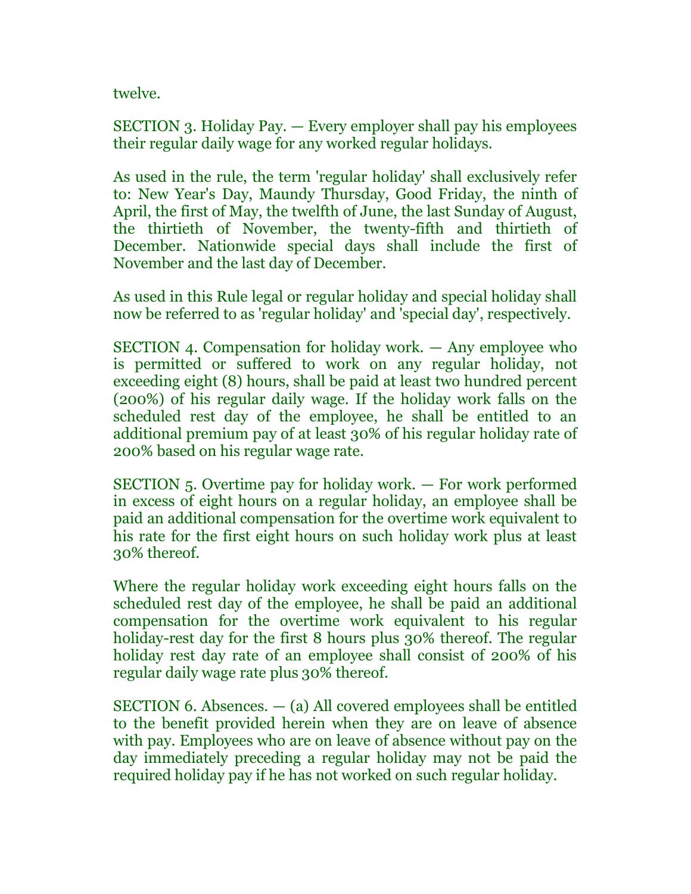twelve.

SECTION 3. Holiday Pay. — Every employer shall pay his employees their regular daily wage for any worked regular holidays.

As used in the rule, the term 'regular holiday' shall exclusively refer to: New Year's Day, Maundy Thursday, Good Friday, the ninth of April, the first of May, the twelfth of June, the last Sunday of August, the thirtieth of November, the twenty-fifth and thirtieth of December. Nationwide special days shall include the first of November and the last day of December.

As used in this Rule legal or regular holiday and special holiday shall now be referred to as 'regular holiday' and 'special day', respectively.

SECTION 4. Compensation for holiday work. — Any employee who is permitted or suffered to work on any regular holiday, not exceeding eight (8) hours, shall be paid at least two hundred percent (200%) of his regular daily wage. If the holiday work falls on the scheduled rest day of the employee, he shall be entitled to an additional premium pay of at least 30% of his regular holiday rate of 200% based on his regular wage rate.

SECTION 5. Overtime pay for holiday work. — For work performed in excess of eight hours on a regular holiday, an employee shall be paid an additional compensation for the overtime work equivalent to his rate for the first eight hours on such holiday work plus at least 30% thereof.

Where the regular holiday work exceeding eight hours falls on the scheduled rest day of the employee, he shall be paid an additional compensation for the overtime work equivalent to his regular holiday-rest day for the first 8 hours plus 30% thereof. The regular holiday rest day rate of an employee shall consist of 200% of his regular daily wage rate plus 30% thereof.

SECTION 6. Absences. — (a) All covered employees shall be entitled to the benefit provided herein when they are on leave of absence with pay. Employees who are on leave of absence without pay on the day immediately preceding a regular holiday may not be paid the required holiday pay if he has not worked on such regular holiday.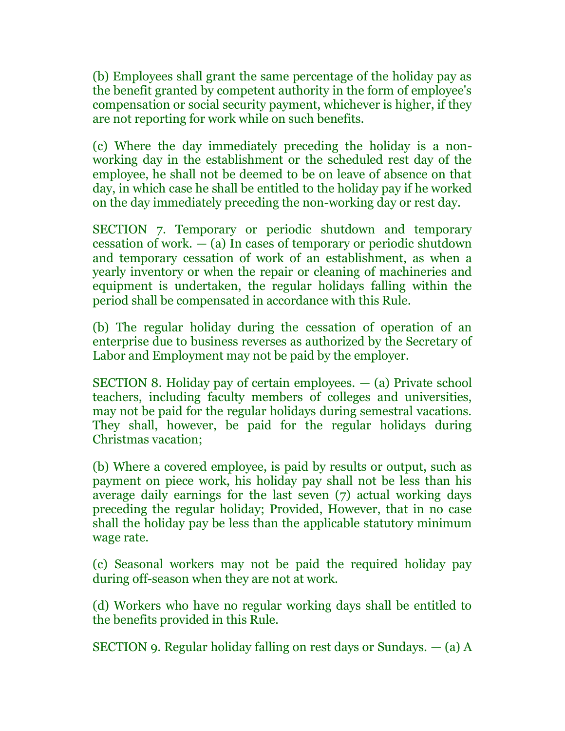(b) Employees shall grant the same percentage of the holiday pay as the benefit granted by competent authority in the form of employee's compensation or social security payment, whichever is higher, if they are not reporting for work while on such benefits.

(c) Where the day immediately preceding the holiday is a non-working day in the establishment or the scheduled rest day of the employee, he shall not be deemed to be on leave of absence on that day, in which case he shall be entitled to the holiday pay if he worked on the day immediately preceding the non-working day or rest day.

SECTION 7. Temporary or periodic shutdown and temporary cessation of work. — (a) In cases of temporary or periodic shutdown and temporary cessation of work of an establishment, as when a yearly inventory or when the repair or cleaning of machineries and equipment is undertaken, the regular holidays falling within the period shall be compensated in accordance with this Rule.

(b) The regular holiday during the cessation of operation of an enterprise due to business reverses as authorized by the Secretary of Labor and Employment may not be paid by the employer.

SECTION 8. Holiday pay of certain employees. — (a) Private school teachers, including faculty members of colleges and universities, may not be paid for the regular holidays during semestral vacations. They shall, however, be paid for the regular holidays during Christmas vacation;

(b) Where a covered employee, is paid by results or output, such as payment on piece work, his holiday pay shall not be less than his average daily earnings for the last seven (7) actual working days preceding the regular holiday; Provided, However, that in no case shall the holiday pay be less than the applicable statutory minimum wage rate.

(c) Seasonal workers may not be paid the required holiday pay during off-season when they are not at work.

(d) Workers who have no regular working days shall be entitled to the benefits provided in this Rule.

SECTION 9. Regular holiday falling on rest days or Sundays. — (a) A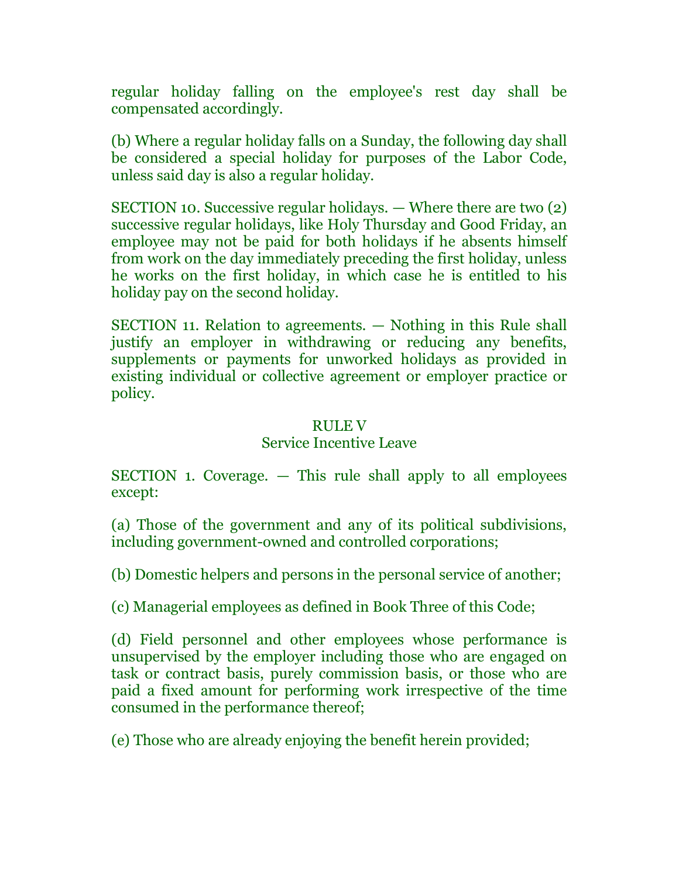regular holiday falling on the employee's rest day shall be compensated accordingly.

(b) Where a regular holiday falls on a Sunday, the following day shall be considered a special holiday for purposes of the Labor Code, unless said day is also a regular holiday.

SECTION 10. Successive regular holidays. — Where there are two (2) successive regular holidays, like Holy Thursday and Good Friday, an employee may not be paid for both holidays if he absents himself from work on the day immediately preceding the first holiday, unless he works on the first holiday, in which case he is entitled to his holiday pay on the second holiday.

SECTION 11. Relation to agreements. — Nothing in this Rule shall justify an employer in withdrawing or reducing any benefits, supplements or payments for unworked holidays as provided in existing individual or collective agreement or employer practice or policy.

## RULE V
## Service Incentive Leave

SECTION 1. Coverage. — This rule shall apply to all employees except:

(a) Those of the government and any of its political subdivisions, including government-owned and controlled corporations;

(b) Domestic helpers and persons in the personal service of another;

(c) Managerial employees as defined in Book Three of this Code;

(d) Field personnel and other employees whose performance is unsupervised by the employer including those who are engaged on task or contract basis, purely commission basis, or those who are paid a fixed amount for performing work irrespective of the time consumed in the performance thereof;

(e) Those who are already enjoying the benefit herein provided;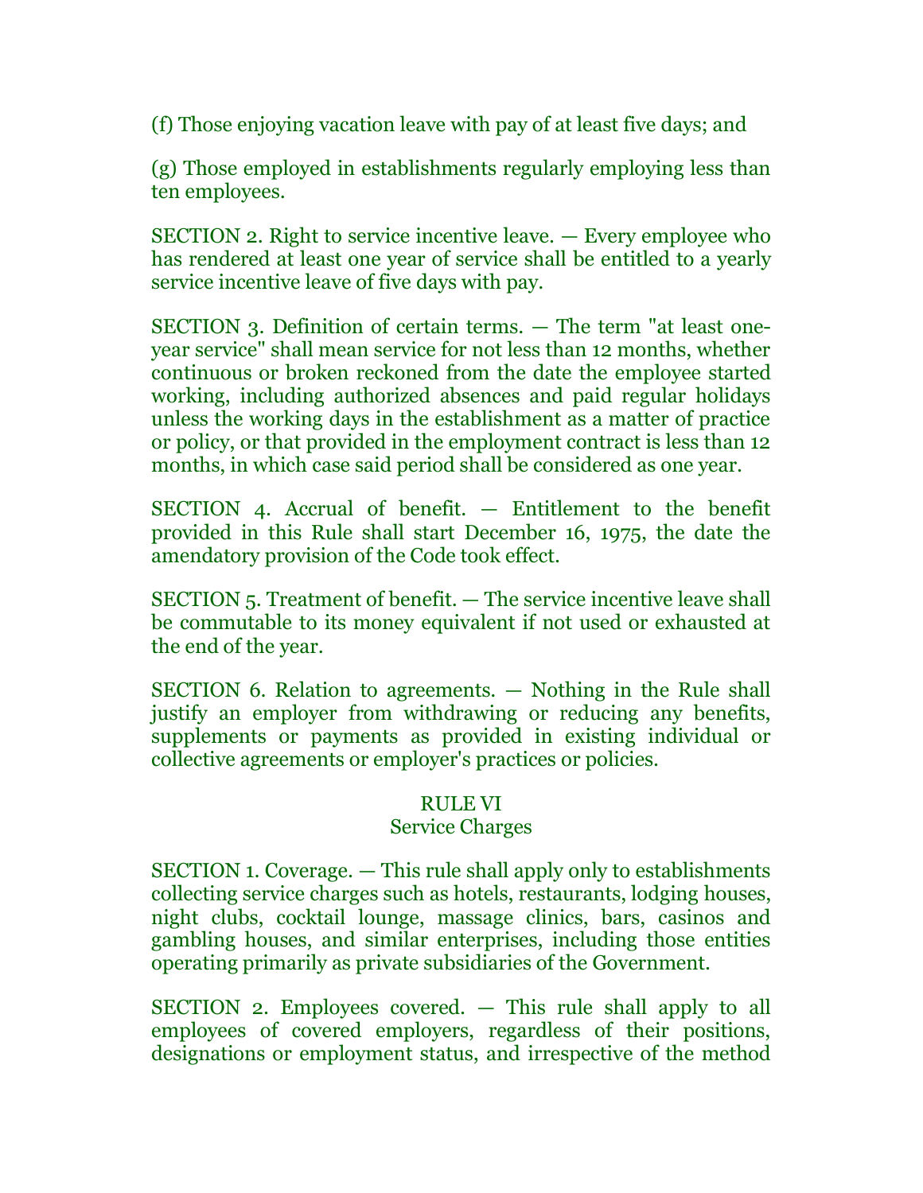(f) Those enjoying vacation leave with pay of at least five days; and

(g) Those employed in establishments regularly employing less than ten employees.

SECTION 2. Right to service incentive leave. — Every employee who has rendered at least one year of service shall be entitled to a yearly service incentive leave of five days with pay.

SECTION 3. Definition of certain terms. — The term "at least one-year service" shall mean service for not less than 12 months, whether continuous or broken reckoned from the date the employee started working, including authorized absences and paid regular holidays unless the working days in the establishment as a matter of practice or policy, or that provided in the employment contract is less than 12 months, in which case said period shall be considered as one year.

SECTION 4. Accrual of benefit. — Entitlement to the benefit provided in this Rule shall start December 16, 1975, the date the amendatory provision of the Code took effect.

SECTION 5. Treatment of benefit. — The service incentive leave shall be commutable to its money equivalent if not used or exhausted at the end of the year.

SECTION 6. Relation to agreements. — Nothing in the Rule shall justify an employer from withdrawing or reducing any benefits, supplements or payments as provided in existing individual or collective agreements or employer's practices or policies.

## RULE VI
### Service Charges

SECTION 1. Coverage. — This rule shall apply only to establishments collecting service charges such as hotels, restaurants, lodging houses, night clubs, cocktail lounge, massage clinics, bars, casinos and gambling houses, and similar enterprises, including those entities operating primarily as private subsidiaries of the Government.

SECTION 2. Employees covered. — This rule shall apply to all employees of covered employers, regardless of their positions, designations or employment status, and irrespective of the method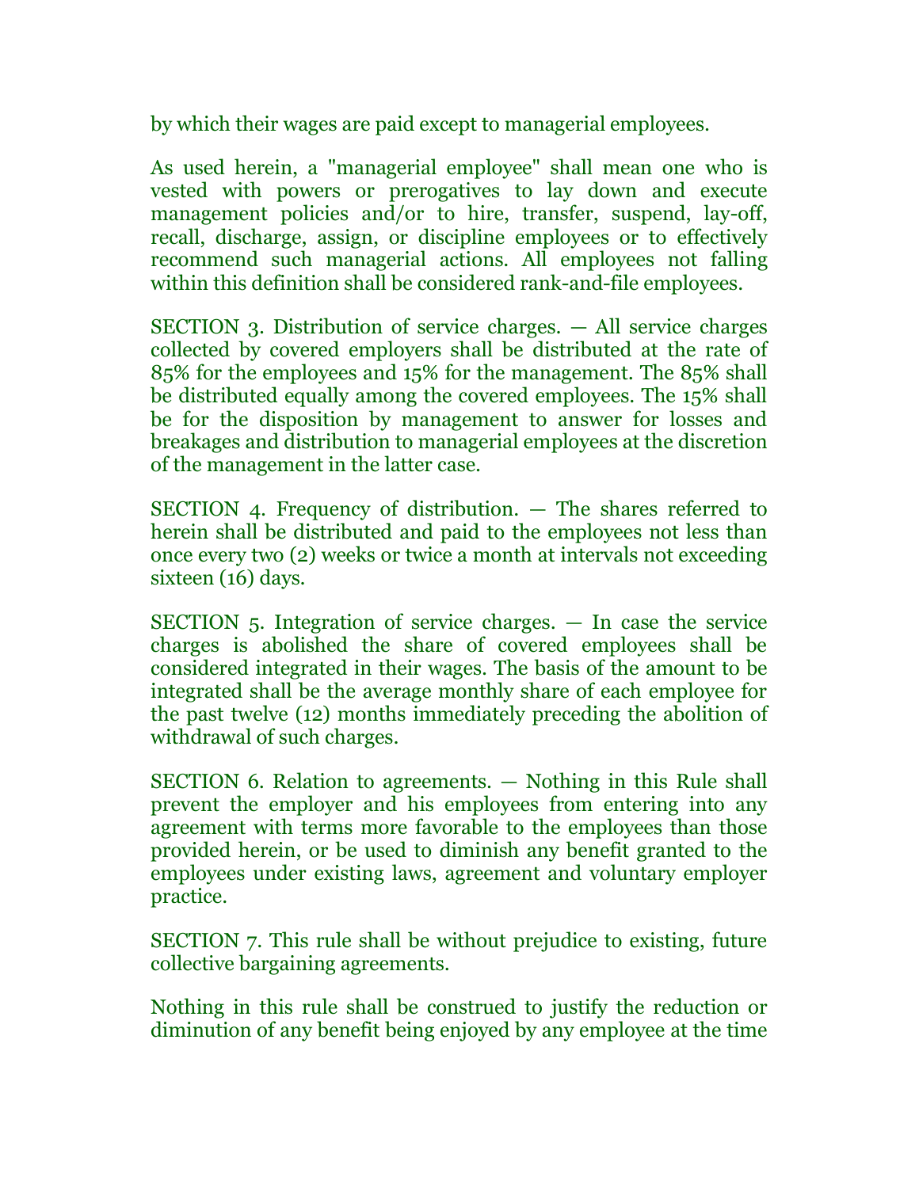by which their wages are paid except to managerial employees.

As used herein, a "managerial employee" shall mean one who is vested with powers or prerogatives to lay down and execute management policies and/or to hire, transfer, suspend, lay-off, recall, discharge, assign, or discipline employees or to effectively recommend such managerial actions. All employees not falling within this definition shall be considered rank-and-file employees.

SECTION 3. Distribution of service charges. — All service charges collected by covered employers shall be distributed at the rate of 85% for the employees and 15% for the management. The 85% shall be distributed equally among the covered employees. The 15% shall be for the disposition by management to answer for losses and breakages and distribution to managerial employees at the discretion of the management in the latter case.

SECTION 4. Frequency of distribution. — The shares referred to herein shall be distributed and paid to the employees not less than once every two (2) weeks or twice a month at intervals not exceeding sixteen (16) days.

SECTION 5. Integration of service charges. — In case the service charges is abolished the share of covered employees shall be considered integrated in their wages. The basis of the amount to be integrated shall be the average monthly share of each employee for the past twelve (12) months immediately preceding the abolition of withdrawal of such charges.

SECTION 6. Relation to agreements. — Nothing in this Rule shall prevent the employer and his employees from entering into any agreement with terms more favorable to the employees than those provided herein, or be used to diminish any benefit granted to the employees under existing laws, agreement and voluntary employer practice.

SECTION 7. This rule shall be without prejudice to existing, future collective bargaining agreements.

Nothing in this rule shall be construed to justify the reduction or diminution of any benefit being enjoyed by any employee at the time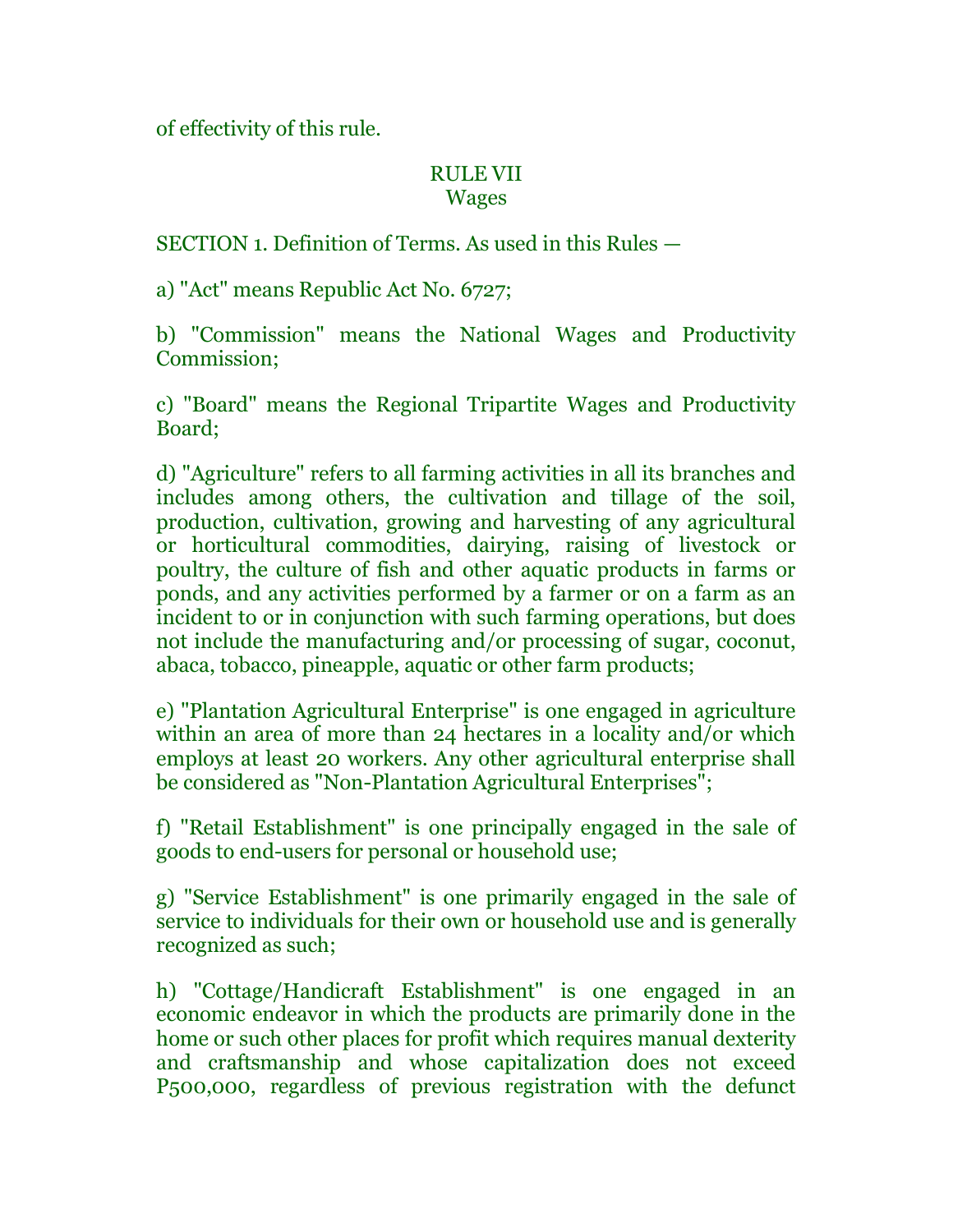of effectivity of this rule.

## RULE VII
### Wages

SECTION 1. Definition of Terms. As used in this Rules —

a) "Act" means Republic Act No. 6727;

b) "Commission" means the National Wages and Productivity Commission;

c) "Board" means the Regional Tripartite Wages and Productivity Board;

d) "Agriculture" refers to all farming activities in all its branches and includes among others, the cultivation and tillage of the soil, production, cultivation, growing and harvesting of any agricultural or horticultural commodities, dairying, raising of livestock or poultry, the culture of fish and other aquatic products in farms or ponds, and any activities performed by a farmer or on a farm as an incident to or in conjunction with such farming operations, but does not include the manufacturing and/or processing of sugar, coconut, abaca, tobacco, pineapple, aquatic or other farm products;

e) "Plantation Agricultural Enterprise" is one engaged in agriculture within an area of more than 24 hectares in a locality and/or which employs at least 20 workers. Any other agricultural enterprise shall be considered as "Non-Plantation Agricultural Enterprises";

f) "Retail Establishment" is one principally engaged in the sale of goods to end-users for personal or household use;

g) "Service Establishment" is one primarily engaged in the sale of service to individuals for their own or household use and is generally recognized as such;

h) "Cottage/Handicraft Establishment" is one engaged in an economic endeavor in which the products are primarily done in the home or such other places for profit which requires manual dexterity and craftsmanship and whose capitalization does not exceed P500,000, regardless of previous registration with the defunct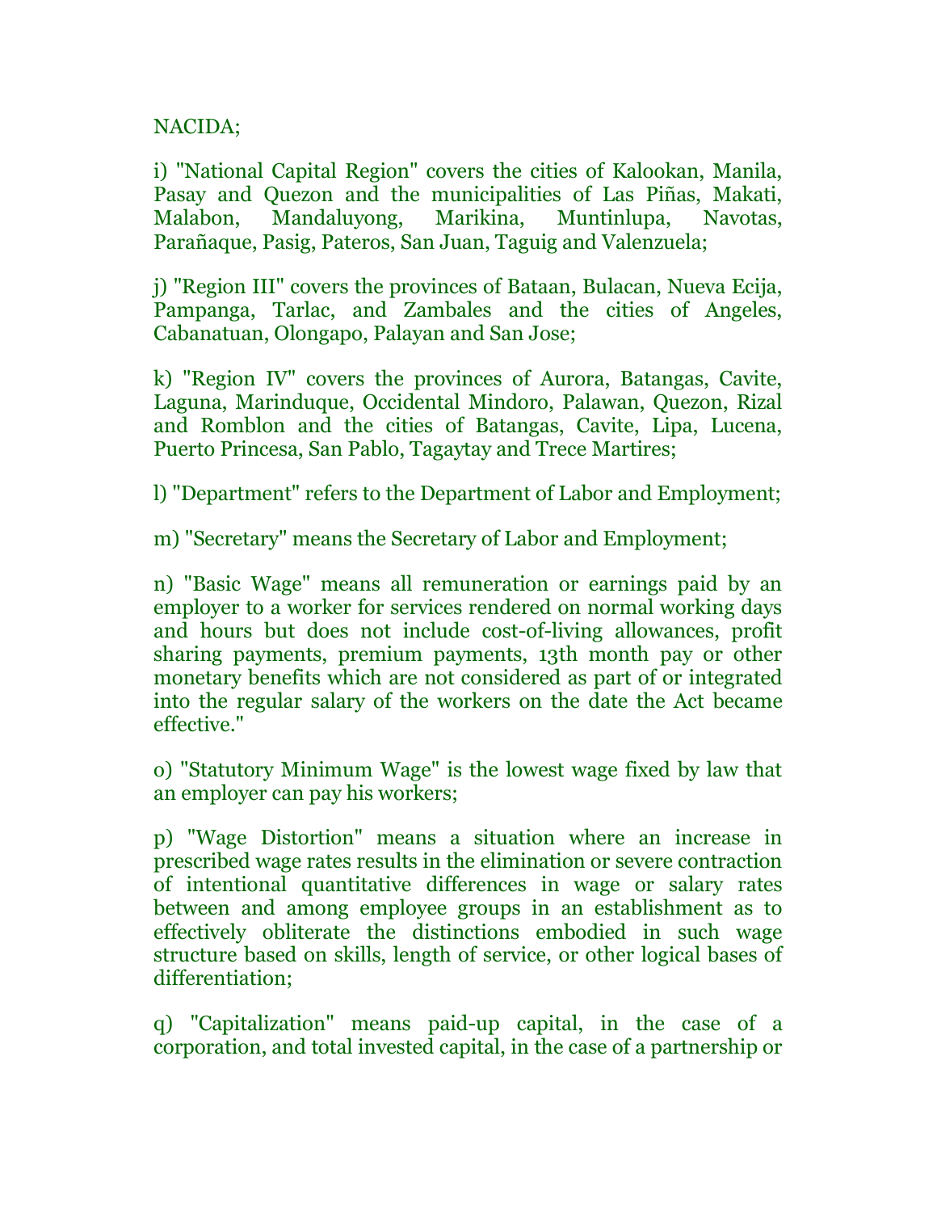NACIDA;

i) "National Capital Region" covers the cities of Kalookan, Manila, Pasay and Quezon and the municipalities of Las Piñas, Makati, Malabon, Mandaluyong, Marikina, Muntinlupa, Navotas, Parañaque, Pasig, Pateros, San Juan, Taguig and Valenzuela;

j) "Region III" covers the provinces of Bataan, Bulacan, Nueva Ecija, Pampanga, Tarlac, and Zambales and the cities of Angeles, Cabanatuan, Olongapo, Palayan and San Jose;

k) "Region IV" covers the provinces of Aurora, Batangas, Cavite, Laguna, Marinduque, Occidental Mindoro, Palawan, Quezon, Rizal and Romblon and the cities of Batangas, Cavite, Lipa, Lucena, Puerto Princesa, San Pablo, Tagaytay and Trece Martires;

l) "Department" refers to the Department of Labor and Employment;

m) "Secretary" means the Secretary of Labor and Employment;

n) "Basic Wage" means all remuneration or earnings paid by an employer to a worker for services rendered on normal working days and hours but does not include cost-of-living allowances, profit sharing payments, premium payments, 13th month pay or other monetary benefits which are not considered as part of or integrated into the regular salary of the workers on the date the Act became effective."

o) "Statutory Minimum Wage" is the lowest wage fixed by law that an employer can pay his workers;

p) "Wage Distortion" means a situation where an increase in prescribed wage rates results in the elimination or severe contraction of intentional quantitative differences in wage or salary rates between and among employee groups in an establishment as to effectively obliterate the distinctions embodied in such wage structure based on skills, length of service, or other logical bases of differentiation;

q) "Capitalization" means paid-up capital, in the case of a corporation, and total invested capital, in the case of a partnership or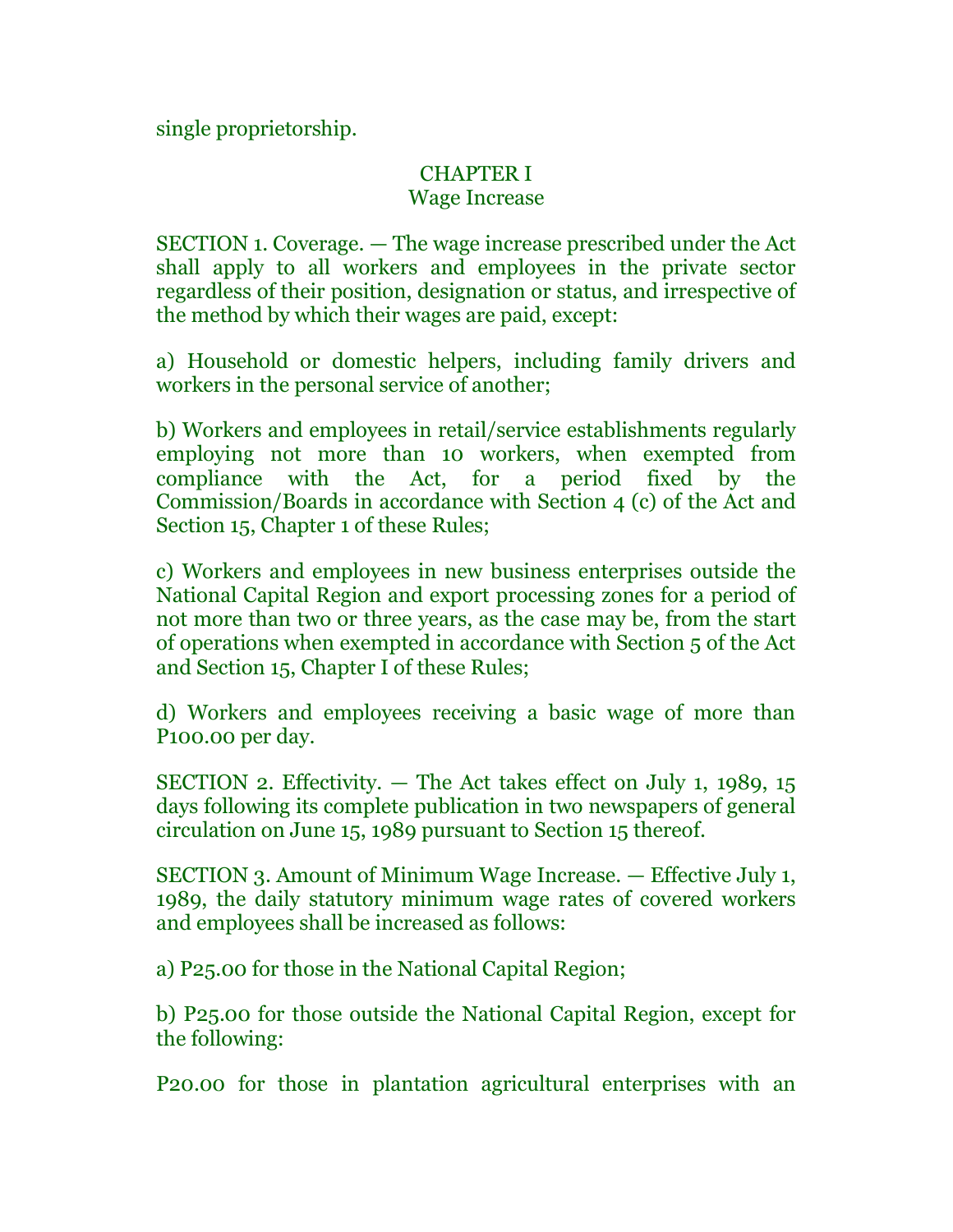single proprietorship.

## CHAPTER I
### Wage Increase

SECTION 1. Coverage. — The wage increase prescribed under the Act shall apply to all workers and employees in the private sector regardless of their position, designation or status, and irrespective of the method by which their wages are paid, except:

a) Household or domestic helpers, including family drivers and workers in the personal service of another;

b) Workers and employees in retail/service establishments regularly employing not more than 10 workers, when exempted from compliance with the Act, for a period fixed by the Commission/Boards in accordance with Section 4 (c) of the Act and Section 15, Chapter 1 of these Rules;

c) Workers and employees in new business enterprises outside the National Capital Region and export processing zones for a period of not more than two or three years, as the case may be, from the start of operations when exempted in accordance with Section 5 of the Act and Section 15, Chapter I of these Rules;

d) Workers and employees receiving a basic wage of more than P100.00 per day.

SECTION 2. Effectivity. — The Act takes effect on July 1, 1989, 15 days following its complete publication in two newspapers of general circulation on June 15, 1989 pursuant to Section 15 thereof.

SECTION 3. Amount of Minimum Wage Increase. — Effective July 1, 1989, the daily statutory minimum wage rates of covered workers and employees shall be increased as follows:

a) P25.00 for those in the National Capital Region;

b) P25.00 for those outside the National Capital Region, except for the following:

P20.00 for those in plantation agricultural enterprises with an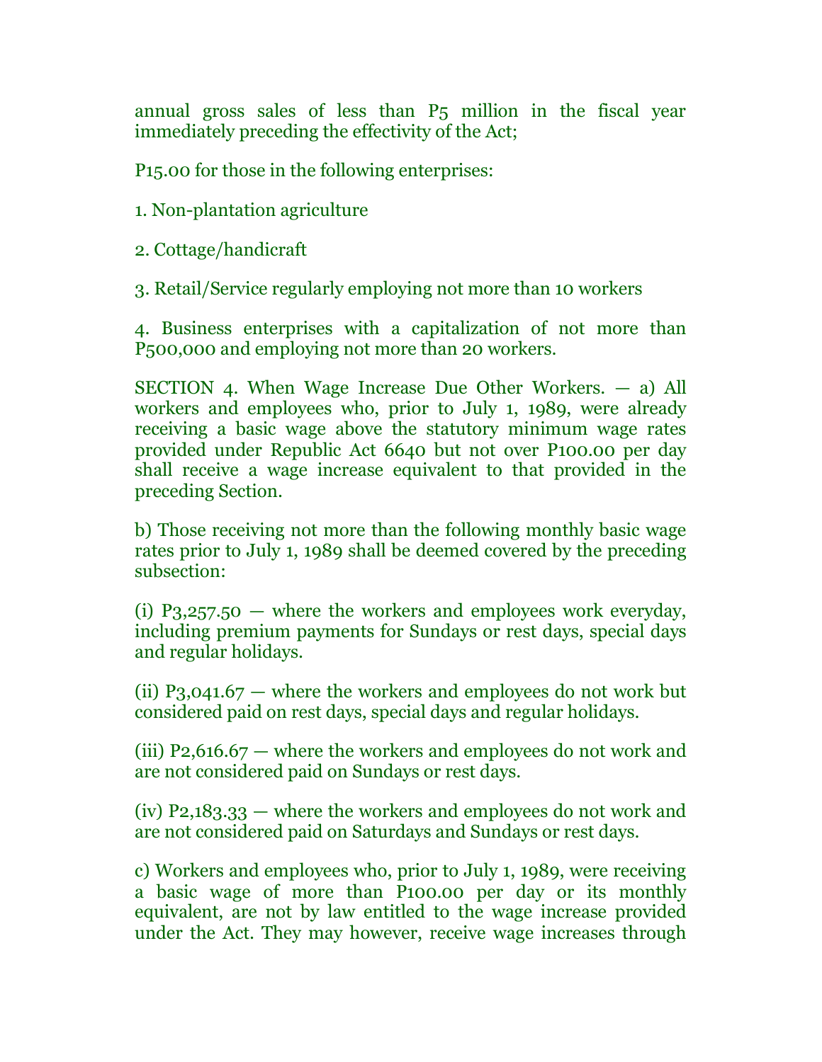annual gross sales of less than P5 million in the fiscal year immediately preceding the effectivity of the Act;

P15.00 for those in the following enterprises:

1. Non-plantation agriculture

2. Cottage/handicraft

3. Retail/Service regularly employing not more than 10 workers

4. Business enterprises with a capitalization of not more than P500,000 and employing not more than 20 workers.

SECTION 4. When Wage Increase Due Other Workers. — a) All workers and employees who, prior to July 1, 1989, were already receiving a basic wage above the statutory minimum wage rates provided under Republic Act 6640 but not over P100.00 per day shall receive a wage increase equivalent to that provided in the preceding Section.

b) Those receiving not more than the following monthly basic wage rates prior to July 1, 1989 shall be deemed covered by the preceding subsection:

(i) P3,257.50 — where the workers and employees work everyday, including premium payments for Sundays or rest days, special days and regular holidays.

(ii) P3,041.67 — where the workers and employees do not work but considered paid on rest days, special days and regular holidays.

(iii) P2,616.67 — where the workers and employees do not work and are not considered paid on Sundays or rest days.

(iv) P2,183.33 — where the workers and employees do not work and are not considered paid on Saturdays and Sundays or rest days.

c) Workers and employees who, prior to July 1, 1989, were receiving a basic wage of more than P100.00 per day or its monthly equivalent, are not by law entitled to the wage increase provided under the Act. They may however, receive wage increases through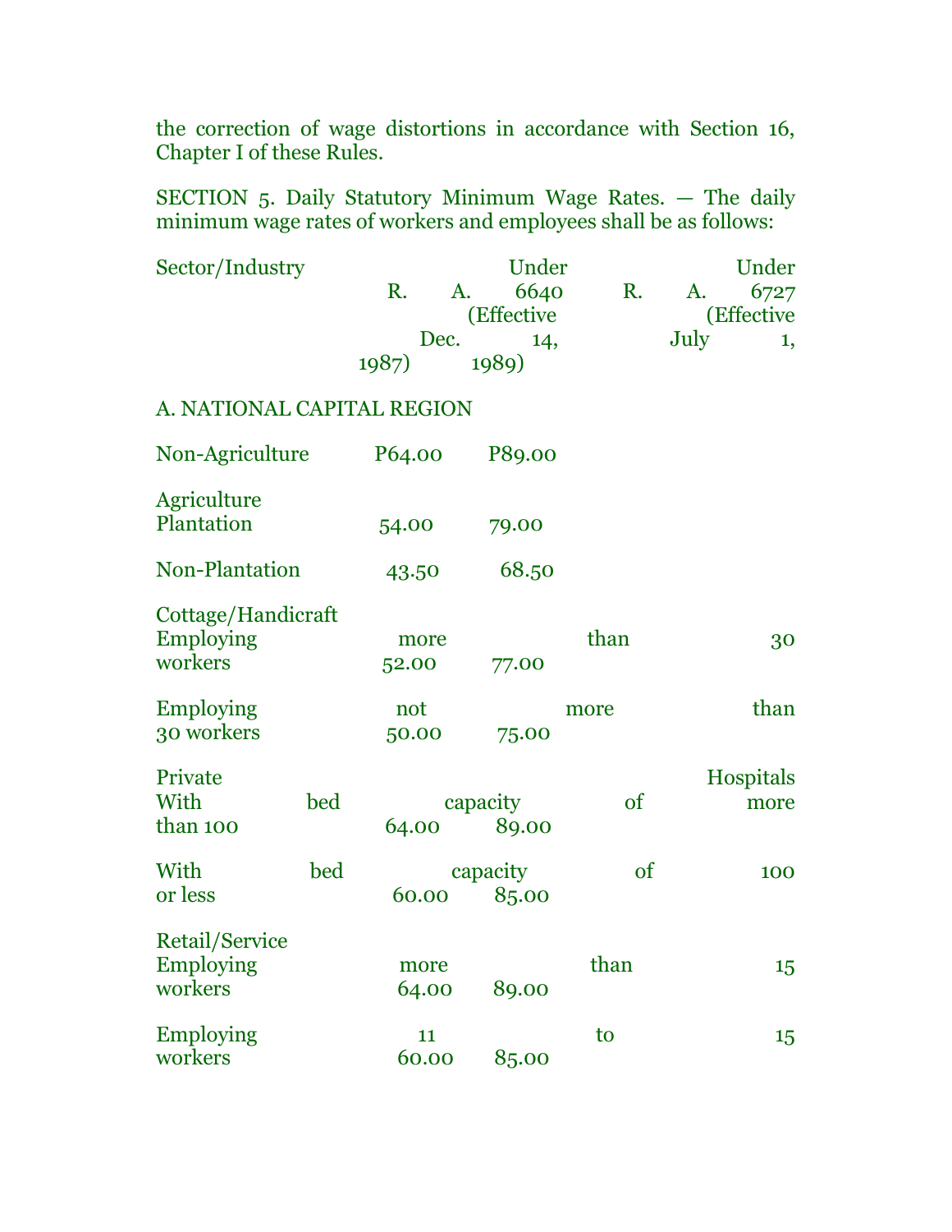the correction of wage distortions in accordance with Section 16, Chapter I of these Rules.

SECTION 5. Daily Statutory Minimum Wage Rates. — The daily minimum wage rates of workers and employees shall be as follows:

| Sector/Industry | Under R. A. 6640 (Effective Dec. 14, 1987) | Under R. A. 6727 (Effective July 1, 1989) |
|---|---|---|
| A. NATIONAL CAPITAL REGION | | |
| Non-Agriculture | P64.00 | P89.00 |
| Agriculture | | |
| Plantation | 54.00 | 79.00 |
| Non-Plantation | 43.50 | 68.50 |
| Cottage/Handicraft | | |
| Employing more than 30 workers | 52.00 | 77.00 |
| Employing not more than 30 workers | 50.00 | 75.00 |
| Private Hospitals | | |
| With bed capacity of more than 100 | 64.00 | 89.00 |
| With bed capacity of 100 or less | 60.00 | 85.00 |
| Retail/Service | | |
| Employing more than 15 workers | 64.00 | 89.00 |
| Employing 11 to 15 workers | 60.00 | 85.00 |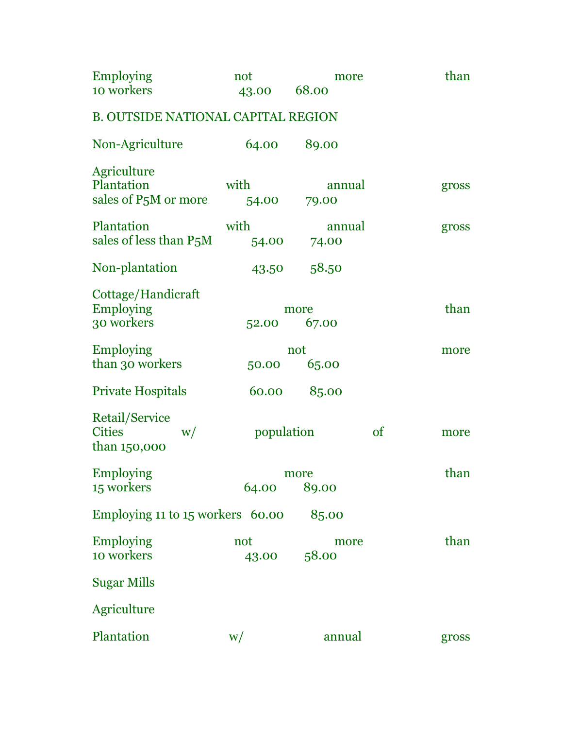| | | |
|---|---|---|
| Employing not more than 10 workers | 43.00 | 68.00 |

B. OUTSIDE NATIONAL CAPITAL REGION

| | | |
|---|---|---|
| Non-Agriculture | 64.00 | 89.00 |
| Agriculture | | |
| Plantation with annual gross sales of P5M or more | 54.00 | 79.00 |
| Plantation with annual gross sales of less than P5M | 54.00 | 74.00 |
| Non-plantation | 43.50 | 58.50 |
| Cottage/Handicraft | | |
| Employing more than 30 workers | 52.00 | 67.00 |
| Employing not more than 30 workers | 50.00 | 65.00 |
| Private Hospitals | 60.00 | 85.00 |
| Retail/Service | | |
| Cities w/ population of more than 150,000 | | |
| Employing more than 15 workers | 64.00 | 89.00 |
| Employing 11 to 15 workers | 60.00 | 85.00 |
| Employing not more than 10 workers | 43.00 | 58.00 |

Sugar Mills

Agriculture

Plantation w/ annual gross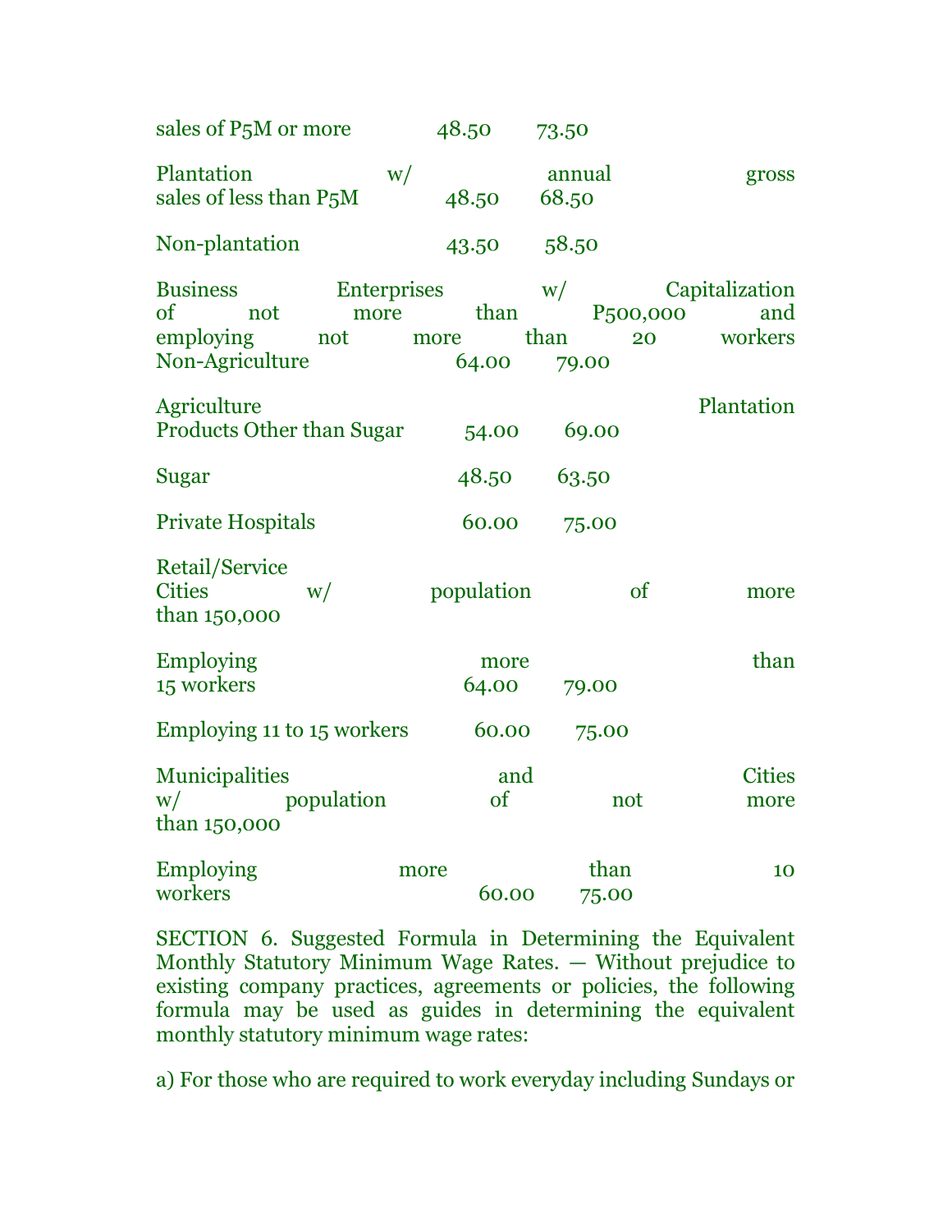| | | |
|---|---|---|
| sales of P5M or more | 48.50 | 73.50 |
| Plantation w/ annual gross sales of less than P5M | 48.50 | 68.50 |
| Non-plantation | 43.50 | 58.50 |
| Business Enterprises w/ Capitalization of not more than P500,000 and employing not more than 20 workers Non-Agriculture | 64.00 | 79.00 |
| Agriculture Plantation Products Other than Sugar | 54.00 | 69.00 |
| Sugar | 48.50 | 63.50 |
| Private Hospitals | 60.00 | 75.00 |
| Retail/Service Cities w/ population of more than 150,000 | | |
| Employing more than 15 workers | 64.00 | 79.00 |
| Employing 11 to 15 workers | 60.00 | 75.00 |
| Municipalities and Cities w/ population of not more than 150,000 | | |
| Employing more than 10 workers | 60.00 | 75.00 |

SECTION 6. Suggested Formula in Determining the Equivalent Monthly Statutory Minimum Wage Rates. — Without prejudice to existing company practices, agreements or policies, the following formula may be used as guides in determining the equivalent monthly statutory minimum wage rates:

a) For those who are required to work everyday including Sundays or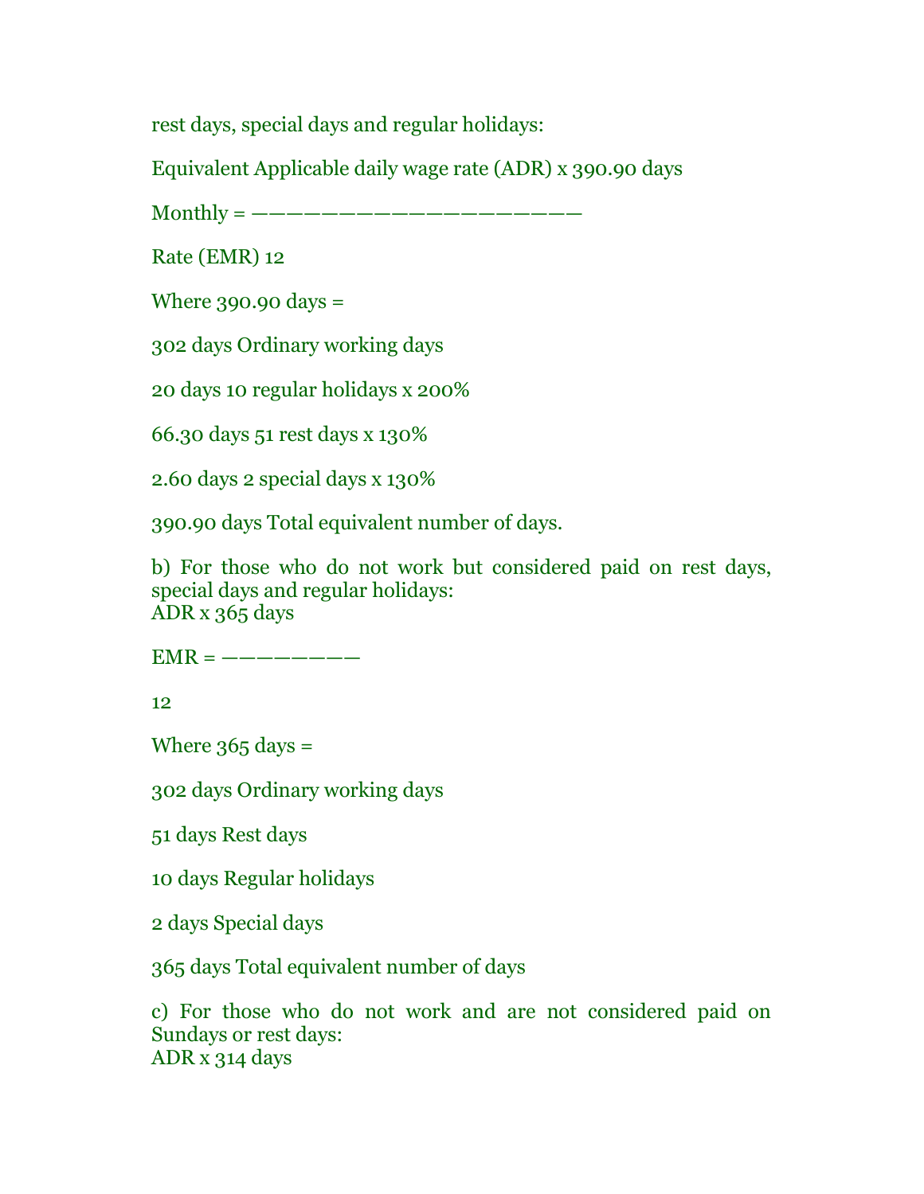rest days, special days and regular holidays:

Equivalent Applicable daily wage rate (ADR) x 390.90 days

Monthly = ————————————————————

Rate (EMR) 12

Where 390.90 days =

302 days Ordinary working days

20 days 10 regular holidays x 200%

66.30 days 51 rest days x 130%

2.60 days 2 special days x 130%

390.90 days Total equivalent number of days.

b) For those who do not work but considered paid on rest days, special days and regular holidays:
ADR x 365 days

EMR = —————————

12

Where 365 days =

302 days Ordinary working days

51 days Rest days

10 days Regular holidays

2 days Special days

365 days Total equivalent number of days

c) For those who do not work and are not considered paid on Sundays or rest days:
ADR x 314 days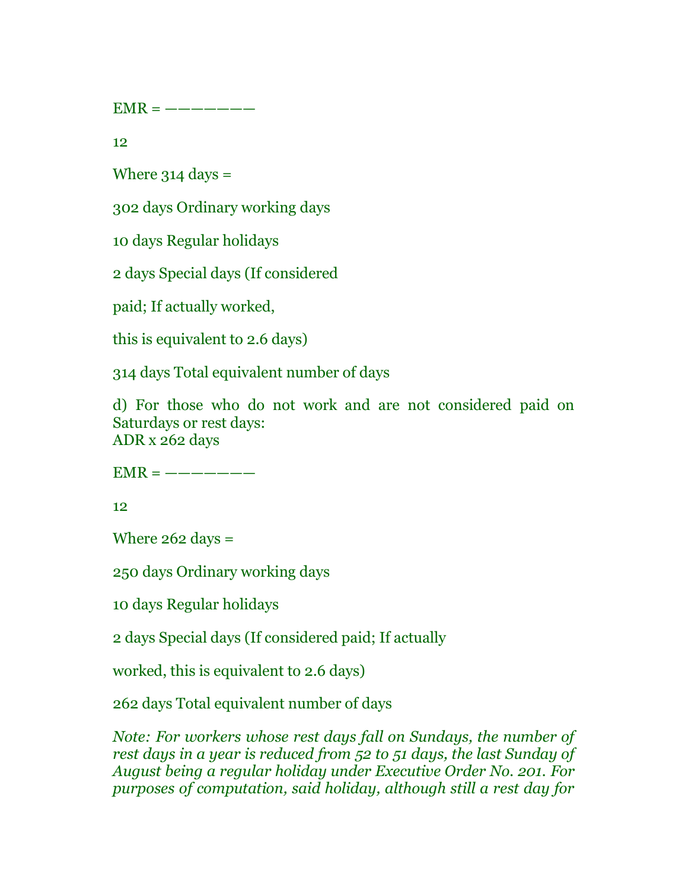EMR = ————————

12

Where 314 days =

302 days Ordinary working days

10 days Regular holidays

2 days Special days (If considered

paid; If actually worked,

this is equivalent to 2.6 days)

314 days Total equivalent number of days

d) For those who do not work and are not considered paid on Saturdays or rest days:
ADR x 262 days

EMR = ————————

12

Where 262 days =

250 days Ordinary working days

10 days Regular holidays

2 days Special days (If considered paid; If actually

worked, this is equivalent to 2.6 days)

262 days Total equivalent number of days

*Note: For workers whose rest days fall on Sundays, the number of rest days in a year is reduced from 52 to 51 days, the last Sunday of August being a regular holiday under Executive Order No. 201. For purposes of computation, said holiday, although still a rest day for*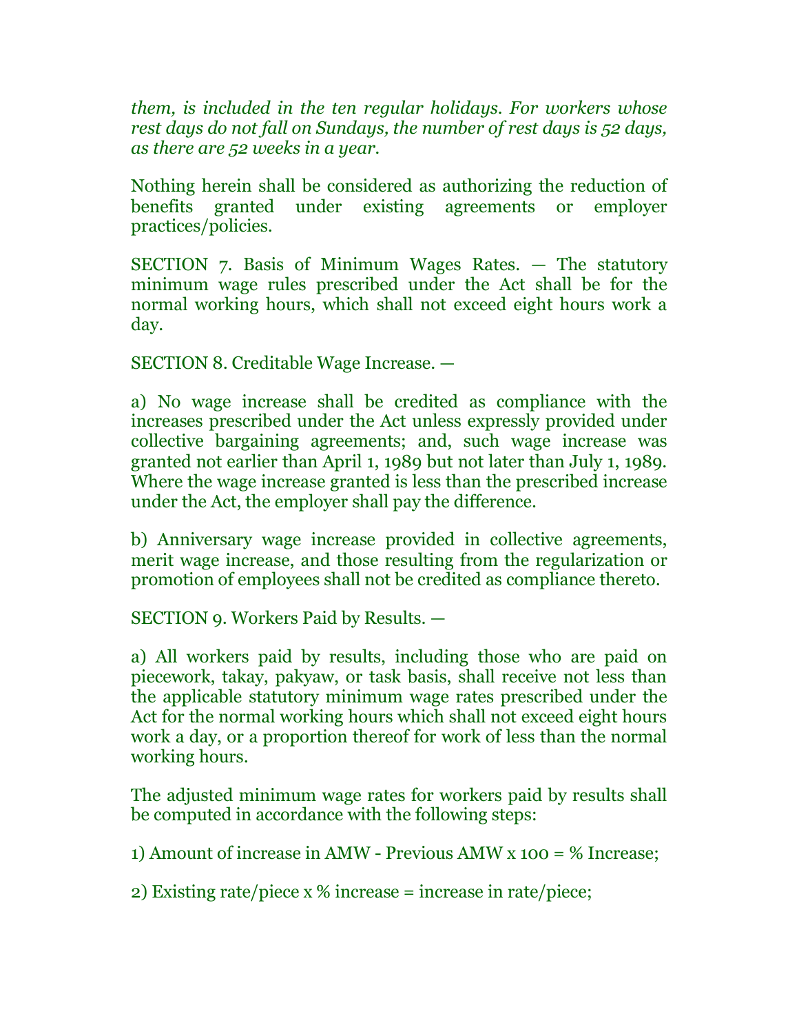*them, is included in the ten regular holidays. For workers whose rest days do not fall on Sundays, the number of rest days is 52 days, as there are 52 weeks in a year.*

Nothing herein shall be considered as authorizing the reduction of benefits granted under existing agreements or employer practices/policies.

SECTION 7. Basis of Minimum Wages Rates. — The statutory minimum wage rules prescribed under the Act shall be for the normal working hours, which shall not exceed eight hours work a day.

SECTION 8. Creditable Wage Increase. —

a) No wage increase shall be credited as compliance with the increases prescribed under the Act unless expressly provided under collective bargaining agreements; and, such wage increase was granted not earlier than April 1, 1989 but not later than July 1, 1989. Where the wage increase granted is less than the prescribed increase under the Act, the employer shall pay the difference.

b) Anniversary wage increase provided in collective agreements, merit wage increase, and those resulting from the regularization or promotion of employees shall not be credited as compliance thereto.

SECTION 9. Workers Paid by Results. —

a) All workers paid by results, including those who are paid on piecework, takay, pakyaw, or task basis, shall receive not less than the applicable statutory minimum wage rates prescribed under the Act for the normal working hours which shall not exceed eight hours work a day, or a proportion thereof for work of less than the normal working hours.

The adjusted minimum wage rates for workers paid by results shall be computed in accordance with the following steps:

1) Amount of increase in AMW - Previous AMW x 100 = % Increase;

2) Existing rate/piece x % increase = increase in rate/piece;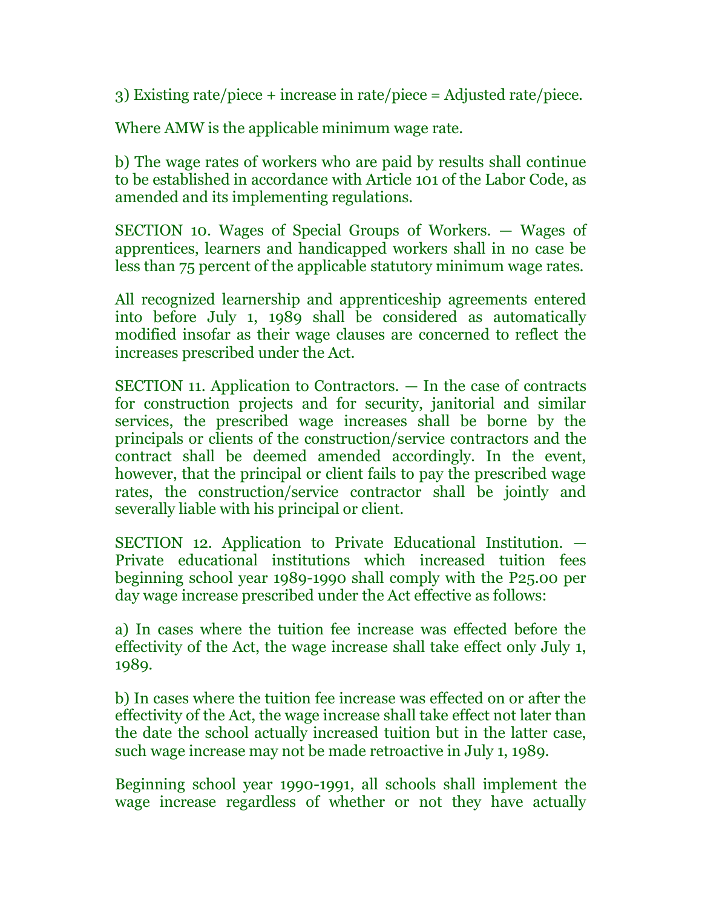3) Existing rate/piece + increase in rate/piece = Adjusted rate/piece.

Where AMW is the applicable minimum wage rate.

b) The wage rates of workers who are paid by results shall continue to be established in accordance with Article 101 of the Labor Code, as amended and its implementing regulations.

SECTION 10. Wages of Special Groups of Workers. — Wages of apprentices, learners and handicapped workers shall in no case be less than 75 percent of the applicable statutory minimum wage rates.

All recognized learnership and apprenticeship agreements entered into before July 1, 1989 shall be considered as automatically modified insofar as their wage clauses are concerned to reflect the increases prescribed under the Act.

SECTION 11. Application to Contractors. — In the case of contracts for construction projects and for security, janitorial and similar services, the prescribed wage increases shall be borne by the principals or clients of the construction/service contractors and the contract shall be deemed amended accordingly. In the event, however, that the principal or client fails to pay the prescribed wage rates, the construction/service contractor shall be jointly and severally liable with his principal or client.

SECTION 12. Application to Private Educational Institution. — Private educational institutions which increased tuition fees beginning school year 1989-1990 shall comply with the P25.00 per day wage increase prescribed under the Act effective as follows:

a) In cases where the tuition fee increase was effected before the effectivity of the Act, the wage increase shall take effect only July 1, 1989.

b) In cases where the tuition fee increase was effected on or after the effectivity of the Act, the wage increase shall take effect not later than the date the school actually increased tuition but in the latter case, such wage increase may not be made retroactive in July 1, 1989.

Beginning school year 1990-1991, all schools shall implement the wage increase regardless of whether or not they have actually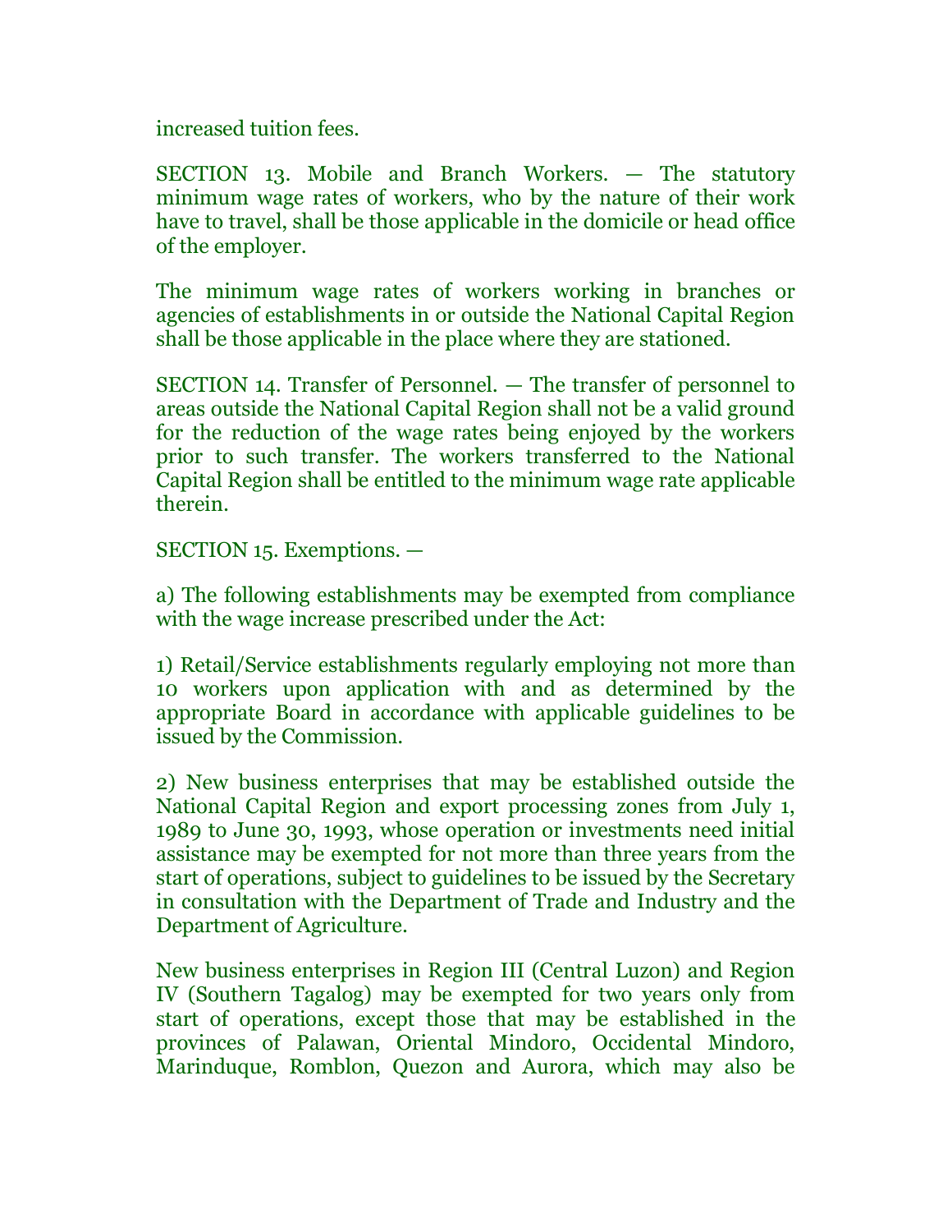increased tuition fees.

SECTION 13. Mobile and Branch Workers. — The statutory minimum wage rates of workers, who by the nature of their work have to travel, shall be those applicable in the domicile or head office of the employer.

The minimum wage rates of workers working in branches or agencies of establishments in or outside the National Capital Region shall be those applicable in the place where they are stationed.

SECTION 14. Transfer of Personnel. — The transfer of personnel to areas outside the National Capital Region shall not be a valid ground for the reduction of the wage rates being enjoyed by the workers prior to such transfer. The workers transferred to the National Capital Region shall be entitled to the minimum wage rate applicable therein.

SECTION 15. Exemptions. —

a) The following establishments may be exempted from compliance with the wage increase prescribed under the Act:

1) Retail/Service establishments regularly employing not more than 10 workers upon application with and as determined by the appropriate Board in accordance with applicable guidelines to be issued by the Commission.

2) New business enterprises that may be established outside the National Capital Region and export processing zones from July 1, 1989 to June 30, 1993, whose operation or investments need initial assistance may be exempted for not more than three years from the start of operations, subject to guidelines to be issued by the Secretary in consultation with the Department of Trade and Industry and the Department of Agriculture.

New business enterprises in Region III (Central Luzon) and Region IV (Southern Tagalog) may be exempted for two years only from start of operations, except those that may be established in the provinces of Palawan, Oriental Mindoro, Occidental Mindoro, Marinduque, Romblon, Quezon and Aurora, which may also be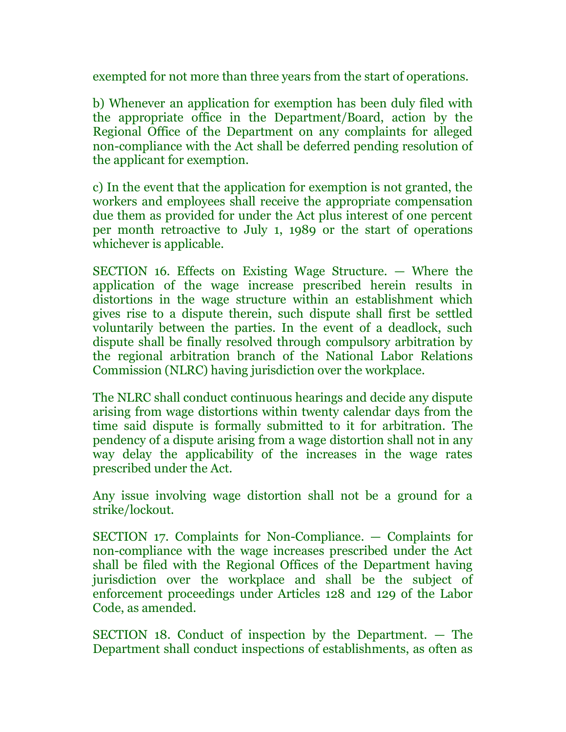exempted for not more than three years from the start of operations.

b) Whenever an application for exemption has been duly filed with the appropriate office in the Department/Board, action by the Regional Office of the Department on any complaints for alleged non-compliance with the Act shall be deferred pending resolution of the applicant for exemption.

c) In the event that the application for exemption is not granted, the workers and employees shall receive the appropriate compensation due them as provided for under the Act plus interest of one percent per month retroactive to July 1, 1989 or the start of operations whichever is applicable.

SECTION 16. Effects on Existing Wage Structure. — Where the application of the wage increase prescribed herein results in distortions in the wage structure within an establishment which gives rise to a dispute therein, such dispute shall first be settled voluntarily between the parties. In the event of a deadlock, such dispute shall be finally resolved through compulsory arbitration by the regional arbitration branch of the National Labor Relations Commission (NLRC) having jurisdiction over the workplace.

The NLRC shall conduct continuous hearings and decide any dispute arising from wage distortions within twenty calendar days from the time said dispute is formally submitted to it for arbitration. The pendency of a dispute arising from a wage distortion shall not in any way delay the applicability of the increases in the wage rates prescribed under the Act.

Any issue involving wage distortion shall not be a ground for a strike/lockout.

SECTION 17. Complaints for Non-Compliance. — Complaints for non-compliance with the wage increases prescribed under the Act shall be filed with the Regional Offices of the Department having jurisdiction over the workplace and shall be the subject of enforcement proceedings under Articles 128 and 129 of the Labor Code, as amended.

SECTION 18. Conduct of inspection by the Department. — The Department shall conduct inspections of establishments, as often as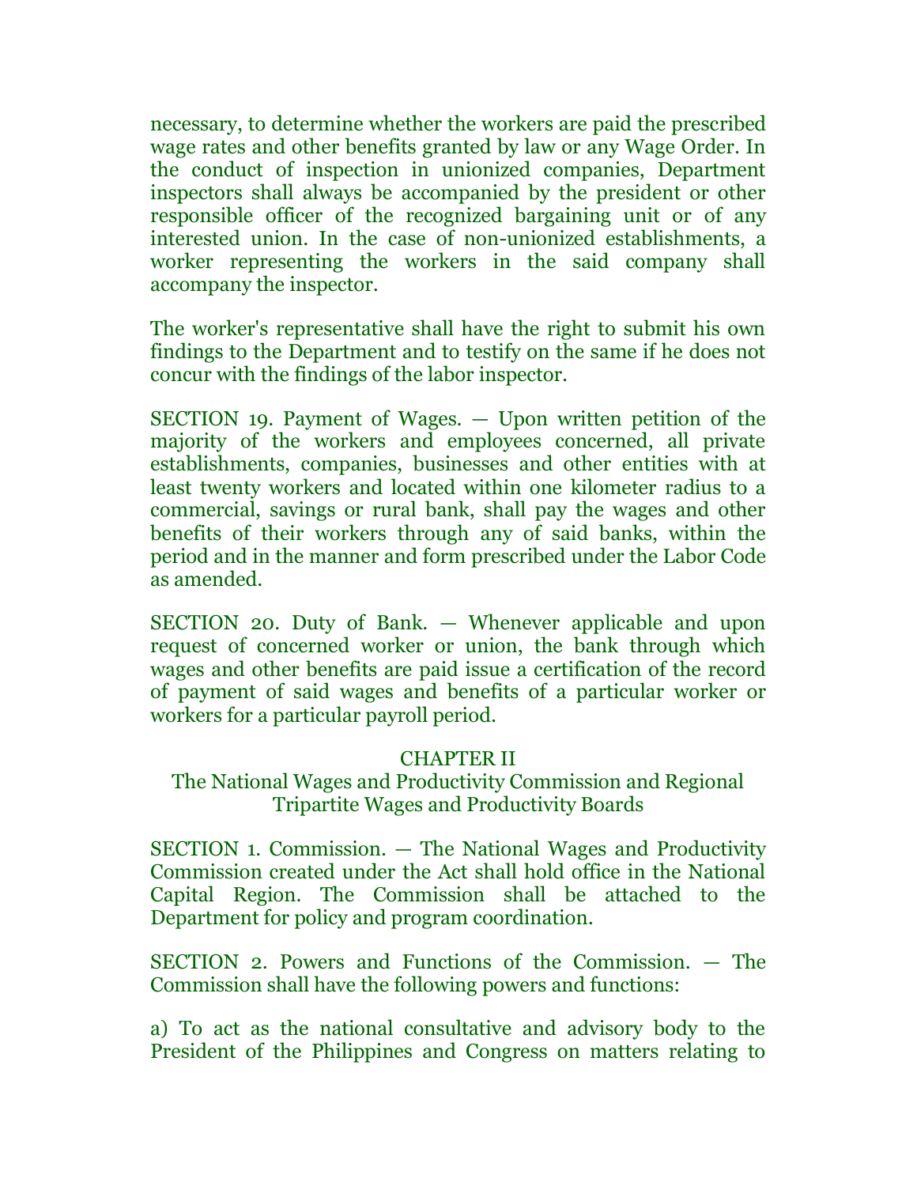necessary, to determine whether the workers are paid the prescribed wage rates and other benefits granted by law or any Wage Order. In the conduct of inspection in unionized companies, Department inspectors shall always be accompanied by the president or other responsible officer of the recognized bargaining unit or of any interested union. In the case of non-unionized establishments, a worker representing the workers in the said company shall accompany the inspector.

The worker's representative shall have the right to submit his own findings to the Department and to testify on the same if he does not concur with the findings of the labor inspector.

SECTION 19. Payment of Wages. — Upon written petition of the majority of the workers and employees concerned, all private establishments, companies, businesses and other entities with at least twenty workers and located within one kilometer radius to a commercial, savings or rural bank, shall pay the wages and other benefits of their workers through any of said banks, within the period and in the manner and form prescribed under the Labor Code as amended.

SECTION 20. Duty of Bank. — Whenever applicable and upon request of concerned worker or union, the bank through which wages and other benefits are paid issue a certification of the record of payment of said wages and benefits of a particular worker or workers for a particular payroll period.

## CHAPTER II
## The National Wages and Productivity Commission and Regional Tripartite Wages and Productivity Boards

SECTION 1. Commission. — The National Wages and Productivity Commission created under the Act shall hold office in the National Capital Region. The Commission shall be attached to the Department for policy and program coordination.

SECTION 2. Powers and Functions of the Commission. — The Commission shall have the following powers and functions:

a) To act as the national consultative and advisory body to the President of the Philippines and Congress on matters relating to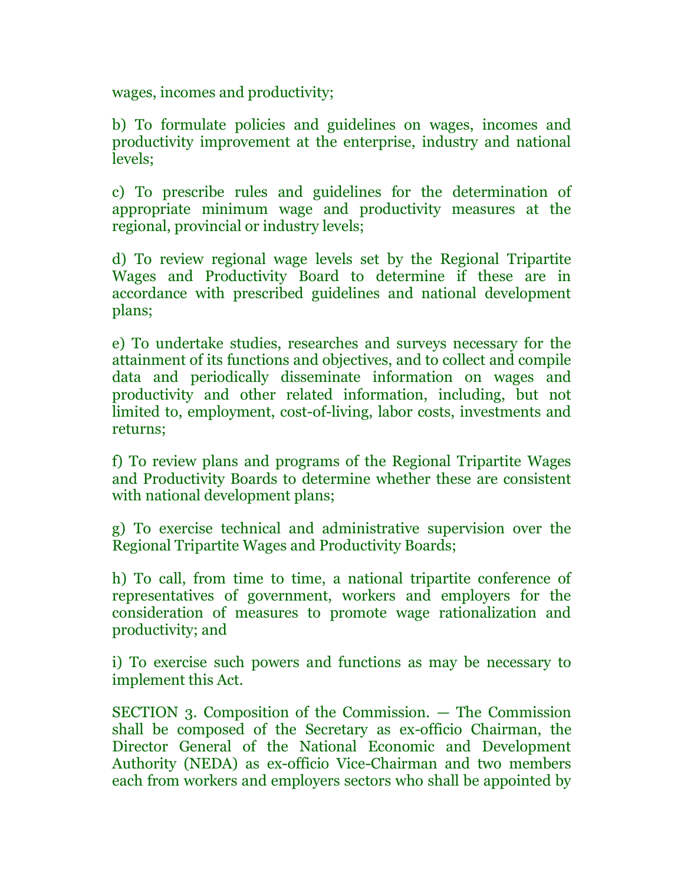wages, incomes and productivity;

b) To formulate policies and guidelines on wages, incomes and productivity improvement at the enterprise, industry and national levels;

c) To prescribe rules and guidelines for the determination of appropriate minimum wage and productivity measures at the regional, provincial or industry levels;

d) To review regional wage levels set by the Regional Tripartite Wages and Productivity Board to determine if these are in accordance with prescribed guidelines and national development plans;

e) To undertake studies, researches and surveys necessary for the attainment of its functions and objectives, and to collect and compile data and periodically disseminate information on wages and productivity and other related information, including, but not limited to, employment, cost-of-living, labor costs, investments and returns;

f) To review plans and programs of the Regional Tripartite Wages and Productivity Boards to determine whether these are consistent with national development plans;

g) To exercise technical and administrative supervision over the Regional Tripartite Wages and Productivity Boards;

h) To call, from time to time, a national tripartite conference of representatives of government, workers and employers for the consideration of measures to promote wage rationalization and productivity; and

i) To exercise such powers and functions as may be necessary to implement this Act.

SECTION 3. Composition of the Commission. — The Commission shall be composed of the Secretary as ex-officio Chairman, the Director General of the National Economic and Development Authority (NEDA) as ex-officio Vice-Chairman and two members each from workers and employers sectors who shall be appointed by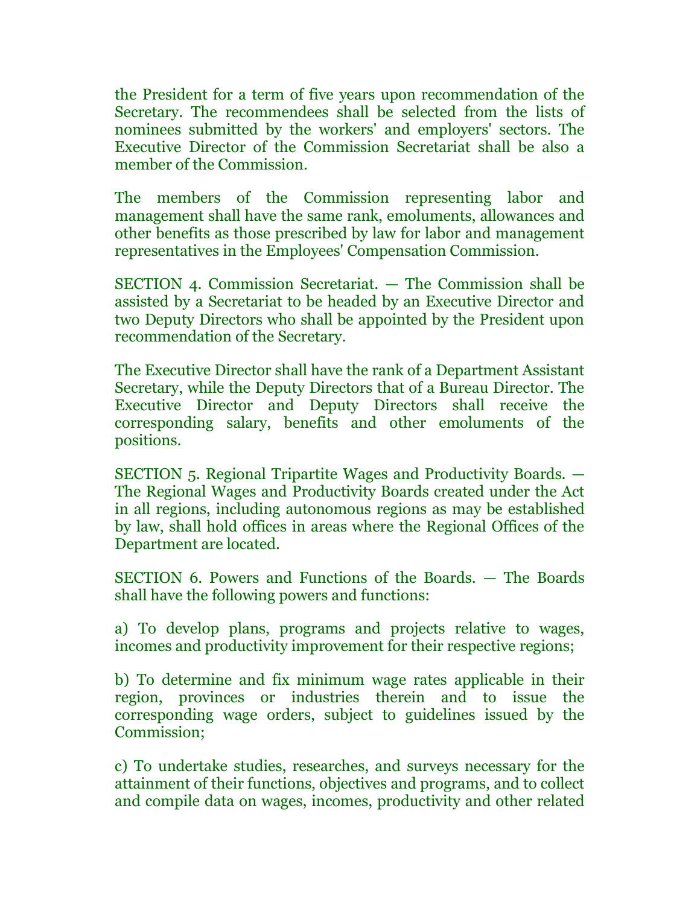the President for a term of five years upon recommendation of the Secretary. The recommendees shall be selected from the lists of nominees submitted by the workers' and employers' sectors. The Executive Director of the Commission Secretariat shall be also a member of the Commission.

The members of the Commission representing labor and management shall have the same rank, emoluments, allowances and other benefits as those prescribed by law for labor and management representatives in the Employees' Compensation Commission.

SECTION 4. Commission Secretariat. — The Commission shall be assisted by a Secretariat to be headed by an Executive Director and two Deputy Directors who shall be appointed by the President upon recommendation of the Secretary.

The Executive Director shall have the rank of a Department Assistant Secretary, while the Deputy Directors that of a Bureau Director. The Executive Director and Deputy Directors shall receive the corresponding salary, benefits and other emoluments of the positions.

SECTION 5. Regional Tripartite Wages and Productivity Boards. — The Regional Wages and Productivity Boards created under the Act in all regions, including autonomous regions as may be established by law, shall hold offices in areas where the Regional Offices of the Department are located.

SECTION 6. Powers and Functions of the Boards. — The Boards shall have the following powers and functions:

a) To develop plans, programs and projects relative to wages, incomes and productivity improvement for their respective regions;

b) To determine and fix minimum wage rates applicable in their region, provinces or industries therein and to issue the corresponding wage orders, subject to guidelines issued by the Commission;

c) To undertake studies, researches, and surveys necessary for the attainment of their functions, objectives and programs, and to collect and compile data on wages, incomes, productivity and other related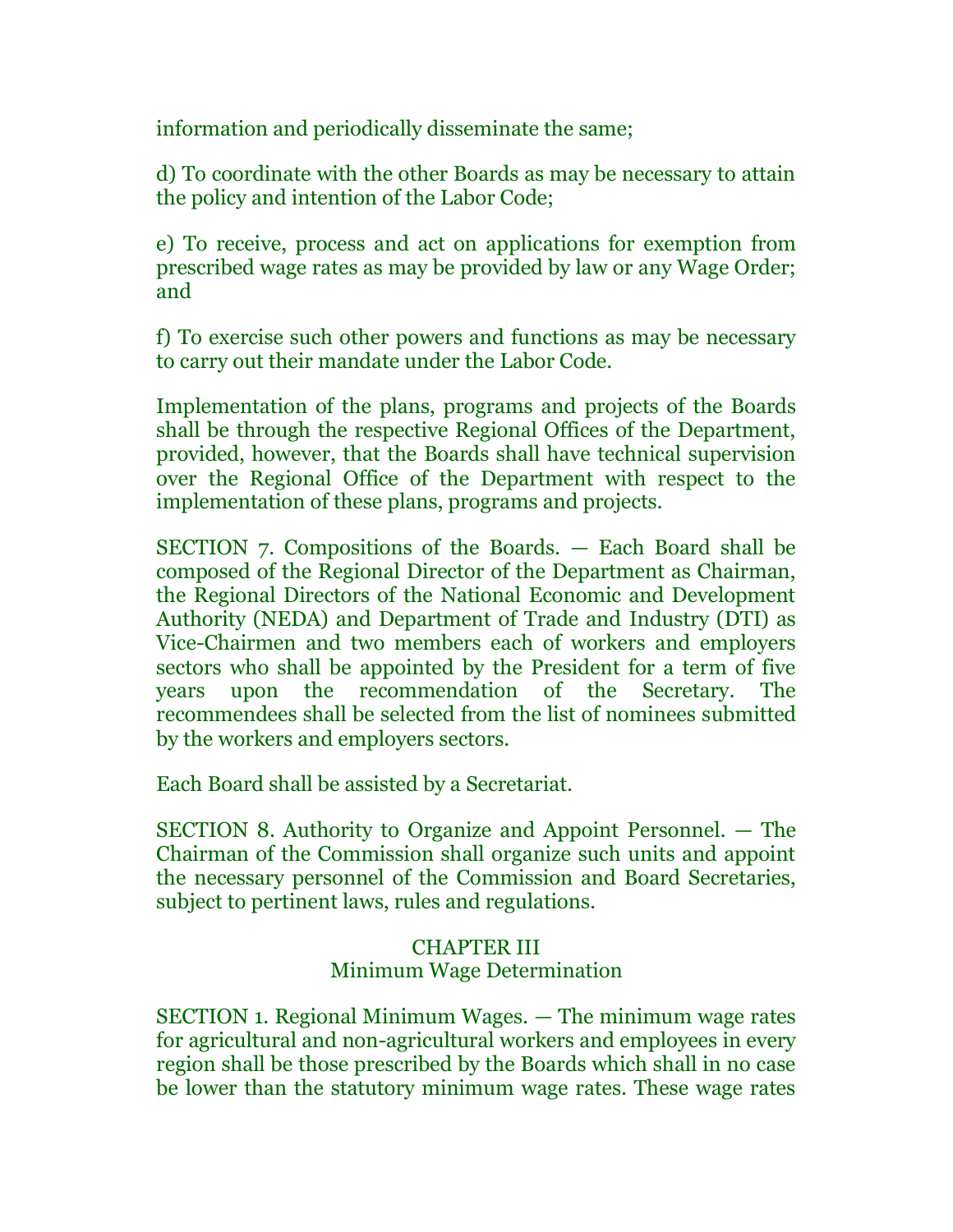information and periodically disseminate the same;

d) To coordinate with the other Boards as may be necessary to attain the policy and intention of the Labor Code;

e) To receive, process and act on applications for exemption from prescribed wage rates as may be provided by law or any Wage Order; and

f) To exercise such other powers and functions as may be necessary to carry out their mandate under the Labor Code.

Implementation of the plans, programs and projects of the Boards shall be through the respective Regional Offices of the Department, provided, however, that the Boards shall have technical supervision over the Regional Office of the Department with respect to the implementation of these plans, programs and projects.

SECTION 7. Compositions of the Boards. — Each Board shall be composed of the Regional Director of the Department as Chairman, the Regional Directors of the National Economic and Development Authority (NEDA) and Department of Trade and Industry (DTI) as Vice-Chairmen and two members each of workers and employers sectors who shall be appointed by the President for a term of five years upon the recommendation of the Secretary. The recommendees shall be selected from the list of nominees submitted by the workers and employers sectors.

Each Board shall be assisted by a Secretariat.

SECTION 8. Authority to Organize and Appoint Personnel. — The Chairman of the Commission shall organize such units and appoint the necessary personnel of the Commission and Board Secretaries, subject to pertinent laws, rules and regulations.

## CHAPTER III
## Minimum Wage Determination

SECTION 1. Regional Minimum Wages. — The minimum wage rates for agricultural and non-agricultural workers and employees in every region shall be those prescribed by the Boards which shall in no case be lower than the statutory minimum wage rates. These wage rates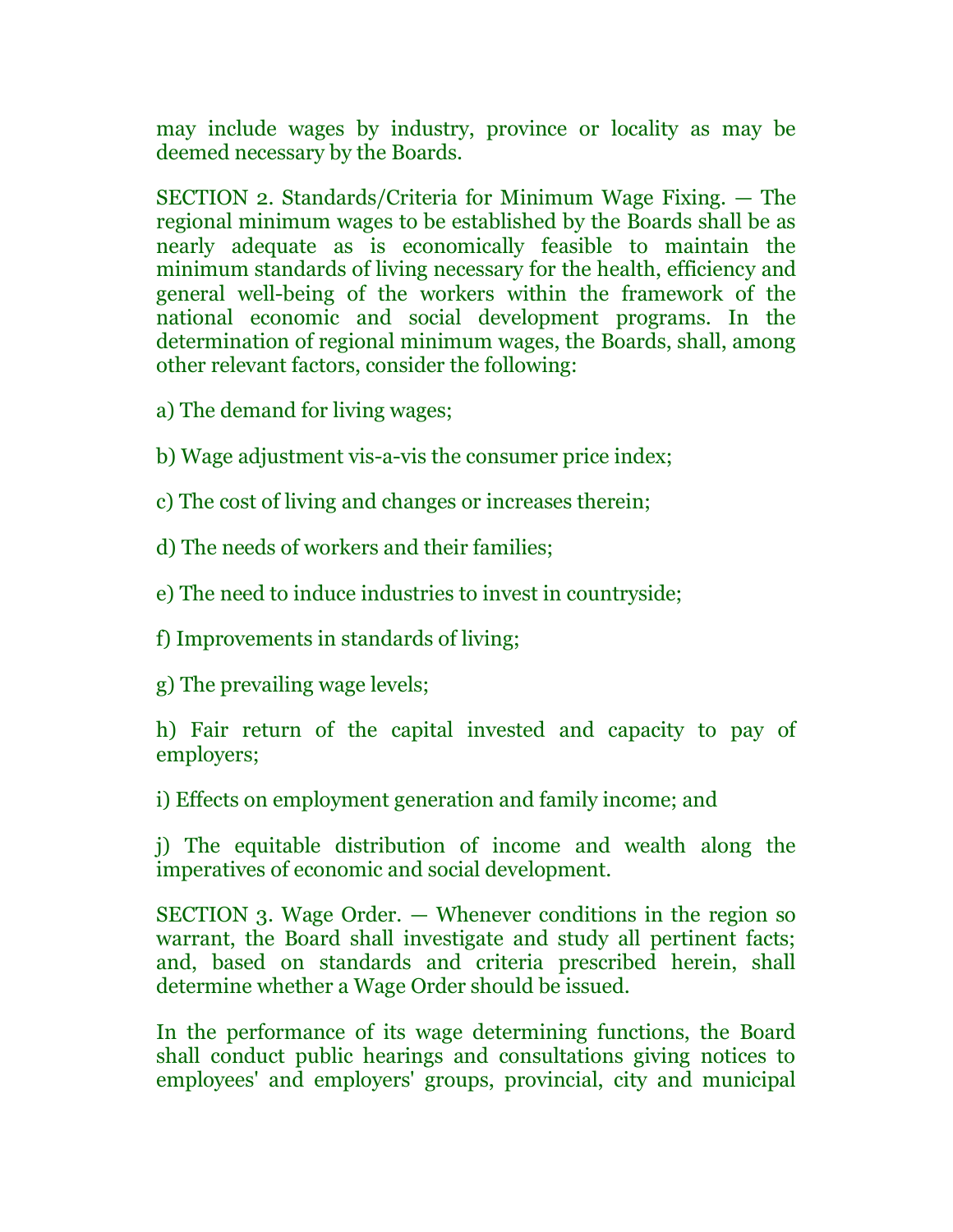may include wages by industry, province or locality as may be deemed necessary by the Boards.

SECTION 2. Standards/Criteria for Minimum Wage Fixing. — The regional minimum wages to be established by the Boards shall be as nearly adequate as is economically feasible to maintain the minimum standards of living necessary for the health, efficiency and general well-being of the workers within the framework of the national economic and social development programs. In the determination of regional minimum wages, the Boards, shall, among other relevant factors, consider the following:

a) The demand for living wages;

b) Wage adjustment vis-a-vis the consumer price index;

c) The cost of living and changes or increases therein;

d) The needs of workers and their families;

e) The need to induce industries to invest in countryside;

f) Improvements in standards of living;

g) The prevailing wage levels;

h) Fair return of the capital invested and capacity to pay of employers;

i) Effects on employment generation and family income; and

j) The equitable distribution of income and wealth along the imperatives of economic and social development.

SECTION 3. Wage Order. — Whenever conditions in the region so warrant, the Board shall investigate and study all pertinent facts; and, based on standards and criteria prescribed herein, shall determine whether a Wage Order should be issued.

In the performance of its wage determining functions, the Board shall conduct public hearings and consultations giving notices to employees' and employers' groups, provincial, city and municipal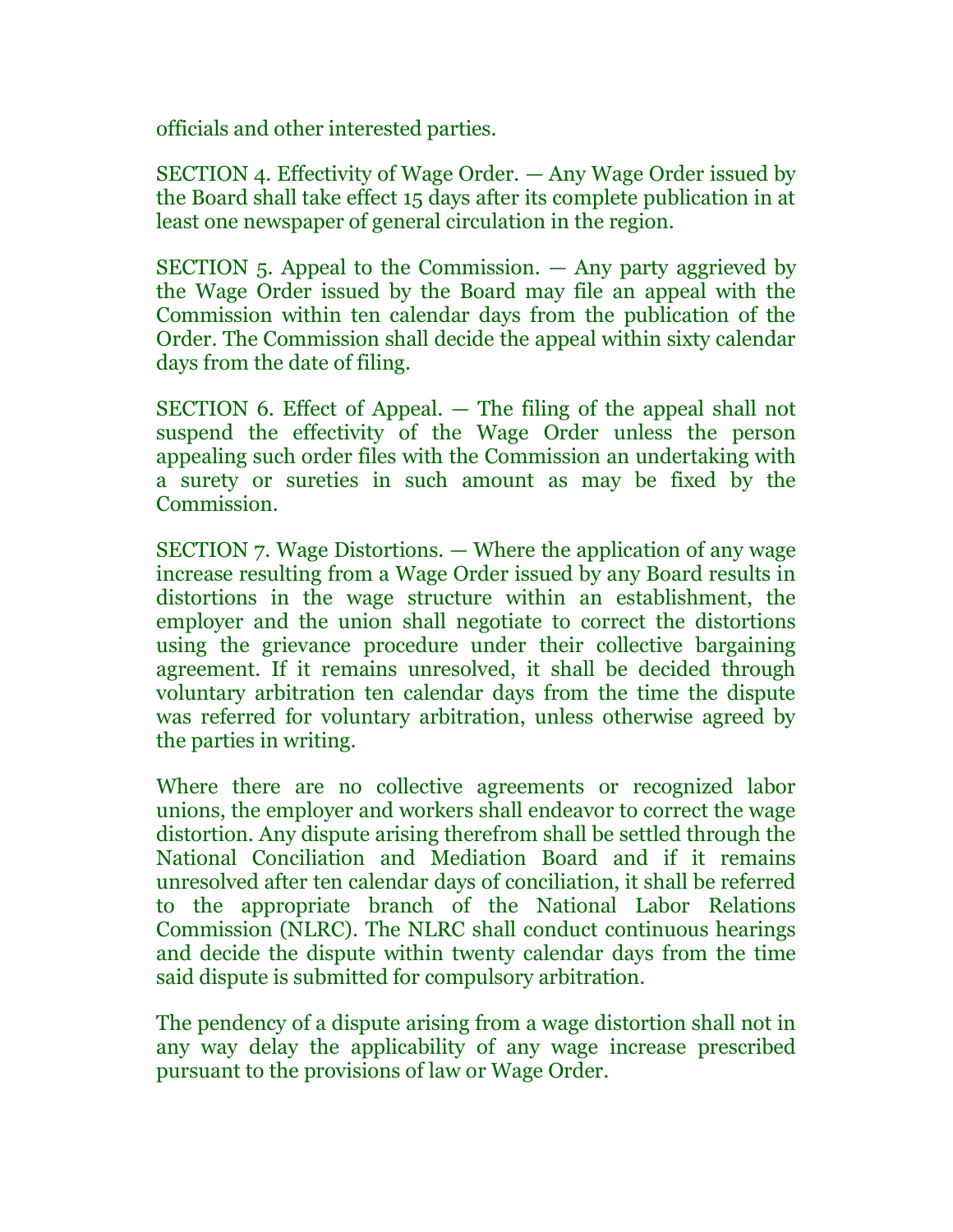officials and other interested parties.

SECTION 4. Effectivity of Wage Order. — Any Wage Order issued by the Board shall take effect 15 days after its complete publication in at least one newspaper of general circulation in the region.

SECTION 5. Appeal to the Commission. — Any party aggrieved by the Wage Order issued by the Board may file an appeal with the Commission within ten calendar days from the publication of the Order. The Commission shall decide the appeal within sixty calendar days from the date of filing.

SECTION 6. Effect of Appeal. — The filing of the appeal shall not suspend the effectivity of the Wage Order unless the person appealing such order files with the Commission an undertaking with a surety or sureties in such amount as may be fixed by the Commission.

SECTION 7. Wage Distortions. — Where the application of any wage increase resulting from a Wage Order issued by any Board results in distortions in the wage structure within an establishment, the employer and the union shall negotiate to correct the distortions using the grievance procedure under their collective bargaining agreement. If it remains unresolved, it shall be decided through voluntary arbitration ten calendar days from the time the dispute was referred for voluntary arbitration, unless otherwise agreed by the parties in writing.

Where there are no collective agreements or recognized labor unions, the employer and workers shall endeavor to correct the wage distortion. Any dispute arising therefrom shall be settled through the National Conciliation and Mediation Board and if it remains unresolved after ten calendar days of conciliation, it shall be referred to the appropriate branch of the National Labor Relations Commission (NLRC). The NLRC shall conduct continuous hearings and decide the dispute within twenty calendar days from the time said dispute is submitted for compulsory arbitration.

The pendency of a dispute arising from a wage distortion shall not in any way delay the applicability of any wage increase prescribed pursuant to the provisions of law or Wage Order.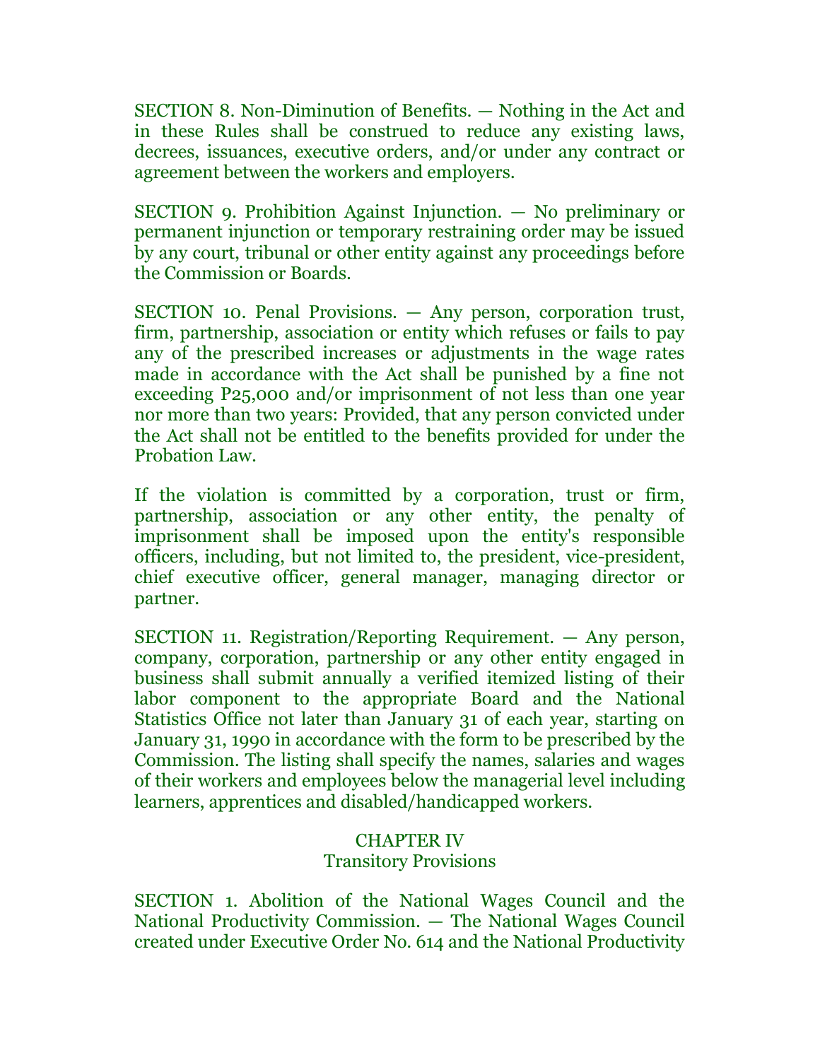SECTION 8. Non-Diminution of Benefits. — Nothing in the Act and in these Rules shall be construed to reduce any existing laws, decrees, issuances, executive orders, and/or under any contract or agreement between the workers and employers.

SECTION 9. Prohibition Against Injunction. — No preliminary or permanent injunction or temporary restraining order may be issued by any court, tribunal or other entity against any proceedings before the Commission or Boards.

SECTION 10. Penal Provisions. — Any person, corporation trust, firm, partnership, association or entity which refuses or fails to pay any of the prescribed increases or adjustments in the wage rates made in accordance with the Act shall be punished by a fine not exceeding P25,000 and/or imprisonment of not less than one year nor more than two years: Provided, that any person convicted under the Act shall not be entitled to the benefits provided for under the Probation Law.

If the violation is committed by a corporation, trust or firm, partnership, association or any other entity, the penalty of imprisonment shall be imposed upon the entity's responsible officers, including, but not limited to, the president, vice-president, chief executive officer, general manager, managing director or partner.

SECTION 11. Registration/Reporting Requirement. — Any person, company, corporation, partnership or any other entity engaged in business shall submit annually a verified itemized listing of their labor component to the appropriate Board and the National Statistics Office not later than January 31 of each year, starting on January 31, 1990 in accordance with the form to be prescribed by the Commission. The listing shall specify the names, salaries and wages of their workers and employees below the managerial level including learners, apprentices and disabled/handicapped workers.

## CHAPTER IV
### Transitory Provisions

SECTION 1. Abolition of the National Wages Council and the National Productivity Commission. — The National Wages Council created under Executive Order No. 614 and the National Productivity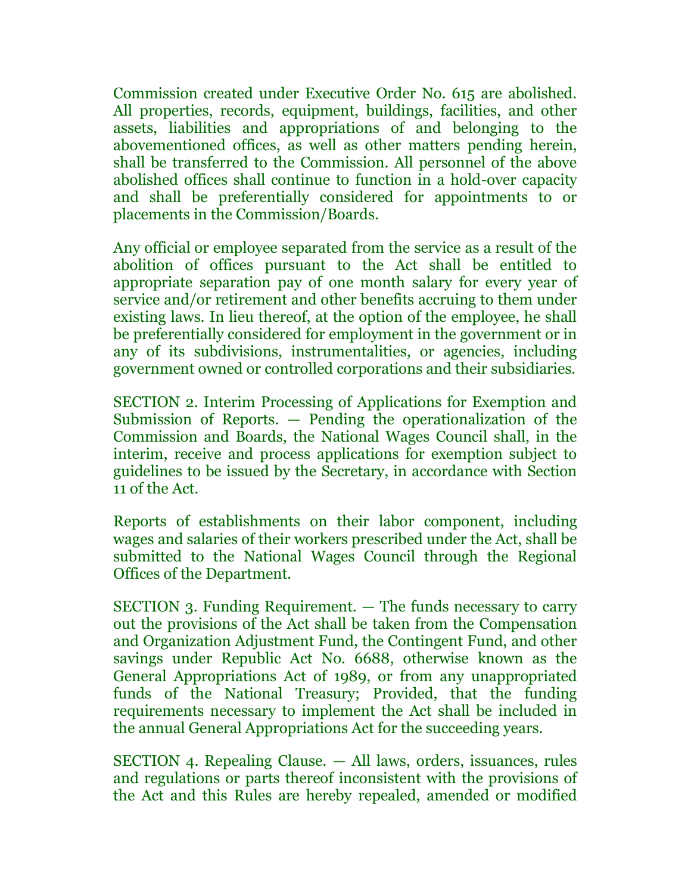Commission created under Executive Order No. 615 are abolished. All properties, records, equipment, buildings, facilities, and other assets, liabilities and appropriations of and belonging to the abovementioned offices, as well as other matters pending herein, shall be transferred to the Commission. All personnel of the above abolished offices shall continue to function in a hold-over capacity and shall be preferentially considered for appointments to or placements in the Commission/Boards.

Any official or employee separated from the service as a result of the abolition of offices pursuant to the Act shall be entitled to appropriate separation pay of one month salary for every year of service and/or retirement and other benefits accruing to them under existing laws. In lieu thereof, at the option of the employee, he shall be preferentially considered for employment in the government or in any of its subdivisions, instrumentalities, or agencies, including government owned or controlled corporations and their subsidiaries.

SECTION 2. Interim Processing of Applications for Exemption and Submission of Reports. — Pending the operationalization of the Commission and Boards, the National Wages Council shall, in the interim, receive and process applications for exemption subject to guidelines to be issued by the Secretary, in accordance with Section 11 of the Act.

Reports of establishments on their labor component, including wages and salaries of their workers prescribed under the Act, shall be submitted to the National Wages Council through the Regional Offices of the Department.

SECTION 3. Funding Requirement. — The funds necessary to carry out the provisions of the Act shall be taken from the Compensation and Organization Adjustment Fund, the Contingent Fund, and other savings under Republic Act No. 6688, otherwise known as the General Appropriations Act of 1989, or from any unappropriated funds of the National Treasury; Provided, that the funding requirements necessary to implement the Act shall be included in the annual General Appropriations Act for the succeeding years.

SECTION 4. Repealing Clause. — All laws, orders, issuances, rules and regulations or parts thereof inconsistent with the provisions of the Act and this Rules are hereby repealed, amended or modified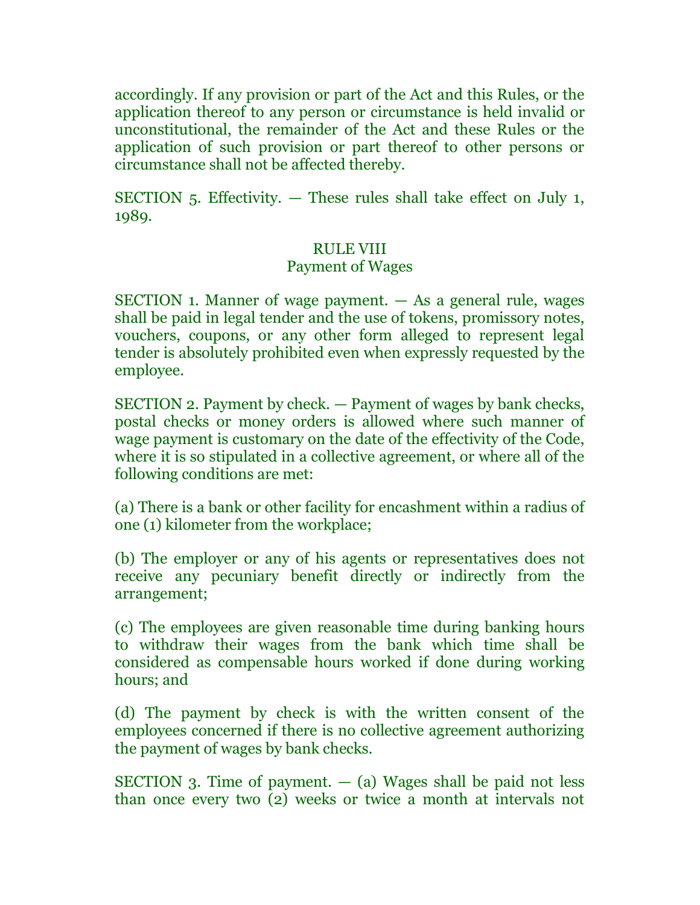accordingly. If any provision or part of the Act and this Rules, or the application thereof to any person or circumstance is held invalid or unconstitutional, the remainder of the Act and these Rules or the application of such provision or part thereof to other persons or circumstance shall not be affected thereby.

SECTION 5. Effectivity. — These rules shall take effect on July 1, 1989.

## RULE VIII
### Payment of Wages

SECTION 1. Manner of wage payment. — As a general rule, wages shall be paid in legal tender and the use of tokens, promissory notes, vouchers, coupons, or any other form alleged to represent legal tender is absolutely prohibited even when expressly requested by the employee.

SECTION 2. Payment by check. — Payment of wages by bank checks, postal checks or money orders is allowed where such manner of wage payment is customary on the date of the effectivity of the Code, where it is so stipulated in a collective agreement, or where all of the following conditions are met:

(a) There is a bank or other facility for encashment within a radius of one (1) kilometer from the workplace;

(b) The employer or any of his agents or representatives does not receive any pecuniary benefit directly or indirectly from the arrangement;

(c) The employees are given reasonable time during banking hours to withdraw their wages from the bank which time shall be considered as compensable hours worked if done during working hours; and

(d) The payment by check is with the written consent of the employees concerned if there is no collective agreement authorizing the payment of wages by bank checks.

SECTION 3. Time of payment. — (a) Wages shall be paid not less than once every two (2) weeks or twice a month at intervals not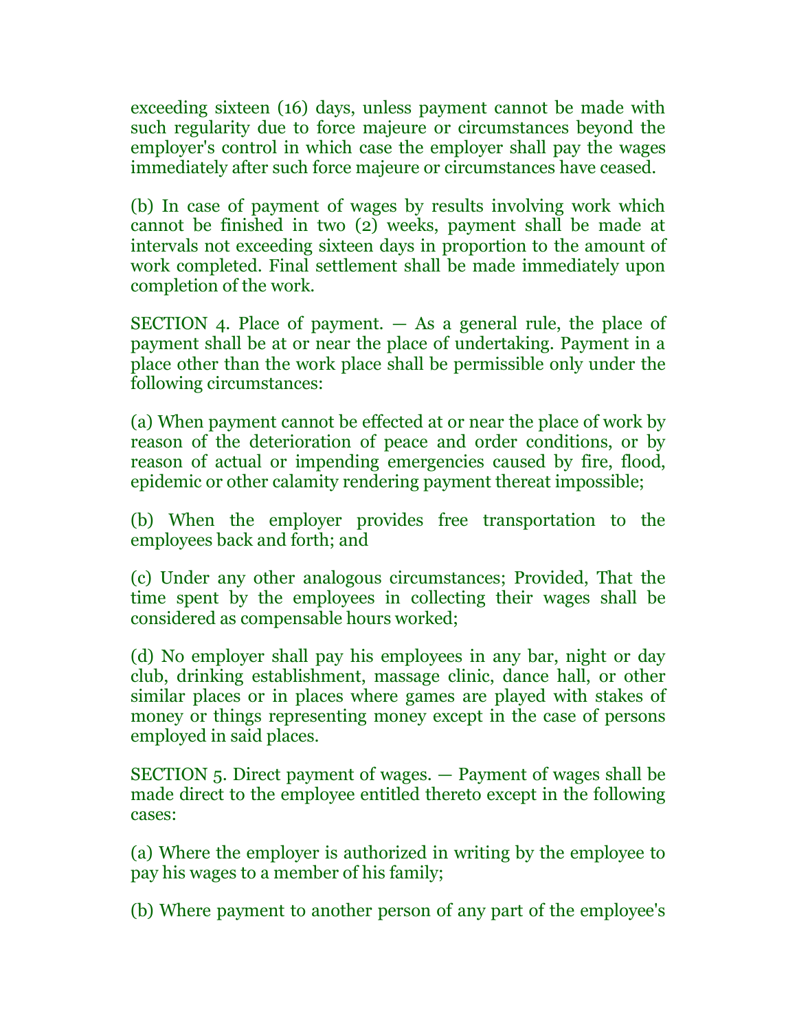exceeding sixteen (16) days, unless payment cannot be made with such regularity due to force majeure or circumstances beyond the employer's control in which case the employer shall pay the wages immediately after such force majeure or circumstances have ceased.

(b) In case of payment of wages by results involving work which cannot be finished in two (2) weeks, payment shall be made at intervals not exceeding sixteen days in proportion to the amount of work completed. Final settlement shall be made immediately upon completion of the work.

SECTION 4. Place of payment. — As a general rule, the place of payment shall be at or near the place of undertaking. Payment in a place other than the work place shall be permissible only under the following circumstances:

(a) When payment cannot be effected at or near the place of work by reason of the deterioration of peace and order conditions, or by reason of actual or impending emergencies caused by fire, flood, epidemic or other calamity rendering payment thereat impossible;

(b) When the employer provides free transportation to the employees back and forth; and

(c) Under any other analogous circumstances; Provided, That the time spent by the employees in collecting their wages shall be considered as compensable hours worked;

(d) No employer shall pay his employees in any bar, night or day club, drinking establishment, massage clinic, dance hall, or other similar places or in places where games are played with stakes of money or things representing money except in the case of persons employed in said places.

SECTION 5. Direct payment of wages. — Payment of wages shall be made direct to the employee entitled thereto except in the following cases:

(a) Where the employer is authorized in writing by the employee to pay his wages to a member of his family;

(b) Where payment to another person of any part of the employee's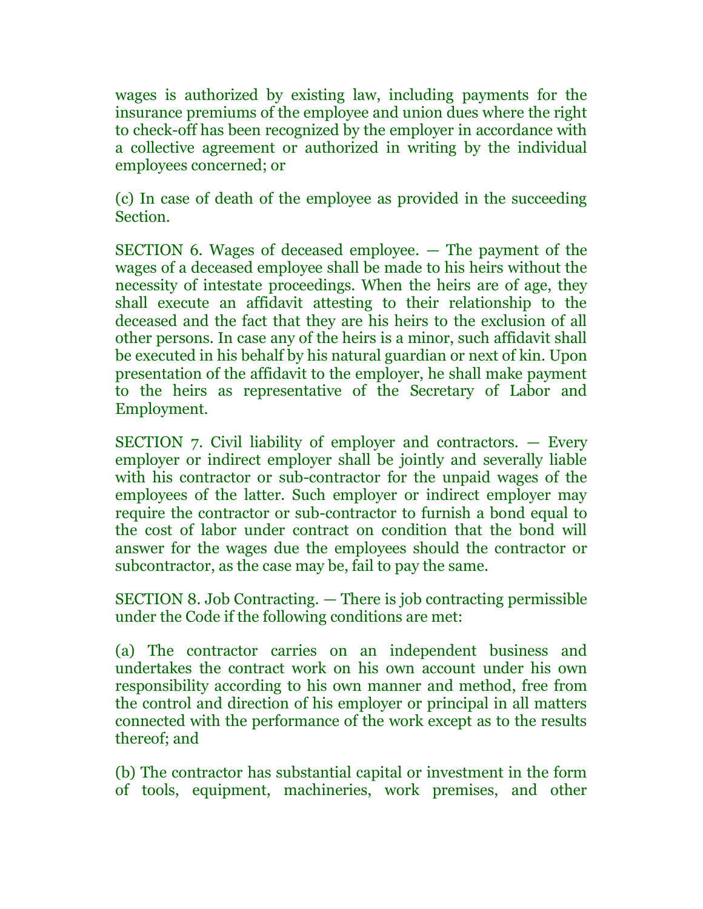wages is authorized by existing law, including payments for the insurance premiums of the employee and union dues where the right to check-off has been recognized by the employer in accordance with a collective agreement or authorized in writing by the individual employees concerned; or

(c) In case of death of the employee as provided in the succeeding Section.

SECTION 6. Wages of deceased employee. — The payment of the wages of a deceased employee shall be made to his heirs without the necessity of intestate proceedings. When the heirs are of age, they shall execute an affidavit attesting to their relationship to the deceased and the fact that they are his heirs to the exclusion of all other persons. In case any of the heirs is a minor, such affidavit shall be executed in his behalf by his natural guardian or next of kin. Upon presentation of the affidavit to the employer, he shall make payment to the heirs as representative of the Secretary of Labor and Employment.

SECTION 7. Civil liability of employer and contractors. — Every employer or indirect employer shall be jointly and severally liable with his contractor or sub-contractor for the unpaid wages of the employees of the latter. Such employer or indirect employer may require the contractor or sub-contractor to furnish a bond equal to the cost of labor under contract on condition that the bond will answer for the wages due the employees should the contractor or subcontractor, as the case may be, fail to pay the same.

SECTION 8. Job Contracting. — There is job contracting permissible under the Code if the following conditions are met:

(a) The contractor carries on an independent business and undertakes the contract work on his own account under his own responsibility according to his own manner and method, free from the control and direction of his employer or principal in all matters connected with the performance of the work except as to the results thereof; and

(b) The contractor has substantial capital or investment in the form of tools, equipment, machineries, work premises, and other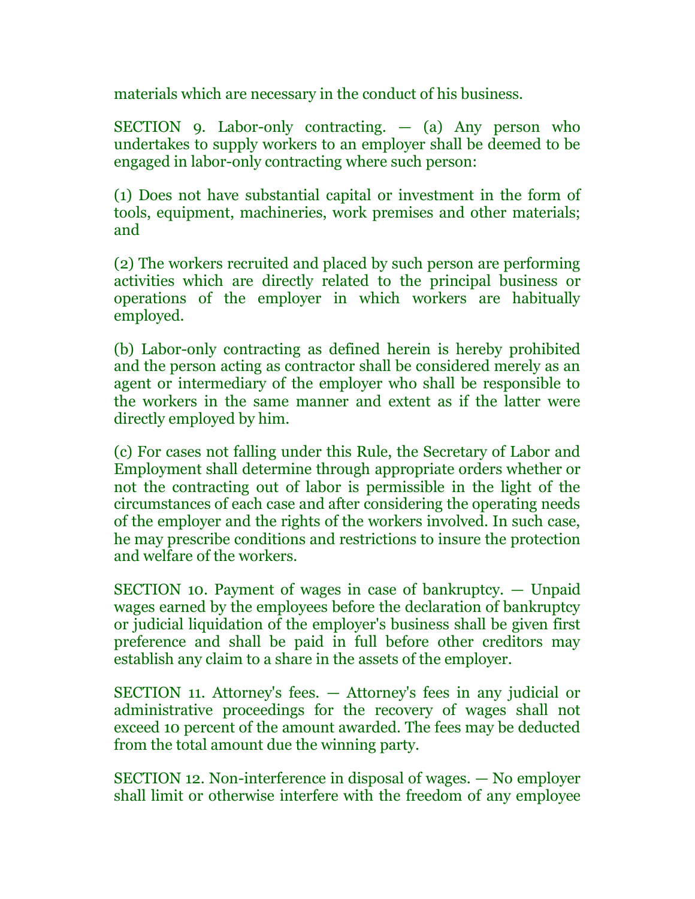materials which are necessary in the conduct of his business.

SECTION 9. Labor-only contracting. — (a) Any person who undertakes to supply workers to an employer shall be deemed to be engaged in labor-only contracting where such person:

(1) Does not have substantial capital or investment in the form of tools, equipment, machineries, work premises and other materials; and

(2) The workers recruited and placed by such person are performing activities which are directly related to the principal business or operations of the employer in which workers are habitually employed.

(b) Labor-only contracting as defined herein is hereby prohibited and the person acting as contractor shall be considered merely as an agent or intermediary of the employer who shall be responsible to the workers in the same manner and extent as if the latter were directly employed by him.

(c) For cases not falling under this Rule, the Secretary of Labor and Employment shall determine through appropriate orders whether or not the contracting out of labor is permissible in the light of the circumstances of each case and after considering the operating needs of the employer and the rights of the workers involved. In such case, he may prescribe conditions and restrictions to insure the protection and welfare of the workers.

SECTION 10. Payment of wages in case of bankruptcy. — Unpaid wages earned by the employees before the declaration of bankruptcy or judicial liquidation of the employer's business shall be given first preference and shall be paid in full before other creditors may establish any claim to a share in the assets of the employer.

SECTION 11. Attorney's fees. — Attorney's fees in any judicial or administrative proceedings for the recovery of wages shall not exceed 10 percent of the amount awarded. The fees may be deducted from the total amount due the winning party.

SECTION 12. Non-interference in disposal of wages. — No employer shall limit or otherwise interfere with the freedom of any employee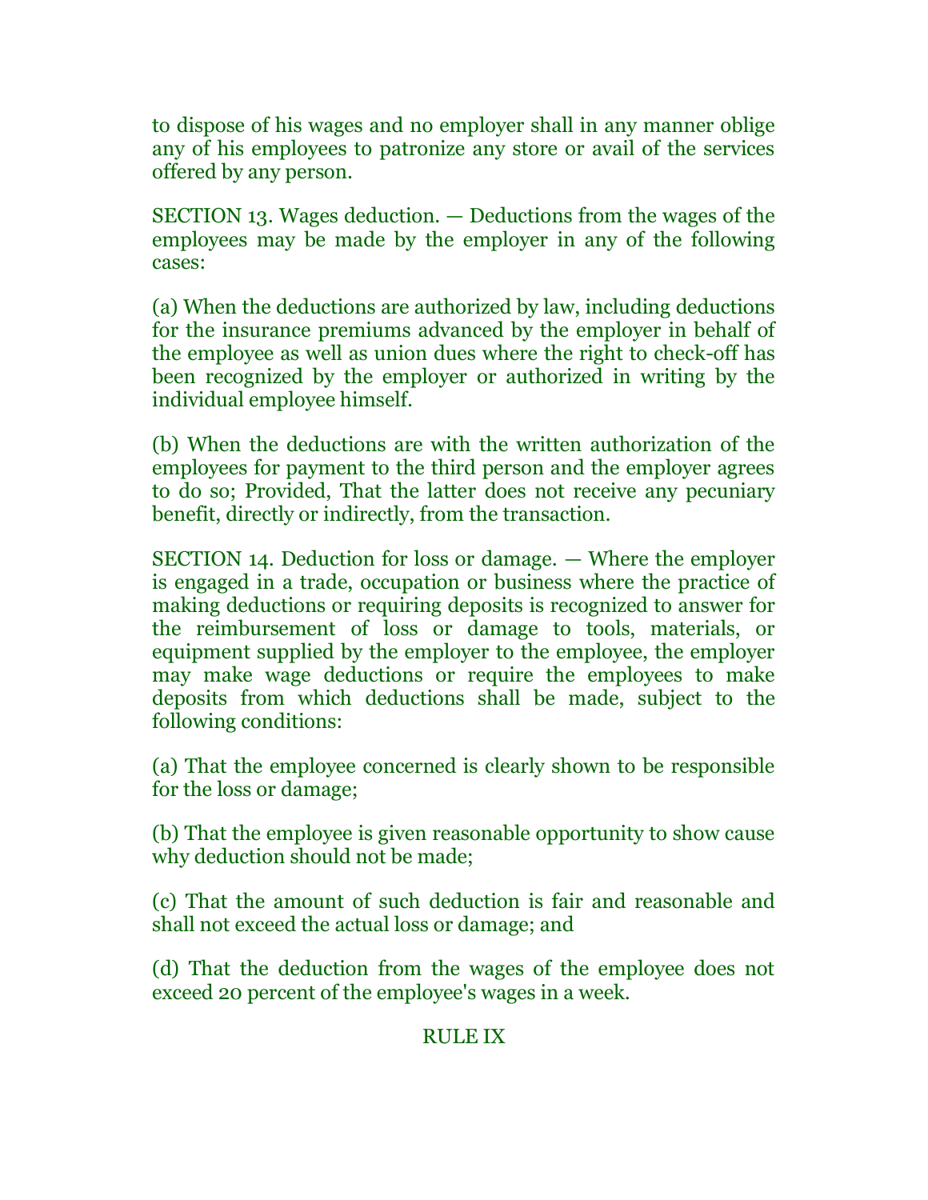to dispose of his wages and no employer shall in any manner oblige any of his employees to patronize any store or avail of the services offered by any person.

SECTION 13. Wages deduction. — Deductions from the wages of the employees may be made by the employer in any of the following cases:

(a) When the deductions are authorized by law, including deductions for the insurance premiums advanced by the employer in behalf of the employee as well as union dues where the right to check-off has been recognized by the employer or authorized in writing by the individual employee himself.

(b) When the deductions are with the written authorization of the employees for payment to the third person and the employer agrees to do so; Provided, That the latter does not receive any pecuniary benefit, directly or indirectly, from the transaction.

SECTION 14. Deduction for loss or damage. — Where the employer is engaged in a trade, occupation or business where the practice of making deductions or requiring deposits is recognized to answer for the reimbursement of loss or damage to tools, materials, or equipment supplied by the employer to the employee, the employer may make wage deductions or require the employees to make deposits from which deductions shall be made, subject to the following conditions:

(a) That the employee concerned is clearly shown to be responsible for the loss or damage;

(b) That the employee is given reasonable opportunity to show cause why deduction should not be made;

(c) That the amount of such deduction is fair and reasonable and shall not exceed the actual loss or damage; and

(d) That the deduction from the wages of the employee does not exceed 20 percent of the employee's wages in a week.

## RULE IX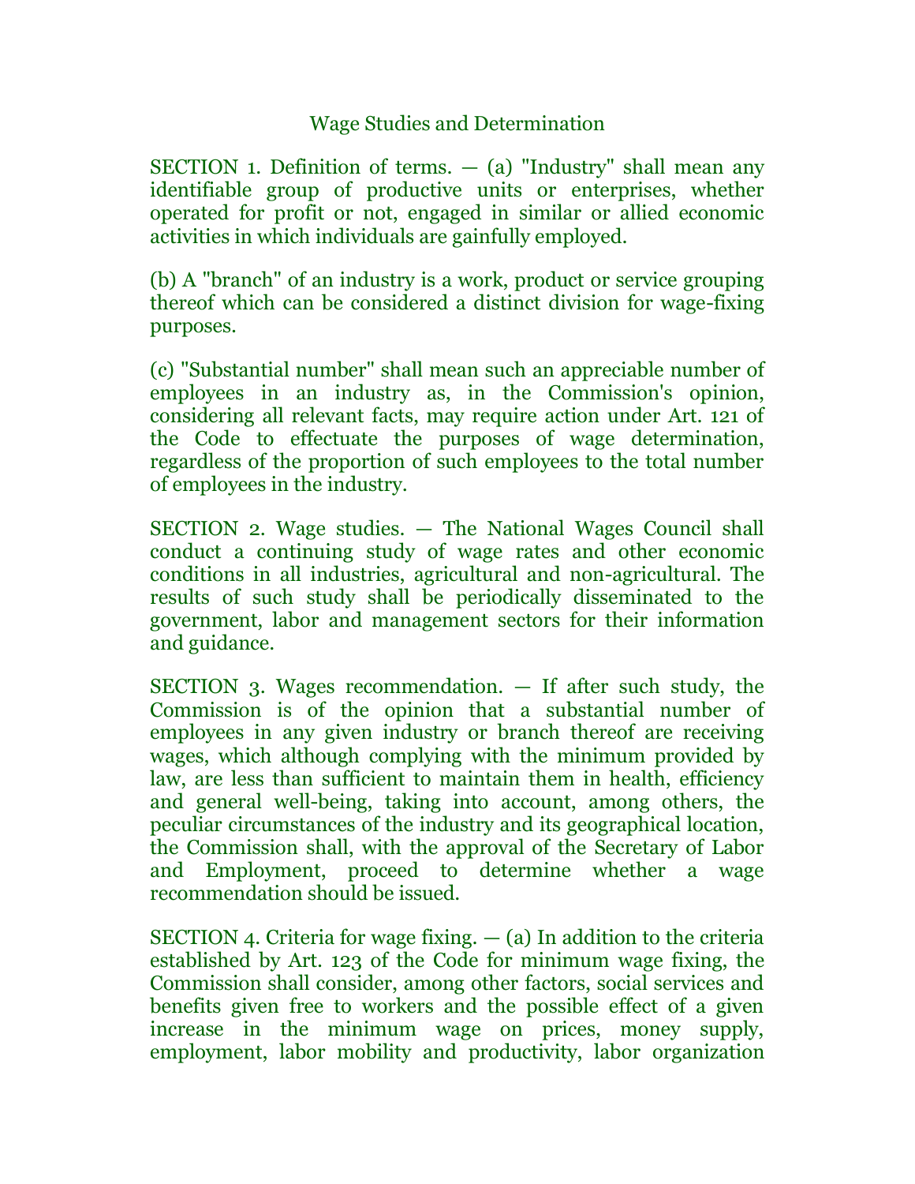## Wage Studies and Determination

SECTION 1. Definition of terms. — (a) "Industry" shall mean any identifiable group of productive units or enterprises, whether operated for profit or not, engaged in similar or allied economic activities in which individuals are gainfully employed.

(b) A "branch" of an industry is a work, product or service grouping thereof which can be considered a distinct division for wage-fixing purposes.

(c) "Substantial number" shall mean such an appreciable number of employees in an industry as, in the Commission's opinion, considering all relevant facts, may require action under Art. 121 of the Code to effectuate the purposes of wage determination, regardless of the proportion of such employees to the total number of employees in the industry.

SECTION 2. Wage studies. — The National Wages Council shall conduct a continuing study of wage rates and other economic conditions in all industries, agricultural and non-agricultural. The results of such study shall be periodically disseminated to the government, labor and management sectors for their information and guidance.

SECTION 3. Wages recommendation. — If after such study, the Commission is of the opinion that a substantial number of employees in any given industry or branch thereof are receiving wages, which although complying with the minimum provided by law, are less than sufficient to maintain them in health, efficiency and general well-being, taking into account, among others, the peculiar circumstances of the industry and its geographical location, the Commission shall, with the approval of the Secretary of Labor and Employment, proceed to determine whether a wage recommendation should be issued.

SECTION 4. Criteria for wage fixing. — (a) In addition to the criteria established by Art. 123 of the Code for minimum wage fixing, the Commission shall consider, among other factors, social services and benefits given free to workers and the possible effect of a given increase in the minimum wage on prices, money supply, employment, labor mobility and productivity, labor organization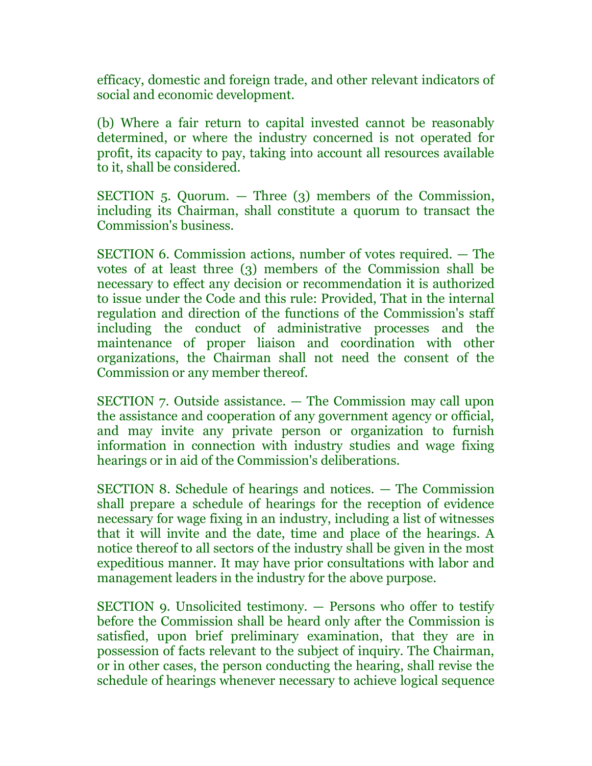efficacy, domestic and foreign trade, and other relevant indicators of social and economic development.

(b) Where a fair return to capital invested cannot be reasonably determined, or where the industry concerned is not operated for profit, its capacity to pay, taking into account all resources available to it, shall be considered.

SECTION 5. Quorum. — Three (3) members of the Commission, including its Chairman, shall constitute a quorum to transact the Commission's business.

SECTION 6. Commission actions, number of votes required. — The votes of at least three (3) members of the Commission shall be necessary to effect any decision or recommendation it is authorized to issue under the Code and this rule: Provided, That in the internal regulation and direction of the functions of the Commission's staff including the conduct of administrative processes and the maintenance of proper liaison and coordination with other organizations, the Chairman shall not need the consent of the Commission or any member thereof.

SECTION 7. Outside assistance. — The Commission may call upon the assistance and cooperation of any government agency or official, and may invite any private person or organization to furnish information in connection with industry studies and wage fixing hearings or in aid of the Commission's deliberations.

SECTION 8. Schedule of hearings and notices. — The Commission shall prepare a schedule of hearings for the reception of evidence necessary for wage fixing in an industry, including a list of witnesses that it will invite and the date, time and place of the hearings. A notice thereof to all sectors of the industry shall be given in the most expeditious manner. It may have prior consultations with labor and management leaders in the industry for the above purpose.

SECTION 9. Unsolicited testimony. — Persons who offer to testify before the Commission shall be heard only after the Commission is satisfied, upon brief preliminary examination, that they are in possession of facts relevant to the subject of inquiry. The Chairman, or in other cases, the person conducting the hearing, shall revise the schedule of hearings whenever necessary to achieve logical sequence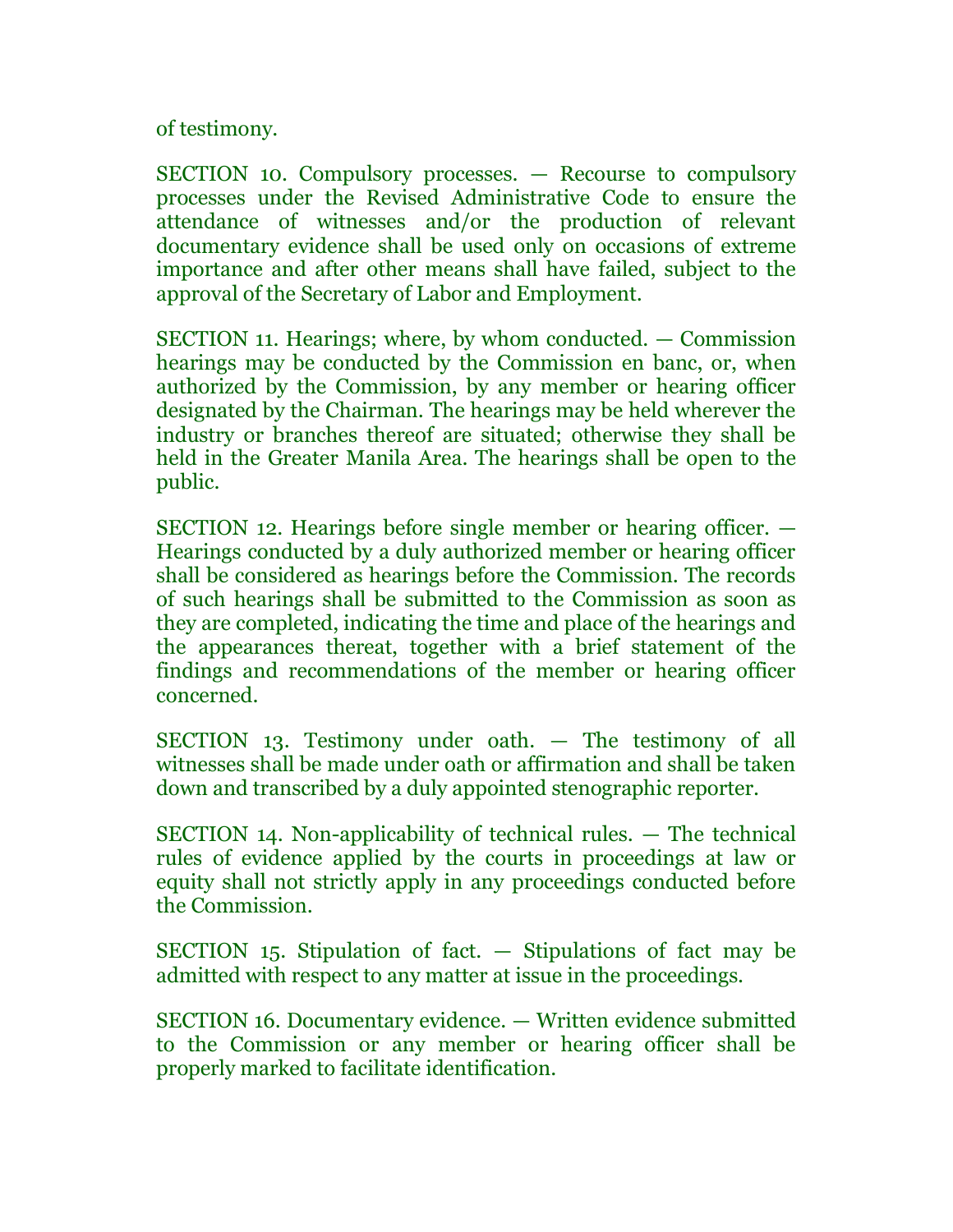of testimony.

SECTION 10. Compulsory processes. — Recourse to compulsory processes under the Revised Administrative Code to ensure the attendance of witnesses and/or the production of relevant documentary evidence shall be used only on occasions of extreme importance and after other means shall have failed, subject to the approval of the Secretary of Labor and Employment.

SECTION 11. Hearings; where, by whom conducted. — Commission hearings may be conducted by the Commission en banc, or, when authorized by the Commission, by any member or hearing officer designated by the Chairman. The hearings may be held wherever the industry or branches thereof are situated; otherwise they shall be held in the Greater Manila Area. The hearings shall be open to the public.

SECTION 12. Hearings before single member or hearing officer. — Hearings conducted by a duly authorized member or hearing officer shall be considered as hearings before the Commission. The records of such hearings shall be submitted to the Commission as soon as they are completed, indicating the time and place of the hearings and the appearances thereat, together with a brief statement of the findings and recommendations of the member or hearing officer concerned.

SECTION 13. Testimony under oath. — The testimony of all witnesses shall be made under oath or affirmation and shall be taken down and transcribed by a duly appointed stenographic reporter.

SECTION 14. Non-applicability of technical rules. — The technical rules of evidence applied by the courts in proceedings at law or equity shall not strictly apply in any proceedings conducted before the Commission.

SECTION 15. Stipulation of fact. — Stipulations of fact may be admitted with respect to any matter at issue in the proceedings.

SECTION 16. Documentary evidence. — Written evidence submitted to the Commission or any member or hearing officer shall be properly marked to facilitate identification.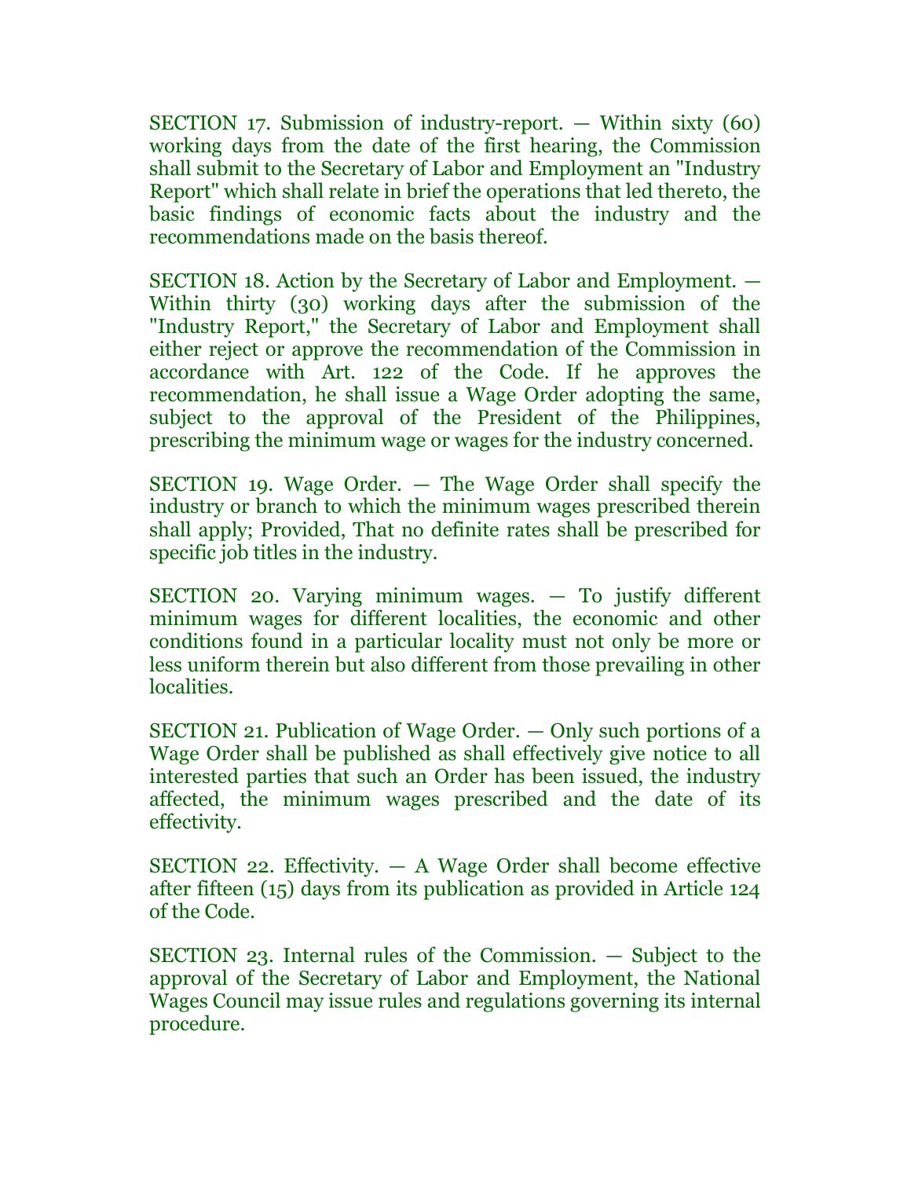SECTION 17. Submission of industry-report. — Within sixty (60) working days from the date of the first hearing, the Commission shall submit to the Secretary of Labor and Employment an "Industry Report" which shall relate in brief the operations that led thereto, the basic findings of economic facts about the industry and the recommendations made on the basis thereof.

SECTION 18. Action by the Secretary of Labor and Employment. — Within thirty (30) working days after the submission of the "Industry Report," the Secretary of Labor and Employment shall either reject or approve the recommendation of the Commission in accordance with Art. 122 of the Code. If he approves the recommendation, he shall issue a Wage Order adopting the same, subject to the approval of the President of the Philippines, prescribing the minimum wage or wages for the industry concerned.

SECTION 19. Wage Order. — The Wage Order shall specify the industry or branch to which the minimum wages prescribed therein shall apply; Provided, That no definite rates shall be prescribed for specific job titles in the industry.

SECTION 20. Varying minimum wages. — To justify different minimum wages for different localities, the economic and other conditions found in a particular locality must not only be more or less uniform therein but also different from those prevailing in other localities.

SECTION 21. Publication of Wage Order. — Only such portions of a Wage Order shall be published as shall effectively give notice to all interested parties that such an Order has been issued, the industry affected, the minimum wages prescribed and the date of its effectivity.

SECTION 22. Effectivity. — A Wage Order shall become effective after fifteen (15) days from its publication as provided in Article 124 of the Code.

SECTION 23. Internal rules of the Commission. — Subject to the approval of the Secretary of Labor and Employment, the National Wages Council may issue rules and regulations governing its internal procedure.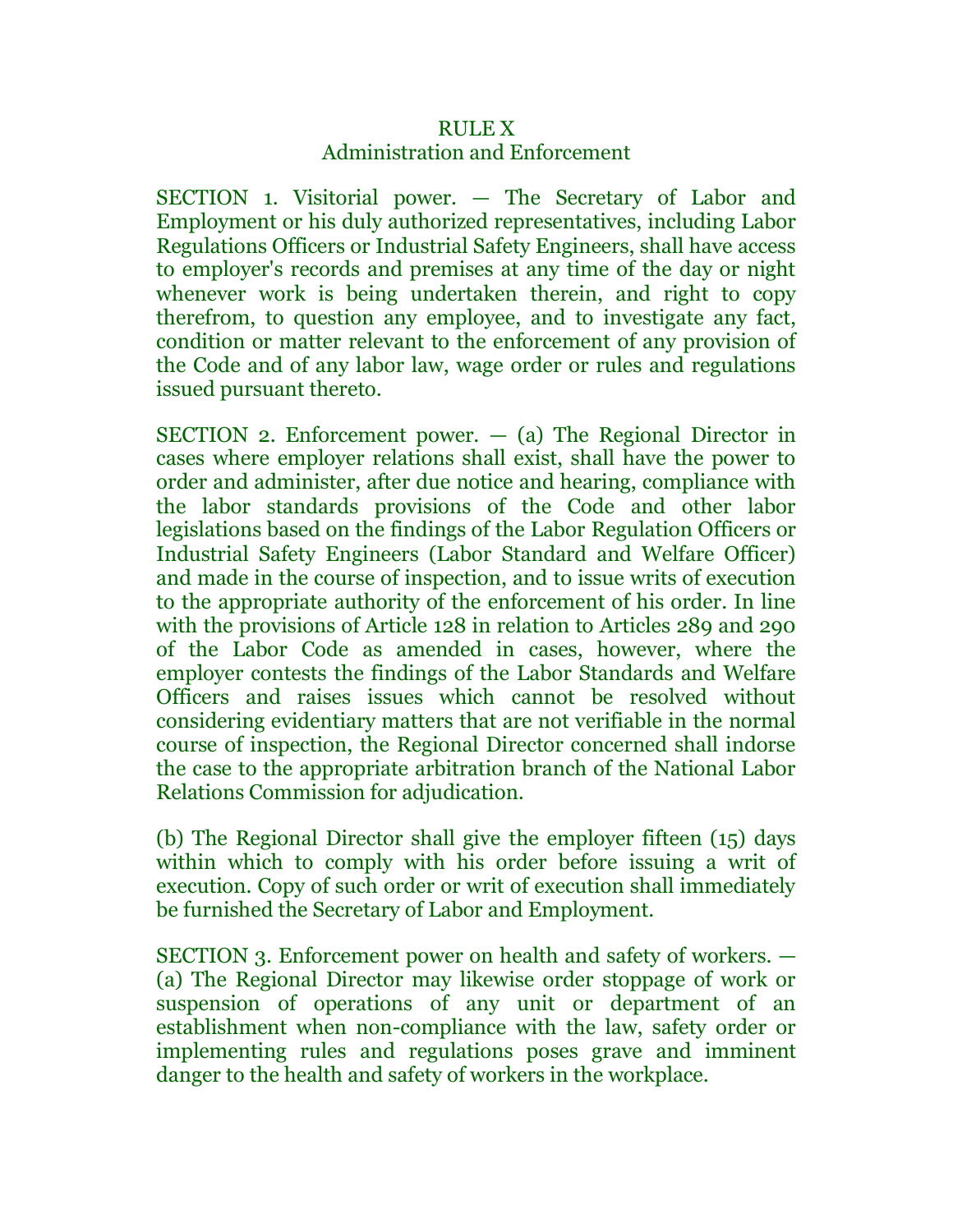## RULE X
## Administration and Enforcement

SECTION 1. Visitorial power. — The Secretary of Labor and Employment or his duly authorized representatives, including Labor Regulations Officers or Industrial Safety Engineers, shall have access to employer's records and premises at any time of the day or night whenever work is being undertaken therein, and right to copy therefrom, to question any employee, and to investigate any fact, condition or matter relevant to the enforcement of any provision of the Code and of any labor law, wage order or rules and regulations issued pursuant thereto.

SECTION 2. Enforcement power. — (a) The Regional Director in cases where employer relations shall exist, shall have the power to order and administer, after due notice and hearing, compliance with the labor standards provisions of the Code and other labor legislations based on the findings of the Labor Regulation Officers or Industrial Safety Engineers (Labor Standard and Welfare Officer) and made in the course of inspection, and to issue writs of execution to the appropriate authority of the enforcement of his order. In line with the provisions of Article 128 in relation to Articles 289 and 290 of the Labor Code as amended in cases, however, where the employer contests the findings of the Labor Standards and Welfare Officers and raises issues which cannot be resolved without considering evidentiary matters that are not verifiable in the normal course of inspection, the Regional Director concerned shall indorse the case to the appropriate arbitration branch of the National Labor Relations Commission for adjudication.

(b) The Regional Director shall give the employer fifteen (15) days within which to comply with his order before issuing a writ of execution. Copy of such order or writ of execution shall immediately be furnished the Secretary of Labor and Employment.

SECTION 3. Enforcement power on health and safety of workers. — (a) The Regional Director may likewise order stoppage of work or suspension of operations of any unit or department of an establishment when non-compliance with the law, safety order or implementing rules and regulations poses grave and imminent danger to the health and safety of workers in the workplace.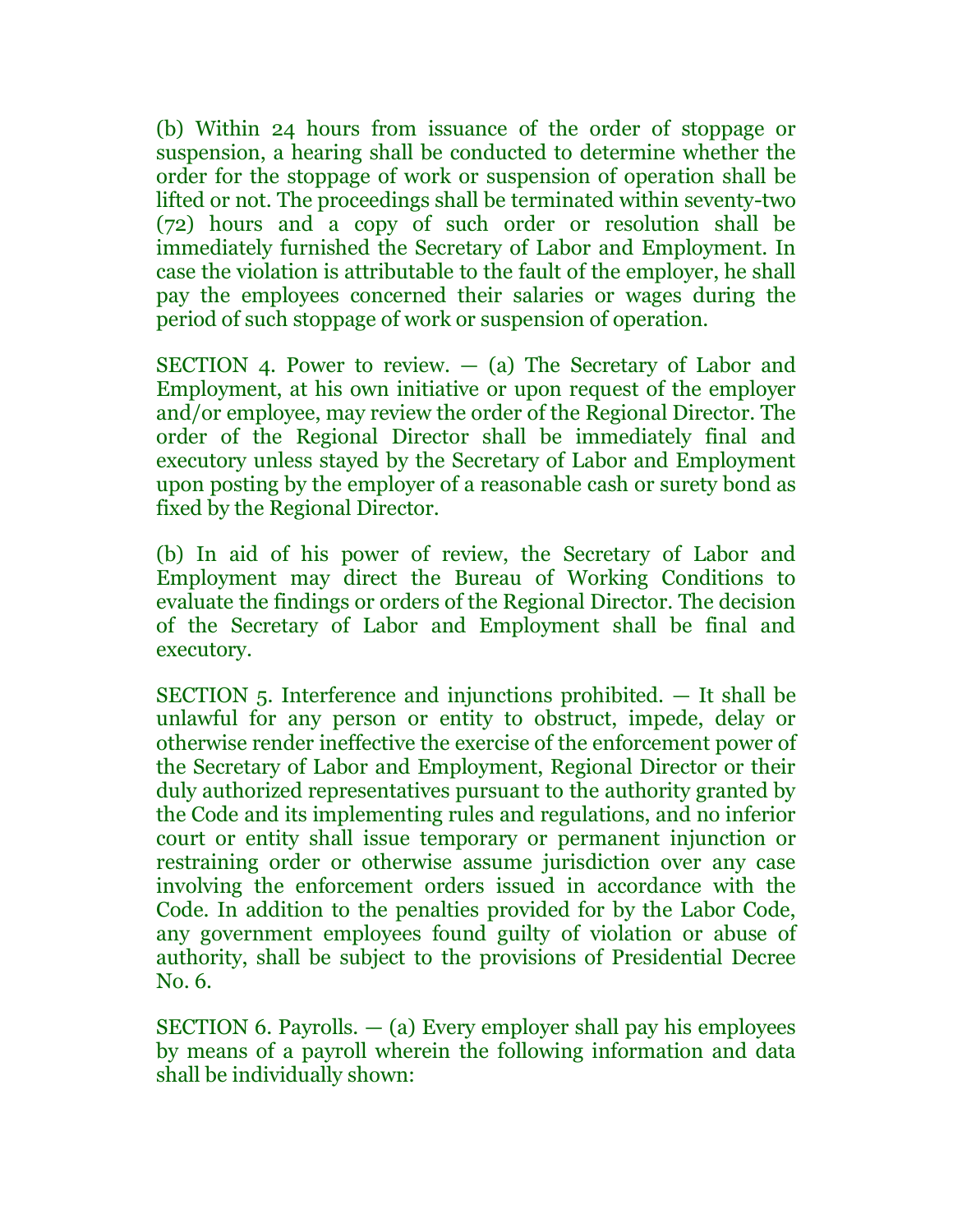(b) Within 24 hours from issuance of the order of stoppage or suspension, a hearing shall be conducted to determine whether the order for the stoppage of work or suspension of operation shall be lifted or not. The proceedings shall be terminated within seventy-two (72) hours and a copy of such order or resolution shall be immediately furnished the Secretary of Labor and Employment. In case the violation is attributable to the fault of the employer, he shall pay the employees concerned their salaries or wages during the period of such stoppage of work or suspension of operation.

SECTION 4. Power to review. — (a) The Secretary of Labor and Employment, at his own initiative or upon request of the employer and/or employee, may review the order of the Regional Director. The order of the Regional Director shall be immediately final and executory unless stayed by the Secretary of Labor and Employment upon posting by the employer of a reasonable cash or surety bond as fixed by the Regional Director.

(b) In aid of his power of review, the Secretary of Labor and Employment may direct the Bureau of Working Conditions to evaluate the findings or orders of the Regional Director. The decision of the Secretary of Labor and Employment shall be final and executory.

SECTION 5. Interference and injunctions prohibited. — It shall be unlawful for any person or entity to obstruct, impede, delay or otherwise render ineffective the exercise of the enforcement power of the Secretary of Labor and Employment, Regional Director or their duly authorized representatives pursuant to the authority granted by the Code and its implementing rules and regulations, and no inferior court or entity shall issue temporary or permanent injunction or restraining order or otherwise assume jurisdiction over any case involving the enforcement orders issued in accordance with the Code. In addition to the penalties provided for by the Labor Code, any government employees found guilty of violation or abuse of authority, shall be subject to the provisions of Presidential Decree No. 6.

SECTION 6. Payrolls. — (a) Every employer shall pay his employees by means of a payroll wherein the following information and data shall be individually shown: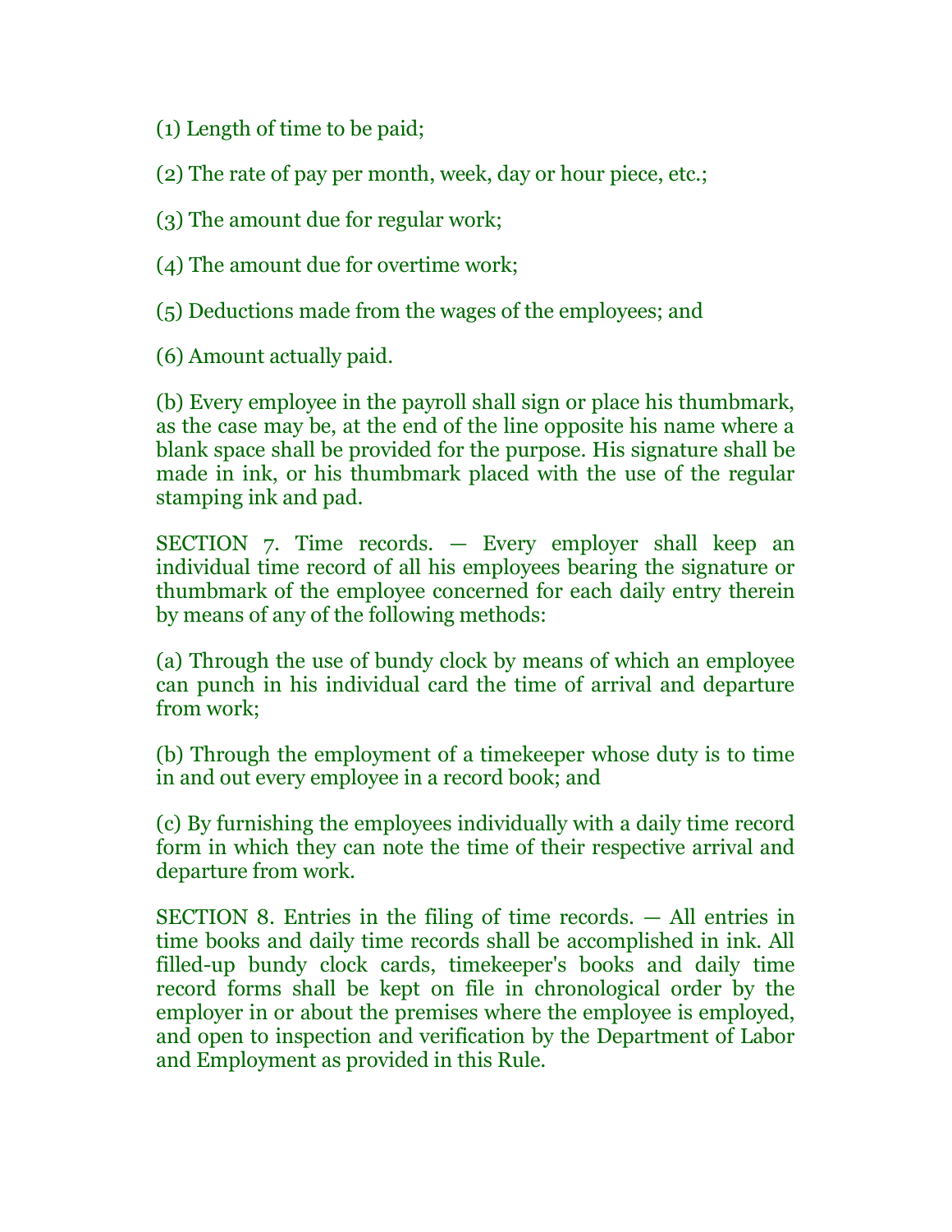(1) Length of time to be paid;

(2) The rate of pay per month, week, day or hour piece, etc.;

(3) The amount due for regular work;

(4) The amount due for overtime work;

(5) Deductions made from the wages of the employees; and

(6) Amount actually paid.

(b) Every employee in the payroll shall sign or place his thumbmark, as the case may be, at the end of the line opposite his name where a blank space shall be provided for the purpose. His signature shall be made in ink, or his thumbmark placed with the use of the regular stamping ink and pad.

SECTION 7. Time records. — Every employer shall keep an individual time record of all his employees bearing the signature or thumbmark of the employee concerned for each daily entry therein by means of any of the following methods:

(a) Through the use of bundy clock by means of which an employee can punch in his individual card the time of arrival and departure from work;

(b) Through the employment of a timekeeper whose duty is to time in and out every employee in a record book; and

(c) By furnishing the employees individually with a daily time record form in which they can note the time of their respective arrival and departure from work.

SECTION 8. Entries in the filing of time records. — All entries in time books and daily time records shall be accomplished in ink. All filled-up bundy clock cards, timekeeper's books and daily time record forms shall be kept on file in chronological order by the employer in or about the premises where the employee is employed, and open to inspection and verification by the Department of Labor and Employment as provided in this Rule.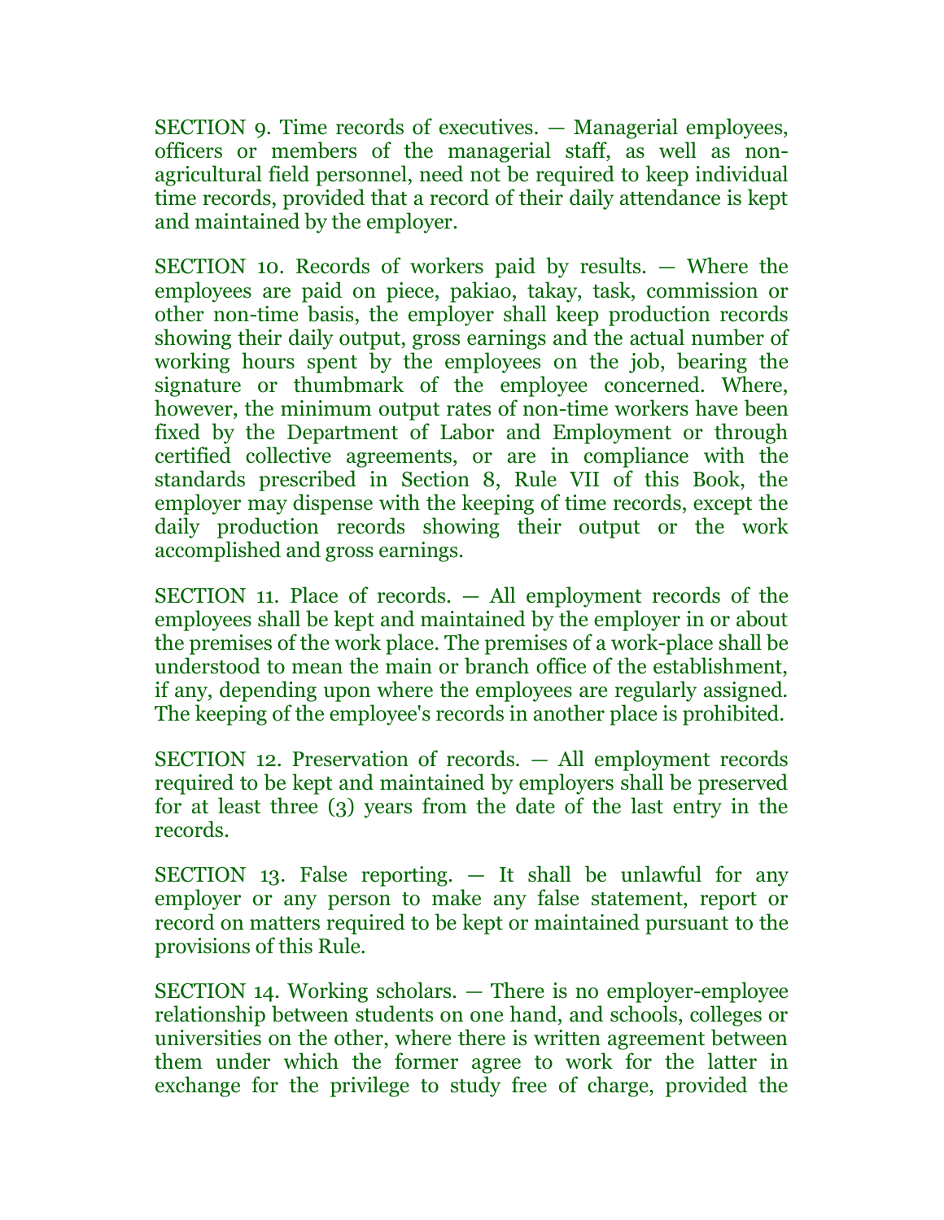SECTION 9. Time records of executives. — Managerial employees, officers or members of the managerial staff, as well as non-agricultural field personnel, need not be required to keep individual time records, provided that a record of their daily attendance is kept and maintained by the employer.

SECTION 10. Records of workers paid by results. — Where the employees are paid on piece, pakiao, takay, task, commission or other non-time basis, the employer shall keep production records showing their daily output, gross earnings and the actual number of working hours spent by the employees on the job, bearing the signature or thumbmark of the employee concerned. Where, however, the minimum output rates of non-time workers have been fixed by the Department of Labor and Employment or through certified collective agreements, or are in compliance with the standards prescribed in Section 8, Rule VII of this Book, the employer may dispense with the keeping of time records, except the daily production records showing their output or the work accomplished and gross earnings.

SECTION 11. Place of records. — All employment records of the employees shall be kept and maintained by the employer in or about the premises of the work place. The premises of a work-place shall be understood to mean the main or branch office of the establishment, if any, depending upon where the employees are regularly assigned. The keeping of the employee's records in another place is prohibited.

SECTION 12. Preservation of records. — All employment records required to be kept and maintained by employers shall be preserved for at least three (3) years from the date of the last entry in the records.

SECTION 13. False reporting. — It shall be unlawful for any employer or any person to make any false statement, report or record on matters required to be kept or maintained pursuant to the provisions of this Rule.

SECTION 14. Working scholars. — There is no employer-employee relationship between students on one hand, and schools, colleges or universities on the other, where there is written agreement between them under which the former agree to work for the latter in exchange for the privilege to study free of charge, provided the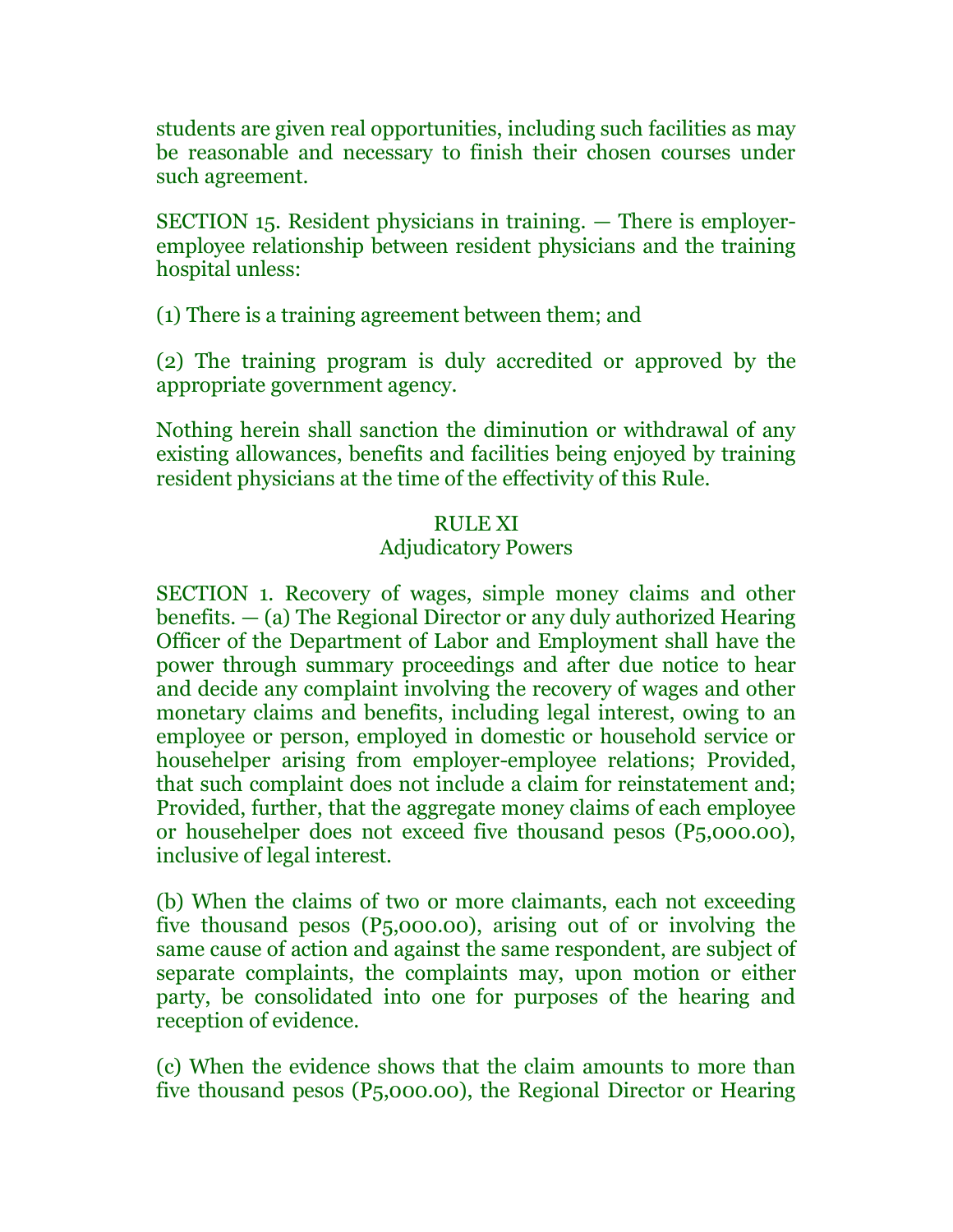students are given real opportunities, including such facilities as may be reasonable and necessary to finish their chosen courses under such agreement.

SECTION 15. Resident physicians in training. — There is employer-employee relationship between resident physicians and the training hospital unless:

(1) There is a training agreement between them; and

(2) The training program is duly accredited or approved by the appropriate government agency.

Nothing herein shall sanction the diminution or withdrawal of any existing allowances, benefits and facilities being enjoyed by training resident physicians at the time of the effectivity of this Rule.

## RULE XI
## Adjudicatory Powers

SECTION 1. Recovery of wages, simple money claims and other benefits. — (a) The Regional Director or any duly authorized Hearing Officer of the Department of Labor and Employment shall have the power through summary proceedings and after due notice to hear and decide any complaint involving the recovery of wages and other monetary claims and benefits, including legal interest, owing to an employee or person, employed in domestic or household service or househelper arising from employer-employee relations; Provided, that such complaint does not include a claim for reinstatement and; Provided, further, that the aggregate money claims of each employee or househelper does not exceed five thousand pesos (P5,000.00), inclusive of legal interest.

(b) When the claims of two or more claimants, each not exceeding five thousand pesos (P5,000.00), arising out of or involving the same cause of action and against the same respondent, are subject of separate complaints, the complaints may, upon motion or either party, be consolidated into one for purposes of the hearing and reception of evidence.

(c) When the evidence shows that the claim amounts to more than five thousand pesos (P5,000.00), the Regional Director or Hearing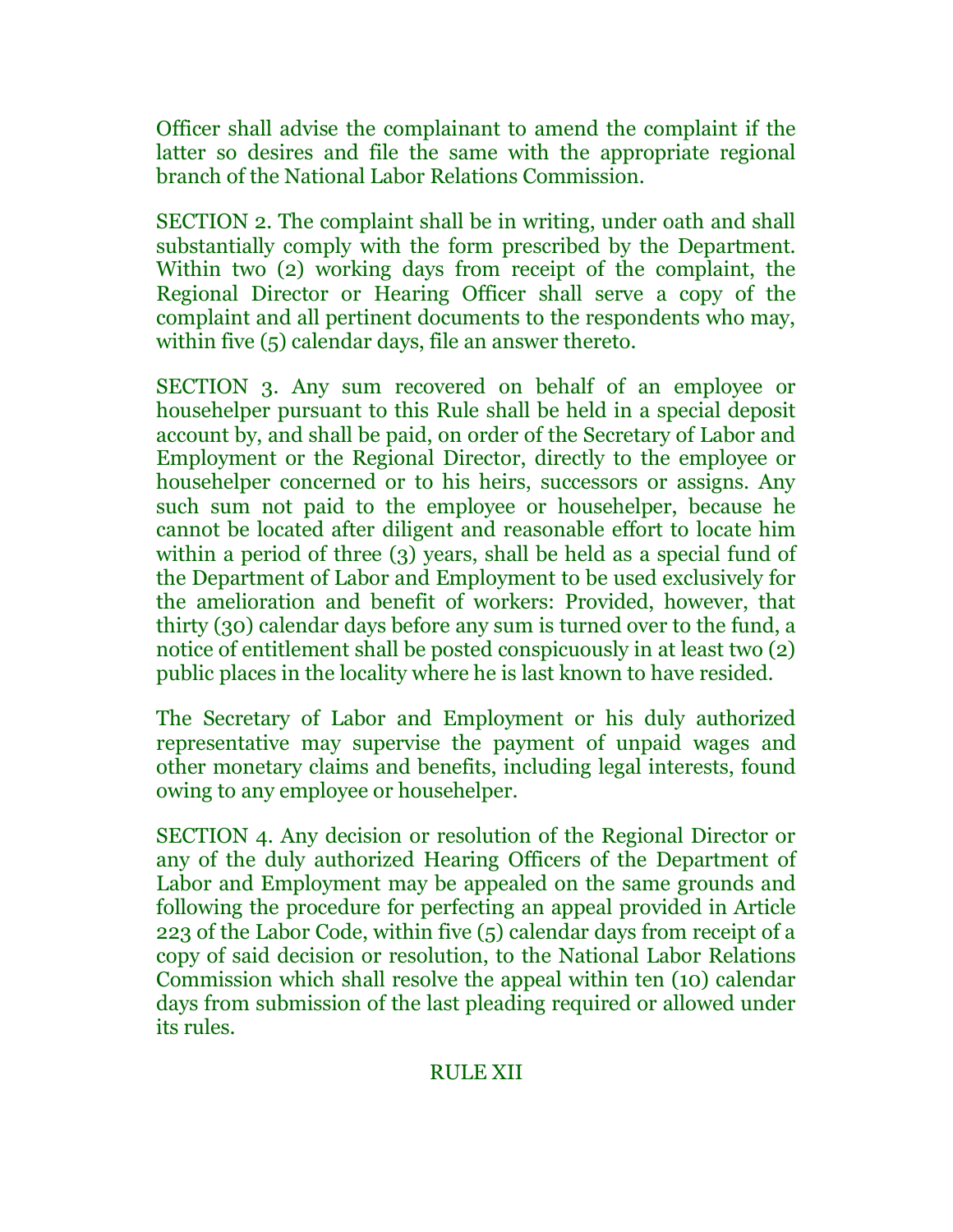Officer shall advise the complainant to amend the complaint if the latter so desires and file the same with the appropriate regional branch of the National Labor Relations Commission.

SECTION 2. The complaint shall be in writing, under oath and shall substantially comply with the form prescribed by the Department. Within two (2) working days from receipt of the complaint, the Regional Director or Hearing Officer shall serve a copy of the complaint and all pertinent documents to the respondents who may, within five (5) calendar days, file an answer thereto.

SECTION 3. Any sum recovered on behalf of an employee or househelper pursuant to this Rule shall be held in a special deposit account by, and shall be paid, on order of the Secretary of Labor and Employment or the Regional Director, directly to the employee or househelper concerned or to his heirs, successors or assigns. Any such sum not paid to the employee or househelper, because he cannot be located after diligent and reasonable effort to locate him within a period of three (3) years, shall be held as a special fund of the Department of Labor and Employment to be used exclusively for the amelioration and benefit of workers: Provided, however, that thirty (30) calendar days before any sum is turned over to the fund, a notice of entitlement shall be posted conspicuously in at least two (2) public places in the locality where he is last known to have resided.

The Secretary of Labor and Employment or his duly authorized representative may supervise the payment of unpaid wages and other monetary claims and benefits, including legal interests, found owing to any employee or househelper.

SECTION 4. Any decision or resolution of the Regional Director or any of the duly authorized Hearing Officers of the Department of Labor and Employment may be appealed on the same grounds and following the procedure for perfecting an appeal provided in Article 223 of the Labor Code, within five (5) calendar days from receipt of a copy of said decision or resolution, to the National Labor Relations Commission which shall resolve the appeal within ten (10) calendar days from submission of the last pleading required or allowed under its rules.

## RULE XII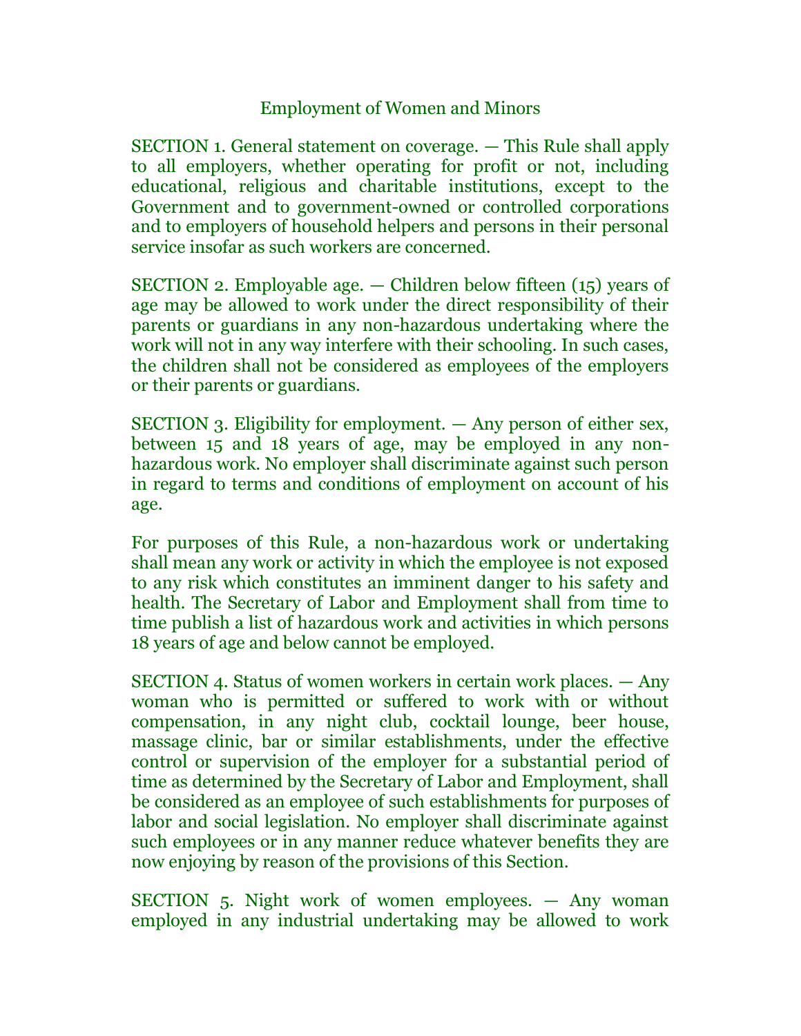# Employment of Women and Minors

SECTION 1. General statement on coverage. — This Rule shall apply to all employers, whether operating for profit or not, including educational, religious and charitable institutions, except to the Government and to government-owned or controlled corporations and to employers of household helpers and persons in their personal service insofar as such workers are concerned.

SECTION 2. Employable age. — Children below fifteen (15) years of age may be allowed to work under the direct responsibility of their parents or guardians in any non-hazardous undertaking where the work will not in any way interfere with their schooling. In such cases, the children shall not be considered as employees of the employers or their parents or guardians.

SECTION 3. Eligibility for employment. — Any person of either sex, between 15 and 18 years of age, may be employed in any non-hazardous work. No employer shall discriminate against such person in regard to terms and conditions of employment on account of his age.

For purposes of this Rule, a non-hazardous work or undertaking shall mean any work or activity in which the employee is not exposed to any risk which constitutes an imminent danger to his safety and health. The Secretary of Labor and Employment shall from time to time publish a list of hazardous work and activities in which persons 18 years of age and below cannot be employed.

SECTION 4. Status of women workers in certain work places. — Any woman who is permitted or suffered to work with or without compensation, in any night club, cocktail lounge, beer house, massage clinic, bar or similar establishments, under the effective control or supervision of the employer for a substantial period of time as determined by the Secretary of Labor and Employment, shall be considered as an employee of such establishments for purposes of labor and social legislation. No employer shall discriminate against such employees or in any manner reduce whatever benefits they are now enjoying by reason of the provisions of this Section.

SECTION 5. Night work of women employees. — Any woman employed in any industrial undertaking may be allowed to work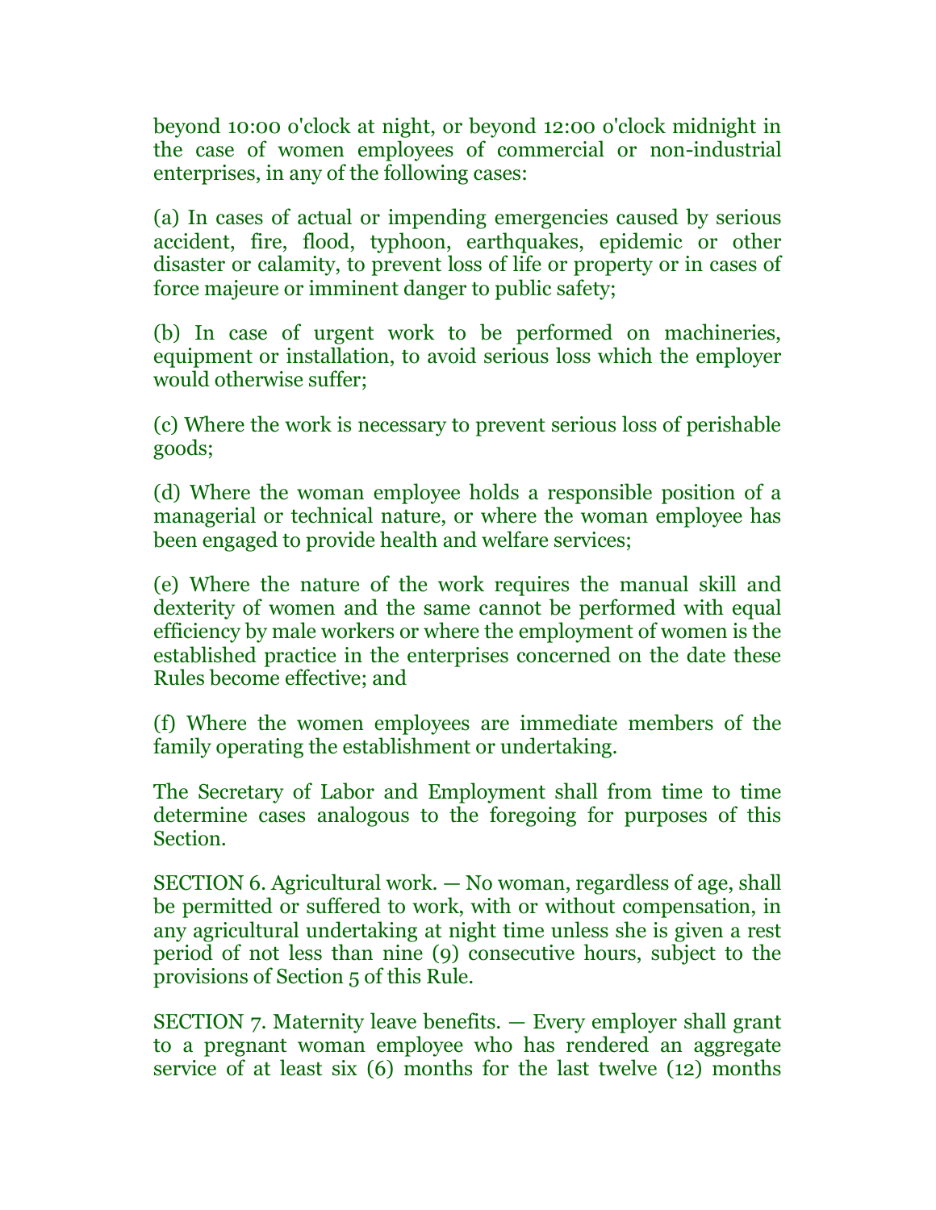beyond 10:00 o'clock at night, or beyond 12:00 o'clock midnight in the case of women employees of commercial or non-industrial enterprises, in any of the following cases:

(a) In cases of actual or impending emergencies caused by serious accident, fire, flood, typhoon, earthquakes, epidemic or other disaster or calamity, to prevent loss of life or property or in cases of force majeure or imminent danger to public safety;

(b) In case of urgent work to be performed on machineries, equipment or installation, to avoid serious loss which the employer would otherwise suffer;

(c) Where the work is necessary to prevent serious loss of perishable goods;

(d) Where the woman employee holds a responsible position of a managerial or technical nature, or where the woman employee has been engaged to provide health and welfare services;

(e) Where the nature of the work requires the manual skill and dexterity of women and the same cannot be performed with equal efficiency by male workers or where the employment of women is the established practice in the enterprises concerned on the date these Rules become effective; and

(f) Where the women employees are immediate members of the family operating the establishment or undertaking.

The Secretary of Labor and Employment shall from time to time determine cases analogous to the foregoing for purposes of this Section.

SECTION 6. Agricultural work. — No woman, regardless of age, shall be permitted or suffered to work, with or without compensation, in any agricultural undertaking at night time unless she is given a rest period of not less than nine (9) consecutive hours, subject to the provisions of Section 5 of this Rule.

SECTION 7. Maternity leave benefits. — Every employer shall grant to a pregnant woman employee who has rendered an aggregate service of at least six (6) months for the last twelve (12) months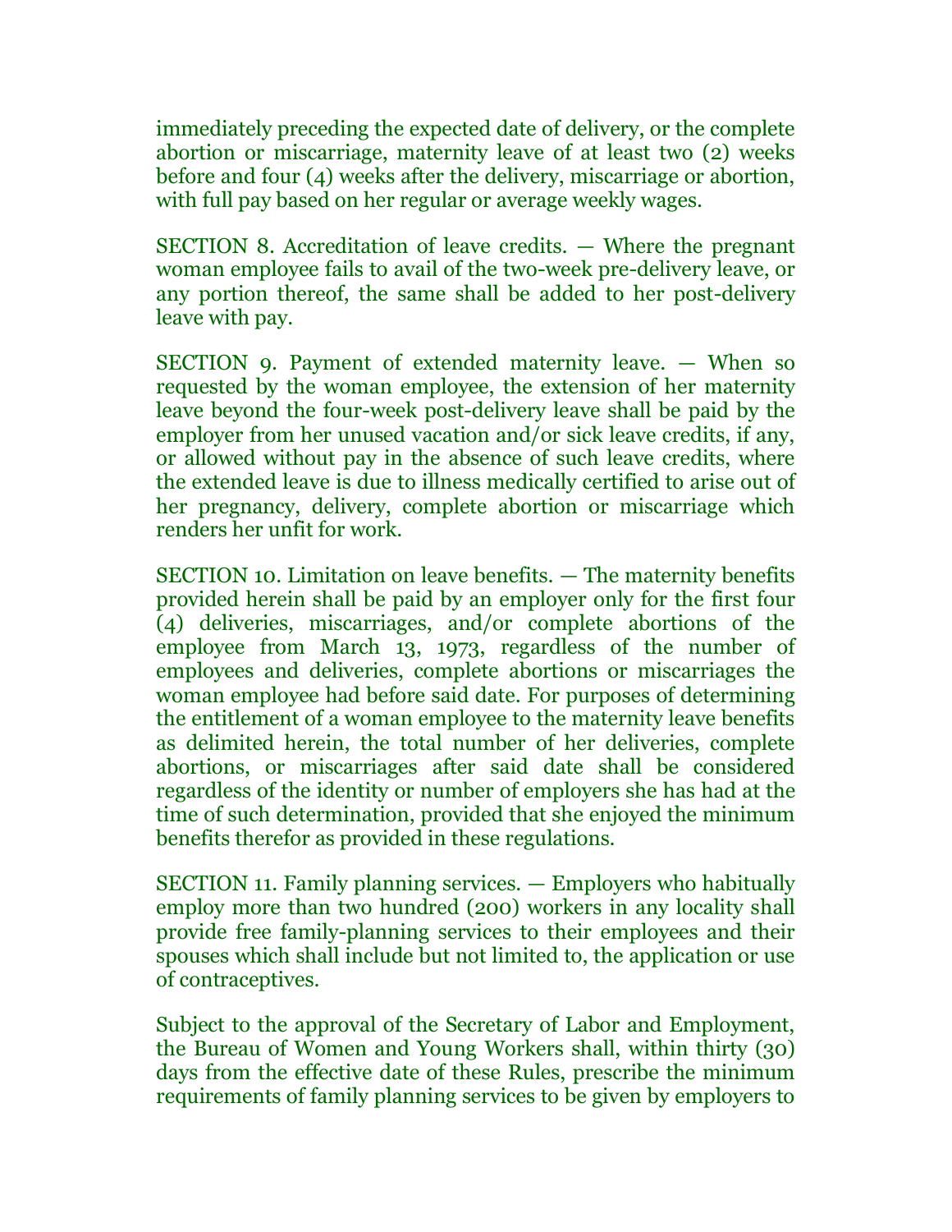immediately preceding the expected date of delivery, or the complete abortion or miscarriage, maternity leave of at least two (2) weeks before and four (4) weeks after the delivery, miscarriage or abortion, with full pay based on her regular or average weekly wages.

SECTION 8. Accreditation of leave credits. — Where the pregnant woman employee fails to avail of the two-week pre-delivery leave, or any portion thereof, the same shall be added to her post-delivery leave with pay.

SECTION 9. Payment of extended maternity leave. — When so requested by the woman employee, the extension of her maternity leave beyond the four-week post-delivery leave shall be paid by the employer from her unused vacation and/or sick leave credits, if any, or allowed without pay in the absence of such leave credits, where the extended leave is due to illness medically certified to arise out of her pregnancy, delivery, complete abortion or miscarriage which renders her unfit for work.

SECTION 10. Limitation on leave benefits. — The maternity benefits provided herein shall be paid by an employer only for the first four (4) deliveries, miscarriages, and/or complete abortions of the employee from March 13, 1973, regardless of the number of employees and deliveries, complete abortions or miscarriages the woman employee had before said date. For purposes of determining the entitlement of a woman employee to the maternity leave benefits as delimited herein, the total number of her deliveries, complete abortions, or miscarriages after said date shall be considered regardless of the identity or number of employers she has had at the time of such determination, provided that she enjoyed the minimum benefits therefor as provided in these regulations.

SECTION 11. Family planning services. — Employers who habitually employ more than two hundred (200) workers in any locality shall provide free family-planning services to their employees and their spouses which shall include but not limited to, the application or use of contraceptives.

Subject to the approval of the Secretary of Labor and Employment, the Bureau of Women and Young Workers shall, within thirty (30) days from the effective date of these Rules, prescribe the minimum requirements of family planning services to be given by employers to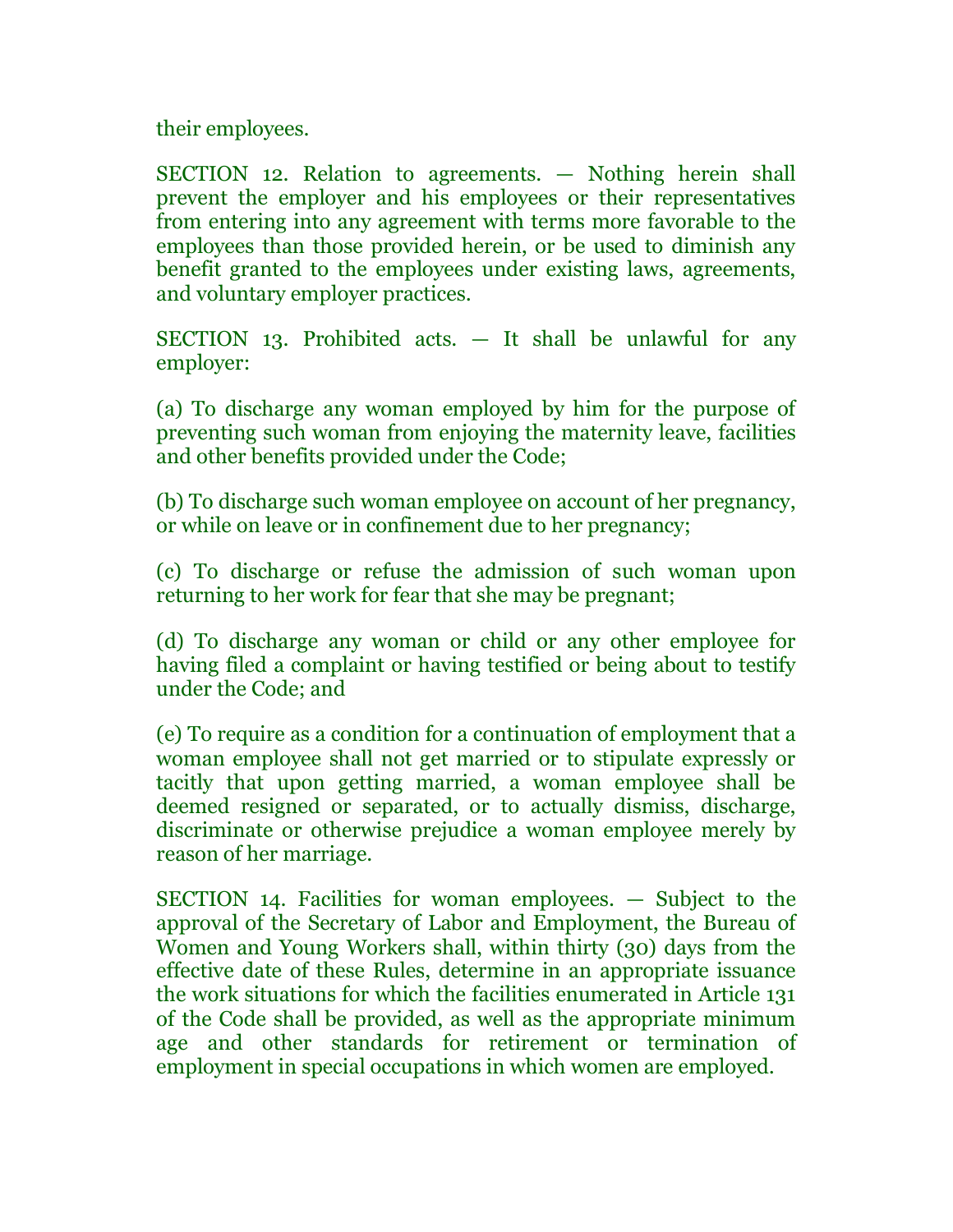their employees.

SECTION 12. Relation to agreements. — Nothing herein shall prevent the employer and his employees or their representatives from entering into any agreement with terms more favorable to the employees than those provided herein, or be used to diminish any benefit granted to the employees under existing laws, agreements, and voluntary employer practices.

SECTION 13. Prohibited acts. — It shall be unlawful for any employer:

(a) To discharge any woman employed by him for the purpose of preventing such woman from enjoying the maternity leave, facilities and other benefits provided under the Code;

(b) To discharge such woman employee on account of her pregnancy, or while on leave or in confinement due to her pregnancy;

(c) To discharge or refuse the admission of such woman upon returning to her work for fear that she may be pregnant;

(d) To discharge any woman or child or any other employee for having filed a complaint or having testified or being about to testify under the Code; and

(e) To require as a condition for a continuation of employment that a woman employee shall not get married or to stipulate expressly or tacitly that upon getting married, a woman employee shall be deemed resigned or separated, or to actually dismiss, discharge, discriminate or otherwise prejudice a woman employee merely by reason of her marriage.

SECTION 14. Facilities for woman employees. — Subject to the approval of the Secretary of Labor and Employment, the Bureau of Women and Young Workers shall, within thirty (30) days from the effective date of these Rules, determine in an appropriate issuance the work situations for which the facilities enumerated in Article 131 of the Code shall be provided, as well as the appropriate minimum age and other standards for retirement or termination of employment in special occupations in which women are employed.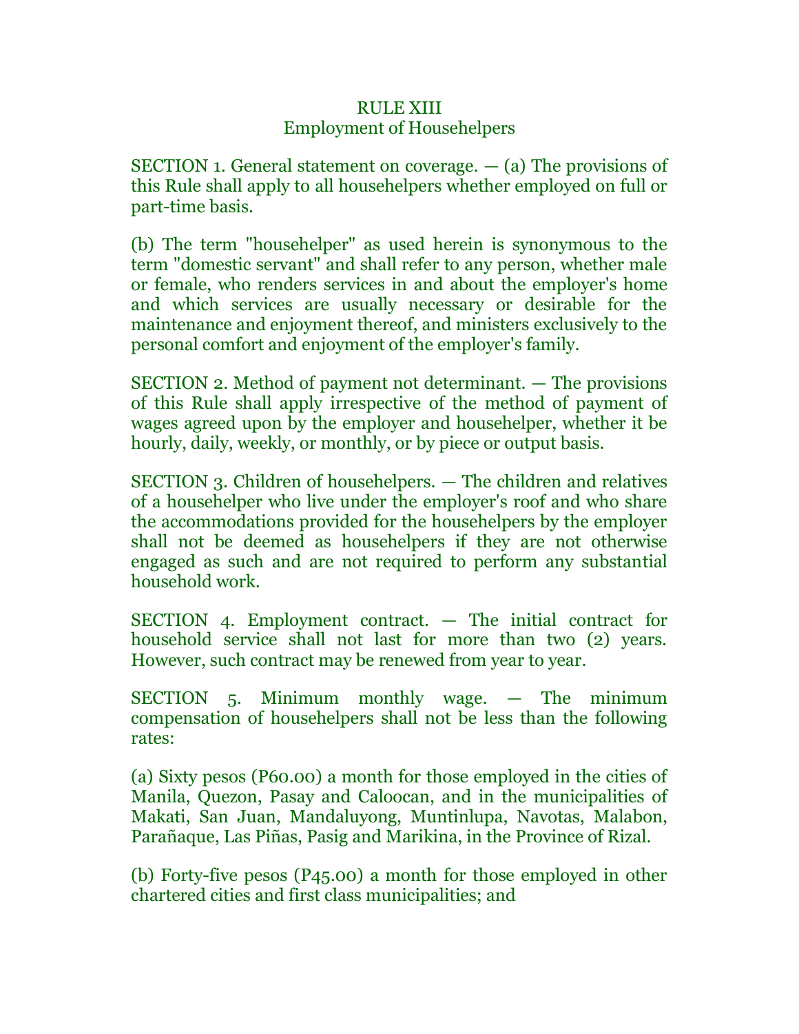## RULE XIII
## Employment of Househelpers

SECTION 1. General statement on coverage. — (a) The provisions of this Rule shall apply to all househelpers whether employed on full or part-time basis.

(b) The term "househelper" as used herein is synonymous to the term "domestic servant" and shall refer to any person, whether male or female, who renders services in and about the employer's home and which services are usually necessary or desirable for the maintenance and enjoyment thereof, and ministers exclusively to the personal comfort and enjoyment of the employer's family.

SECTION 2. Method of payment not determinant. — The provisions of this Rule shall apply irrespective of the method of payment of wages agreed upon by the employer and househelper, whether it be hourly, daily, weekly, or monthly, or by piece or output basis.

SECTION 3. Children of househelpers. — The children and relatives of a househelper who live under the employer's roof and who share the accommodations provided for the househelpers by the employer shall not be deemed as househelpers if they are not otherwise engaged as such and are not required to perform any substantial household work.

SECTION 4. Employment contract. — The initial contract for household service shall not last for more than two (2) years. However, such contract may be renewed from year to year.

SECTION 5. Minimum monthly wage. — The minimum compensation of househelpers shall not be less than the following rates:

(a) Sixty pesos (P60.00) a month for those employed in the cities of Manila, Quezon, Pasay and Caloocan, and in the municipalities of Makati, San Juan, Mandaluyong, Muntinlupa, Navotas, Malabon, Parañaque, Las Piñas, Pasig and Marikina, in the Province of Rizal.

(b) Forty-five pesos (P45.00) a month for those employed in other chartered cities and first class municipalities; and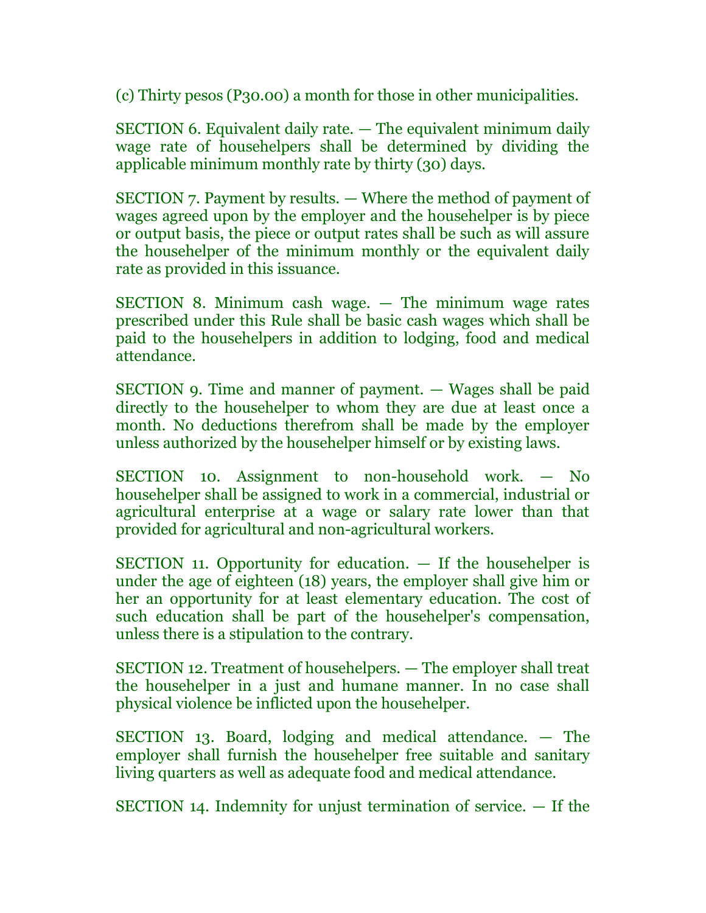(c) Thirty pesos (P30.00) a month for those in other municipalities.

SECTION 6. Equivalent daily rate. — The equivalent minimum daily wage rate of househelpers shall be determined by dividing the applicable minimum monthly rate by thirty (30) days.

SECTION 7. Payment by results. — Where the method of payment of wages agreed upon by the employer and the househelper is by piece or output basis, the piece or output rates shall be such as will assure the househelper of the minimum monthly or the equivalent daily rate as provided in this issuance.

SECTION 8. Minimum cash wage. — The minimum wage rates prescribed under this Rule shall be basic cash wages which shall be paid to the househelpers in addition to lodging, food and medical attendance.

SECTION 9. Time and manner of payment. — Wages shall be paid directly to the househelper to whom they are due at least once a month. No deductions therefrom shall be made by the employer unless authorized by the househelper himself or by existing laws.

SECTION 10. Assignment to non-household work. — No househelper shall be assigned to work in a commercial, industrial or agricultural enterprise at a wage or salary rate lower than that provided for agricultural and non-agricultural workers.

SECTION 11. Opportunity for education. — If the househelper is under the age of eighteen (18) years, the employer shall give him or her an opportunity for at least elementary education. The cost of such education shall be part of the househelper's compensation, unless there is a stipulation to the contrary.

SECTION 12. Treatment of househelpers. — The employer shall treat the househelper in a just and humane manner. In no case shall physical violence be inflicted upon the househelper.

SECTION 13. Board, lodging and medical attendance. — The employer shall furnish the househelper free suitable and sanitary living quarters as well as adequate food and medical attendance.

SECTION 14. Indemnity for unjust termination of service. — If the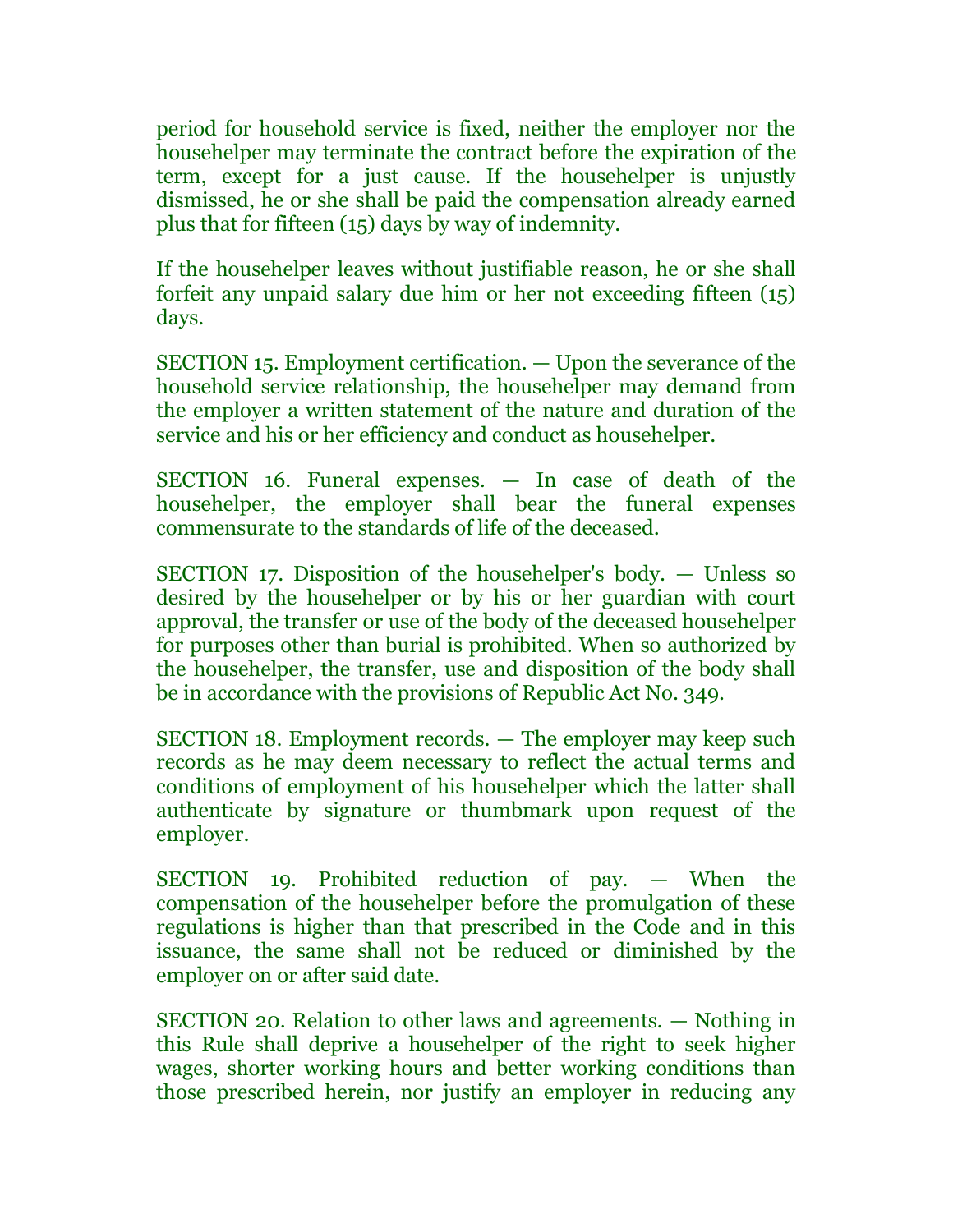period for household service is fixed, neither the employer nor the househelper may terminate the contract before the expiration of the term, except for a just cause. If the househelper is unjustly dismissed, he or she shall be paid the compensation already earned plus that for fifteen (15) days by way of indemnity.

If the househelper leaves without justifiable reason, he or she shall forfeit any unpaid salary due him or her not exceeding fifteen (15) days.

SECTION 15. Employment certification. — Upon the severance of the household service relationship, the househelper may demand from the employer a written statement of the nature and duration of the service and his or her efficiency and conduct as househelper.

SECTION 16. Funeral expenses. — In case of death of the househelper, the employer shall bear the funeral expenses commensurate to the standards of life of the deceased.

SECTION 17. Disposition of the househelper's body. — Unless so desired by the househelper or by his or her guardian with court approval, the transfer or use of the body of the deceased househelper for purposes other than burial is prohibited. When so authorized by the househelper, the transfer, use and disposition of the body shall be in accordance with the provisions of Republic Act No. 349.

SECTION 18. Employment records. — The employer may keep such records as he may deem necessary to reflect the actual terms and conditions of employment of his househelper which the latter shall authenticate by signature or thumbmark upon request of the employer.

SECTION 19. Prohibited reduction of pay. — When the compensation of the househelper before the promulgation of these regulations is higher than that prescribed in the Code and in this issuance, the same shall not be reduced or diminished by the employer on or after said date.

SECTION 20. Relation to other laws and agreements. — Nothing in this Rule shall deprive a househelper of the right to seek higher wages, shorter working hours and better working conditions than those prescribed herein, nor justify an employer in reducing any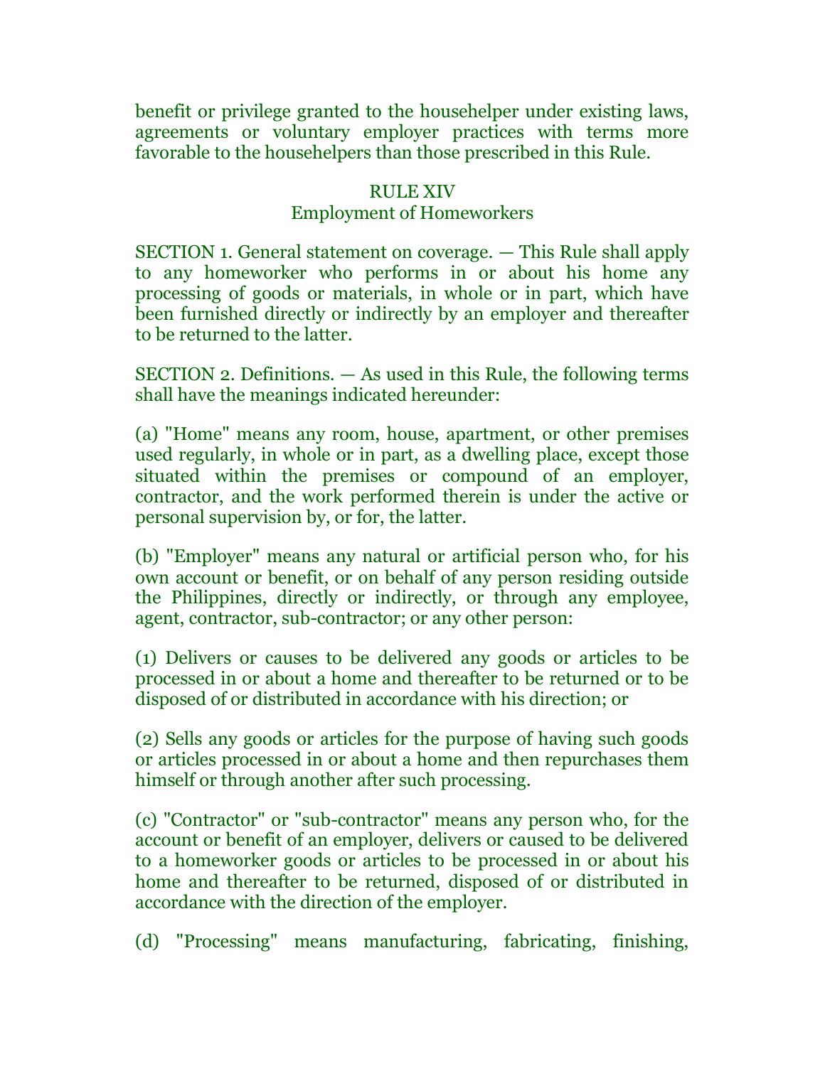benefit or privilege granted to the househelper under existing laws, agreements or voluntary employer practices with terms more favorable to the househelpers than those prescribed in this Rule.

## RULE XIV
### Employment of Homeworkers

SECTION 1. General statement on coverage. — This Rule shall apply to any homeworker who performs in or about his home any processing of goods or materials, in whole or in part, which have been furnished directly or indirectly by an employer and thereafter to be returned to the latter.

SECTION 2. Definitions. — As used in this Rule, the following terms shall have the meanings indicated hereunder:

(a) "Home" means any room, house, apartment, or other premises used regularly, in whole or in part, as a dwelling place, except those situated within the premises or compound of an employer, contractor, and the work performed therein is under the active or personal supervision by, or for, the latter.

(b) "Employer" means any natural or artificial person who, for his own account or benefit, or on behalf of any person residing outside the Philippines, directly or indirectly, or through any employee, agent, contractor, sub-contractor; or any other person:

(1) Delivers or causes to be delivered any goods or articles to be processed in or about a home and thereafter to be returned or to be disposed of or distributed in accordance with his direction; or

(2) Sells any goods or articles for the purpose of having such goods or articles processed in or about a home and then repurchases them himself or through another after such processing.

(c) "Contractor" or "sub-contractor" means any person who, for the account or benefit of an employer, delivers or caused to be delivered to a homeworker goods or articles to be processed in or about his home and thereafter to be returned, disposed of or distributed in accordance with the direction of the employer.

(d) "Processing" means manufacturing, fabricating, finishing,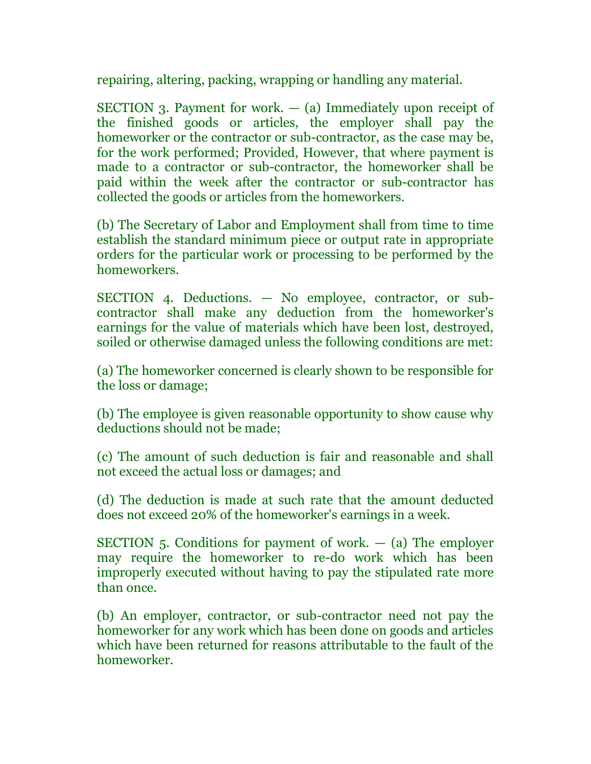repairing, altering, packing, wrapping or handling any material.

SECTION 3. Payment for work. — (a) Immediately upon receipt of the finished goods or articles, the employer shall pay the homeworker or the contractor or sub-contractor, as the case may be, for the work performed; Provided, However, that where payment is made to a contractor or sub-contractor, the homeworker shall be paid within the week after the contractor or sub-contractor has collected the goods or articles from the homeworkers.

(b) The Secretary of Labor and Employment shall from time to time establish the standard minimum piece or output rate in appropriate orders for the particular work or processing to be performed by the homeworkers.

SECTION 4. Deductions. — No employee, contractor, or sub-contractor shall make any deduction from the homeworker's earnings for the value of materials which have been lost, destroyed, soiled or otherwise damaged unless the following conditions are met:

(a) The homeworker concerned is clearly shown to be responsible for the loss or damage;

(b) The employee is given reasonable opportunity to show cause why deductions should not be made;

(c) The amount of such deduction is fair and reasonable and shall not exceed the actual loss or damages; and

(d) The deduction is made at such rate that the amount deducted does not exceed 20% of the homeworker's earnings in a week.

SECTION 5. Conditions for payment of work. — (a) The employer may require the homeworker to re-do work which has been improperly executed without having to pay the stipulated rate more than once.

(b) An employer, contractor, or sub-contractor need not pay the homeworker for any work which has been done on goods and articles which have been returned for reasons attributable to the fault of the homeworker.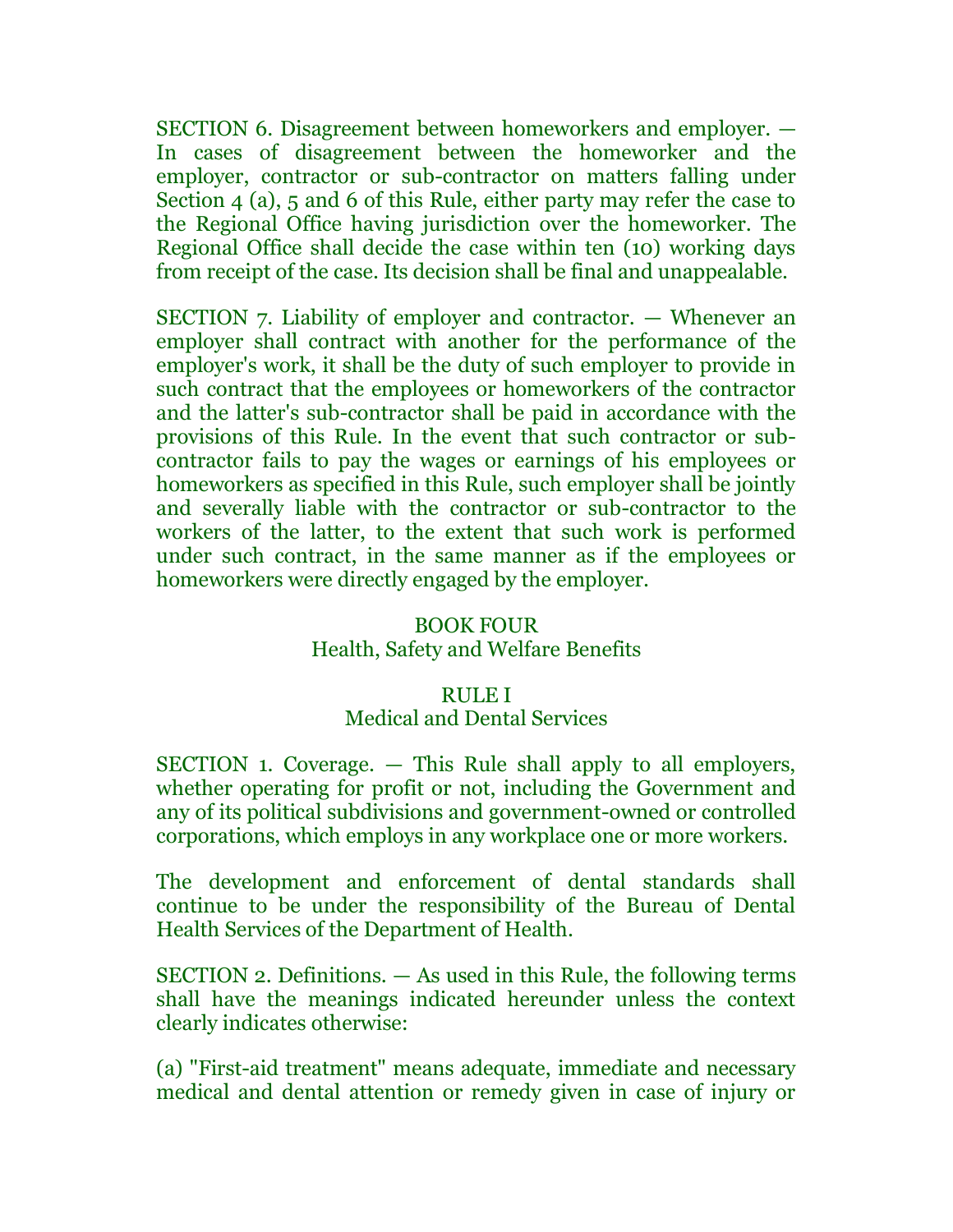SECTION 6. Disagreement between homeworkers and employer. — In cases of disagreement between the homeworker and the employer, contractor or sub-contractor on matters falling under Section 4 (a), 5 and 6 of this Rule, either party may refer the case to the Regional Office having jurisdiction over the homeworker. The Regional Office shall decide the case within ten (10) working days from receipt of the case. Its decision shall be final and unappealable.

SECTION 7. Liability of employer and contractor. — Whenever an employer shall contract with another for the performance of the employer's work, it shall be the duty of such employer to provide in such contract that the employees or homeworkers of the contractor and the latter's sub-contractor shall be paid in accordance with the provisions of this Rule. In the event that such contractor or sub-contractor fails to pay the wages or earnings of his employees or homeworkers as specified in this Rule, such employer shall be jointly and severally liable with the contractor or sub-contractor to the workers of the latter, to the extent that such work is performed under such contract, in the same manner as if the employees or homeworkers were directly engaged by the employer.

# BOOK FOUR
## Health, Safety and Welfare Benefits

## RULE I
### Medical and Dental Services

SECTION 1. Coverage. — This Rule shall apply to all employers, whether operating for profit or not, including the Government and any of its political subdivisions and government-owned or controlled corporations, which employs in any workplace one or more workers.

The development and enforcement of dental standards shall continue to be under the responsibility of the Bureau of Dental Health Services of the Department of Health.

SECTION 2. Definitions. — As used in this Rule, the following terms shall have the meanings indicated hereunder unless the context clearly indicates otherwise:

(a) "First-aid treatment" means adequate, immediate and necessary medical and dental attention or remedy given in case of injury or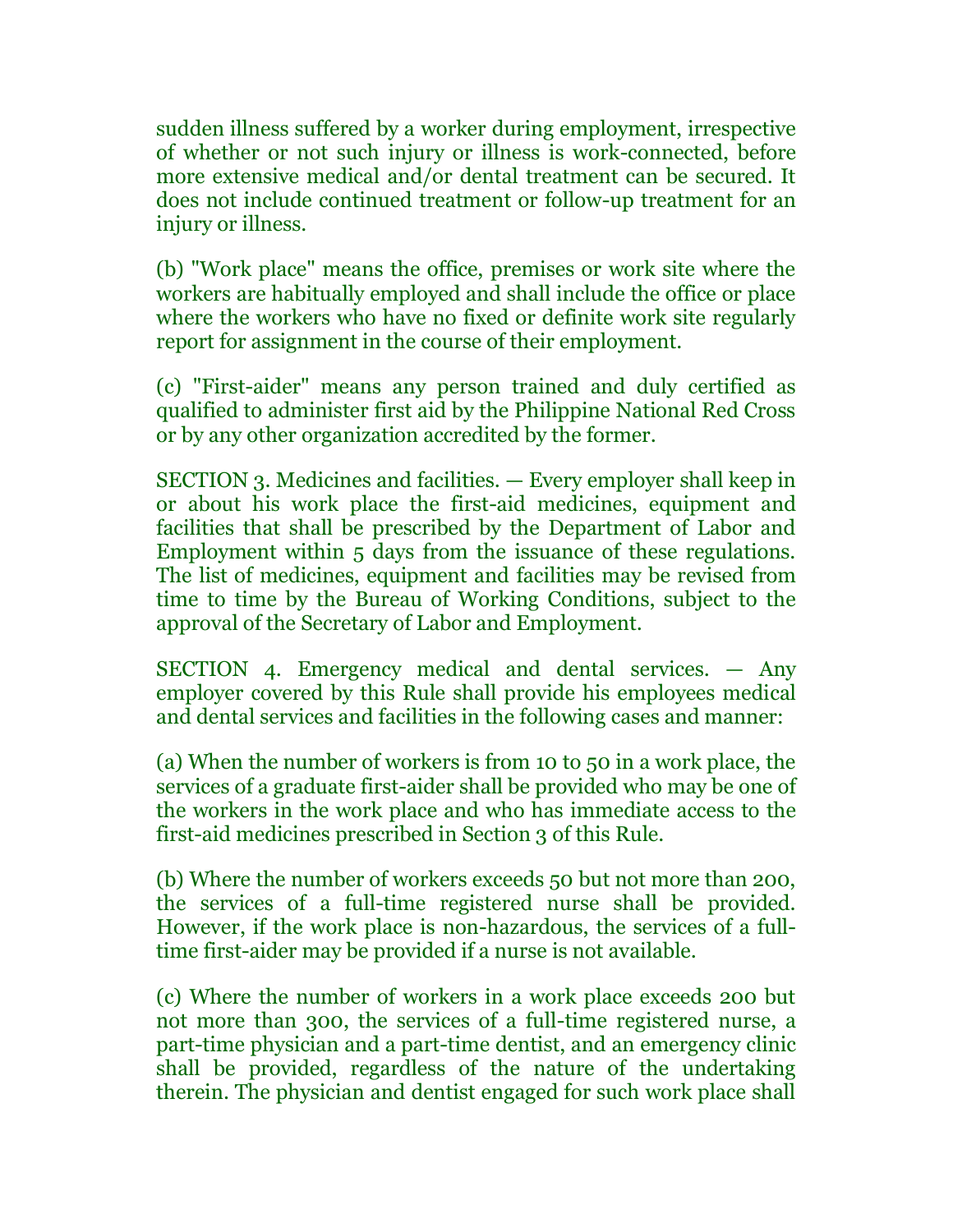sudden illness suffered by a worker during employment, irrespective of whether or not such injury or illness is work-connected, before more extensive medical and/or dental treatment can be secured. It does not include continued treatment or follow-up treatment for an injury or illness.

(b) "Work place" means the office, premises or work site where the workers are habitually employed and shall include the office or place where the workers who have no fixed or definite work site regularly report for assignment in the course of their employment.

(c) "First-aider" means any person trained and duly certified as qualified to administer first aid by the Philippine National Red Cross or by any other organization accredited by the former.

SECTION 3. Medicines and facilities. — Every employer shall keep in or about his work place the first-aid medicines, equipment and facilities that shall be prescribed by the Department of Labor and Employment within 5 days from the issuance of these regulations. The list of medicines, equipment and facilities may be revised from time to time by the Bureau of Working Conditions, subject to the approval of the Secretary of Labor and Employment.

SECTION 4. Emergency medical and dental services. — Any employer covered by this Rule shall provide his employees medical and dental services and facilities in the following cases and manner:

(a) When the number of workers is from 10 to 50 in a work place, the services of a graduate first-aider shall be provided who may be one of the workers in the work place and who has immediate access to the first-aid medicines prescribed in Section 3 of this Rule.

(b) Where the number of workers exceeds 50 but not more than 200, the services of a full-time registered nurse shall be provided. However, if the work place is non-hazardous, the services of a full-time first-aider may be provided if a nurse is not available.

(c) Where the number of workers in a work place exceeds 200 but not more than 300, the services of a full-time registered nurse, a part-time physician and a part-time dentist, and an emergency clinic shall be provided, regardless of the nature of the undertaking therein. The physician and dentist engaged for such work place shall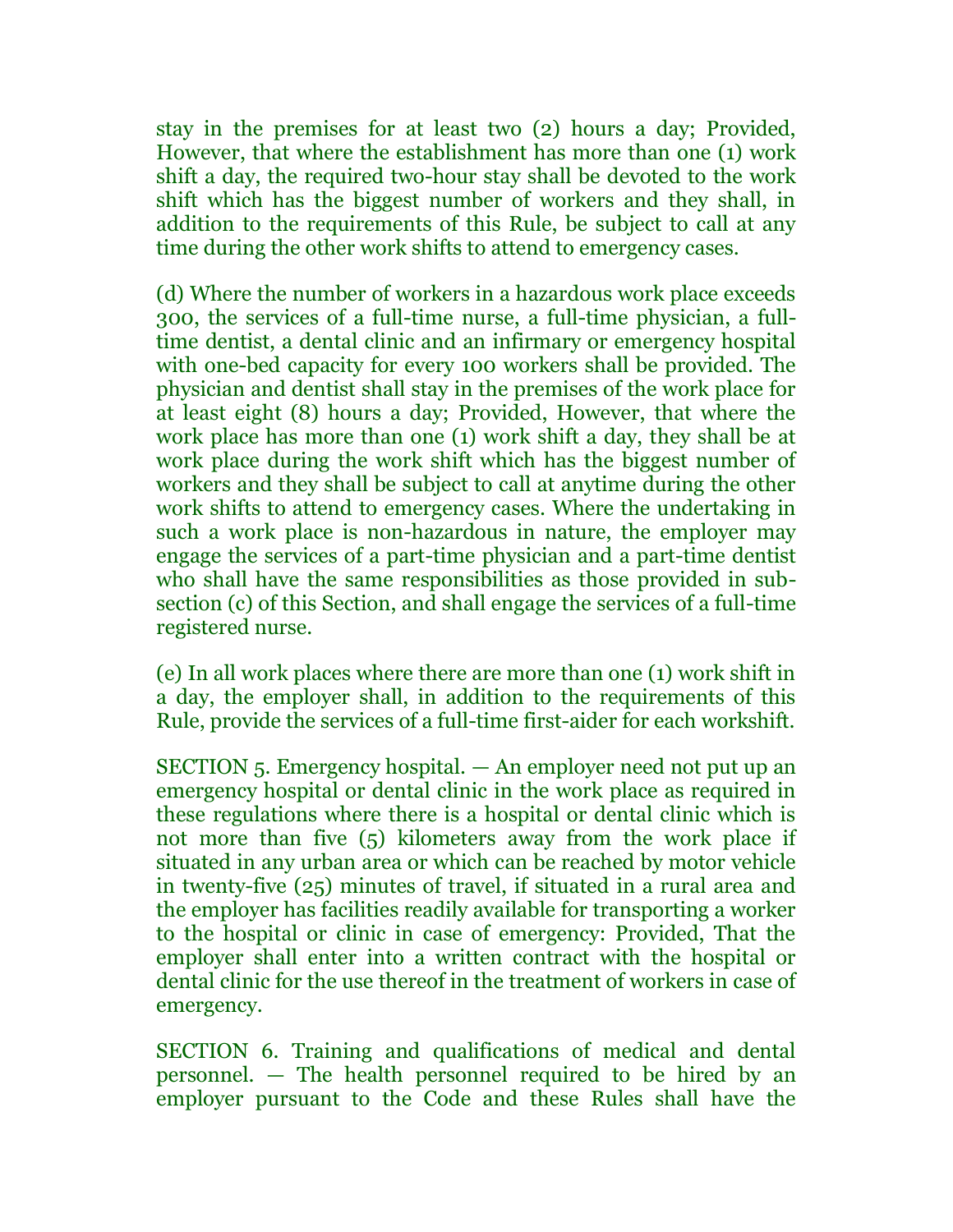stay in the premises for at least two (2) hours a day; Provided, However, that where the establishment has more than one (1) work shift a day, the required two-hour stay shall be devoted to the work shift which has the biggest number of workers and they shall, in addition to the requirements of this Rule, be subject to call at any time during the other work shifts to attend to emergency cases.

(d) Where the number of workers in a hazardous work place exceeds 300, the services of a full-time nurse, a full-time physician, a full-time dentist, a dental clinic and an infirmary or emergency hospital with one-bed capacity for every 100 workers shall be provided. The physician and dentist shall stay in the premises of the work place for at least eight (8) hours a day; Provided, However, that where the work place has more than one (1) work shift a day, they shall be at work place during the work shift which has the biggest number of workers and they shall be subject to call at anytime during the other work shifts to attend to emergency cases. Where the undertaking in such a work place is non-hazardous in nature, the employer may engage the services of a part-time physician and a part-time dentist who shall have the same responsibilities as those provided in sub-section (c) of this Section, and shall engage the services of a full-time registered nurse.

(e) In all work places where there are more than one (1) work shift in a day, the employer shall, in addition to the requirements of this Rule, provide the services of a full-time first-aider for each workshift.

SECTION 5. Emergency hospital. — An employer need not put up an emergency hospital or dental clinic in the work place as required in these regulations where there is a hospital or dental clinic which is not more than five (5) kilometers away from the work place if situated in any urban area or which can be reached by motor vehicle in twenty-five (25) minutes of travel, if situated in a rural area and the employer has facilities readily available for transporting a worker to the hospital or clinic in case of emergency: Provided, That the employer shall enter into a written contract with the hospital or dental clinic for the use thereof in the treatment of workers in case of emergency.

SECTION 6. Training and qualifications of medical and dental personnel. — The health personnel required to be hired by an employer pursuant to the Code and these Rules shall have the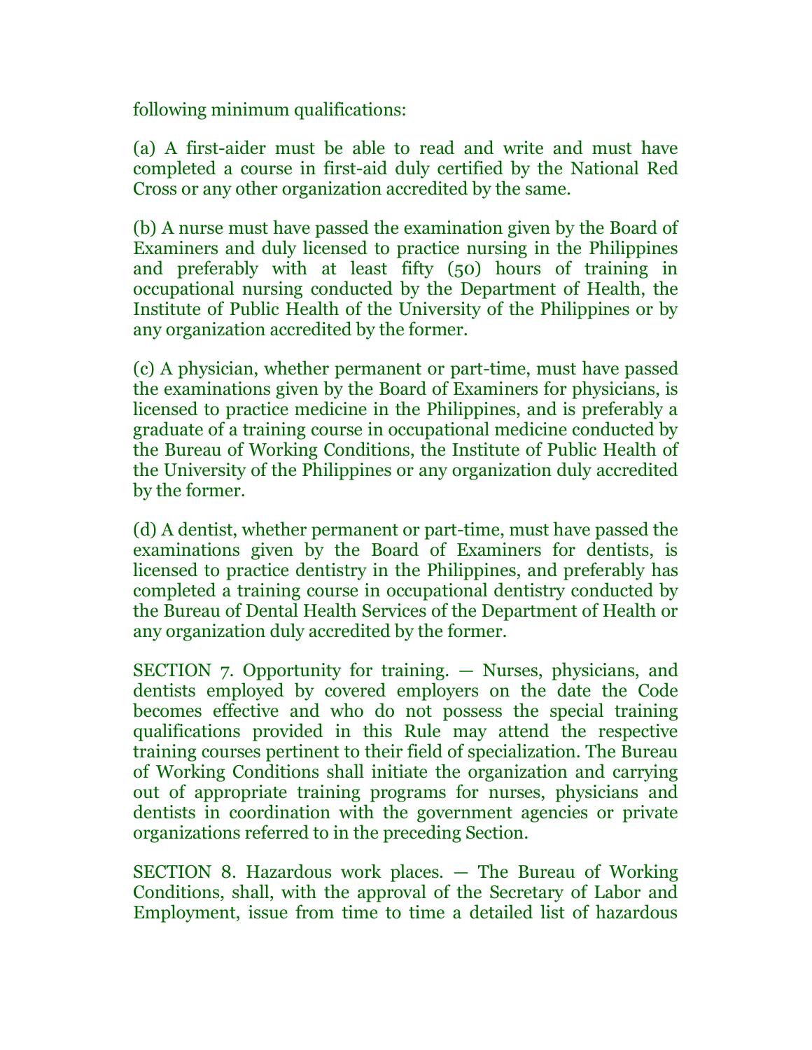following minimum qualifications:

(a) A first-aider must be able to read and write and must have completed a course in first-aid duly certified by the National Red Cross or any other organization accredited by the same.

(b) A nurse must have passed the examination given by the Board of Examiners and duly licensed to practice nursing in the Philippines and preferably with at least fifty (50) hours of training in occupational nursing conducted by the Department of Health, the Institute of Public Health of the University of the Philippines or by any organization accredited by the former.

(c) A physician, whether permanent or part-time, must have passed the examinations given by the Board of Examiners for physicians, is licensed to practice medicine in the Philippines, and is preferably a graduate of a training course in occupational medicine conducted by the Bureau of Working Conditions, the Institute of Public Health of the University of the Philippines or any organization duly accredited by the former.

(d) A dentist, whether permanent or part-time, must have passed the examinations given by the Board of Examiners for dentists, is licensed to practice dentistry in the Philippines, and preferably has completed a training course in occupational dentistry conducted by the Bureau of Dental Health Services of the Department of Health or any organization duly accredited by the former.

SECTION 7. Opportunity for training. — Nurses, physicians, and dentists employed by covered employers on the date the Code becomes effective and who do not possess the special training qualifications provided in this Rule may attend the respective training courses pertinent to their field of specialization. The Bureau of Working Conditions shall initiate the organization and carrying out of appropriate training programs for nurses, physicians and dentists in coordination with the government agencies or private organizations referred to in the preceding Section.

SECTION 8. Hazardous work places. — The Bureau of Working Conditions, shall, with the approval of the Secretary of Labor and Employment, issue from time to time a detailed list of hazardous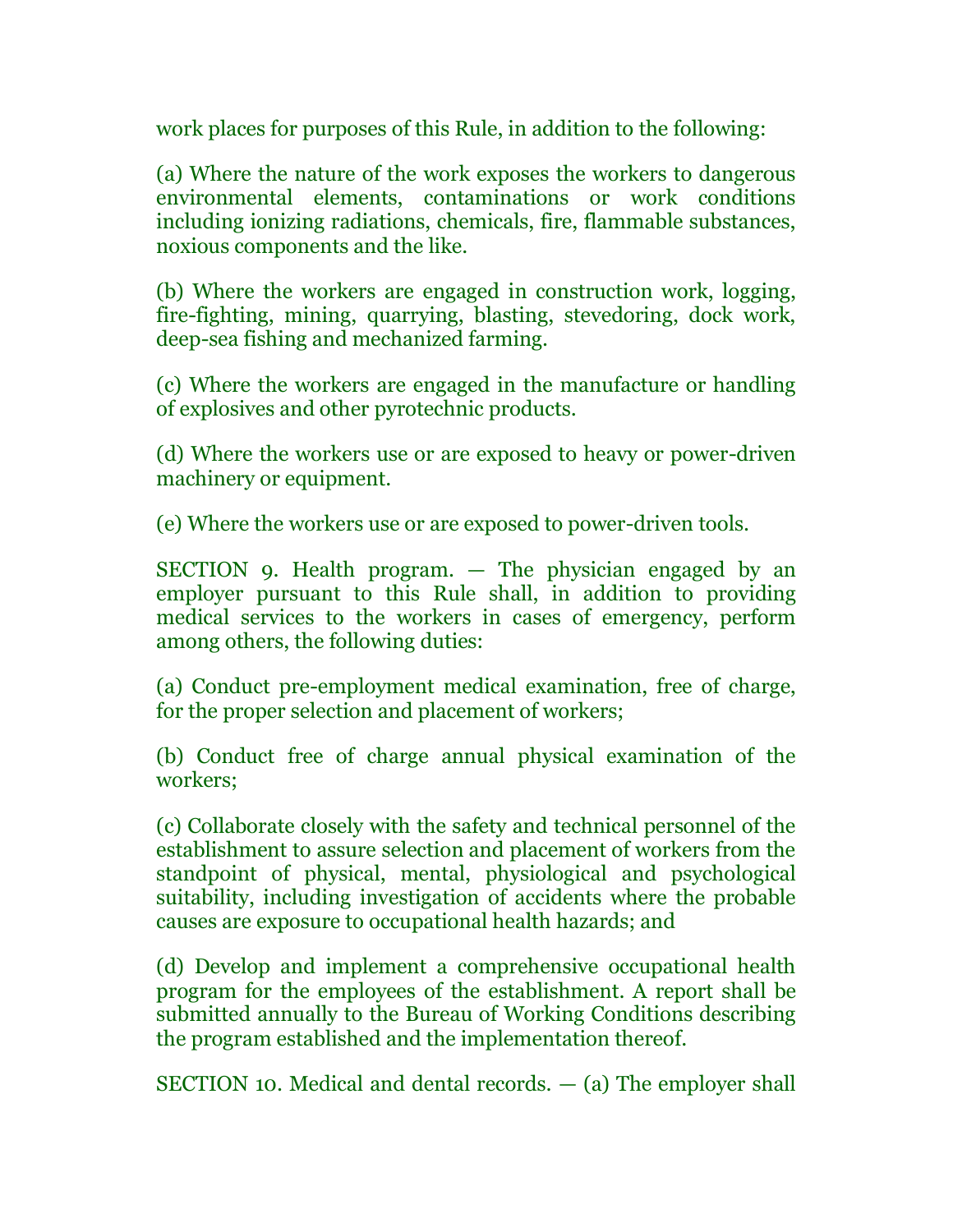work places for purposes of this Rule, in addition to the following:

(a) Where the nature of the work exposes the workers to dangerous environmental elements, contaminations or work conditions including ionizing radiations, chemicals, fire, flammable substances, noxious components and the like.

(b) Where the workers are engaged in construction work, logging, fire-fighting, mining, quarrying, blasting, stevedoring, dock work, deep-sea fishing and mechanized farming.

(c) Where the workers are engaged in the manufacture or handling of explosives and other pyrotechnic products.

(d) Where the workers use or are exposed to heavy or power-driven machinery or equipment.

(e) Where the workers use or are exposed to power-driven tools.

SECTION 9. Health program. — The physician engaged by an employer pursuant to this Rule shall, in addition to providing medical services to the workers in cases of emergency, perform among others, the following duties:

(a) Conduct pre-employment medical examination, free of charge, for the proper selection and placement of workers;

(b) Conduct free of charge annual physical examination of the workers;

(c) Collaborate closely with the safety and technical personnel of the establishment to assure selection and placement of workers from the standpoint of physical, mental, physiological and psychological suitability, including investigation of accidents where the probable causes are exposure to occupational health hazards; and

(d) Develop and implement a comprehensive occupational health program for the employees of the establishment. A report shall be submitted annually to the Bureau of Working Conditions describing the program established and the implementation thereof.

SECTION 10. Medical and dental records. — (a) The employer shall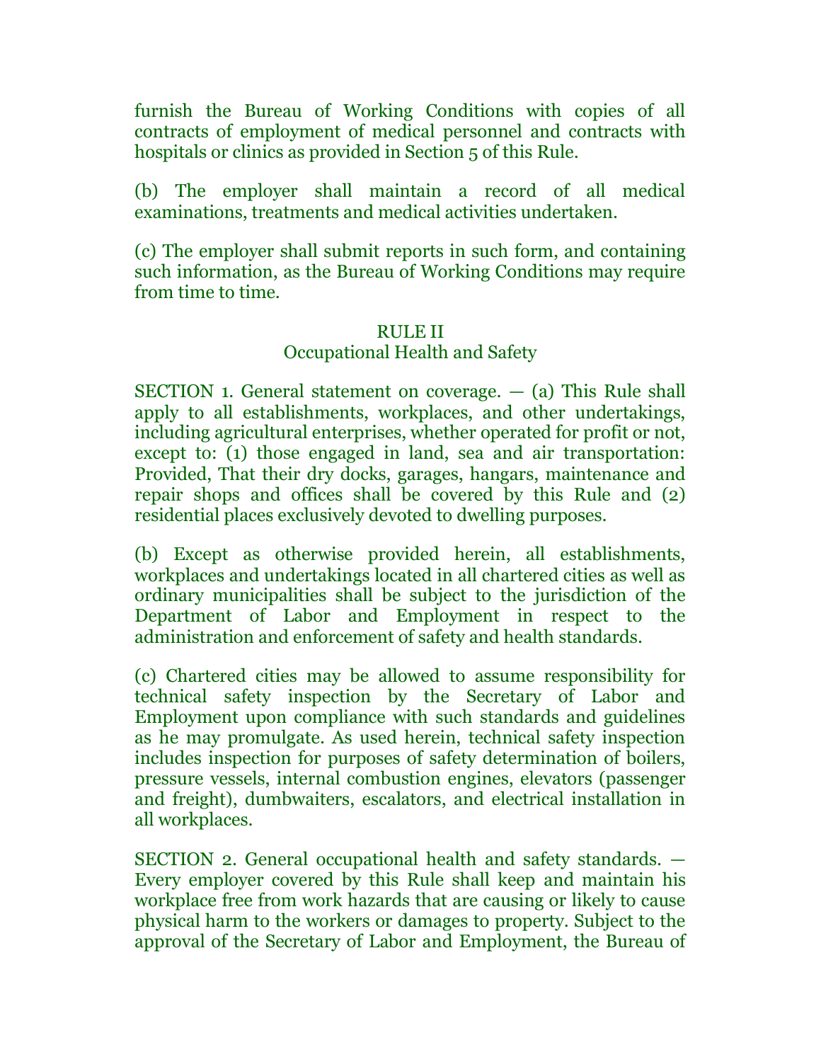furnish the Bureau of Working Conditions with copies of all contracts of employment of medical personnel and contracts with hospitals or clinics as provided in Section 5 of this Rule.

(b) The employer shall maintain a record of all medical examinations, treatments and medical activities undertaken.

(c) The employer shall submit reports in such form, and containing such information, as the Bureau of Working Conditions may require from time to time.

## RULE II
## Occupational Health and Safety

SECTION 1. General statement on coverage. — (a) This Rule shall apply to all establishments, workplaces, and other undertakings, including agricultural enterprises, whether operated for profit or not, except to: (1) those engaged in land, sea and air transportation: Provided, That their dry docks, garages, hangars, maintenance and repair shops and offices shall be covered by this Rule and (2) residential places exclusively devoted to dwelling purposes.

(b) Except as otherwise provided herein, all establishments, workplaces and undertakings located in all chartered cities as well as ordinary municipalities shall be subject to the jurisdiction of the Department of Labor and Employment in respect to the administration and enforcement of safety and health standards.

(c) Chartered cities may be allowed to assume responsibility for technical safety inspection by the Secretary of Labor and Employment upon compliance with such standards and guidelines as he may promulgate. As used herein, technical safety inspection includes inspection for purposes of safety determination of boilers, pressure vessels, internal combustion engines, elevators (passenger and freight), dumbwaiters, escalators, and electrical installation in all workplaces.

SECTION 2. General occupational health and safety standards. — Every employer covered by this Rule shall keep and maintain his workplace free from work hazards that are causing or likely to cause physical harm to the workers or damages to property. Subject to the approval of the Secretary of Labor and Employment, the Bureau of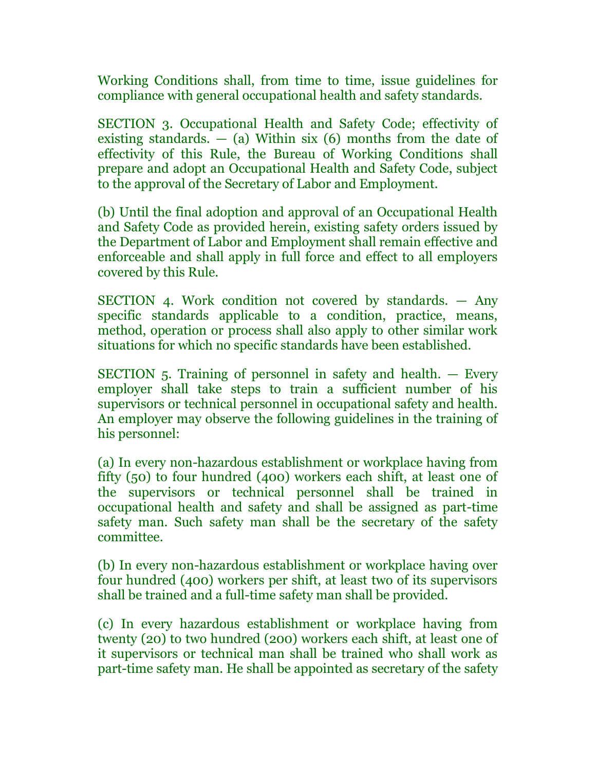Working Conditions shall, from time to time, issue guidelines for compliance with general occupational health and safety standards.

SECTION 3. Occupational Health and Safety Code; effectivity of existing standards. — (a) Within six (6) months from the date of effectivity of this Rule, the Bureau of Working Conditions shall prepare and adopt an Occupational Health and Safety Code, subject to the approval of the Secretary of Labor and Employment.

(b) Until the final adoption and approval of an Occupational Health and Safety Code as provided herein, existing safety orders issued by the Department of Labor and Employment shall remain effective and enforceable and shall apply in full force and effect to all employers covered by this Rule.

SECTION 4. Work condition not covered by standards. — Any specific standards applicable to a condition, practice, means, method, operation or process shall also apply to other similar work situations for which no specific standards have been established.

SECTION 5. Training of personnel in safety and health. — Every employer shall take steps to train a sufficient number of his supervisors or technical personnel in occupational safety and health. An employer may observe the following guidelines in the training of his personnel:

(a) In every non-hazardous establishment or workplace having from fifty (50) to four hundred (400) workers each shift, at least one of the supervisors or technical personnel shall be trained in occupational health and safety and shall be assigned as part-time safety man. Such safety man shall be the secretary of the safety committee.

(b) In every non-hazardous establishment or workplace having over four hundred (400) workers per shift, at least two of its supervisors shall be trained and a full-time safety man shall be provided.

(c) In every hazardous establishment or workplace having from twenty (20) to two hundred (200) workers each shift, at least one of it supervisors or technical man shall be trained who shall work as part-time safety man. He shall be appointed as secretary of the safety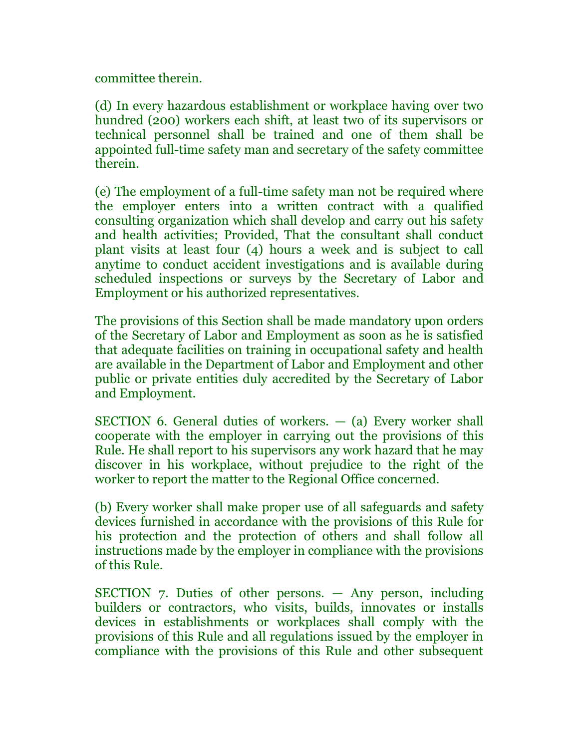committee therein.

(d) In every hazardous establishment or workplace having over two hundred (200) workers each shift, at least two of its supervisors or technical personnel shall be trained and one of them shall be appointed full-time safety man and secretary of the safety committee therein.

(e) The employment of a full-time safety man not be required where the employer enters into a written contract with a qualified consulting organization which shall develop and carry out his safety and health activities; Provided, That the consultant shall conduct plant visits at least four (4) hours a week and is subject to call anytime to conduct accident investigations and is available during scheduled inspections or surveys by the Secretary of Labor and Employment or his authorized representatives.

The provisions of this Section shall be made mandatory upon orders of the Secretary of Labor and Employment as soon as he is satisfied that adequate facilities on training in occupational safety and health are available in the Department of Labor and Employment and other public or private entities duly accredited by the Secretary of Labor and Employment.

SECTION 6. General duties of workers. — (a) Every worker shall cooperate with the employer in carrying out the provisions of this Rule. He shall report to his supervisors any work hazard that he may discover in his workplace, without prejudice to the right of the worker to report the matter to the Regional Office concerned.

(b) Every worker shall make proper use of all safeguards and safety devices furnished in accordance with the provisions of this Rule for his protection and the protection of others and shall follow all instructions made by the employer in compliance with the provisions of this Rule.

SECTION 7. Duties of other persons. — Any person, including builders or contractors, who visits, builds, innovates or installs devices in establishments or workplaces shall comply with the provisions of this Rule and all regulations issued by the employer in compliance with the provisions of this Rule and other subsequent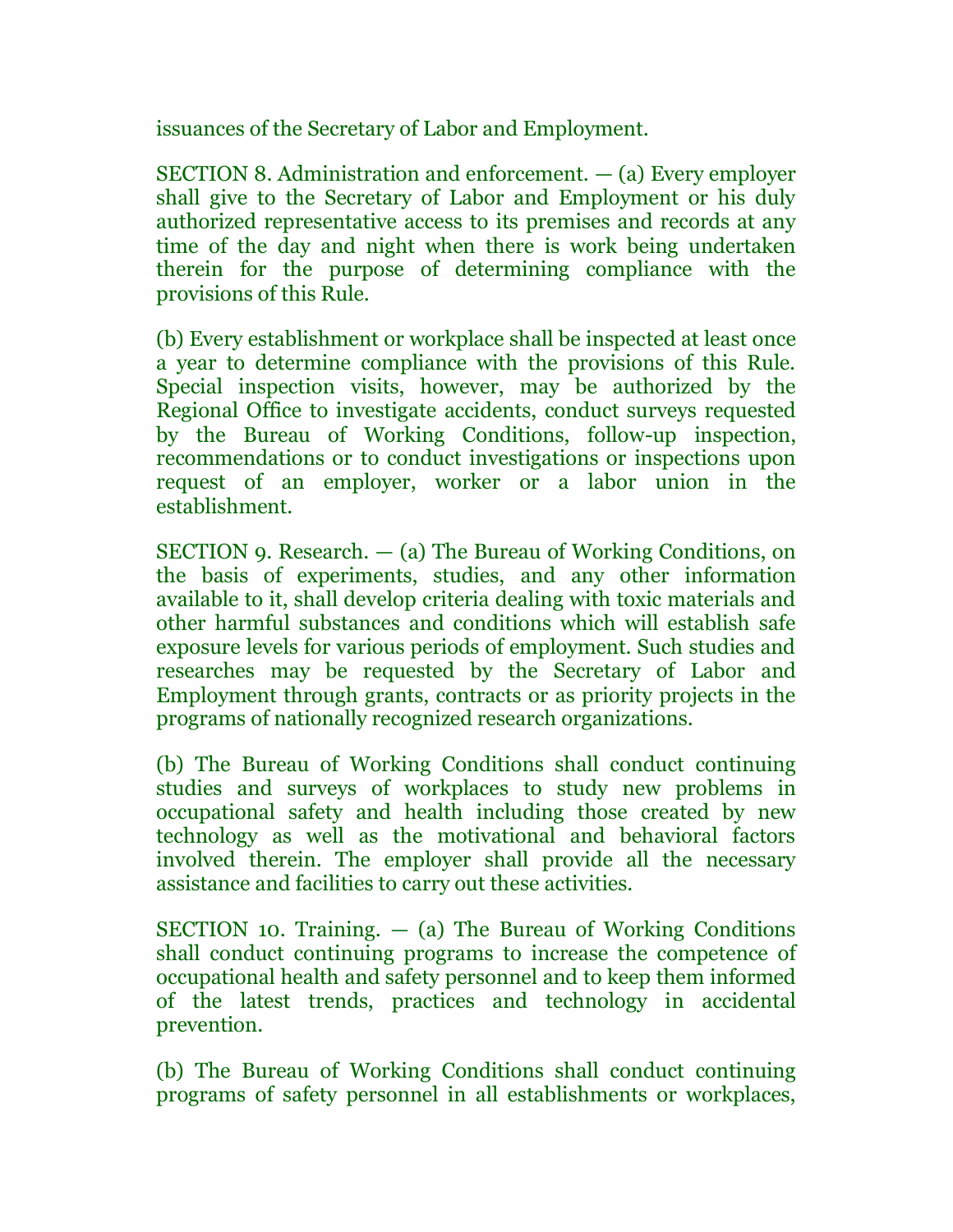issuances of the Secretary of Labor and Employment.

SECTION 8. Administration and enforcement. — (a) Every employer shall give to the Secretary of Labor and Employment or his duly authorized representative access to its premises and records at any time of the day and night when there is work being undertaken therein for the purpose of determining compliance with the provisions of this Rule.

(b) Every establishment or workplace shall be inspected at least once a year to determine compliance with the provisions of this Rule. Special inspection visits, however, may be authorized by the Regional Office to investigate accidents, conduct surveys requested by the Bureau of Working Conditions, follow-up inspection, recommendations or to conduct investigations or inspections upon request of an employer, worker or a labor union in the establishment.

SECTION 9. Research. — (a) The Bureau of Working Conditions, on the basis of experiments, studies, and any other information available to it, shall develop criteria dealing with toxic materials and other harmful substances and conditions which will establish safe exposure levels for various periods of employment. Such studies and researches may be requested by the Secretary of Labor and Employment through grants, contracts or as priority projects in the programs of nationally recognized research organizations.

(b) The Bureau of Working Conditions shall conduct continuing studies and surveys of workplaces to study new problems in occupational safety and health including those created by new technology as well as the motivational and behavioral factors involved therein. The employer shall provide all the necessary assistance and facilities to carry out these activities.

SECTION 10. Training. — (a) The Bureau of Working Conditions shall conduct continuing programs to increase the competence of occupational health and safety personnel and to keep them informed of the latest trends, practices and technology in accidental prevention.

(b) The Bureau of Working Conditions shall conduct continuing programs of safety personnel in all establishments or workplaces,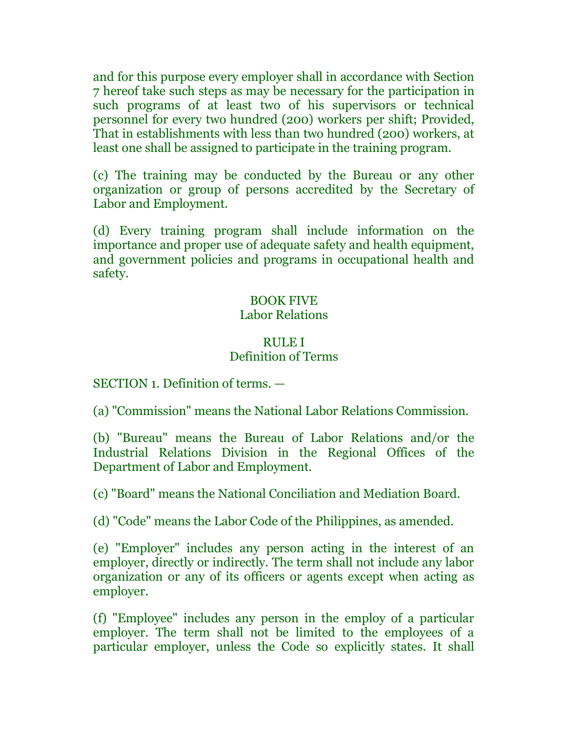and for this purpose every employer shall in accordance with Section 7 hereof take such steps as may be necessary for the participation in such programs of at least two of his supervisors or technical personnel for every two hundred (200) workers per shift; Provided, That in establishments with less than two hundred (200) workers, at least one shall be assigned to participate in the training program.

(c) The training may be conducted by the Bureau or any other organization or group of persons accredited by the Secretary of Labor and Employment.

(d) Every training program shall include information on the importance and proper use of adequate safety and health equipment, and government policies and programs in occupational health and safety.

## BOOK FIVE
## Labor Relations

### RULE I
### Definition of Terms

SECTION 1. Definition of terms. —

(a) "Commission" means the National Labor Relations Commission.

(b) "Bureau" means the Bureau of Labor Relations and/or the Industrial Relations Division in the Regional Offices of the Department of Labor and Employment.

(c) "Board" means the National Conciliation and Mediation Board.

(d) "Code" means the Labor Code of the Philippines, as amended.

(e) "Employer" includes any person acting in the interest of an employer, directly or indirectly. The term shall not include any labor organization or any of its officers or agents except when acting as employer.

(f) "Employee" includes any person in the employ of a particular employer. The term shall not be limited to the employees of a particular employer, unless the Code so explicitly states. It shall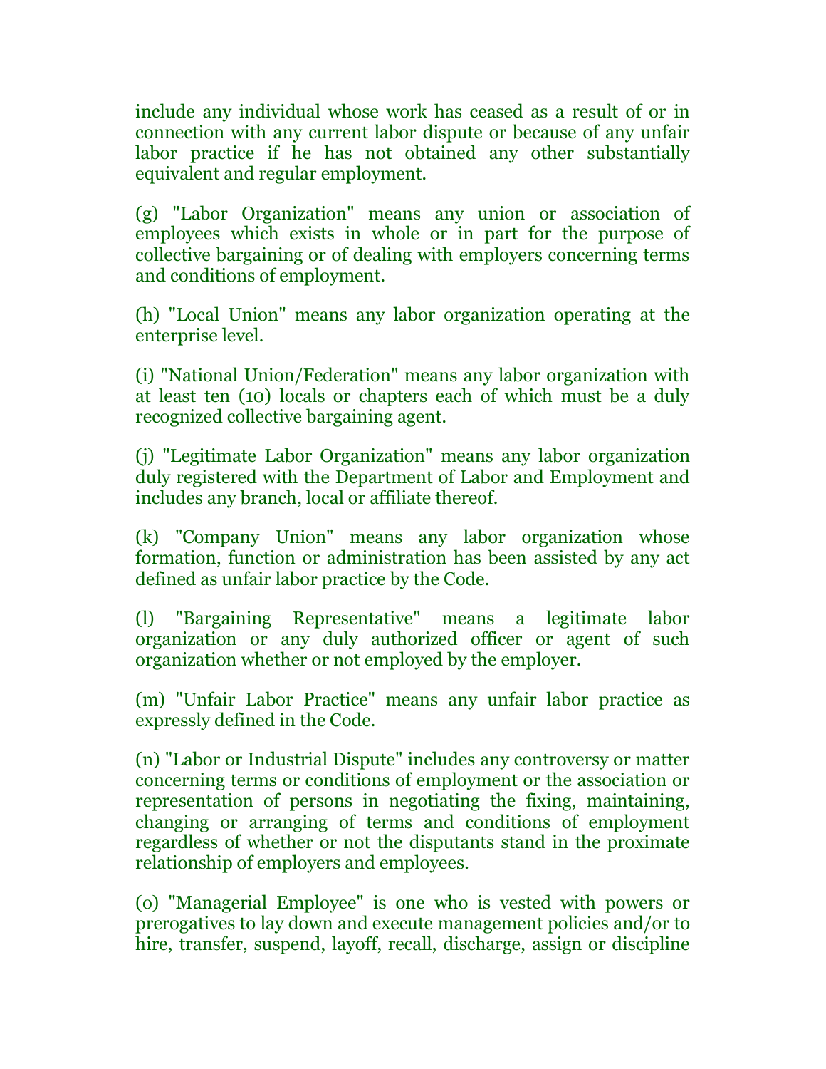include any individual whose work has ceased as a result of or in connection with any current labor dispute or because of any unfair labor practice if he has not obtained any other substantially equivalent and regular employment.

(g) "Labor Organization" means any union or association of employees which exists in whole or in part for the purpose of collective bargaining or of dealing with employers concerning terms and conditions of employment.

(h) "Local Union" means any labor organization operating at the enterprise level.

(i) "National Union/Federation" means any labor organization with at least ten (10) locals or chapters each of which must be a duly recognized collective bargaining agent.

(j) "Legitimate Labor Organization" means any labor organization duly registered with the Department of Labor and Employment and includes any branch, local or affiliate thereof.

(k) "Company Union" means any labor organization whose formation, function or administration has been assisted by any act defined as unfair labor practice by the Code.

(l) "Bargaining Representative" means a legitimate labor organization or any duly authorized officer or agent of such organization whether or not employed by the employer.

(m) "Unfair Labor Practice" means any unfair labor practice as expressly defined in the Code.

(n) "Labor or Industrial Dispute" includes any controversy or matter concerning terms or conditions of employment or the association or representation of persons in negotiating the fixing, maintaining, changing or arranging of terms and conditions of employment regardless of whether or not the disputants stand in the proximate relationship of employers and employees.

(o) "Managerial Employee" is one who is vested with powers or prerogatives to lay down and execute management policies and/or to hire, transfer, suspend, layoff, recall, discharge, assign or discipline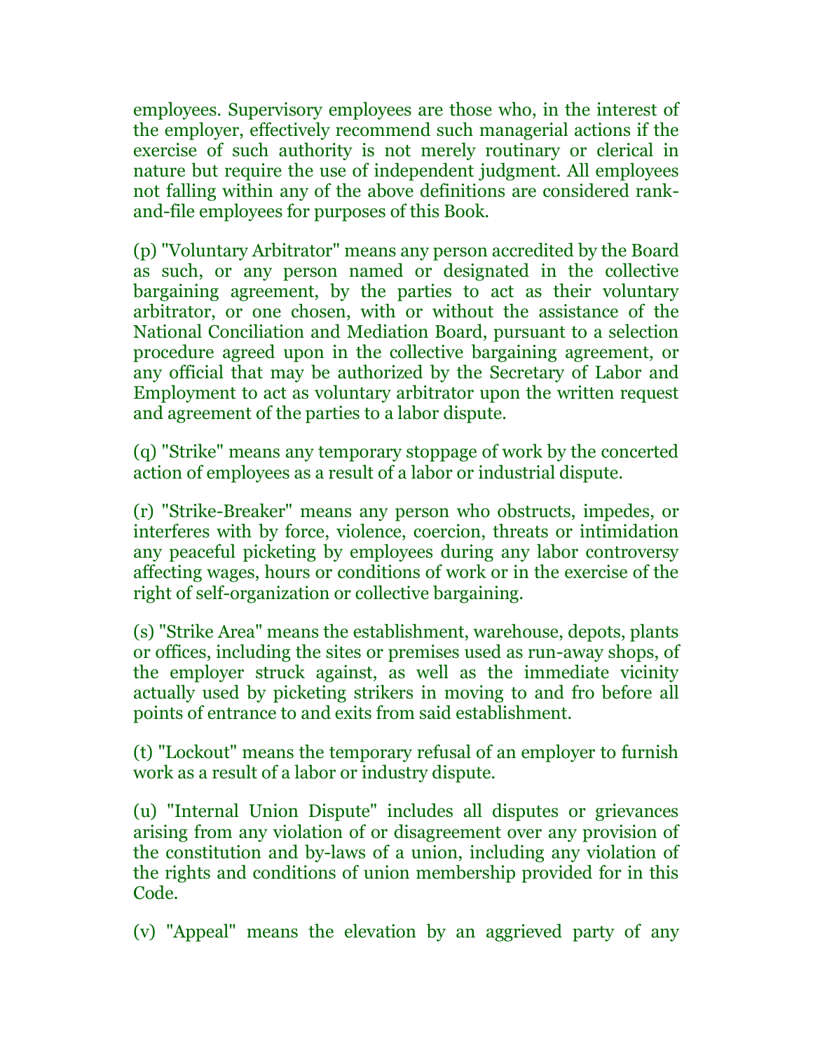employees. Supervisory employees are those who, in the interest of the employer, effectively recommend such managerial actions if the exercise of such authority is not merely routinary or clerical in nature but require the use of independent judgment. All employees not falling within any of the above definitions are considered rank-and-file employees for purposes of this Book.

(p) "Voluntary Arbitrator" means any person accredited by the Board as such, or any person named or designated in the collective bargaining agreement, by the parties to act as their voluntary arbitrator, or one chosen, with or without the assistance of the National Conciliation and Mediation Board, pursuant to a selection procedure agreed upon in the collective bargaining agreement, or any official that may be authorized by the Secretary of Labor and Employment to act as voluntary arbitrator upon the written request and agreement of the parties to a labor dispute.

(q) "Strike" means any temporary stoppage of work by the concerted action of employees as a result of a labor or industrial dispute.

(r) "Strike-Breaker" means any person who obstructs, impedes, or interferes with by force, violence, coercion, threats or intimidation any peaceful picketing by employees during any labor controversy affecting wages, hours or conditions of work or in the exercise of the right of self-organization or collective bargaining.

(s) "Strike Area" means the establishment, warehouse, depots, plants or offices, including the sites or premises used as run-away shops, of the employer struck against, as well as the immediate vicinity actually used by picketing strikers in moving to and fro before all points of entrance to and exits from said establishment.

(t) "Lockout" means the temporary refusal of an employer to furnish work as a result of a labor or industry dispute.

(u) "Internal Union Dispute" includes all disputes or grievances arising from any violation of or disagreement over any provision of the constitution and by-laws of a union, including any violation of the rights and conditions of union membership provided for in this Code.

(v) "Appeal" means the elevation by an aggrieved party of any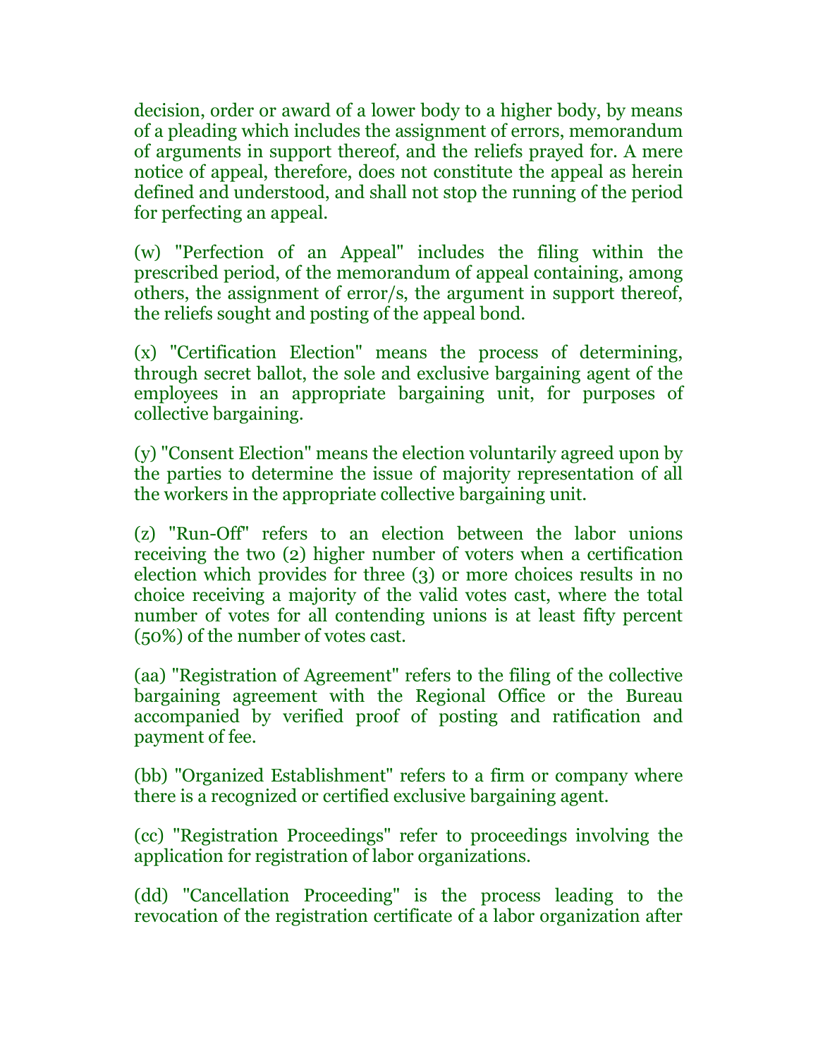decision, order or award of a lower body to a higher body, by means of a pleading which includes the assignment of errors, memorandum of arguments in support thereof, and the reliefs prayed for. A mere notice of appeal, therefore, does not constitute the appeal as herein defined and understood, and shall not stop the running of the period for perfecting an appeal.

(w) "Perfection of an Appeal" includes the filing within the prescribed period, of the memorandum of appeal containing, among others, the assignment of error/s, the argument in support thereof, the reliefs sought and posting of the appeal bond.

(x) "Certification Election" means the process of determining, through secret ballot, the sole and exclusive bargaining agent of the employees in an appropriate bargaining unit, for purposes of collective bargaining.

(y) "Consent Election" means the election voluntarily agreed upon by the parties to determine the issue of majority representation of all the workers in the appropriate collective bargaining unit.

(z) "Run-Off" refers to an election between the labor unions receiving the two (2) higher number of voters when a certification election which provides for three (3) or more choices results in no choice receiving a majority of the valid votes cast, where the total number of votes for all contending unions is at least fifty percent (50%) of the number of votes cast.

(aa) "Registration of Agreement" refers to the filing of the collective bargaining agreement with the Regional Office or the Bureau accompanied by verified proof of posting and ratification and payment of fee.

(bb) "Organized Establishment" refers to a firm or company where there is a recognized or certified exclusive bargaining agent.

(cc) "Registration Proceedings" refer to proceedings involving the application for registration of labor organizations.

(dd) "Cancellation Proceeding" is the process leading to the revocation of the registration certificate of a labor organization after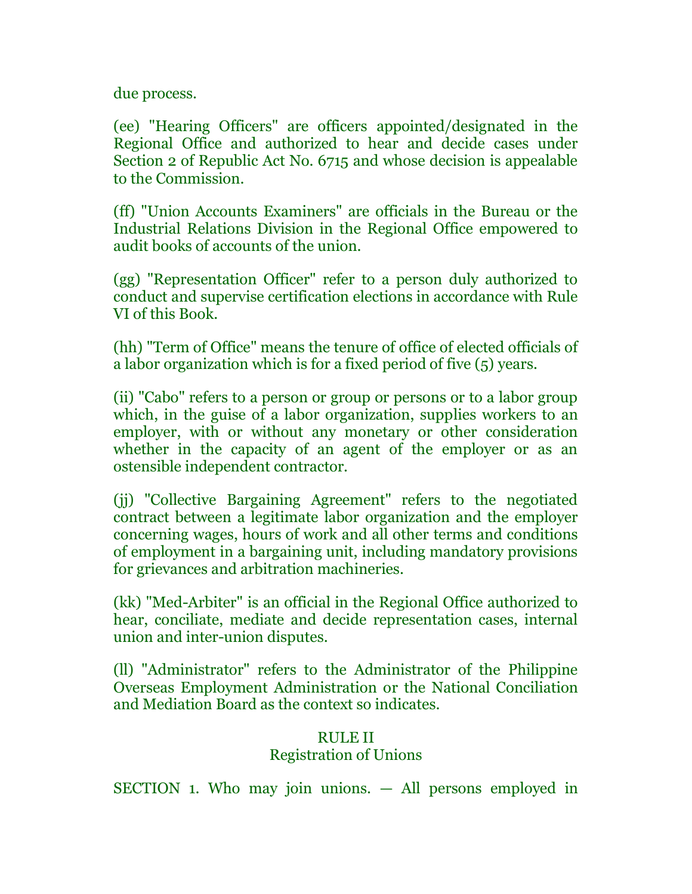due process.

(ee) "Hearing Officers" are officers appointed/designated in the Regional Office and authorized to hear and decide cases under Section 2 of Republic Act No. 6715 and whose decision is appealable to the Commission.

(ff) "Union Accounts Examiners" are officials in the Bureau or the Industrial Relations Division in the Regional Office empowered to audit books of accounts of the union.

(gg) "Representation Officer" refer to a person duly authorized to conduct and supervise certification elections in accordance with Rule VI of this Book.

(hh) "Term of Office" means the tenure of office of elected officials of a labor organization which is for a fixed period of five (5) years.

(ii) "Cabo" refers to a person or group or persons or to a labor group which, in the guise of a labor organization, supplies workers to an employer, with or without any monetary or other consideration whether in the capacity of an agent of the employer or as an ostensible independent contractor.

(jj) "Collective Bargaining Agreement" refers to the negotiated contract between a legitimate labor organization and the employer concerning wages, hours of work and all other terms and conditions of employment in a bargaining unit, including mandatory provisions for grievances and arbitration machineries.

(kk) "Med-Arbiter" is an official in the Regional Office authorized to hear, conciliate, mediate and decide representation cases, internal union and inter-union disputes.

(ll) "Administrator" refers to the Administrator of the Philippine Overseas Employment Administration or the National Conciliation and Mediation Board as the context so indicates.

## RULE II
## Registration of Unions

SECTION 1. Who may join unions. — All persons employed in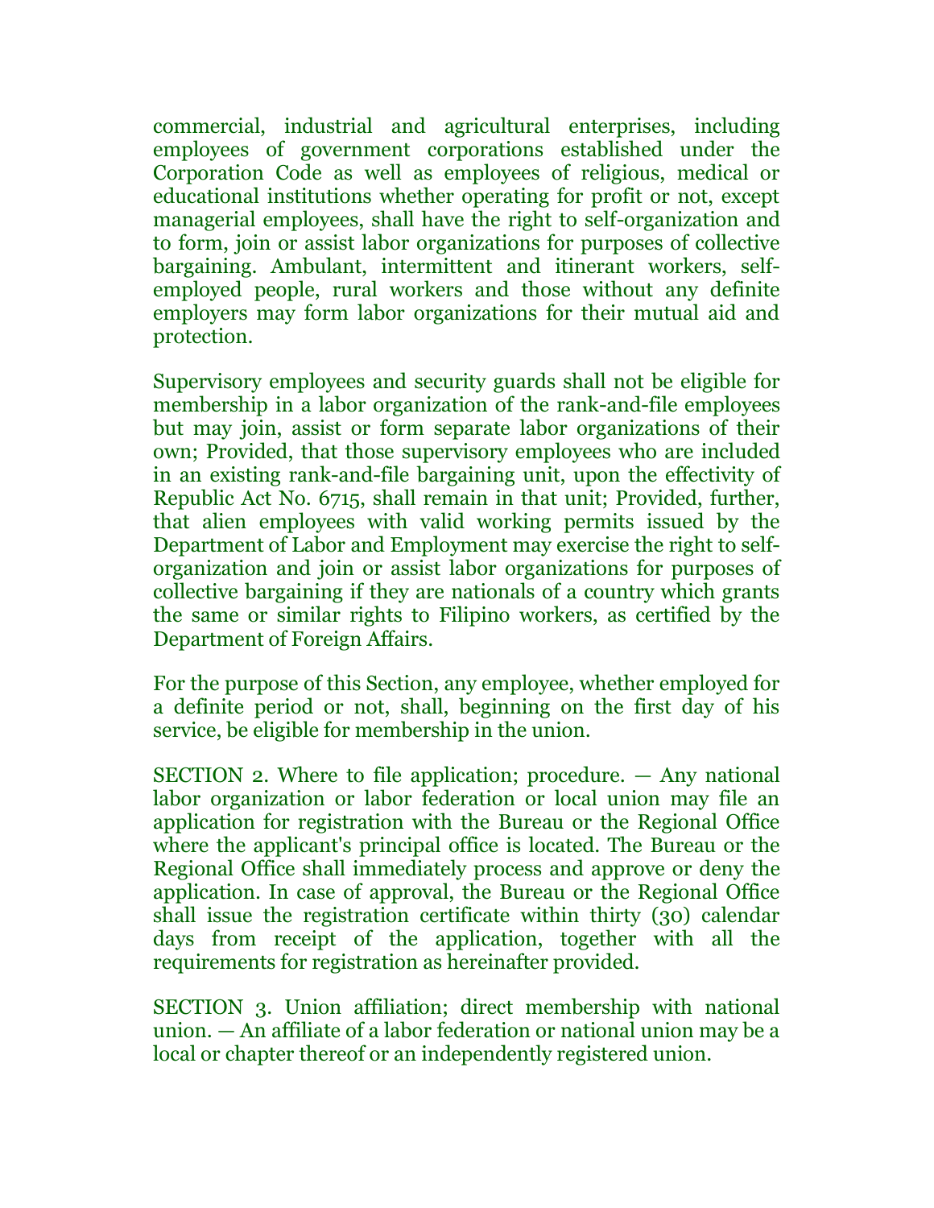commercial, industrial and agricultural enterprises, including employees of government corporations established under the Corporation Code as well as employees of religious, medical or educational institutions whether operating for profit or not, except managerial employees, shall have the right to self-organization and to form, join or assist labor organizations for purposes of collective bargaining. Ambulant, intermittent and itinerant workers, self-employed people, rural workers and those without any definite employers may form labor organizations for their mutual aid and protection.

Supervisory employees and security guards shall not be eligible for membership in a labor organization of the rank-and-file employees but may join, assist or form separate labor organizations of their own; Provided, that those supervisory employees who are included in an existing rank-and-file bargaining unit, upon the effectivity of Republic Act No. 6715, shall remain in that unit; Provided, further, that alien employees with valid working permits issued by the Department of Labor and Employment may exercise the right to self-organization and join or assist labor organizations for purposes of collective bargaining if they are nationals of a country which grants the same or similar rights to Filipino workers, as certified by the Department of Foreign Affairs.

For the purpose of this Section, any employee, whether employed for a definite period or not, shall, beginning on the first day of his service, be eligible for membership in the union.

SECTION 2. Where to file application; procedure. — Any national labor organization or labor federation or local union may file an application for registration with the Bureau or the Regional Office where the applicant's principal office is located. The Bureau or the Regional Office shall immediately process and approve or deny the application. In case of approval, the Bureau or the Regional Office shall issue the registration certificate within thirty (30) calendar days from receipt of the application, together with all the requirements for registration as hereinafter provided.

SECTION 3. Union affiliation; direct membership with national union. — An affiliate of a labor federation or national union may be a local or chapter thereof or an independently registered union.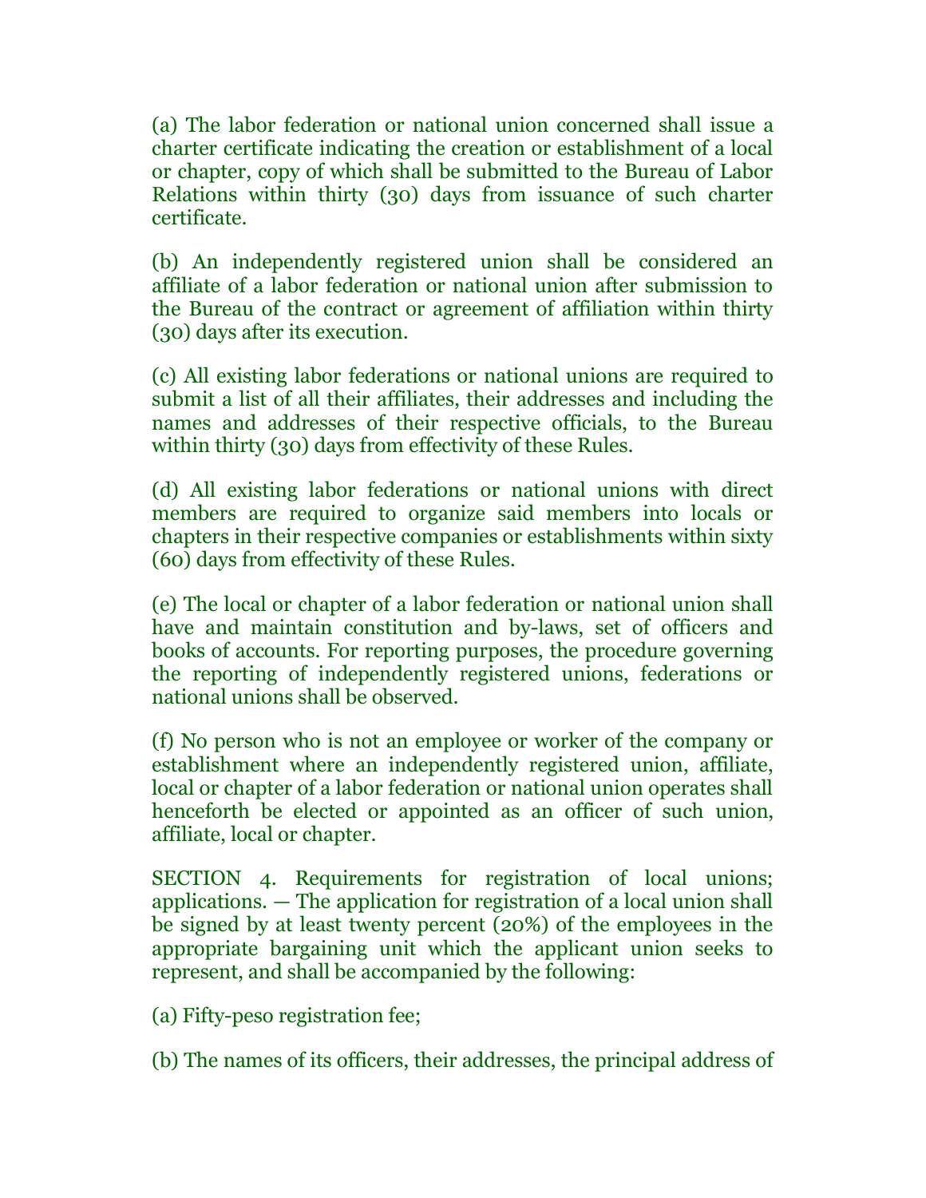(a) The labor federation or national union concerned shall issue a charter certificate indicating the creation or establishment of a local or chapter, copy of which shall be submitted to the Bureau of Labor Relations within thirty (30) days from issuance of such charter certificate.

(b) An independently registered union shall be considered an affiliate of a labor federation or national union after submission to the Bureau of the contract or agreement of affiliation within thirty (30) days after its execution.

(c) All existing labor federations or national unions are required to submit a list of all their affiliates, their addresses and including the names and addresses of their respective officials, to the Bureau within thirty (30) days from effectivity of these Rules.

(d) All existing labor federations or national unions with direct members are required to organize said members into locals or chapters in their respective companies or establishments within sixty (60) days from effectivity of these Rules.

(e) The local or chapter of a labor federation or national union shall have and maintain constitution and by-laws, set of officers and books of accounts. For reporting purposes, the procedure governing the reporting of independently registered unions, federations or national unions shall be observed.

(f) No person who is not an employee or worker of the company or establishment where an independently registered union, affiliate, local or chapter of a labor federation or national union operates shall henceforth be elected or appointed as an officer of such union, affiliate, local or chapter.

SECTION 4. Requirements for registration of local unions; applications. — The application for registration of a local union shall be signed by at least twenty percent (20%) of the employees in the appropriate bargaining unit which the applicant union seeks to represent, and shall be accompanied by the following:

(a) Fifty-peso registration fee;

(b) The names of its officers, their addresses, the principal address of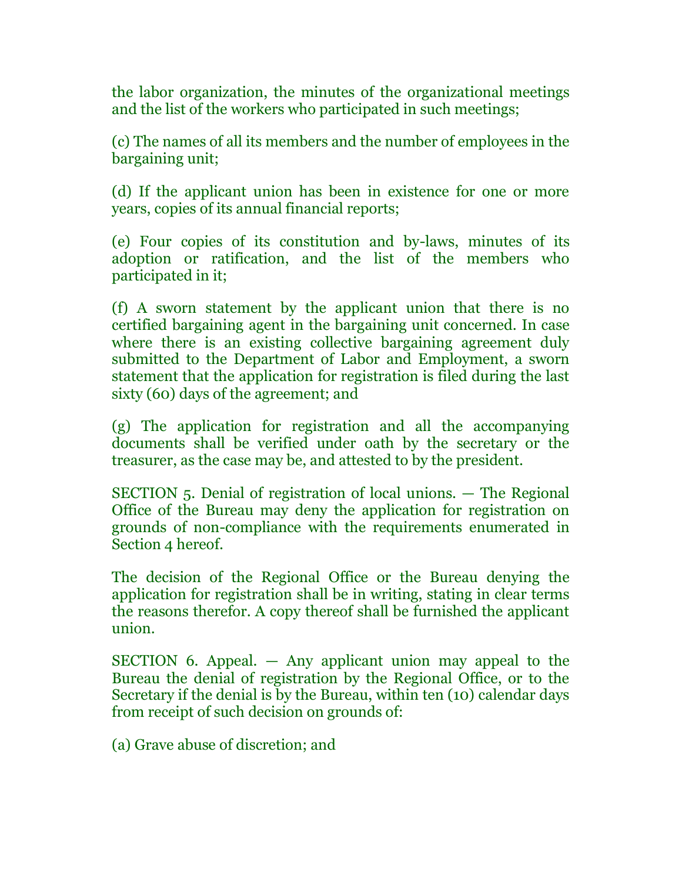the labor organization, the minutes of the organizational meetings and the list of the workers who participated in such meetings;

(c) The names of all its members and the number of employees in the bargaining unit;

(d) If the applicant union has been in existence for one or more years, copies of its annual financial reports;

(e) Four copies of its constitution and by-laws, minutes of its adoption or ratification, and the list of the members who participated in it;

(f) A sworn statement by the applicant union that there is no certified bargaining agent in the bargaining unit concerned. In case where there is an existing collective bargaining agreement duly submitted to the Department of Labor and Employment, a sworn statement that the application for registration is filed during the last sixty (60) days of the agreement; and

(g) The application for registration and all the accompanying documents shall be verified under oath by the secretary or the treasurer, as the case may be, and attested to by the president.

SECTION 5. Denial of registration of local unions. — The Regional Office of the Bureau may deny the application for registration on grounds of non-compliance with the requirements enumerated in Section 4 hereof.

The decision of the Regional Office or the Bureau denying the application for registration shall be in writing, stating in clear terms the reasons therefor. A copy thereof shall be furnished the applicant union.

SECTION 6. Appeal. — Any applicant union may appeal to the Bureau the denial of registration by the Regional Office, or to the Secretary if the denial is by the Bureau, within ten (10) calendar days from receipt of such decision on grounds of:

(a) Grave abuse of discretion; and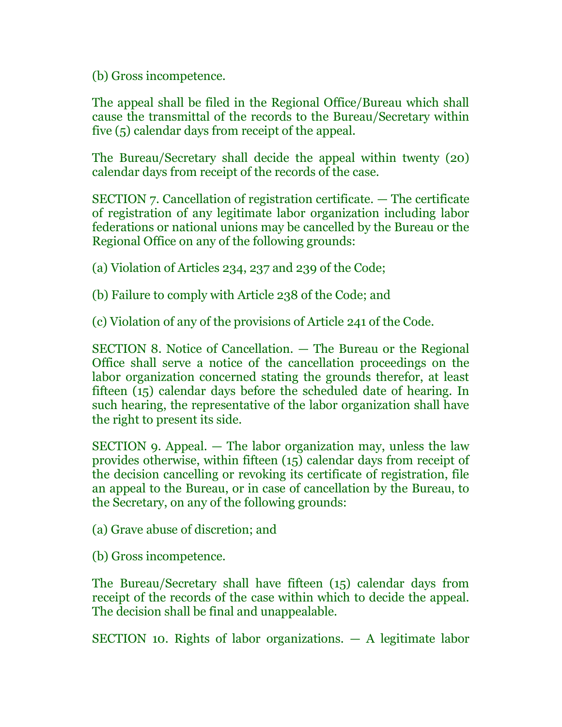(b) Gross incompetence.

The appeal shall be filed in the Regional Office/Bureau which shall cause the transmittal of the records to the Bureau/Secretary within five (5) calendar days from receipt of the appeal.

The Bureau/Secretary shall decide the appeal within twenty (20) calendar days from receipt of the records of the case.

SECTION 7. Cancellation of registration certificate. — The certificate of registration of any legitimate labor organization including labor federations or national unions may be cancelled by the Bureau or the Regional Office on any of the following grounds:

(a) Violation of Articles 234, 237 and 239 of the Code;

(b) Failure to comply with Article 238 of the Code; and

(c) Violation of any of the provisions of Article 241 of the Code.

SECTION 8. Notice of Cancellation. — The Bureau or the Regional Office shall serve a notice of the cancellation proceedings on the labor organization concerned stating the grounds therefor, at least fifteen (15) calendar days before the scheduled date of hearing. In such hearing, the representative of the labor organization shall have the right to present its side.

SECTION 9. Appeal. — The labor organization may, unless the law provides otherwise, within fifteen (15) calendar days from receipt of the decision cancelling or revoking its certificate of registration, file an appeal to the Bureau, or in case of cancellation by the Bureau, to the Secretary, on any of the following grounds:

(a) Grave abuse of discretion; and

(b) Gross incompetence.

The Bureau/Secretary shall have fifteen (15) calendar days from receipt of the records of the case within which to decide the appeal. The decision shall be final and unappealable.

SECTION 10. Rights of labor organizations. — A legitimate labor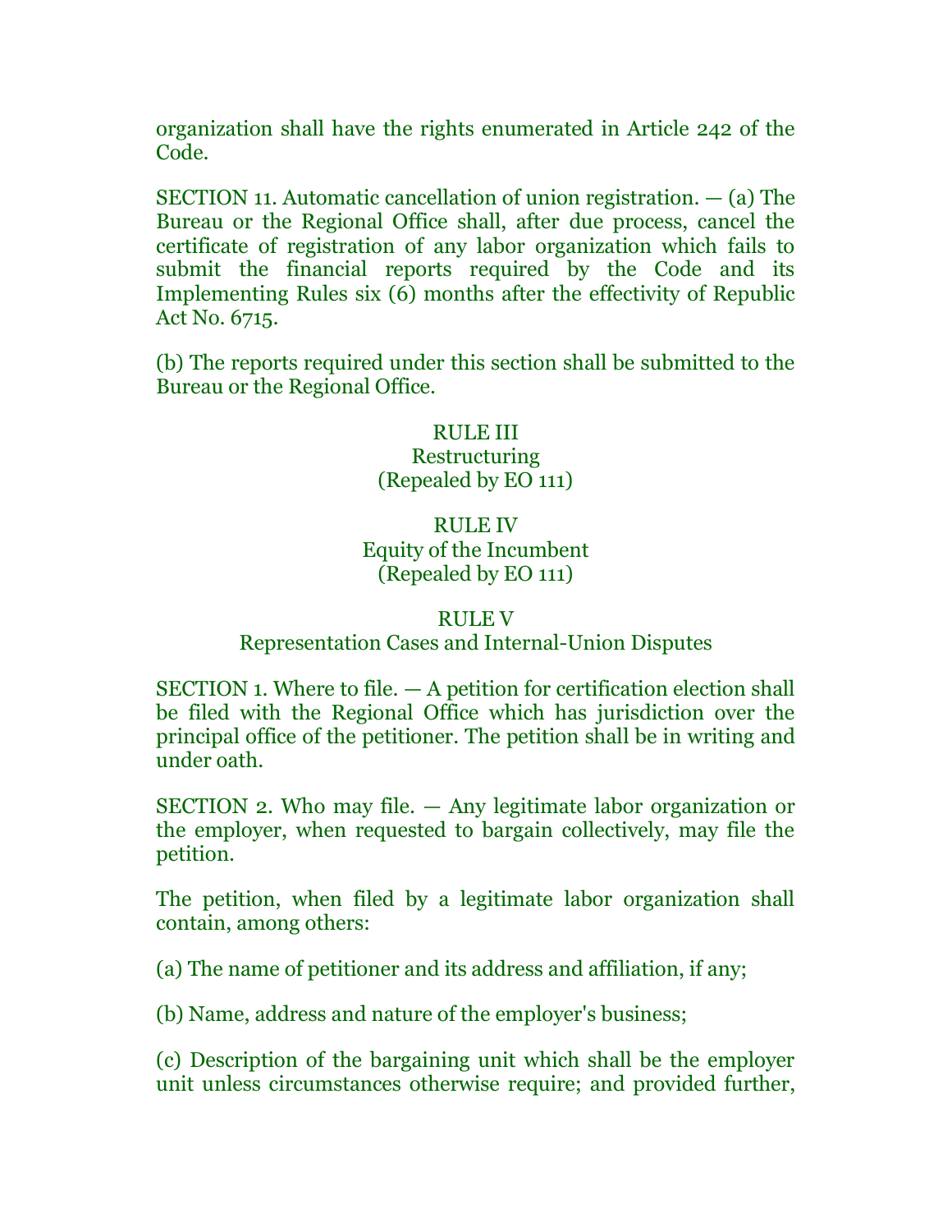organization shall have the rights enumerated in Article 242 of the Code.

SECTION 11. Automatic cancellation of union registration. — (a) The Bureau or the Regional Office shall, after due process, cancel the certificate of registration of any labor organization which fails to submit the financial reports required by the Code and its Implementing Rules six (6) months after the effectivity of Republic Act No. 6715.

(b) The reports required under this section shall be submitted to the Bureau or the Regional Office.

RULE III
Restructuring
(Repealed by EO 111)

RULE IV
Equity of the Incumbent
(Repealed by EO 111)

RULE V
Representation Cases and Internal-Union Disputes

SECTION 1. Where to file. — A petition for certification election shall be filed with the Regional Office which has jurisdiction over the principal office of the petitioner. The petition shall be in writing and under oath.

SECTION 2. Who may file. — Any legitimate labor organization or the employer, when requested to bargain collectively, may file the petition.

The petition, when filed by a legitimate labor organization shall contain, among others:

(a) The name of petitioner and its address and affiliation, if any;

(b) Name, address and nature of the employer's business;

(c) Description of the bargaining unit which shall be the employer unit unless circumstances otherwise require; and provided further,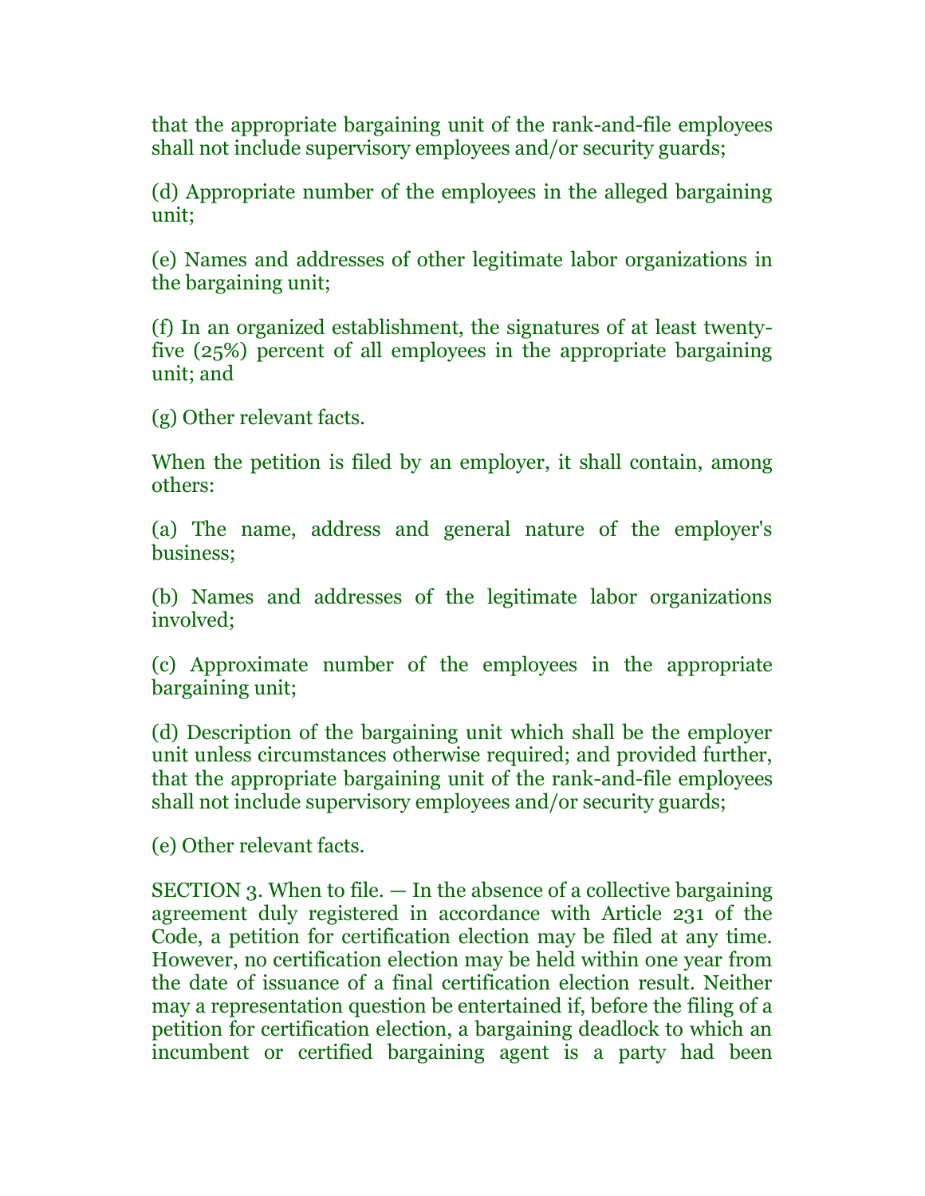that the appropriate bargaining unit of the rank-and-file employees shall not include supervisory employees and/or security guards;

(d) Appropriate number of the employees in the alleged bargaining unit;

(e) Names and addresses of other legitimate labor organizations in the bargaining unit;

(f) In an organized establishment, the signatures of at least twenty-five (25%) percent of all employees in the appropriate bargaining unit; and

(g) Other relevant facts.

When the petition is filed by an employer, it shall contain, among others:

(a) The name, address and general nature of the employer's business;

(b) Names and addresses of the legitimate labor organizations involved;

(c) Approximate number of the employees in the appropriate bargaining unit;

(d) Description of the bargaining unit which shall be the employer unit unless circumstances otherwise required; and provided further, that the appropriate bargaining unit of the rank-and-file employees shall not include supervisory employees and/or security guards;

(e) Other relevant facts.

SECTION 3. When to file. — In the absence of a collective bargaining agreement duly registered in accordance with Article 231 of the Code, a petition for certification election may be filed at any time. However, no certification election may be held within one year from the date of issuance of a final certification election result. Neither may a representation question be entertained if, before the filing of a petition for certification election, a bargaining deadlock to which an incumbent or certified bargaining agent is a party had been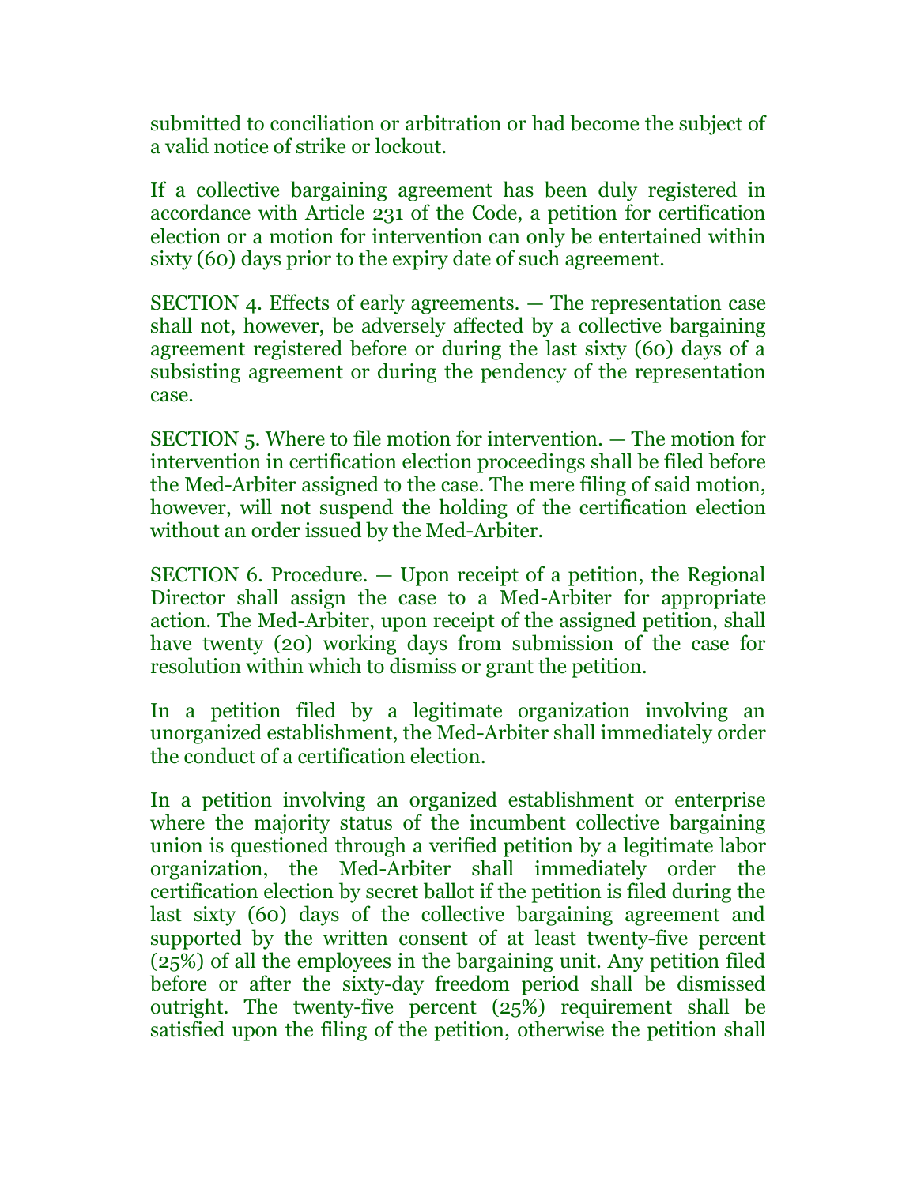submitted to conciliation or arbitration or had become the subject of a valid notice of strike or lockout.

If a collective bargaining agreement has been duly registered in accordance with Article 231 of the Code, a petition for certification election or a motion for intervention can only be entertained within sixty (60) days prior to the expiry date of such agreement.

SECTION 4. Effects of early agreements. — The representation case shall not, however, be adversely affected by a collective bargaining agreement registered before or during the last sixty (60) days of a subsisting agreement or during the pendency of the representation case.

SECTION 5. Where to file motion for intervention. — The motion for intervention in certification election proceedings shall be filed before the Med-Arbiter assigned to the case. The mere filing of said motion, however, will not suspend the holding of the certification election without an order issued by the Med-Arbiter.

SECTION 6. Procedure. — Upon receipt of a petition, the Regional Director shall assign the case to a Med-Arbiter for appropriate action. The Med-Arbiter, upon receipt of the assigned petition, shall have twenty (20) working days from submission of the case for resolution within which to dismiss or grant the petition.

In a petition filed by a legitimate organization involving an unorganized establishment, the Med-Arbiter shall immediately order the conduct of a certification election.

In a petition involving an organized establishment or enterprise where the majority status of the incumbent collective bargaining union is questioned through a verified petition by a legitimate labor organization, the Med-Arbiter shall immediately order the certification election by secret ballot if the petition is filed during the last sixty (60) days of the collective bargaining agreement and supported by the written consent of at least twenty-five percent (25%) of all the employees in the bargaining unit. Any petition filed before or after the sixty-day freedom period shall be dismissed outright. The twenty-five percent (25%) requirement shall be satisfied upon the filing of the petition, otherwise the petition shall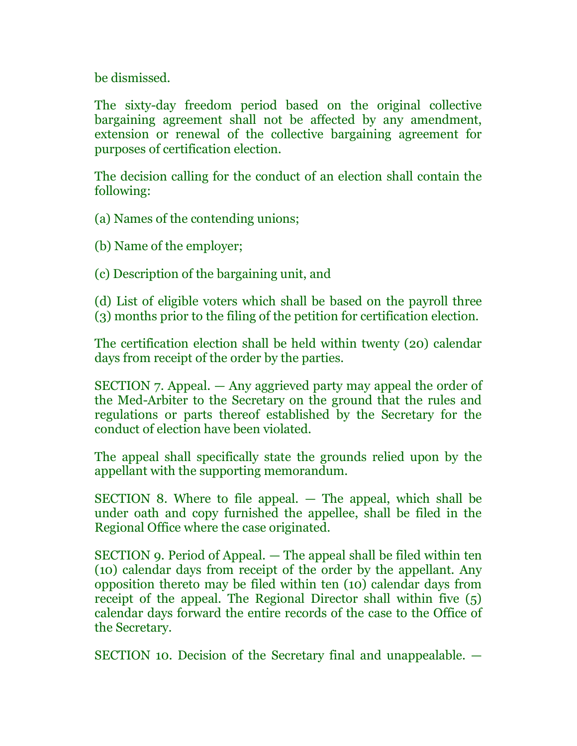be dismissed.

The sixty-day freedom period based on the original collective bargaining agreement shall not be affected by any amendment, extension or renewal of the collective bargaining agreement for purposes of certification election.

The decision calling for the conduct of an election shall contain the following:

(a) Names of the contending unions;

(b) Name of the employer;

(c) Description of the bargaining unit, and

(d) List of eligible voters which shall be based on the payroll three (3) months prior to the filing of the petition for certification election.

The certification election shall be held within twenty (20) calendar days from receipt of the order by the parties.

SECTION 7. Appeal. — Any aggrieved party may appeal the order of the Med-Arbiter to the Secretary on the ground that the rules and regulations or parts thereof established by the Secretary for the conduct of election have been violated.

The appeal shall specifically state the grounds relied upon by the appellant with the supporting memorandum.

SECTION 8. Where to file appeal. — The appeal, which shall be under oath and copy furnished the appellee, shall be filed in the Regional Office where the case originated.

SECTION 9. Period of Appeal. — The appeal shall be filed within ten (10) calendar days from receipt of the order by the appellant. Any opposition thereto may be filed within ten (10) calendar days from receipt of the appeal. The Regional Director shall within five (5) calendar days forward the entire records of the case to the Office of the Secretary.

SECTION 10. Decision of the Secretary final and unappealable. —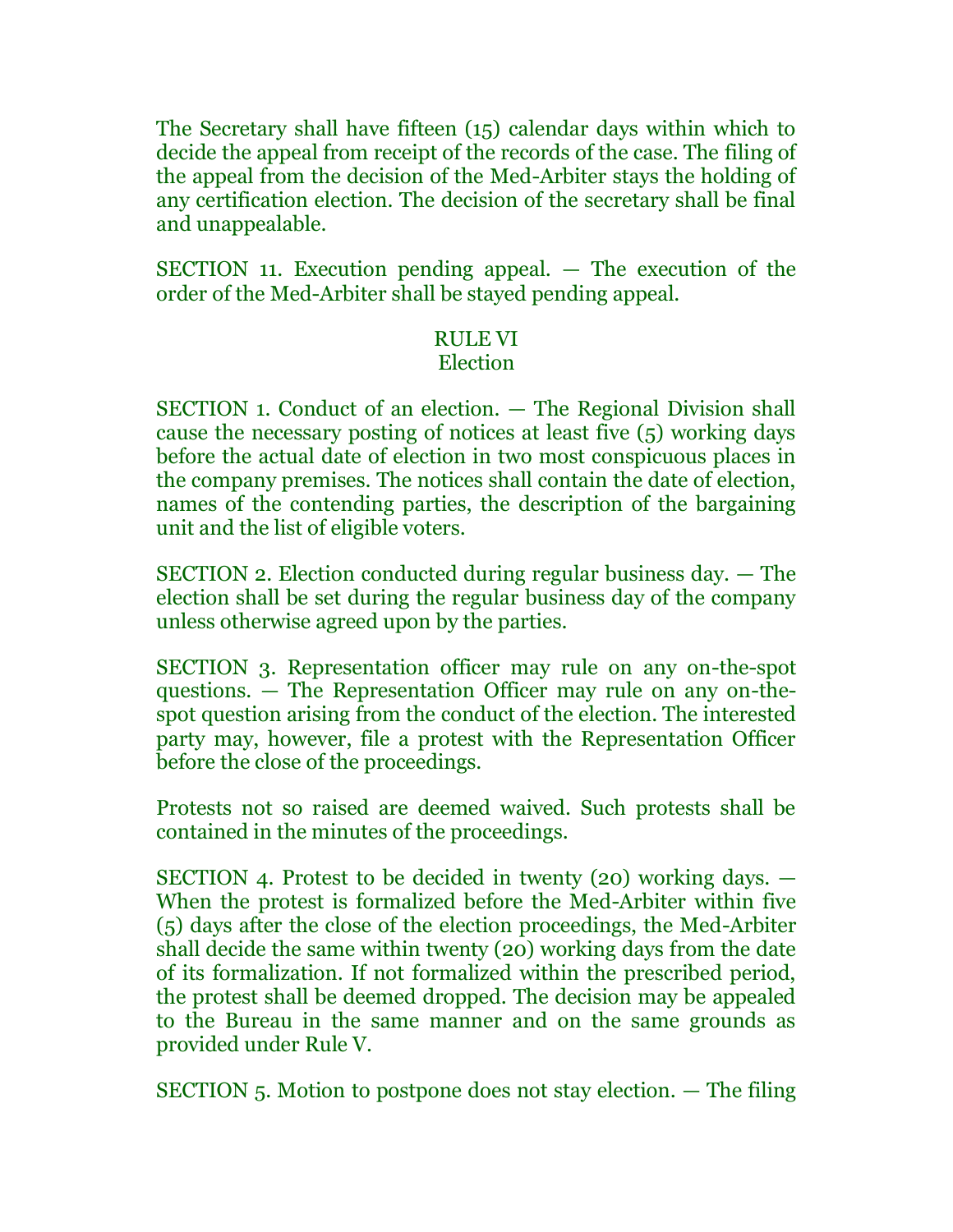The Secretary shall have fifteen (15) calendar days within which to decide the appeal from receipt of the records of the case. The filing of the appeal from the decision of the Med-Arbiter stays the holding of any certification election. The decision of the secretary shall be final and unappealable.

SECTION 11. Execution pending appeal. — The execution of the order of the Med-Arbiter shall be stayed pending appeal.

## RULE VI
## Election

SECTION 1. Conduct of an election. — The Regional Division shall cause the necessary posting of notices at least five (5) working days before the actual date of election in two most conspicuous places in the company premises. The notices shall contain the date of election, names of the contending parties, the description of the bargaining unit and the list of eligible voters.

SECTION 2. Election conducted during regular business day. — The election shall be set during the regular business day of the company unless otherwise agreed upon by the parties.

SECTION 3. Representation officer may rule on any on-the-spot questions. — The Representation Officer may rule on any on-the-spot question arising from the conduct of the election. The interested party may, however, file a protest with the Representation Officer before the close of the proceedings.

Protests not so raised are deemed waived. Such protests shall be contained in the minutes of the proceedings.

SECTION 4. Protest to be decided in twenty (20) working days. — When the protest is formalized before the Med-Arbiter within five (5) days after the close of the election proceedings, the Med-Arbiter shall decide the same within twenty (20) working days from the date of its formalization. If not formalized within the prescribed period, the protest shall be deemed dropped. The decision may be appealed to the Bureau in the same manner and on the same grounds as provided under Rule V.

SECTION 5. Motion to postpone does not stay election. — The filing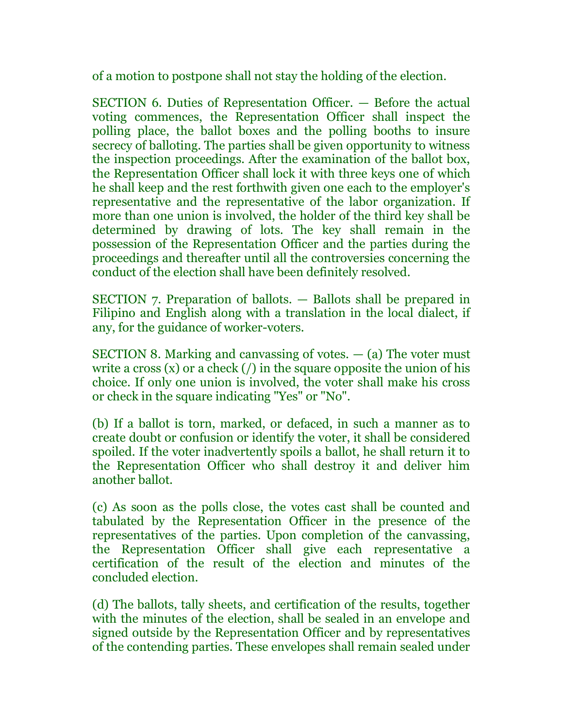of a motion to postpone shall not stay the holding of the election.

SECTION 6. Duties of Representation Officer. — Before the actual voting commences, the Representation Officer shall inspect the polling place, the ballot boxes and the polling booths to insure secrecy of balloting. The parties shall be given opportunity to witness the inspection proceedings. After the examination of the ballot box, the Representation Officer shall lock it with three keys one of which he shall keep and the rest forthwith given one each to the employer's representative and the representative of the labor organization. If more than one union is involved, the holder of the third key shall be determined by drawing of lots. The key shall remain in the possession of the Representation Officer and the parties during the proceedings and thereafter until all the controversies concerning the conduct of the election shall have been definitely resolved.

SECTION 7. Preparation of ballots. — Ballots shall be prepared in Filipino and English along with a translation in the local dialect, if any, for the guidance of worker-voters.

SECTION 8. Marking and canvassing of votes. — (a) The voter must write a cross (x) or a check (/) in the square opposite the union of his choice. If only one union is involved, the voter shall make his cross or check in the square indicating "Yes" or "No".

(b) If a ballot is torn, marked, or defaced, in such a manner as to create doubt or confusion or identify the voter, it shall be considered spoiled. If the voter inadvertently spoils a ballot, he shall return it to the Representation Officer who shall destroy it and deliver him another ballot.

(c) As soon as the polls close, the votes cast shall be counted and tabulated by the Representation Officer in the presence of the representatives of the parties. Upon completion of the canvassing, the Representation Officer shall give each representative a certification of the result of the election and minutes of the concluded election.

(d) The ballots, tally sheets, and certification of the results, together with the minutes of the election, shall be sealed in an envelope and signed outside by the Representation Officer and by representatives of the contending parties. These envelopes shall remain sealed under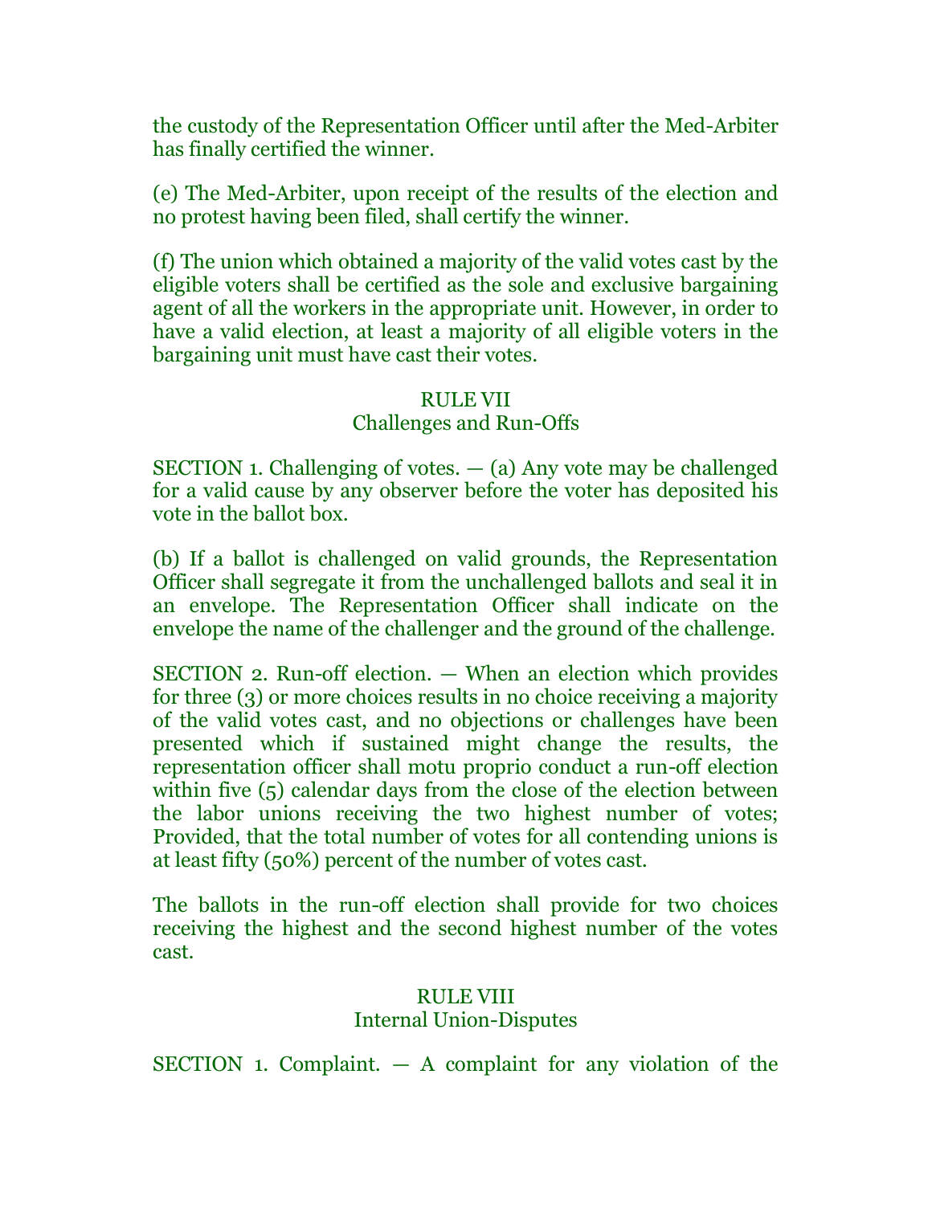the custody of the Representation Officer until after the Med-Arbiter has finally certified the winner.

(e) The Med-Arbiter, upon receipt of the results of the election and no protest having been filed, shall certify the winner.

(f) The union which obtained a majority of the valid votes cast by the eligible voters shall be certified as the sole and exclusive bargaining agent of all the workers in the appropriate unit. However, in order to have a valid election, at least a majority of all eligible voters in the bargaining unit must have cast their votes.

## RULE VII
## Challenges and Run-Offs

SECTION 1. Challenging of votes. — (a) Any vote may be challenged for a valid cause by any observer before the voter has deposited his vote in the ballot box.

(b) If a ballot is challenged on valid grounds, the Representation Officer shall segregate it from the unchallenged ballots and seal it in an envelope. The Representation Officer shall indicate on the envelope the name of the challenger and the ground of the challenge.

SECTION 2. Run-off election. — When an election which provides for three (3) or more choices results in no choice receiving a majority of the valid votes cast, and no objections or challenges have been presented which if sustained might change the results, the representation officer shall motu proprio conduct a run-off election within five (5) calendar days from the close of the election between the labor unions receiving the two highest number of votes; Provided, that the total number of votes for all contending unions is at least fifty (50%) percent of the number of votes cast.

The ballots in the run-off election shall provide for two choices receiving the highest and the second highest number of the votes cast.

## RULE VIII
## Internal Union-Disputes

SECTION 1. Complaint. — A complaint for any violation of the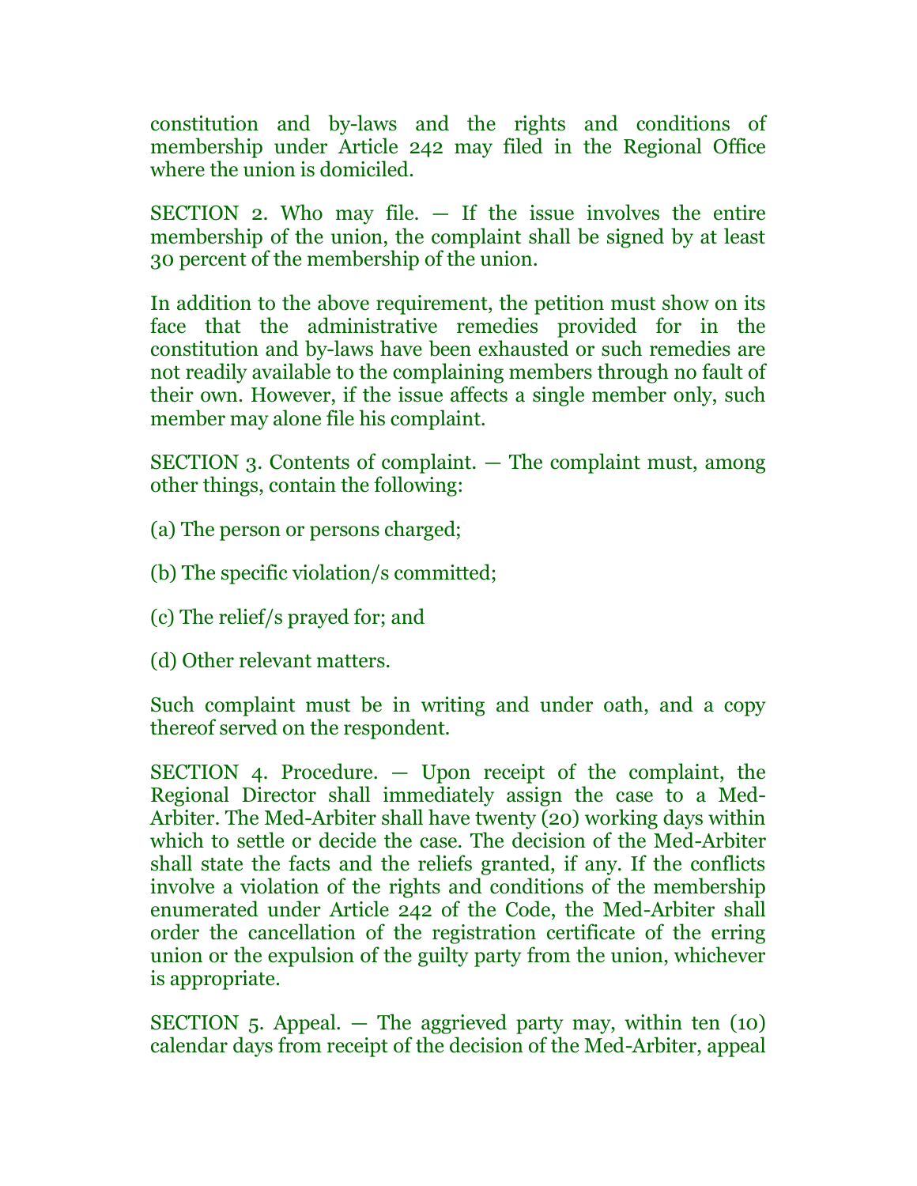constitution and by-laws and the rights and conditions of membership under Article 242 may filed in the Regional Office where the union is domiciled.

SECTION 2. Who may file. — If the issue involves the entire membership of the union, the complaint shall be signed by at least 30 percent of the membership of the union.

In addition to the above requirement, the petition must show on its face that the administrative remedies provided for in the constitution and by-laws have been exhausted or such remedies are not readily available to the complaining members through no fault of their own. However, if the issue affects a single member only, such member may alone file his complaint.

SECTION 3. Contents of complaint. — The complaint must, among other things, contain the following:

(a) The person or persons charged;

(b) The specific violation/s committed;

(c) The relief/s prayed for; and

(d) Other relevant matters.

Such complaint must be in writing and under oath, and a copy thereof served on the respondent.

SECTION 4. Procedure. — Upon receipt of the complaint, the Regional Director shall immediately assign the case to a Med-Arbiter. The Med-Arbiter shall have twenty (20) working days within which to settle or decide the case. The decision of the Med-Arbiter shall state the facts and the reliefs granted, if any. If the conflicts involve a violation of the rights and conditions of the membership enumerated under Article 242 of the Code, the Med-Arbiter shall order the cancellation of the registration certificate of the erring union or the expulsion of the guilty party from the union, whichever is appropriate.

SECTION 5. Appeal. — The aggrieved party may, within ten (10) calendar days from receipt of the decision of the Med-Arbiter, appeal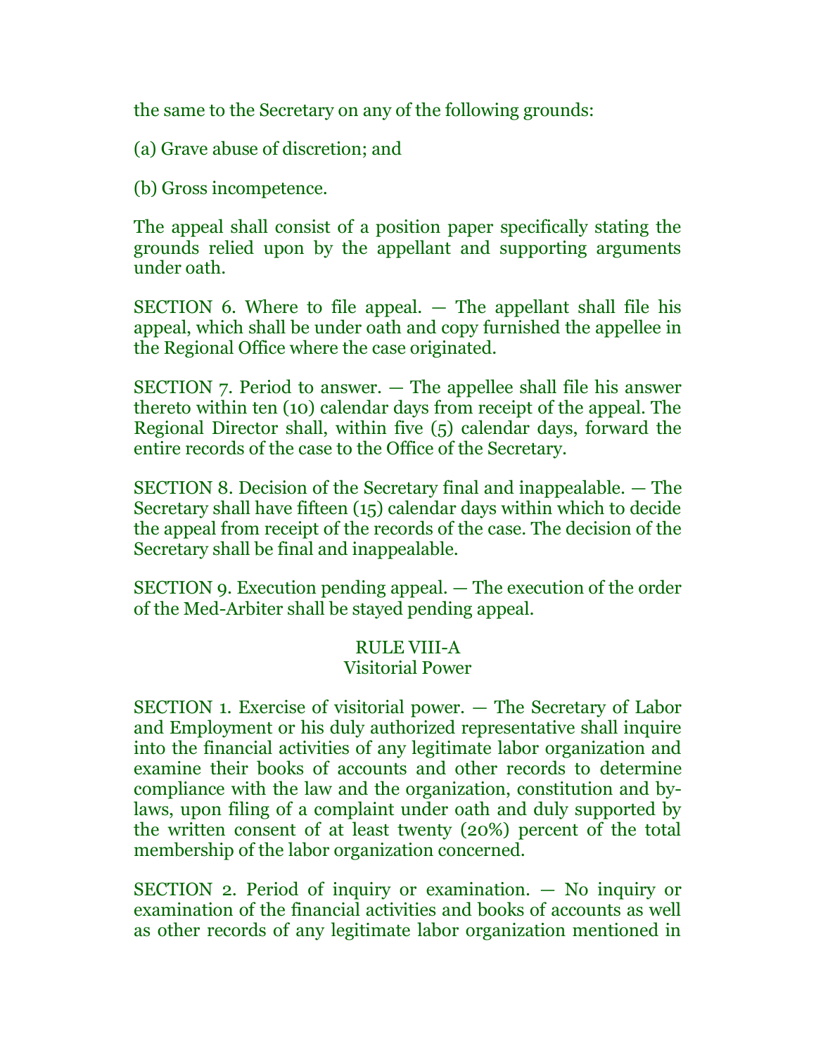the same to the Secretary on any of the following grounds:

(a) Grave abuse of discretion; and

(b) Gross incompetence.

The appeal shall consist of a position paper specifically stating the grounds relied upon by the appellant and supporting arguments under oath.

SECTION 6. Where to file appeal. — The appellant shall file his appeal, which shall be under oath and copy furnished the appellee in the Regional Office where the case originated.

SECTION 7. Period to answer. — The appellee shall file his answer thereto within ten (10) calendar days from receipt of the appeal. The Regional Director shall, within five (5) calendar days, forward the entire records of the case to the Office of the Secretary.

SECTION 8. Decision of the Secretary final and inappealable. — The Secretary shall have fifteen (15) calendar days within which to decide the appeal from receipt of the records of the case. The decision of the Secretary shall be final and inappealable.

SECTION 9. Execution pending appeal. — The execution of the order of the Med-Arbiter shall be stayed pending appeal.

## RULE VIII-A
## Visitorial Power

SECTION 1. Exercise of visitorial power. — The Secretary of Labor and Employment or his duly authorized representative shall inquire into the financial activities of any legitimate labor organization and examine their books of accounts and other records to determine compliance with the law and the organization, constitution and by-laws, upon filing of a complaint under oath and duly supported by the written consent of at least twenty (20%) percent of the total membership of the labor organization concerned.

SECTION 2. Period of inquiry or examination. — No inquiry or examination of the financial activities and books of accounts as well as other records of any legitimate labor organization mentioned in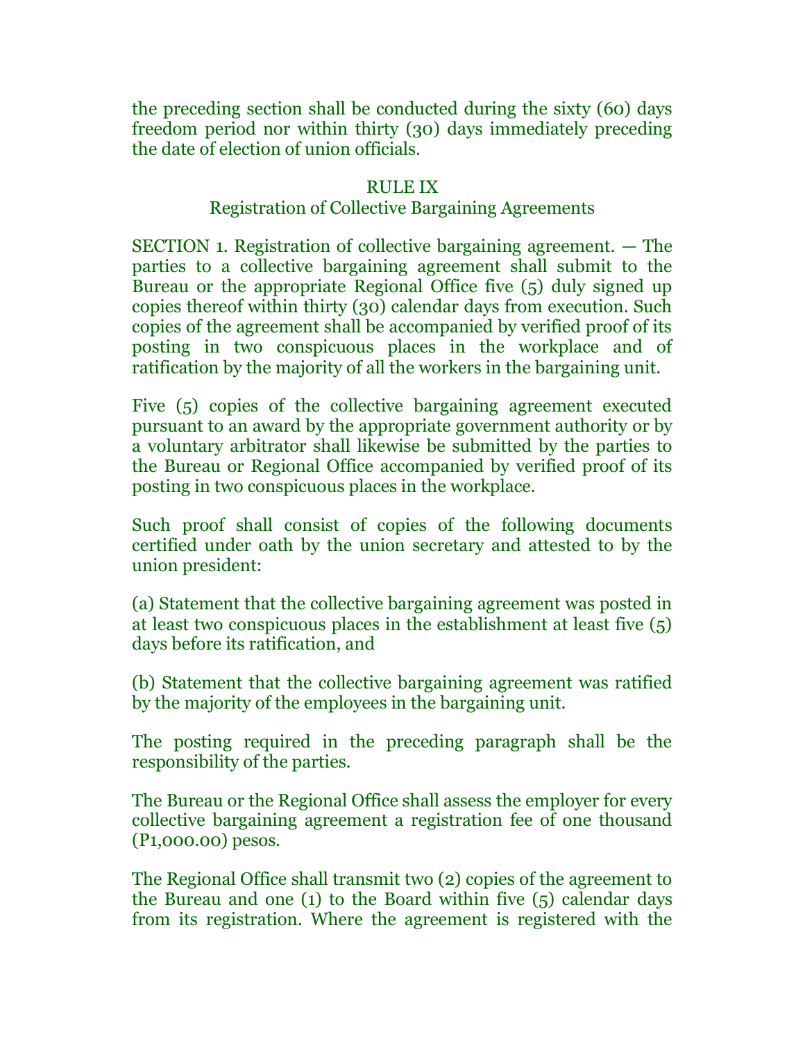the preceding section shall be conducted during the sixty (60) days freedom period nor within thirty (30) days immediately preceding the date of election of union officials.

## RULE IX
### Registration of Collective Bargaining Agreements

SECTION 1. Registration of collective bargaining agreement. — The parties to a collective bargaining agreement shall submit to the Bureau or the appropriate Regional Office five (5) duly signed up copies thereof within thirty (30) calendar days from execution. Such copies of the agreement shall be accompanied by verified proof of its posting in two conspicuous places in the workplace and of ratification by the majority of all the workers in the bargaining unit.

Five (5) copies of the collective bargaining agreement executed pursuant to an award by the appropriate government authority or by a voluntary arbitrator shall likewise be submitted by the parties to the Bureau or Regional Office accompanied by verified proof of its posting in two conspicuous places in the workplace.

Such proof shall consist of copies of the following documents certified under oath by the union secretary and attested to by the union president:

(a) Statement that the collective bargaining agreement was posted in at least two conspicuous places in the establishment at least five (5) days before its ratification, and

(b) Statement that the collective bargaining agreement was ratified by the majority of the employees in the bargaining unit.

The posting required in the preceding paragraph shall be the responsibility of the parties.

The Bureau or the Regional Office shall assess the employer for every collective bargaining agreement a registration fee of one thousand (P1,000.00) pesos.

The Regional Office shall transmit two (2) copies of the agreement to the Bureau and one (1) to the Board within five (5) calendar days from its registration. Where the agreement is registered with the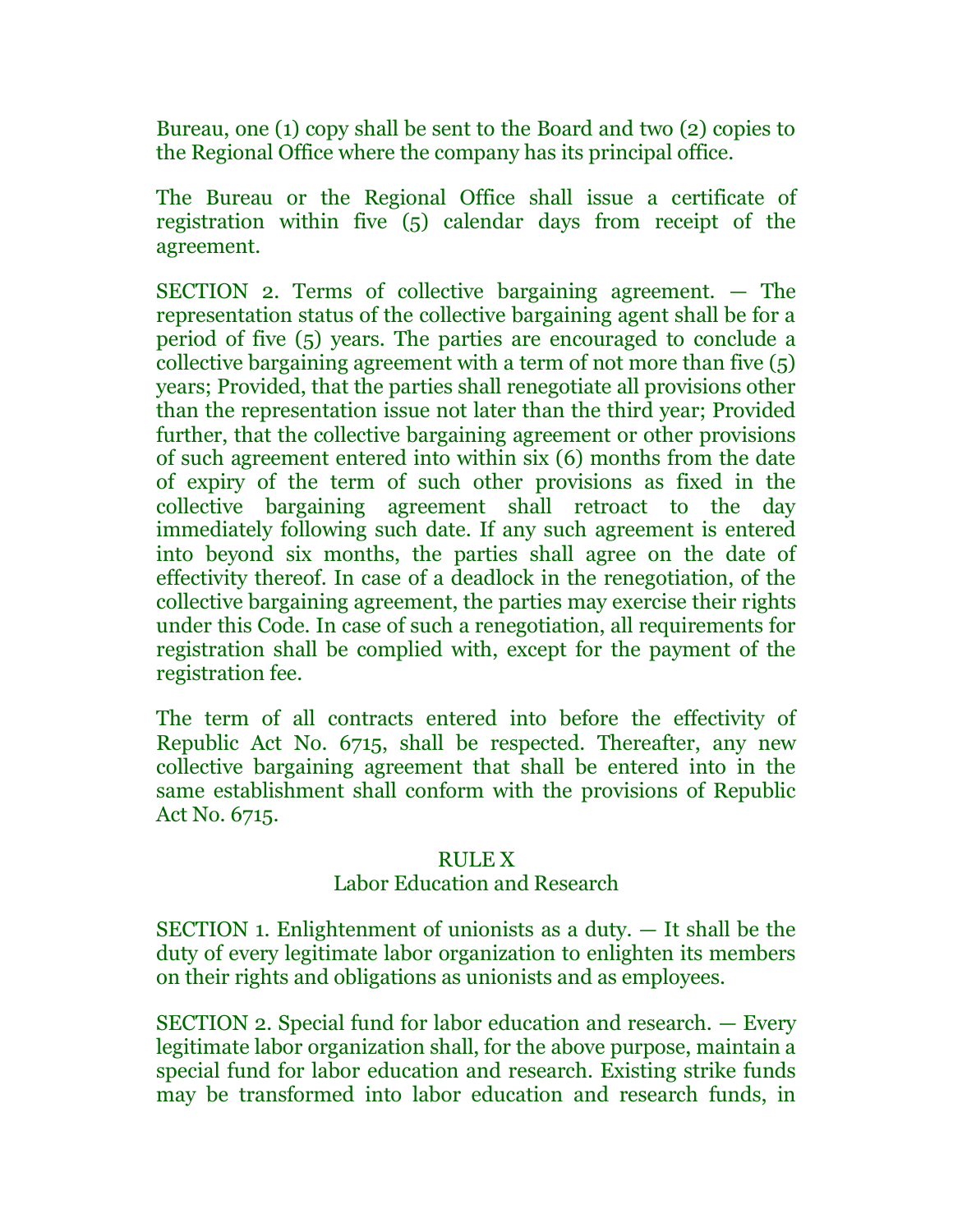Bureau, one (1) copy shall be sent to the Board and two (2) copies to the Regional Office where the company has its principal office.

The Bureau or the Regional Office shall issue a certificate of registration within five (5) calendar days from receipt of the agreement.

SECTION 2. Terms of collective bargaining agreement. — The representation status of the collective bargaining agent shall be for a period of five (5) years. The parties are encouraged to conclude a collective bargaining agreement with a term of not more than five (5) years; Provided, that the parties shall renegotiate all provisions other than the representation issue not later than the third year; Provided further, that the collective bargaining agreement or other provisions of such agreement entered into within six (6) months from the date of expiry of the term of such other provisions as fixed in the collective bargaining agreement shall retroact to the day immediately following such date. If any such agreement is entered into beyond six months, the parties shall agree on the date of effectivity thereof. In case of a deadlock in the renegotiation, of the collective bargaining agreement, the parties may exercise their rights under this Code. In case of such a renegotiation, all requirements for registration shall be complied with, except for the payment of the registration fee.

The term of all contracts entered into before the effectivity of Republic Act No. 6715, shall be respected. Thereafter, any new collective bargaining agreement that shall be entered into in the same establishment shall conform with the provisions of Republic Act No. 6715.

## RULE X
## Labor Education and Research

SECTION 1. Enlightenment of unionists as a duty. — It shall be the duty of every legitimate labor organization to enlighten its members on their rights and obligations as unionists and as employees.

SECTION 2. Special fund for labor education and research. — Every legitimate labor organization shall, for the above purpose, maintain a special fund for labor education and research. Existing strike funds may be transformed into labor education and research funds, in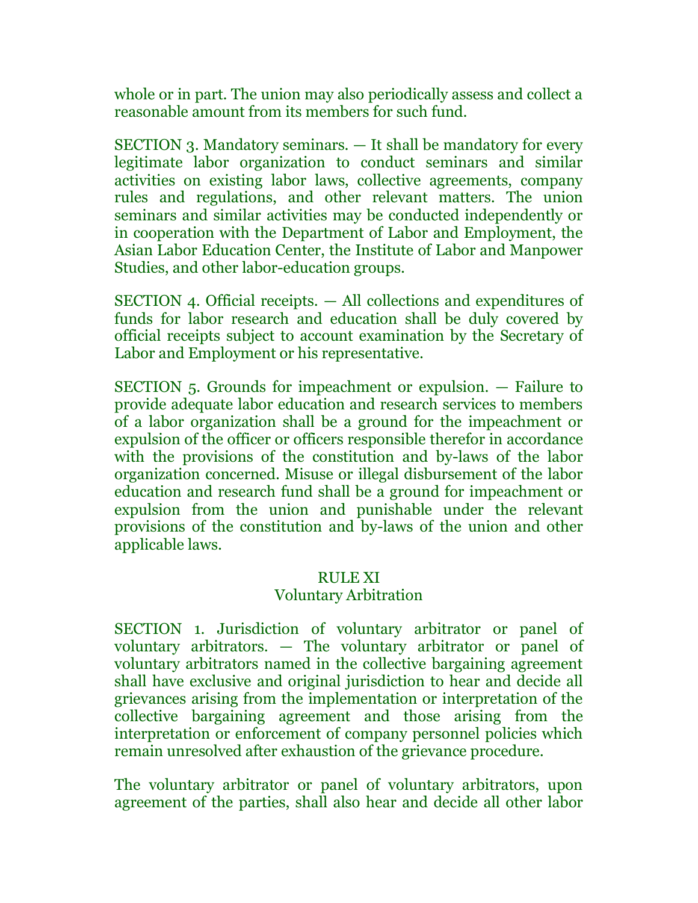whole or in part. The union may also periodically assess and collect a reasonable amount from its members for such fund.

SECTION 3. Mandatory seminars. — It shall be mandatory for every legitimate labor organization to conduct seminars and similar activities on existing labor laws, collective agreements, company rules and regulations, and other relevant matters. The union seminars and similar activities may be conducted independently or in cooperation with the Department of Labor and Employment, the Asian Labor Education Center, the Institute of Labor and Manpower Studies, and other labor-education groups.

SECTION 4. Official receipts. — All collections and expenditures of funds for labor research and education shall be duly covered by official receipts subject to account examination by the Secretary of Labor and Employment or his representative.

SECTION 5. Grounds for impeachment or expulsion. — Failure to provide adequate labor education and research services to members of a labor organization shall be a ground for the impeachment or expulsion of the officer or officers responsible therefor in accordance with the provisions of the constitution and by-laws of the labor organization concerned. Misuse or illegal disbursement of the labor education and research fund shall be a ground for impeachment or expulsion from the union and punishable under the relevant provisions of the constitution and by-laws of the union and other applicable laws.

## RULE XI
## Voluntary Arbitration

SECTION 1. Jurisdiction of voluntary arbitrator or panel of voluntary arbitrators. — The voluntary arbitrator or panel of voluntary arbitrators named in the collective bargaining agreement shall have exclusive and original jurisdiction to hear and decide all grievances arising from the implementation or interpretation of the collective bargaining agreement and those arising from the interpretation or enforcement of company personnel policies which remain unresolved after exhaustion of the grievance procedure.

The voluntary arbitrator or panel of voluntary arbitrators, upon agreement of the parties, shall also hear and decide all other labor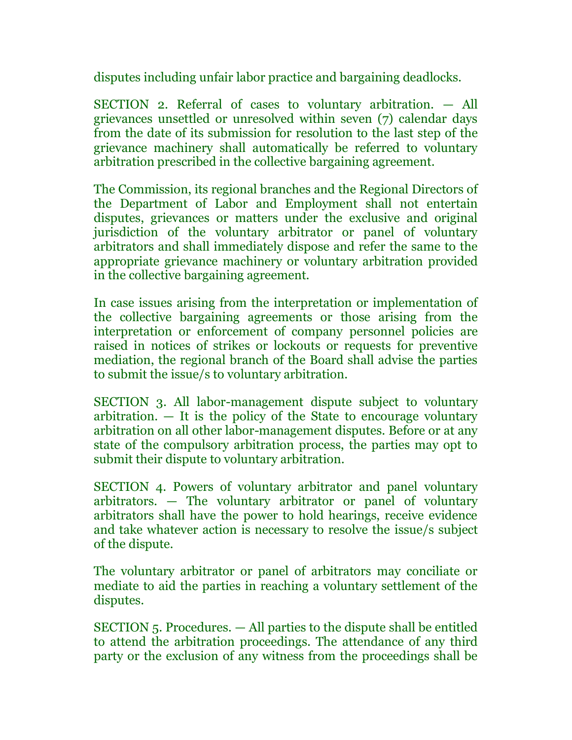disputes including unfair labor practice and bargaining deadlocks.

SECTION 2. Referral of cases to voluntary arbitration. — All grievances unsettled or unresolved within seven (7) calendar days from the date of its submission for resolution to the last step of the grievance machinery shall automatically be referred to voluntary arbitration prescribed in the collective bargaining agreement.

The Commission, its regional branches and the Regional Directors of the Department of Labor and Employment shall not entertain disputes, grievances or matters under the exclusive and original jurisdiction of the voluntary arbitrator or panel of voluntary arbitrators and shall immediately dispose and refer the same to the appropriate grievance machinery or voluntary arbitration provided in the collective bargaining agreement.

In case issues arising from the interpretation or implementation of the collective bargaining agreements or those arising from the interpretation or enforcement of company personnel policies are raised in notices of strikes or lockouts or requests for preventive mediation, the regional branch of the Board shall advise the parties to submit the issue/s to voluntary arbitration.

SECTION 3. All labor-management dispute subject to voluntary arbitration. — It is the policy of the State to encourage voluntary arbitration on all other labor-management disputes. Before or at any state of the compulsory arbitration process, the parties may opt to submit their dispute to voluntary arbitration.

SECTION 4. Powers of voluntary arbitrator and panel voluntary arbitrators. — The voluntary arbitrator or panel of voluntary arbitrators shall have the power to hold hearings, receive evidence and take whatever action is necessary to resolve the issue/s subject of the dispute.

The voluntary arbitrator or panel of arbitrators may conciliate or mediate to aid the parties in reaching a voluntary settlement of the disputes.

SECTION 5. Procedures. — All parties to the dispute shall be entitled to attend the arbitration proceedings. The attendance of any third party or the exclusion of any witness from the proceedings shall be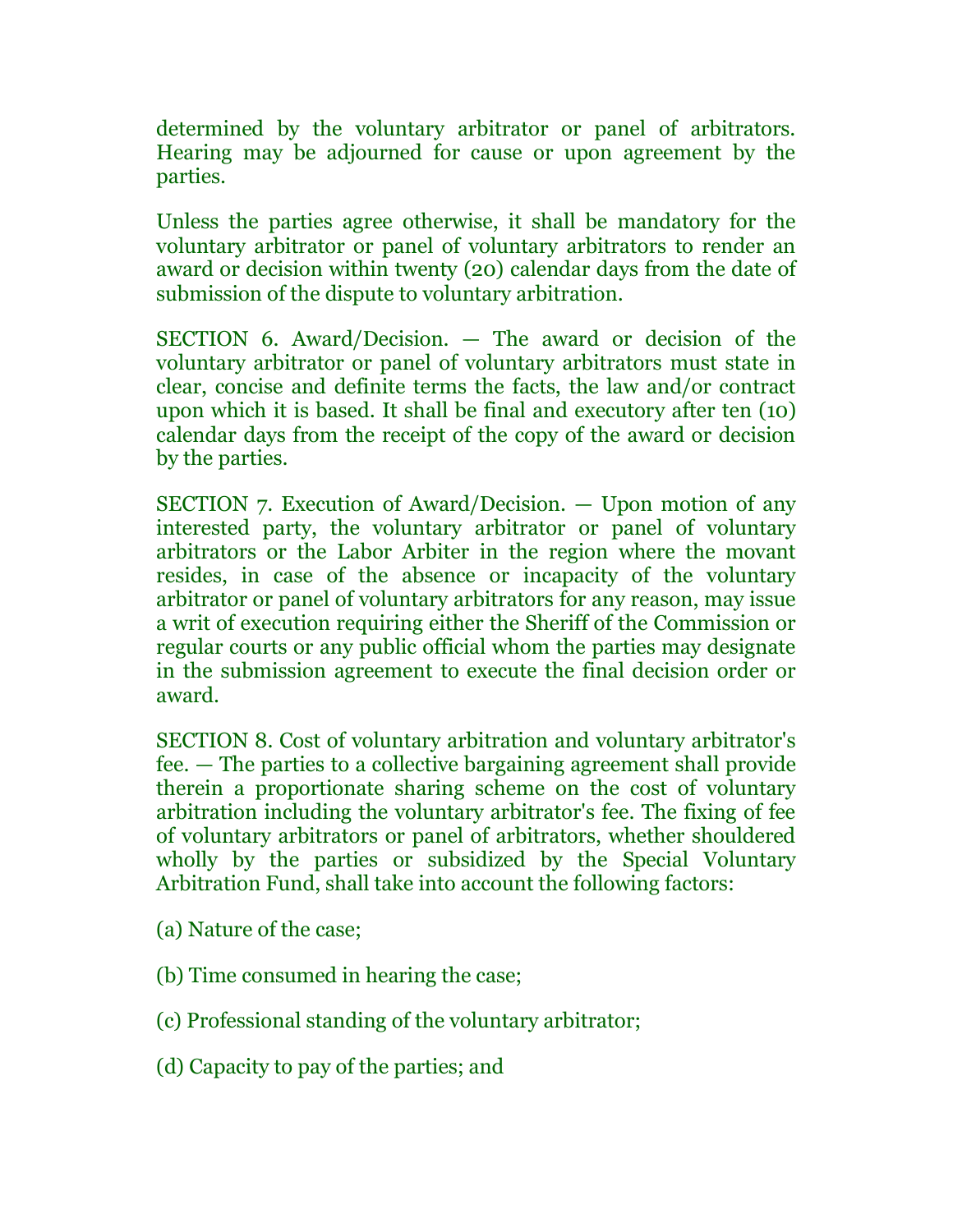determined by the voluntary arbitrator or panel of arbitrators. Hearing may be adjourned for cause or upon agreement by the parties.

Unless the parties agree otherwise, it shall be mandatory for the voluntary arbitrator or panel of voluntary arbitrators to render an award or decision within twenty (20) calendar days from the date of submission of the dispute to voluntary arbitration.

SECTION 6. Award/Decision. — The award or decision of the voluntary arbitrator or panel of voluntary arbitrators must state in clear, concise and definite terms the facts, the law and/or contract upon which it is based. It shall be final and executory after ten (10) calendar days from the receipt of the copy of the award or decision by the parties.

SECTION 7. Execution of Award/Decision. — Upon motion of any interested party, the voluntary arbitrator or panel of voluntary arbitrators or the Labor Arbiter in the region where the movant resides, in case of the absence or incapacity of the voluntary arbitrator or panel of voluntary arbitrators for any reason, may issue a writ of execution requiring either the Sheriff of the Commission or regular courts or any public official whom the parties may designate in the submission agreement to execute the final decision order or award.

SECTION 8. Cost of voluntary arbitration and voluntary arbitrator's fee. — The parties to a collective bargaining agreement shall provide therein a proportionate sharing scheme on the cost of voluntary arbitration including the voluntary arbitrator's fee. The fixing of fee of voluntary arbitrators or panel of arbitrators, whether shouldered wholly by the parties or subsidized by the Special Voluntary Arbitration Fund, shall take into account the following factors:

(a) Nature of the case;

(b) Time consumed in hearing the case;

(c) Professional standing of the voluntary arbitrator;

(d) Capacity to pay of the parties; and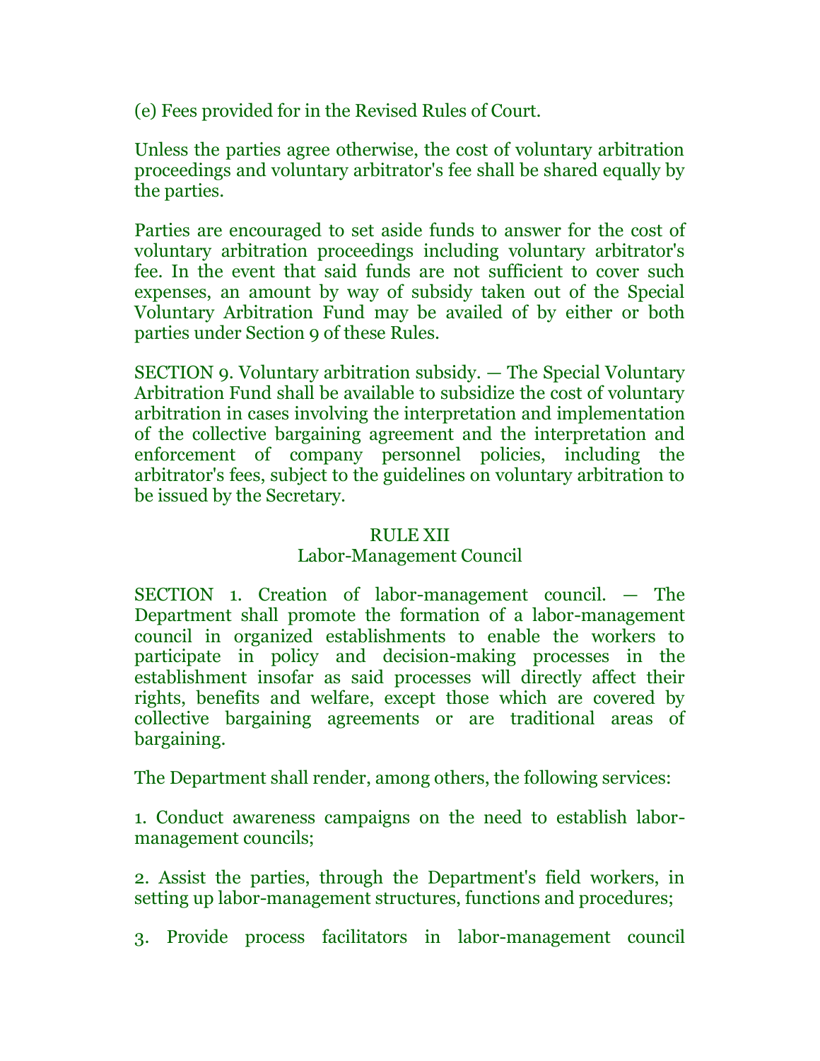(e) Fees provided for in the Revised Rules of Court.

Unless the parties agree otherwise, the cost of voluntary arbitration proceedings and voluntary arbitrator's fee shall be shared equally by the parties.

Parties are encouraged to set aside funds to answer for the cost of voluntary arbitration proceedings including voluntary arbitrator's fee. In the event that said funds are not sufficient to cover such expenses, an amount by way of subsidy taken out of the Special Voluntary Arbitration Fund may be availed of by either or both parties under Section 9 of these Rules.

SECTION 9. Voluntary arbitration subsidy. — The Special Voluntary Arbitration Fund shall be available to subsidize the cost of voluntary arbitration in cases involving the interpretation and implementation of the collective bargaining agreement and the interpretation and enforcement of company personnel policies, including the arbitrator's fees, subject to the guidelines on voluntary arbitration to be issued by the Secretary.

## RULE XII
## Labor-Management Council

SECTION 1. Creation of labor-management council. — The Department shall promote the formation of a labor-management council in organized establishments to enable the workers to participate in policy and decision-making processes in the establishment insofar as said processes will directly affect their rights, benefits and welfare, except those which are covered by collective bargaining agreements or are traditional areas of bargaining.

The Department shall render, among others, the following services:

1. Conduct awareness campaigns on the need to establish labor-management councils;

2. Assist the parties, through the Department's field workers, in setting up labor-management structures, functions and procedures;

3. Provide process facilitators in labor-management council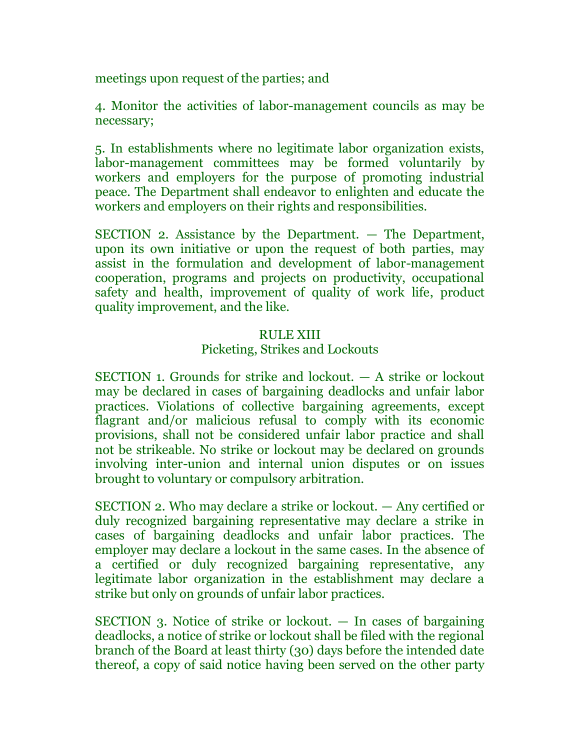meetings upon request of the parties; and

4. Monitor the activities of labor-management councils as may be necessary;

5. In establishments where no legitimate labor organization exists, labor-management committees may be formed voluntarily by workers and employers for the purpose of promoting industrial peace. The Department shall endeavor to enlighten and educate the workers and employers on their rights and responsibilities.

SECTION 2. Assistance by the Department. — The Department, upon its own initiative or upon the request of both parties, may assist in the formulation and development of labor-management cooperation, programs and projects on productivity, occupational safety and health, improvement of quality of work life, product quality improvement, and the like.

## RULE XIII
## Picketing, Strikes and Lockouts

SECTION 1. Grounds for strike and lockout. — A strike or lockout may be declared in cases of bargaining deadlocks and unfair labor practices. Violations of collective bargaining agreements, except flagrant and/or malicious refusal to comply with its economic provisions, shall not be considered unfair labor practice and shall not be strikeable. No strike or lockout may be declared on grounds involving inter-union and internal union disputes or on issues brought to voluntary or compulsory arbitration.

SECTION 2. Who may declare a strike or lockout. — Any certified or duly recognized bargaining representative may declare a strike in cases of bargaining deadlocks and unfair labor practices. The employer may declare a lockout in the same cases. In the absence of a certified or duly recognized bargaining representative, any legitimate labor organization in the establishment may declare a strike but only on grounds of unfair labor practices.

SECTION 3. Notice of strike or lockout. — In cases of bargaining deadlocks, a notice of strike or lockout shall be filed with the regional branch of the Board at least thirty (30) days before the intended date thereof, a copy of said notice having been served on the other party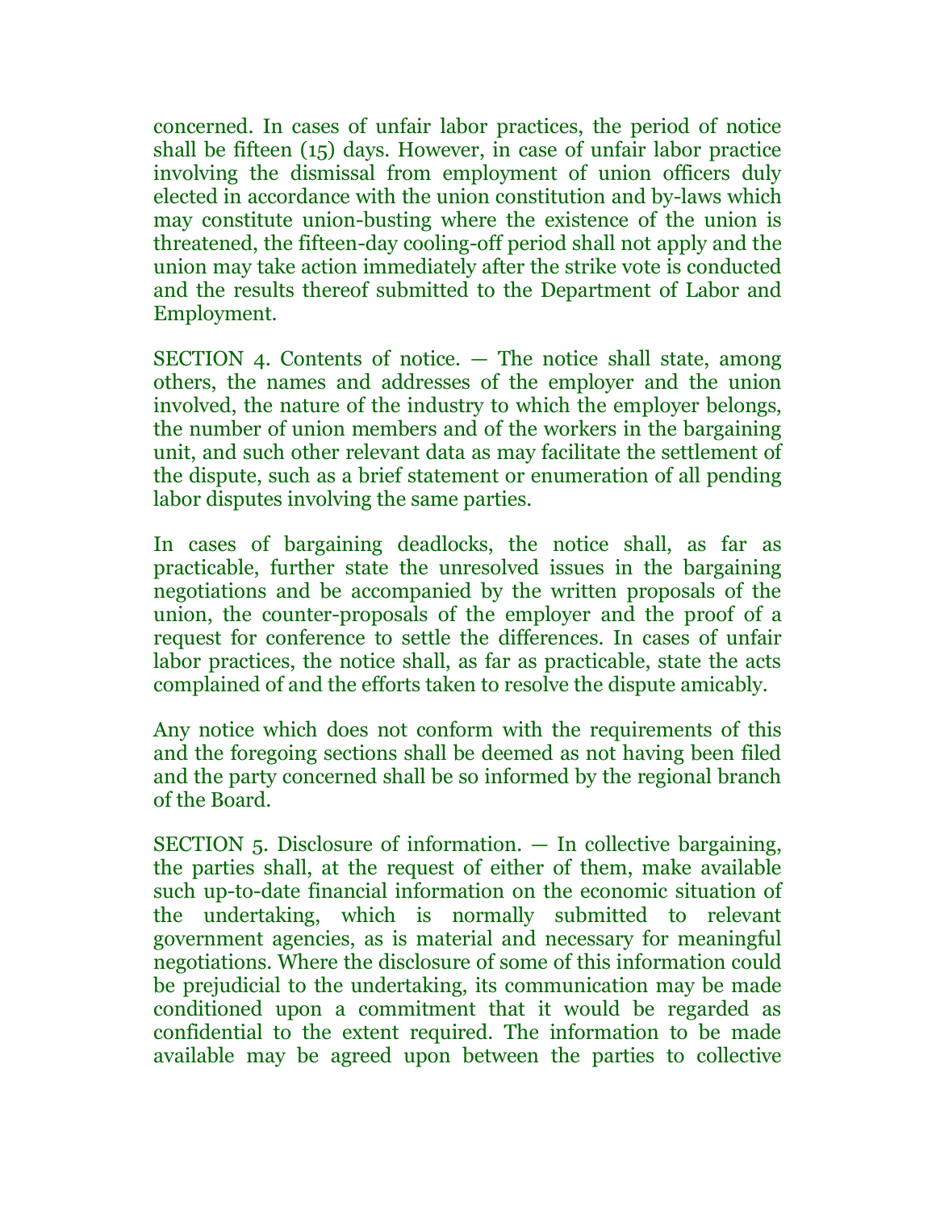concerned. In cases of unfair labor practices, the period of notice shall be fifteen (15) days. However, in case of unfair labor practice involving the dismissal from employment of union officers duly elected in accordance with the union constitution and by-laws which may constitute union-busting where the existence of the union is threatened, the fifteen-day cooling-off period shall not apply and the union may take action immediately after the strike vote is conducted and the results thereof submitted to the Department of Labor and Employment.

SECTION 4. Contents of notice. — The notice shall state, among others, the names and addresses of the employer and the union involved, the nature of the industry to which the employer belongs, the number of union members and of the workers in the bargaining unit, and such other relevant data as may facilitate the settlement of the dispute, such as a brief statement or enumeration of all pending labor disputes involving the same parties.

In cases of bargaining deadlocks, the notice shall, as far as practicable, further state the unresolved issues in the bargaining negotiations and be accompanied by the written proposals of the union, the counter-proposals of the employer and the proof of a request for conference to settle the differences. In cases of unfair labor practices, the notice shall, as far as practicable, state the acts complained of and the efforts taken to resolve the dispute amicably.

Any notice which does not conform with the requirements of this and the foregoing sections shall be deemed as not having been filed and the party concerned shall be so informed by the regional branch of the Board.

SECTION 5. Disclosure of information. — In collective bargaining, the parties shall, at the request of either of them, make available such up-to-date financial information on the economic situation of the undertaking, which is normally submitted to relevant government agencies, as is material and necessary for meaningful negotiations. Where the disclosure of some of this information could be prejudicial to the undertaking, its communication may be made conditioned upon a commitment that it would be regarded as confidential to the extent required. The information to be made available may be agreed upon between the parties to collective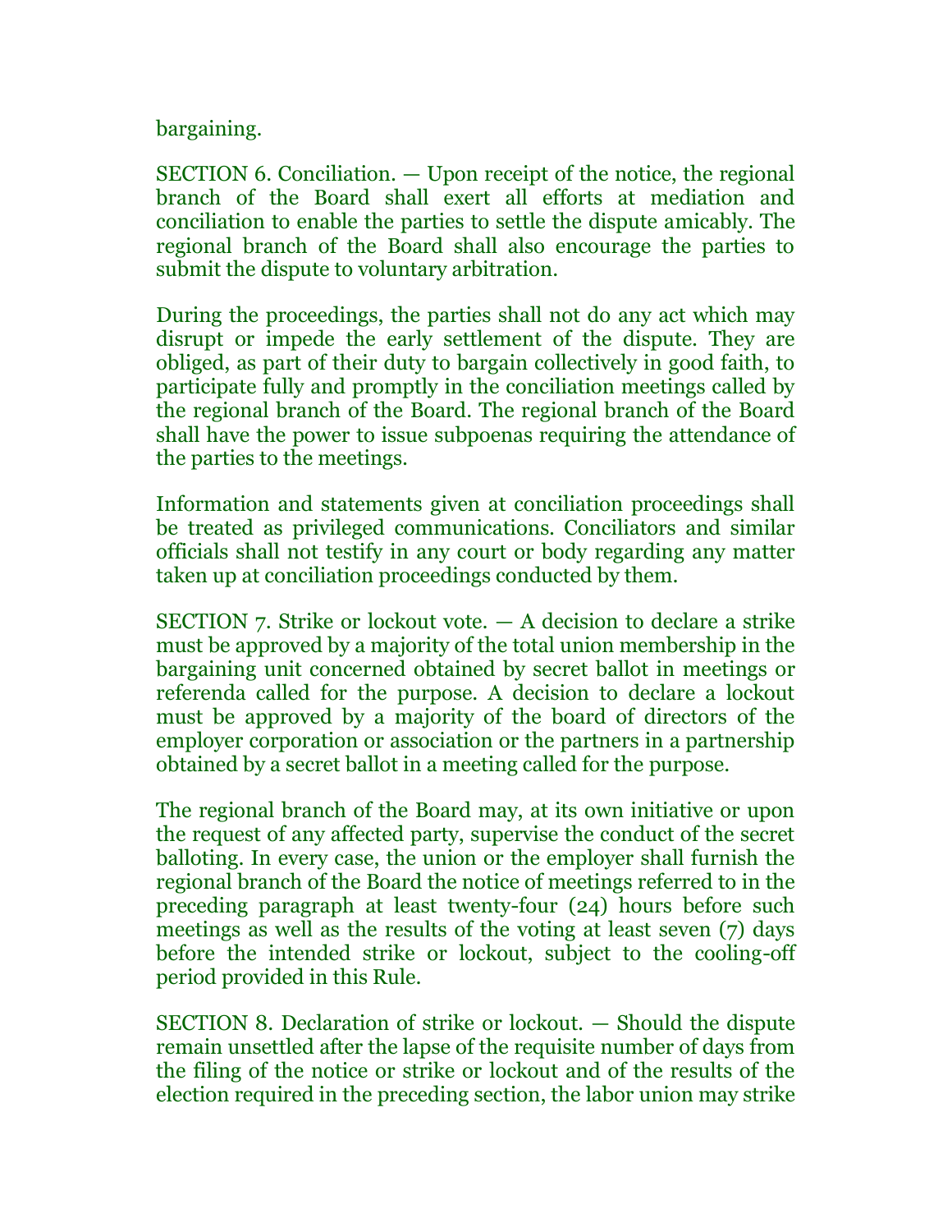bargaining.

SECTION 6. Conciliation. — Upon receipt of the notice, the regional branch of the Board shall exert all efforts at mediation and conciliation to enable the parties to settle the dispute amicably. The regional branch of the Board shall also encourage the parties to submit the dispute to voluntary arbitration.

During the proceedings, the parties shall not do any act which may disrupt or impede the early settlement of the dispute. They are obliged, as part of their duty to bargain collectively in good faith, to participate fully and promptly in the conciliation meetings called by the regional branch of the Board. The regional branch of the Board shall have the power to issue subpoenas requiring the attendance of the parties to the meetings.

Information and statements given at conciliation proceedings shall be treated as privileged communications. Conciliators and similar officials shall not testify in any court or body regarding any matter taken up at conciliation proceedings conducted by them.

SECTION 7. Strike or lockout vote. — A decision to declare a strike must be approved by a majority of the total union membership in the bargaining unit concerned obtained by secret ballot in meetings or referenda called for the purpose. A decision to declare a lockout must be approved by a majority of the board of directors of the employer corporation or association or the partners in a partnership obtained by a secret ballot in a meeting called for the purpose.

The regional branch of the Board may, at its own initiative or upon the request of any affected party, supervise the conduct of the secret balloting. In every case, the union or the employer shall furnish the regional branch of the Board the notice of meetings referred to in the preceding paragraph at least twenty-four (24) hours before such meetings as well as the results of the voting at least seven (7) days before the intended strike or lockout, subject to the cooling-off period provided in this Rule.

SECTION 8. Declaration of strike or lockout. — Should the dispute remain unsettled after the lapse of the requisite number of days from the filing of the notice or strike or lockout and of the results of the election required in the preceding section, the labor union may strike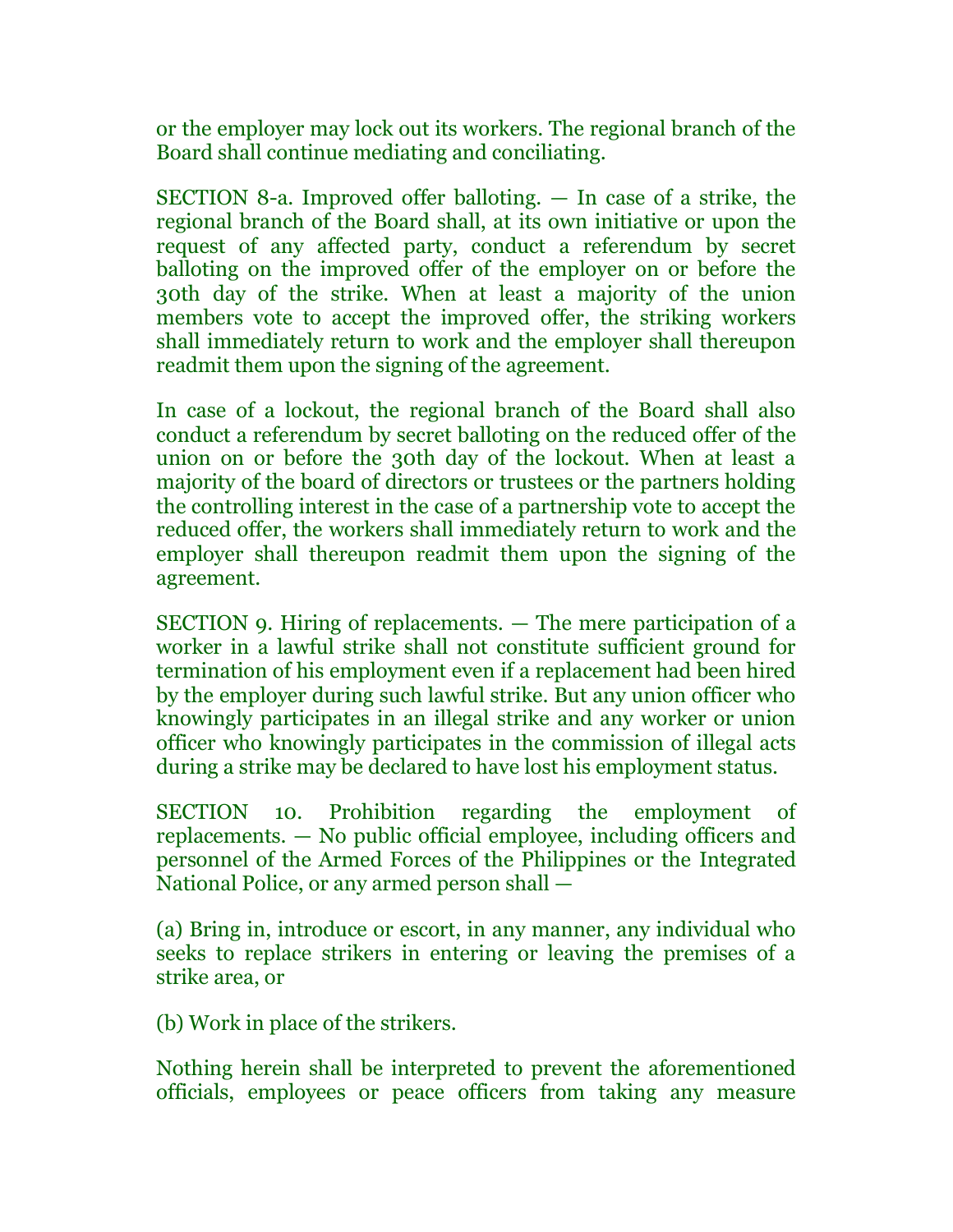or the employer may lock out its workers. The regional branch of the Board shall continue mediating and conciliating.

SECTION 8-a. Improved offer balloting. — In case of a strike, the regional branch of the Board shall, at its own initiative or upon the request of any affected party, conduct a referendum by secret balloting on the improved offer of the employer on or before the 30th day of the strike. When at least a majority of the union members vote to accept the improved offer, the striking workers shall immediately return to work and the employer shall thereupon readmit them upon the signing of the agreement.

In case of a lockout, the regional branch of the Board shall also conduct a referendum by secret balloting on the reduced offer of the union on or before the 30th day of the lockout. When at least a majority of the board of directors or trustees or the partners holding the controlling interest in the case of a partnership vote to accept the reduced offer, the workers shall immediately return to work and the employer shall thereupon readmit them upon the signing of the agreement.

SECTION 9. Hiring of replacements. — The mere participation of a worker in a lawful strike shall not constitute sufficient ground for termination of his employment even if a replacement had been hired by the employer during such lawful strike. But any union officer who knowingly participates in an illegal strike and any worker or union officer who knowingly participates in the commission of illegal acts during a strike may be declared to have lost his employment status.

SECTION 10. Prohibition regarding the employment of replacements. — No public official employee, including officers and personnel of the Armed Forces of the Philippines or the Integrated National Police, or any armed person shall —

(a) Bring in, introduce or escort, in any manner, any individual who seeks to replace strikers in entering or leaving the premises of a strike area, or

(b) Work in place of the strikers.

Nothing herein shall be interpreted to prevent the aforementioned officials, employees or peace officers from taking any measure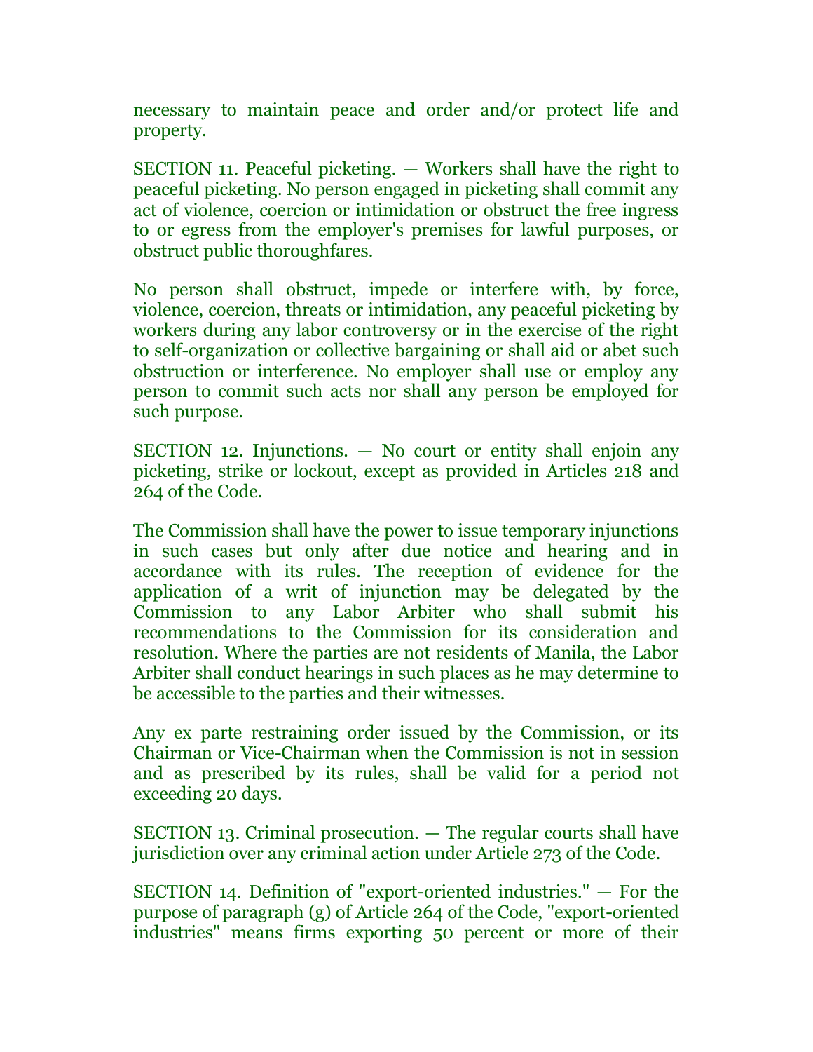necessary to maintain peace and order and/or protect life and property.

SECTION 11. Peaceful picketing. — Workers shall have the right to peaceful picketing. No person engaged in picketing shall commit any act of violence, coercion or intimidation or obstruct the free ingress to or egress from the employer's premises for lawful purposes, or obstruct public thoroughfares.

No person shall obstruct, impede or interfere with, by force, violence, coercion, threats or intimidation, any peaceful picketing by workers during any labor controversy or in the exercise of the right to self-organization or collective bargaining or shall aid or abet such obstruction or interference. No employer shall use or employ any person to commit such acts nor shall any person be employed for such purpose.

SECTION 12. Injunctions. — No court or entity shall enjoin any picketing, strike or lockout, except as provided in Articles 218 and 264 of the Code.

The Commission shall have the power to issue temporary injunctions in such cases but only after due notice and hearing and in accordance with its rules. The reception of evidence for the application of a writ of injunction may be delegated by the Commission to any Labor Arbiter who shall submit his recommendations to the Commission for its consideration and resolution. Where the parties are not residents of Manila, the Labor Arbiter shall conduct hearings in such places as he may determine to be accessible to the parties and their witnesses.

Any ex parte restraining order issued by the Commission, or its Chairman or Vice-Chairman when the Commission is not in session and as prescribed by its rules, shall be valid for a period not exceeding 20 days.

SECTION 13. Criminal prosecution. — The regular courts shall have jurisdiction over any criminal action under Article 273 of the Code.

SECTION 14. Definition of "export-oriented industries." — For the purpose of paragraph (g) of Article 264 of the Code, "export-oriented industries" means firms exporting 50 percent or more of their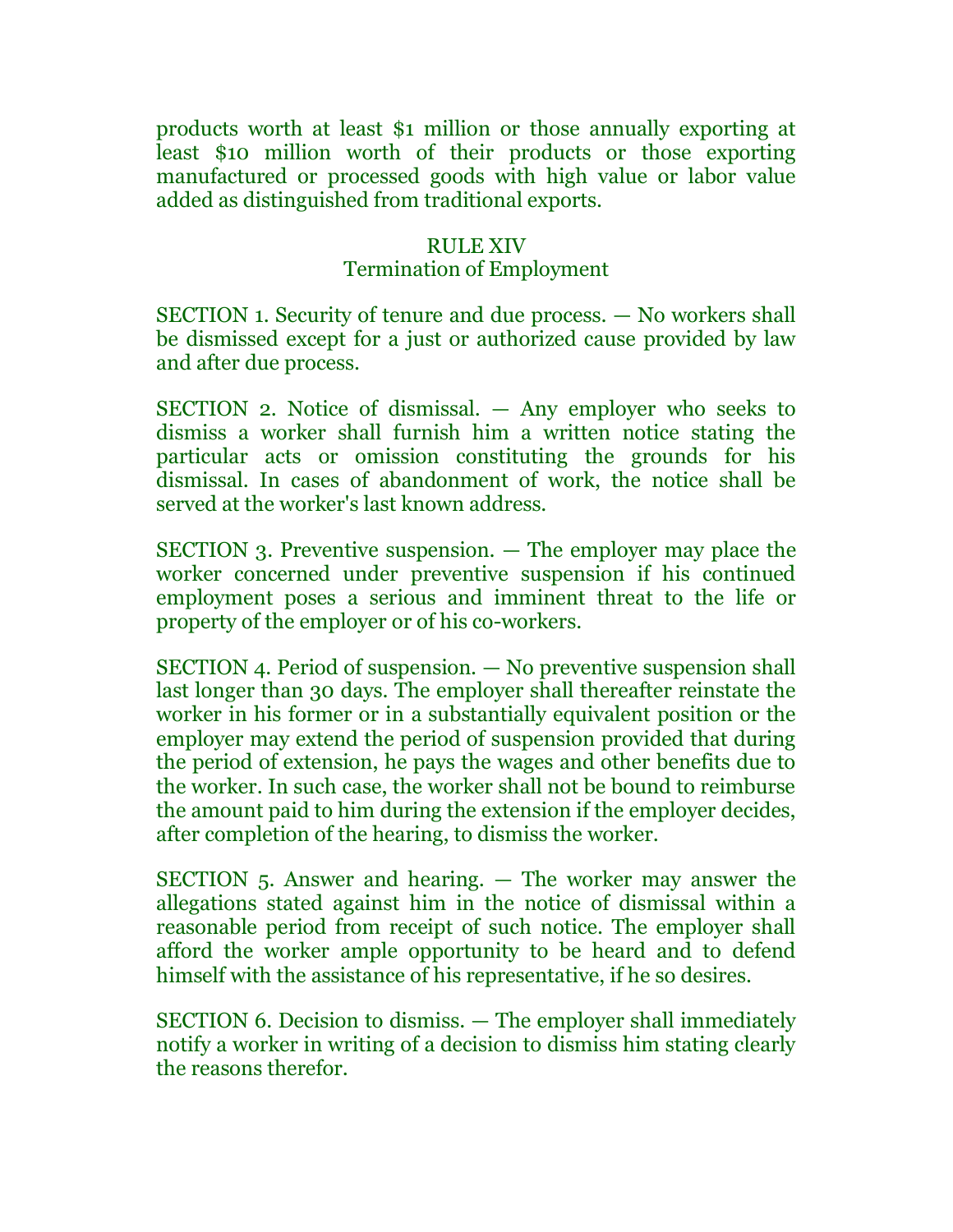products worth at least $1 million or those annually exporting at least $10 million worth of their products or those exporting manufactured or processed goods with high value or labor value added as distinguished from traditional exports.

## RULE XIV
## Termination of Employment

SECTION 1. Security of tenure and due process. — No workers shall be dismissed except for a just or authorized cause provided by law and after due process.

SECTION 2. Notice of dismissal. — Any employer who seeks to dismiss a worker shall furnish him a written notice stating the particular acts or omission constituting the grounds for his dismissal. In cases of abandonment of work, the notice shall be served at the worker's last known address.

SECTION 3. Preventive suspension. — The employer may place the worker concerned under preventive suspension if his continued employment poses a serious and imminent threat to the life or property of the employer or of his co-workers.

SECTION 4. Period of suspension. — No preventive suspension shall last longer than 30 days. The employer shall thereafter reinstate the worker in his former or in a substantially equivalent position or the employer may extend the period of suspension provided that during the period of extension, he pays the wages and other benefits due to the worker. In such case, the worker shall not be bound to reimburse the amount paid to him during the extension if the employer decides, after completion of the hearing, to dismiss the worker.

SECTION 5. Answer and hearing. — The worker may answer the allegations stated against him in the notice of dismissal within a reasonable period from receipt of such notice. The employer shall afford the worker ample opportunity to be heard and to defend himself with the assistance of his representative, if he so desires.

SECTION 6. Decision to dismiss. — The employer shall immediately notify a worker in writing of a decision to dismiss him stating clearly the reasons therefor.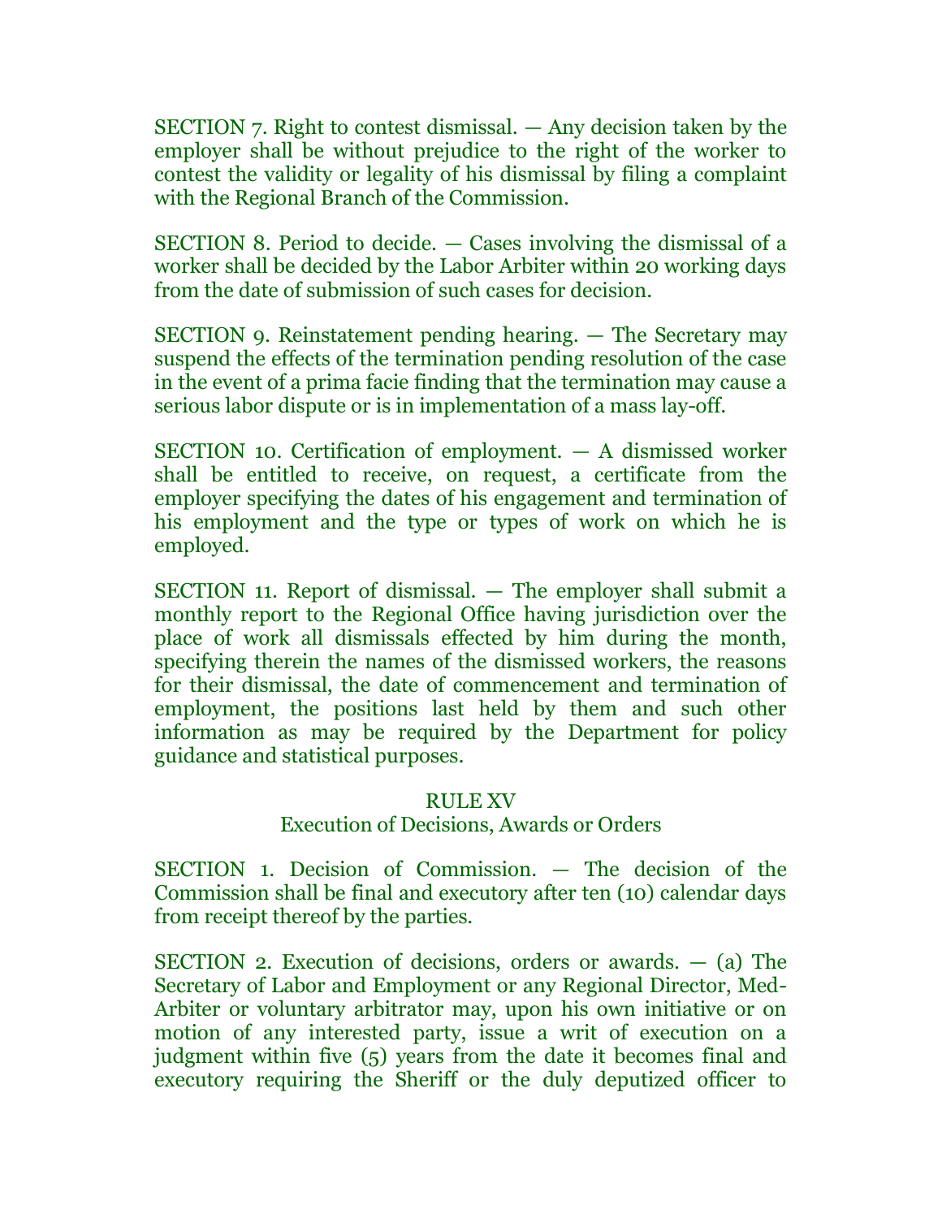SECTION 7. Right to contest dismissal. — Any decision taken by the employer shall be without prejudice to the right of the worker to contest the validity or legality of his dismissal by filing a complaint with the Regional Branch of the Commission.

SECTION 8. Period to decide. — Cases involving the dismissal of a worker shall be decided by the Labor Arbiter within 20 working days from the date of submission of such cases for decision.

SECTION 9. Reinstatement pending hearing. — The Secretary may suspend the effects of the termination pending resolution of the case in the event of a prima facie finding that the termination may cause a serious labor dispute or is in implementation of a mass lay-off.

SECTION 10. Certification of employment. — A dismissed worker shall be entitled to receive, on request, a certificate from the employer specifying the dates of his engagement and termination of his employment and the type or types of work on which he is employed.

SECTION 11. Report of dismissal. — The employer shall submit a monthly report to the Regional Office having jurisdiction over the place of work all dismissals effected by him during the month, specifying therein the names of the dismissed workers, the reasons for their dismissal, the date of commencement and termination of employment, the positions last held by them and such other information as may be required by the Department for policy guidance and statistical purposes.

## RULE XV
### Execution of Decisions, Awards or Orders

SECTION 1. Decision of Commission. — The decision of the Commission shall be final and executory after ten (10) calendar days from receipt thereof by the parties.

SECTION 2. Execution of decisions, orders or awards. — (a) The Secretary of Labor and Employment or any Regional Director, Med-Arbiter or voluntary arbitrator may, upon his own initiative or on motion of any interested party, issue a writ of execution on a judgment within five (5) years from the date it becomes final and executory requiring the Sheriff or the duly deputized officer to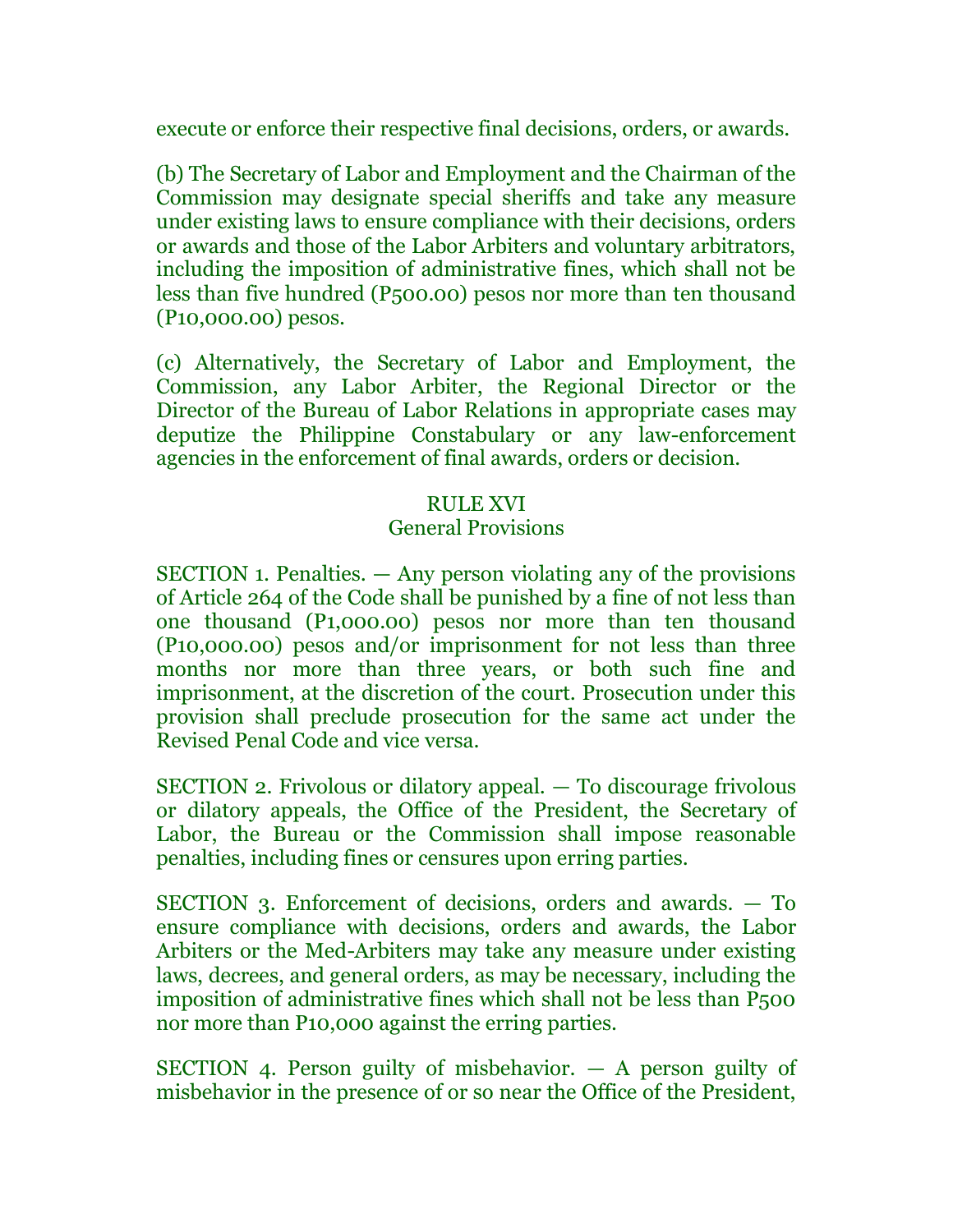execute or enforce their respective final decisions, orders, or awards.

(b) The Secretary of Labor and Employment and the Chairman of the Commission may designate special sheriffs and take any measure under existing laws to ensure compliance with their decisions, orders or awards and those of the Labor Arbiters and voluntary arbitrators, including the imposition of administrative fines, which shall not be less than five hundred (P500.00) pesos nor more than ten thousand (P10,000.00) pesos.

(c) Alternatively, the Secretary of Labor and Employment, the Commission, any Labor Arbiter, the Regional Director or the Director of the Bureau of Labor Relations in appropriate cases may deputize the Philippine Constabulary or any law-enforcement agencies in the enforcement of final awards, orders or decision.

## RULE XVI
## General Provisions

SECTION 1. Penalties. — Any person violating any of the provisions of Article 264 of the Code shall be punished by a fine of not less than one thousand (P1,000.00) pesos nor more than ten thousand (P10,000.00) pesos and/or imprisonment for not less than three months nor more than three years, or both such fine and imprisonment, at the discretion of the court. Prosecution under this provision shall preclude prosecution for the same act under the Revised Penal Code and vice versa.

SECTION 2. Frivolous or dilatory appeal. — To discourage frivolous or dilatory appeals, the Office of the President, the Secretary of Labor, the Bureau or the Commission shall impose reasonable penalties, including fines or censures upon erring parties.

SECTION 3. Enforcement of decisions, orders and awards. — To ensure compliance with decisions, orders and awards, the Labor Arbiters or the Med-Arbiters may take any measure under existing laws, decrees, and general orders, as may be necessary, including the imposition of administrative fines which shall not be less than P500 nor more than P10,000 against the erring parties.

SECTION 4. Person guilty of misbehavior. — A person guilty of misbehavior in the presence of or so near the Office of the President,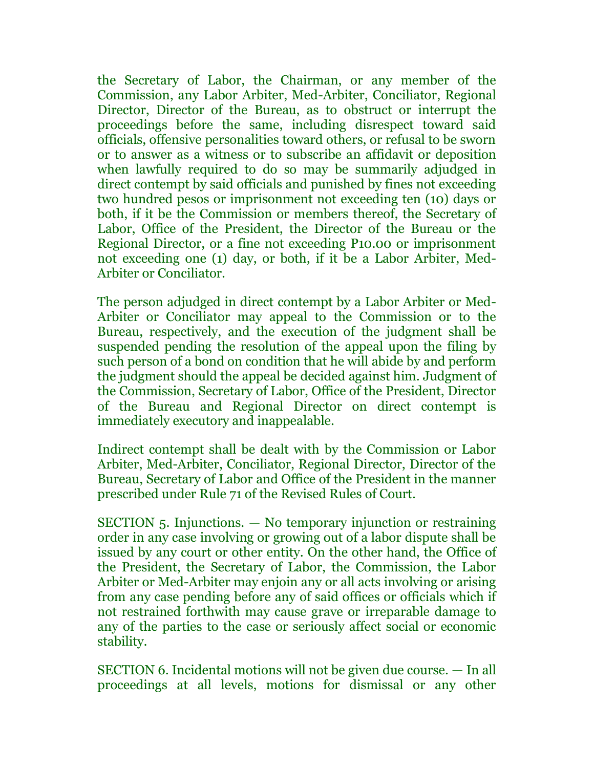the Secretary of Labor, the Chairman, or any member of the Commission, any Labor Arbiter, Med-Arbiter, Conciliator, Regional Director, Director of the Bureau, as to obstruct or interrupt the proceedings before the same, including disrespect toward said officials, offensive personalities toward others, or refusal to be sworn or to answer as a witness or to subscribe an affidavit or deposition when lawfully required to do so may be summarily adjudged in direct contempt by said officials and punished by fines not exceeding two hundred pesos or imprisonment not exceeding ten (10) days or both, if it be the Commission or members thereof, the Secretary of Labor, Office of the President, the Director of the Bureau or the Regional Director, or a fine not exceeding P10.00 or imprisonment not exceeding one (1) day, or both, if it be a Labor Arbiter, Med-Arbiter or Conciliator.

The person adjudged in direct contempt by a Labor Arbiter or Med-Arbiter or Conciliator may appeal to the Commission or to the Bureau, respectively, and the execution of the judgment shall be suspended pending the resolution of the appeal upon the filing by such person of a bond on condition that he will abide by and perform the judgment should the appeal be decided against him. Judgment of the Commission, Secretary of Labor, Office of the President, Director of the Bureau and Regional Director on direct contempt is immediately executory and inappealable.

Indirect contempt shall be dealt with by the Commission or Labor Arbiter, Med-Arbiter, Conciliator, Regional Director, Director of the Bureau, Secretary of Labor and Office of the President in the manner prescribed under Rule 71 of the Revised Rules of Court.

SECTION 5. Injunctions. — No temporary injunction or restraining order in any case involving or growing out of a labor dispute shall be issued by any court or other entity. On the other hand, the Office of the President, the Secretary of Labor, the Commission, the Labor Arbiter or Med-Arbiter may enjoin any or all acts involving or arising from any case pending before any of said offices or officials which if not restrained forthwith may cause grave or irreparable damage to any of the parties to the case or seriously affect social or economic stability.

SECTION 6. Incidental motions will not be given due course. — In all proceedings at all levels, motions for dismissal or any other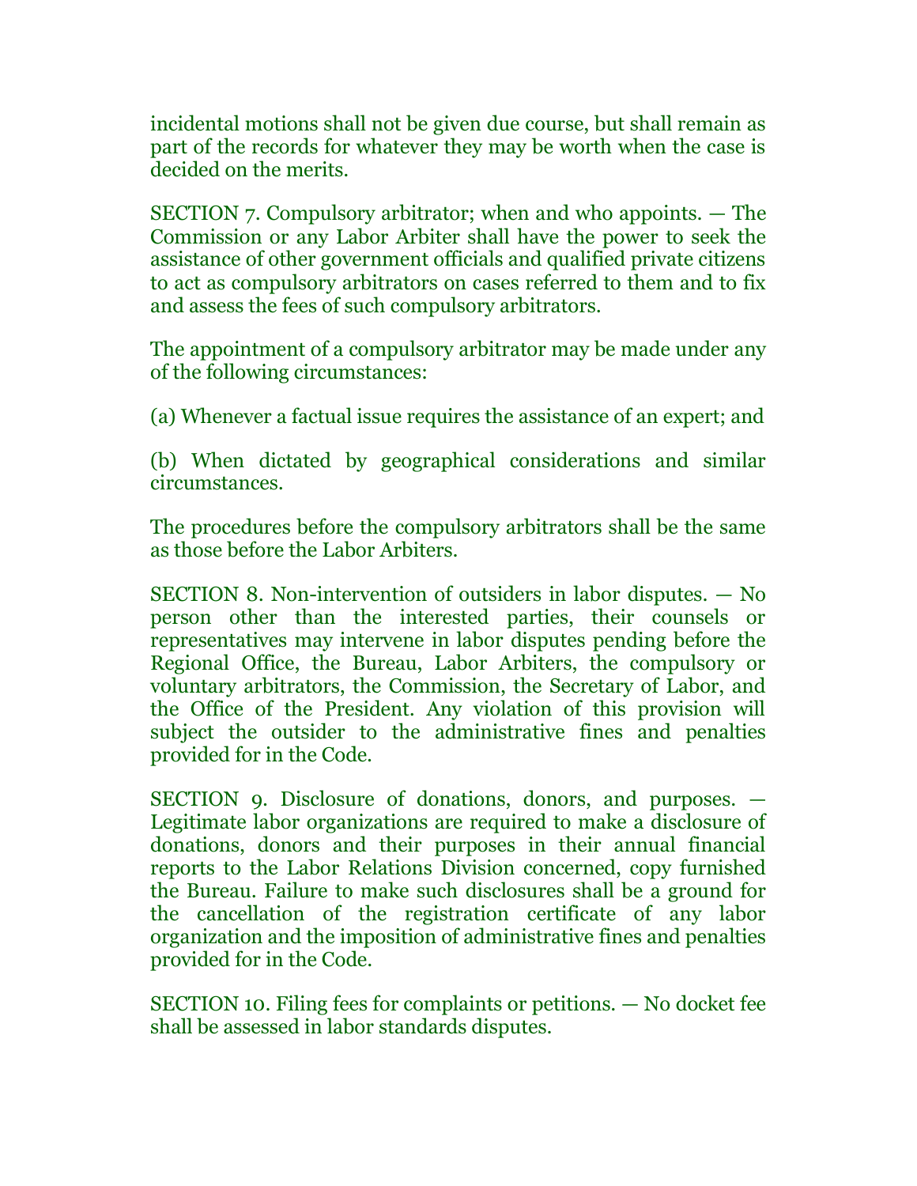incidental motions shall not be given due course, but shall remain as part of the records for whatever they may be worth when the case is decided on the merits.

SECTION 7. Compulsory arbitrator; when and who appoints. — The Commission or any Labor Arbiter shall have the power to seek the assistance of other government officials and qualified private citizens to act as compulsory arbitrators on cases referred to them and to fix and assess the fees of such compulsory arbitrators.

The appointment of a compulsory arbitrator may be made under any of the following circumstances:

(a) Whenever a factual issue requires the assistance of an expert; and

(b) When dictated by geographical considerations and similar circumstances.

The procedures before the compulsory arbitrators shall be the same as those before the Labor Arbiters.

SECTION 8. Non-intervention of outsiders in labor disputes. — No person other than the interested parties, their counsels or representatives may intervene in labor disputes pending before the Regional Office, the Bureau, Labor Arbiters, the compulsory or voluntary arbitrators, the Commission, the Secretary of Labor, and the Office of the President. Any violation of this provision will subject the outsider to the administrative fines and penalties provided for in the Code.

SECTION 9. Disclosure of donations, donors, and purposes. — Legitimate labor organizations are required to make a disclosure of donations, donors and their purposes in their annual financial reports to the Labor Relations Division concerned, copy furnished the Bureau. Failure to make such disclosures shall be a ground for the cancellation of the registration certificate of any labor organization and the imposition of administrative fines and penalties provided for in the Code.

SECTION 10. Filing fees for complaints or petitions. — No docket fee shall be assessed in labor standards disputes.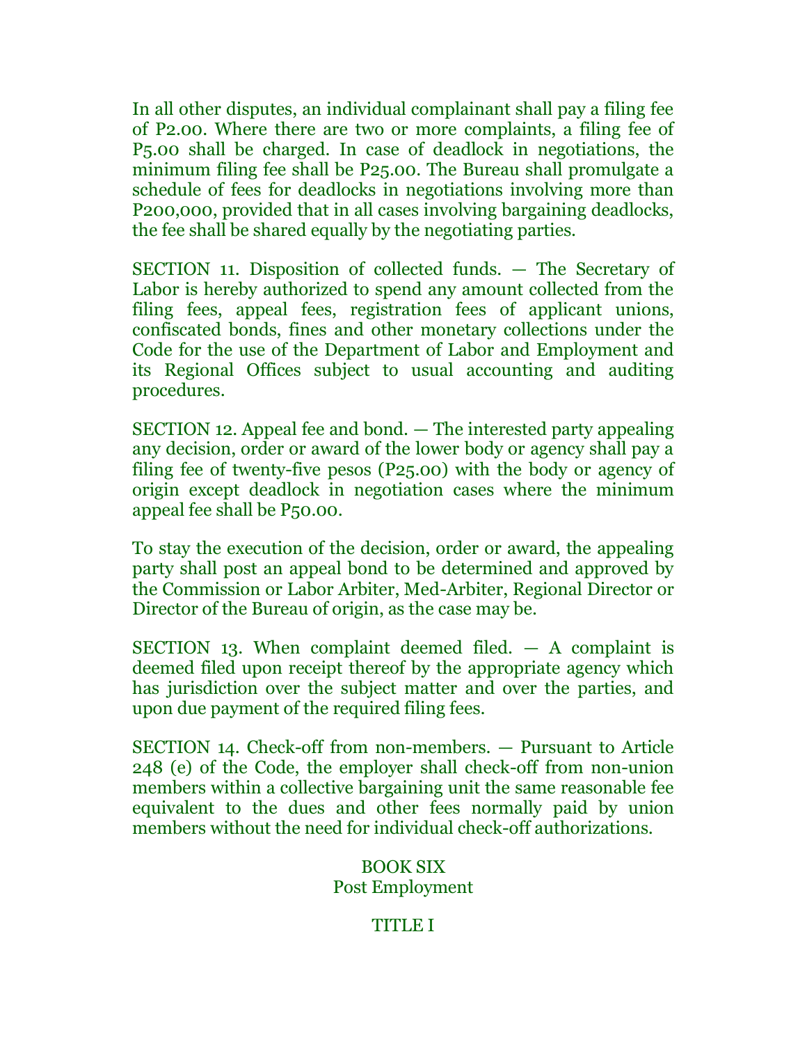In all other disputes, an individual complainant shall pay a filing fee of P2.00. Where there are two or more complaints, a filing fee of P5.00 shall be charged. In case of deadlock in negotiations, the minimum filing fee shall be P25.00. The Bureau shall promulgate a schedule of fees for deadlocks in negotiations involving more than P200,000, provided that in all cases involving bargaining deadlocks, the fee shall be shared equally by the negotiating parties.

SECTION 11. Disposition of collected funds. — The Secretary of Labor is hereby authorized to spend any amount collected from the filing fees, appeal fees, registration fees of applicant unions, confiscated bonds, fines and other monetary collections under the Code for the use of the Department of Labor and Employment and its Regional Offices subject to usual accounting and auditing procedures.

SECTION 12. Appeal fee and bond. — The interested party appealing any decision, order or award of the lower body or agency shall pay a filing fee of twenty-five pesos (P25.00) with the body or agency of origin except deadlock in negotiation cases where the minimum appeal fee shall be P50.00.

To stay the execution of the decision, order or award, the appealing party shall post an appeal bond to be determined and approved by the Commission or Labor Arbiter, Med-Arbiter, Regional Director or Director of the Bureau of origin, as the case may be.

SECTION 13. When complaint deemed filed. — A complaint is deemed filed upon receipt thereof by the appropriate agency which has jurisdiction over the subject matter and over the parties, and upon due payment of the required filing fees.

SECTION 14. Check-off from non-members. — Pursuant to Article 248 (e) of the Code, the employer shall check-off from non-union members within a collective bargaining unit the same reasonable fee equivalent to the dues and other fees normally paid by union members without the need for individual check-off authorizations.

# BOOK SIX
## Post Employment

## TITLE I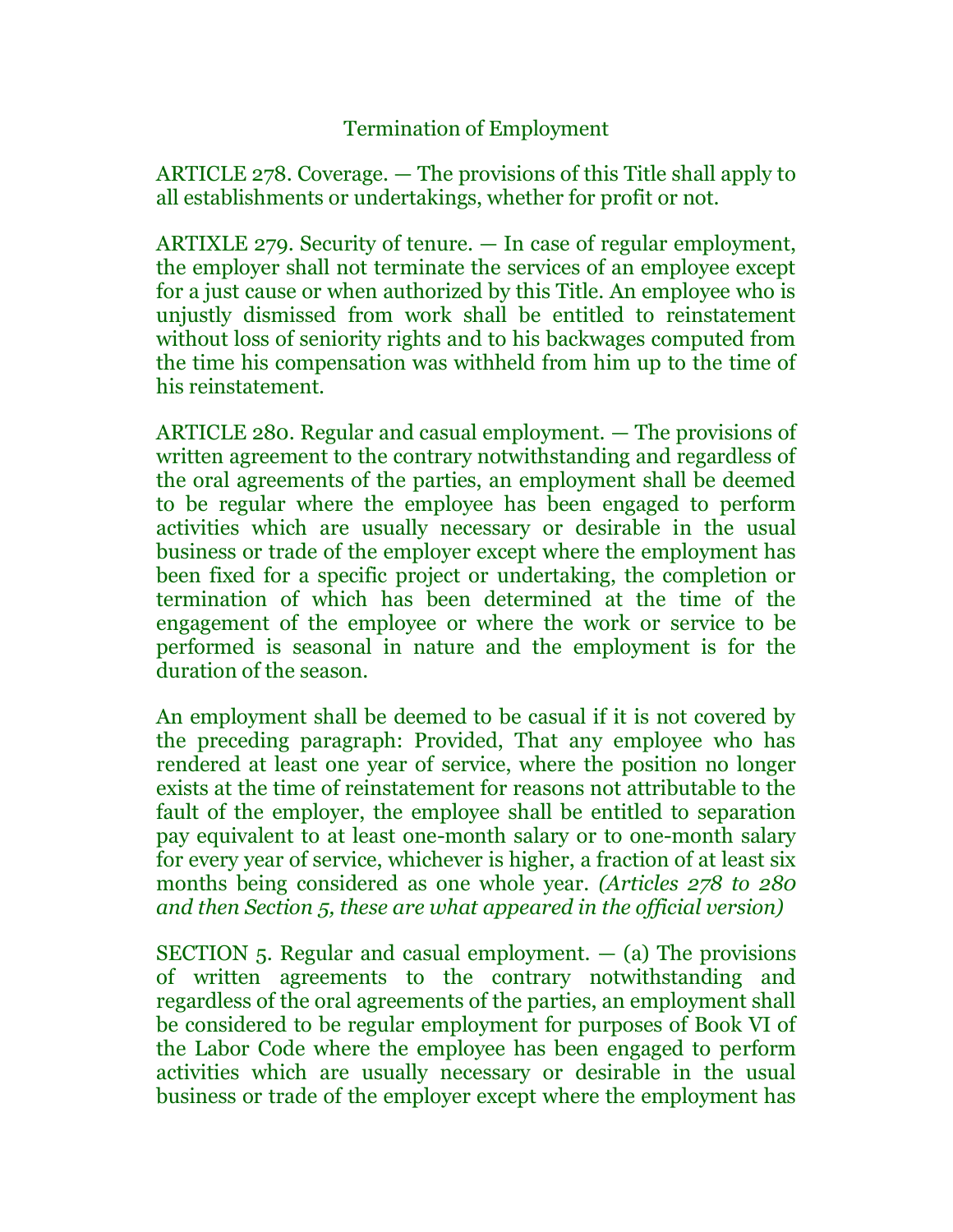Termination of Employment

ARTICLE 278. Coverage. — The provisions of this Title shall apply to all establishments or undertakings, whether for profit or not.

ARTIXLE 279. Security of tenure. — In case of regular employment, the employer shall not terminate the services of an employee except for a just cause or when authorized by this Title. An employee who is unjustly dismissed from work shall be entitled to reinstatement without loss of seniority rights and to his backwages computed from the time his compensation was withheld from him up to the time of his reinstatement.

ARTICLE 280. Regular and casual employment. — The provisions of written agreement to the contrary notwithstanding and regardless of the oral agreements of the parties, an employment shall be deemed to be regular where the employee has been engaged to perform activities which are usually necessary or desirable in the usual business or trade of the employer except where the employment has been fixed for a specific project or undertaking, the completion or termination of which has been determined at the time of the engagement of the employee or where the work or service to be performed is seasonal in nature and the employment is for the duration of the season.

An employment shall be deemed to be casual if it is not covered by the preceding paragraph: Provided, That any employee who has rendered at least one year of service, where the position no longer exists at the time of reinstatement for reasons not attributable to the fault of the employer, the employee shall be entitled to separation pay equivalent to at least one-month salary or to one-month salary for every year of service, whichever is higher, a fraction of at least six months being considered as one whole year. *(Articles 278 to 280 and then Section 5, these are what appeared in the official version)*

SECTION 5. Regular and casual employment. — (a) The provisions of written agreements to the contrary notwithstanding and regardless of the oral agreements of the parties, an employment shall be considered to be regular employment for purposes of Book VI of the Labor Code where the employee has been engaged to perform activities which are usually necessary or desirable in the usual business or trade of the employer except where the employment has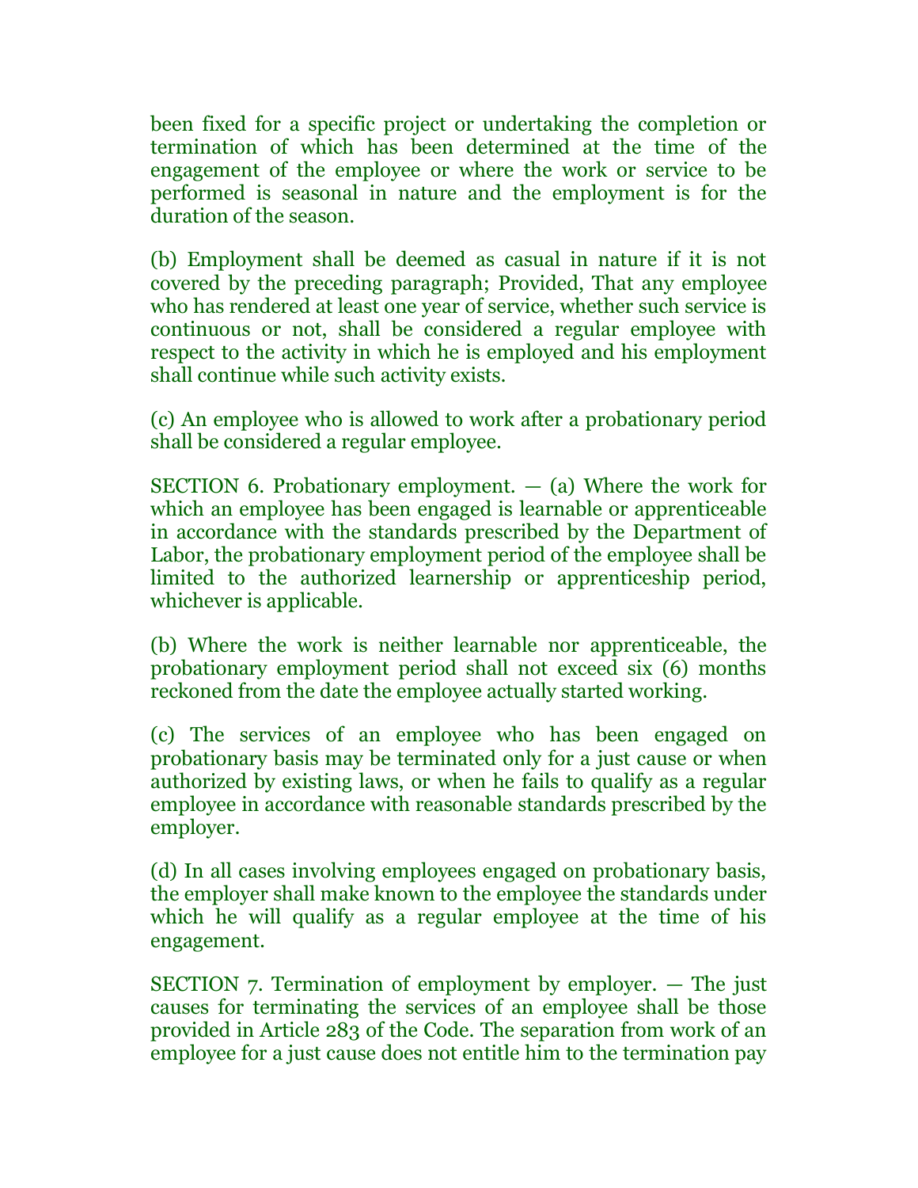been fixed for a specific project or undertaking the completion or termination of which has been determined at the time of the engagement of the employee or where the work or service to be performed is seasonal in nature and the employment is for the duration of the season.

(b) Employment shall be deemed as casual in nature if it is not covered by the preceding paragraph; Provided, That any employee who has rendered at least one year of service, whether such service is continuous or not, shall be considered a regular employee with respect to the activity in which he is employed and his employment shall continue while such activity exists.

(c) An employee who is allowed to work after a probationary period shall be considered a regular employee.

SECTION 6. Probationary employment. — (a) Where the work for which an employee has been engaged is learnable or apprenticeable in accordance with the standards prescribed by the Department of Labor, the probationary employment period of the employee shall be limited to the authorized learnership or apprenticeship period, whichever is applicable.

(b) Where the work is neither learnable nor apprenticeable, the probationary employment period shall not exceed six (6) months reckoned from the date the employee actually started working.

(c) The services of an employee who has been engaged on probationary basis may be terminated only for a just cause or when authorized by existing laws, or when he fails to qualify as a regular employee in accordance with reasonable standards prescribed by the employer.

(d) In all cases involving employees engaged on probationary basis, the employer shall make known to the employee the standards under which he will qualify as a regular employee at the time of his engagement.

SECTION 7. Termination of employment by employer. — The just causes for terminating the services of an employee shall be those provided in Article 283 of the Code. The separation from work of an employee for a just cause does not entitle him to the termination pay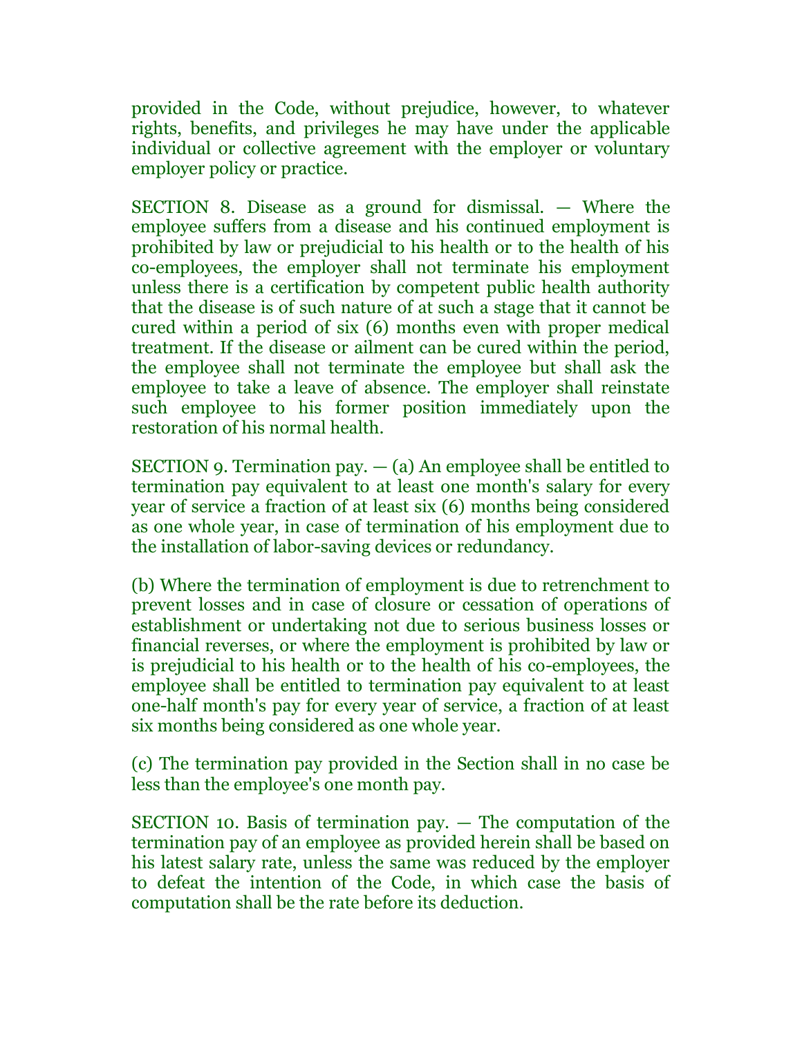provided in the Code, without prejudice, however, to whatever rights, benefits, and privileges he may have under the applicable individual or collective agreement with the employer or voluntary employer policy or practice.

SECTION 8. Disease as a ground for dismissal. — Where the employee suffers from a disease and his continued employment is prohibited by law or prejudicial to his health or to the health of his co-employees, the employer shall not terminate his employment unless there is a certification by competent public health authority that the disease is of such nature of at such a stage that it cannot be cured within a period of six (6) months even with proper medical treatment. If the disease or ailment can be cured within the period, the employee shall not terminate the employee but shall ask the employee to take a leave of absence. The employer shall reinstate such employee to his former position immediately upon the restoration of his normal health.

SECTION 9. Termination pay. — (a) An employee shall be entitled to termination pay equivalent to at least one month's salary for every year of service a fraction of at least six (6) months being considered as one whole year, in case of termination of his employment due to the installation of labor-saving devices or redundancy.

(b) Where the termination of employment is due to retrenchment to prevent losses and in case of closure or cessation of operations of establishment or undertaking not due to serious business losses or financial reverses, or where the employment is prohibited by law or is prejudicial to his health or to the health of his co-employees, the employee shall be entitled to termination pay equivalent to at least one-half month's pay for every year of service, a fraction of at least six months being considered as one whole year.

(c) The termination pay provided in the Section shall in no case be less than the employee's one month pay.

SECTION 10. Basis of termination pay. — The computation of the termination pay of an employee as provided herein shall be based on his latest salary rate, unless the same was reduced by the employer to defeat the intention of the Code, in which case the basis of computation shall be the rate before its deduction.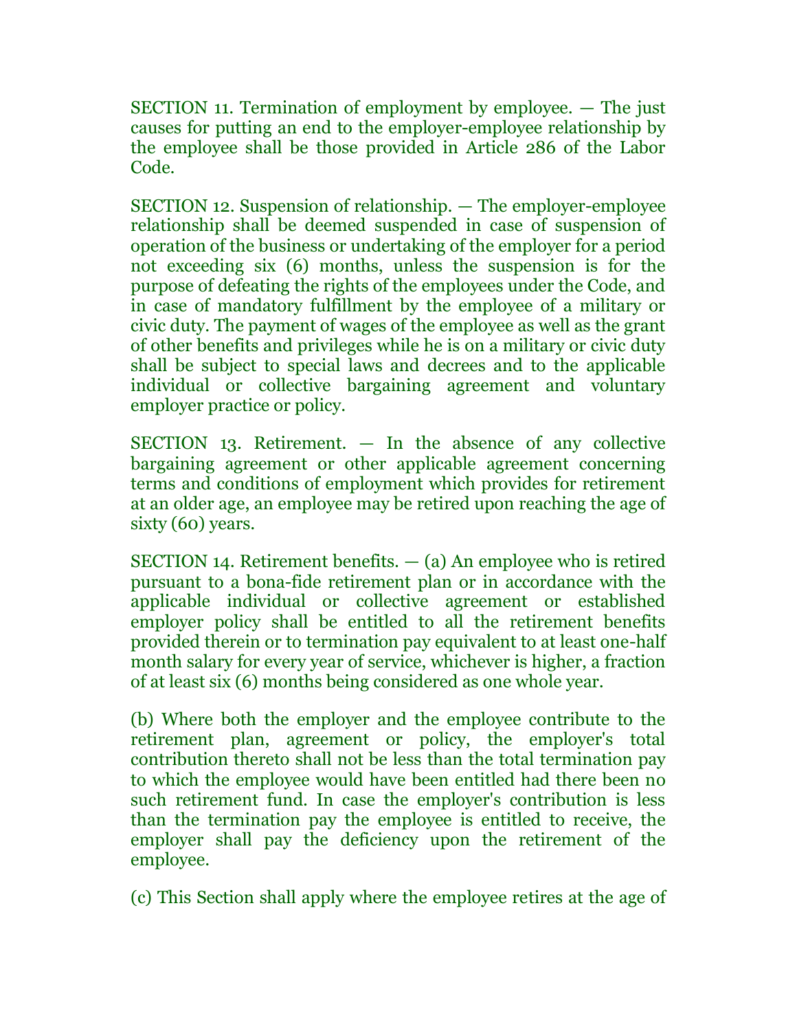SECTION 11. Termination of employment by employee. — The just causes for putting an end to the employer-employee relationship by the employee shall be those provided in Article 286 of the Labor Code.

SECTION 12. Suspension of relationship. — The employer-employee relationship shall be deemed suspended in case of suspension of operation of the business or undertaking of the employer for a period not exceeding six (6) months, unless the suspension is for the purpose of defeating the rights of the employees under the Code, and in case of mandatory fulfillment by the employee of a military or civic duty. The payment of wages of the employee as well as the grant of other benefits and privileges while he is on a military or civic duty shall be subject to special laws and decrees and to the applicable individual or collective bargaining agreement and voluntary employer practice or policy.

SECTION 13. Retirement. — In the absence of any collective bargaining agreement or other applicable agreement concerning terms and conditions of employment which provides for retirement at an older age, an employee may be retired upon reaching the age of sixty (60) years.

SECTION 14. Retirement benefits. — (a) An employee who is retired pursuant to a bona-fide retirement plan or in accordance with the applicable individual or collective agreement or established employer policy shall be entitled to all the retirement benefits provided therein or to termination pay equivalent to at least one-half month salary for every year of service, whichever is higher, a fraction of at least six (6) months being considered as one whole year.

(b) Where both the employer and the employee contribute to the retirement plan, agreement or policy, the employer's total contribution thereto shall not be less than the total termination pay to which the employee would have been entitled had there been no such retirement fund. In case the employer's contribution is less than the termination pay the employee is entitled to receive, the employer shall pay the deficiency upon the retirement of the employee.

(c) This Section shall apply where the employee retires at the age of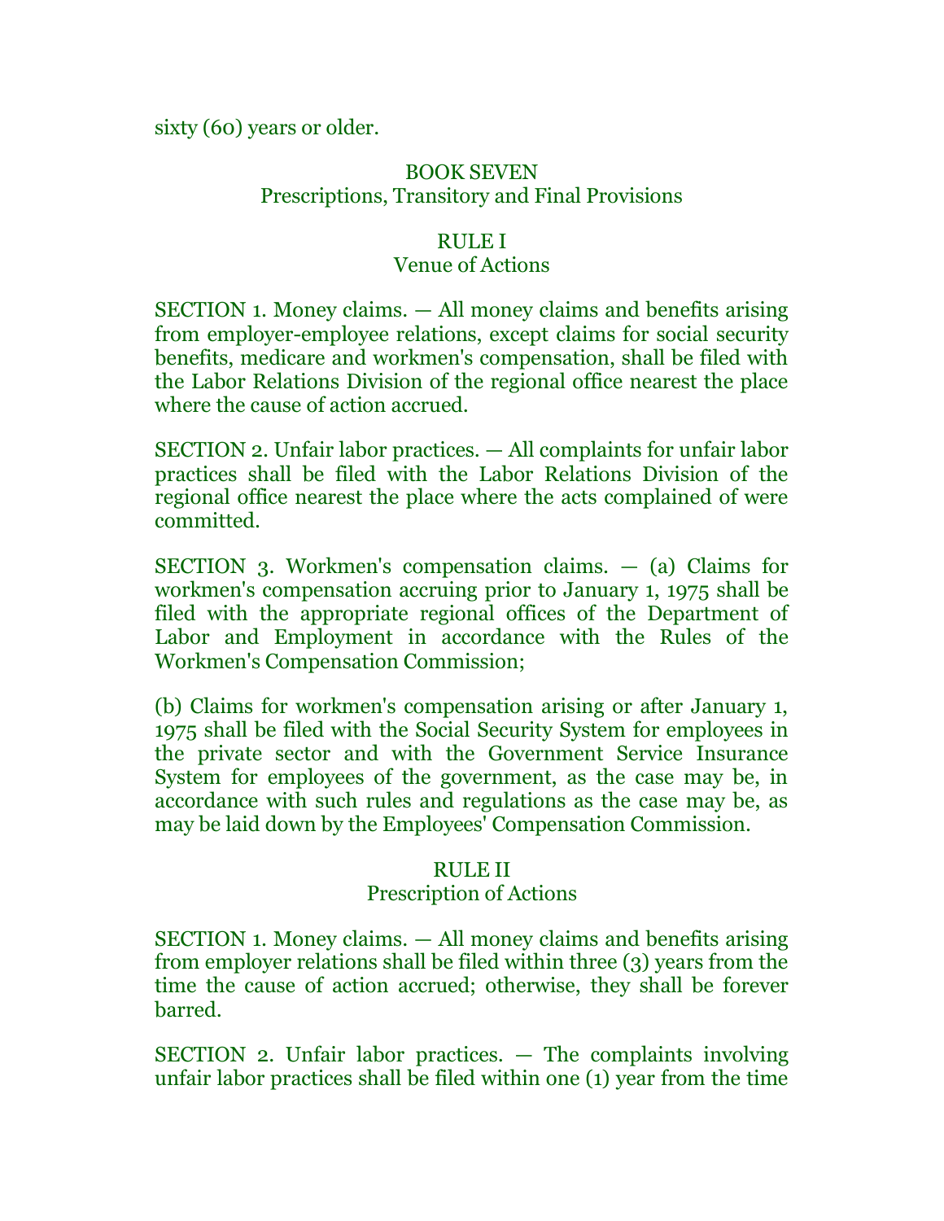sixty (60) years or older.

## BOOK SEVEN
## Prescriptions, Transitory and Final Provisions

### RULE I
### Venue of Actions

SECTION 1. Money claims. — All money claims and benefits arising from employer-employee relations, except claims for social security benefits, medicare and workmen's compensation, shall be filed with the Labor Relations Division of the regional office nearest the place where the cause of action accrued.

SECTION 2. Unfair labor practices. — All complaints for unfair labor practices shall be filed with the Labor Relations Division of the regional office nearest the place where the acts complained of were committed.

SECTION 3. Workmen's compensation claims. — (a) Claims for workmen's compensation accruing prior to January 1, 1975 shall be filed with the appropriate regional offices of the Department of Labor and Employment in accordance with the Rules of the Workmen's Compensation Commission;

(b) Claims for workmen's compensation arising or after January 1, 1975 shall be filed with the Social Security System for employees in the private sector and with the Government Service Insurance System for employees of the government, as the case may be, in accordance with such rules and regulations as the case may be, as may be laid down by the Employees' Compensation Commission.

### RULE II
### Prescription of Actions

SECTION 1. Money claims. — All money claims and benefits arising from employer relations shall be filed within three (3) years from the time the cause of action accrued; otherwise, they shall be forever barred.

SECTION 2. Unfair labor practices. — The complaints involving unfair labor practices shall be filed within one (1) year from the time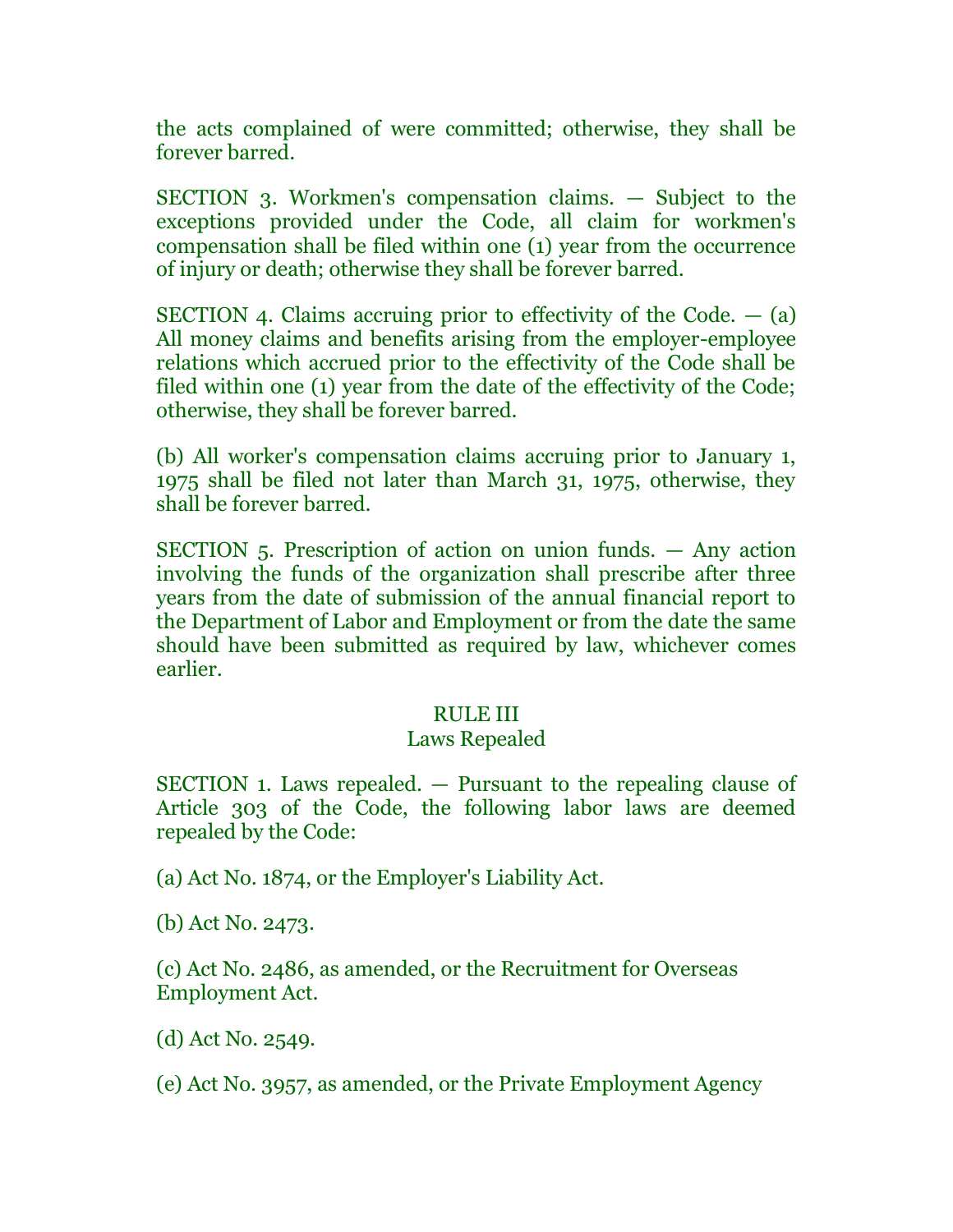the acts complained of were committed; otherwise, they shall be forever barred.

SECTION 3. Workmen's compensation claims. — Subject to the exceptions provided under the Code, all claim for workmen's compensation shall be filed within one (1) year from the occurrence of injury or death; otherwise they shall be forever barred.

SECTION 4. Claims accruing prior to effectivity of the Code. — (a) All money claims and benefits arising from the employer-employee relations which accrued prior to the effectivity of the Code shall be filed within one (1) year from the date of the effectivity of the Code; otherwise, they shall be forever barred.

(b) All worker's compensation claims accruing prior to January 1, 1975 shall be filed not later than March 31, 1975, otherwise, they shall be forever barred.

SECTION 5. Prescription of action on union funds. — Any action involving the funds of the organization shall prescribe after three years from the date of submission of the annual financial report to the Department of Labor and Employment or from the date the same should have been submitted as required by law, whichever comes earlier.

## RULE III
## Laws Repealed

SECTION 1. Laws repealed. — Pursuant to the repealing clause of Article 303 of the Code, the following labor laws are deemed repealed by the Code:

(a) Act No. 1874, or the Employer's Liability Act.

(b) Act No. 2473.

(c) Act No. 2486, as amended, or the Recruitment for Overseas Employment Act.

(d) Act No. 2549.

(e) Act No. 3957, as amended, or the Private Employment Agency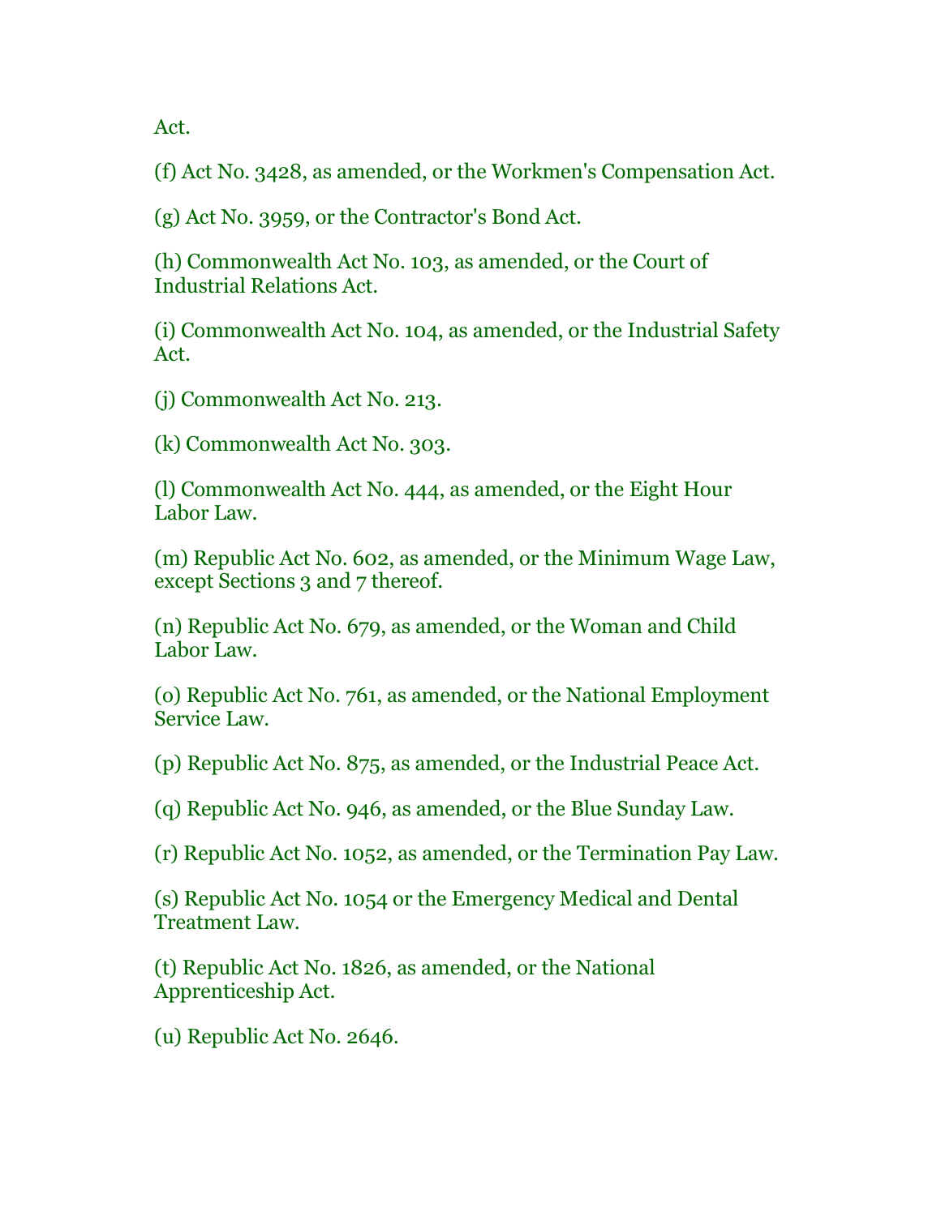Act.

(f) Act No. 3428, as amended, or the Workmen's Compensation Act.

(g) Act No. 3959, or the Contractor's Bond Act.

(h) Commonwealth Act No. 103, as amended, or the Court of Industrial Relations Act.

(i) Commonwealth Act No. 104, as amended, or the Industrial Safety Act.

(j) Commonwealth Act No. 213.

(k) Commonwealth Act No. 303.

(l) Commonwealth Act No. 444, as amended, or the Eight Hour Labor Law.

(m) Republic Act No. 602, as amended, or the Minimum Wage Law, except Sections 3 and 7 thereof.

(n) Republic Act No. 679, as amended, or the Woman and Child Labor Law.

(o) Republic Act No. 761, as amended, or the National Employment Service Law.

(p) Republic Act No. 875, as amended, or the Industrial Peace Act.

(q) Republic Act No. 946, as amended, or the Blue Sunday Law.

(r) Republic Act No. 1052, as amended, or the Termination Pay Law.

(s) Republic Act No. 1054 or the Emergency Medical and Dental Treatment Law.

(t) Republic Act No. 1826, as amended, or the National Apprenticeship Act.

(u) Republic Act No. 2646.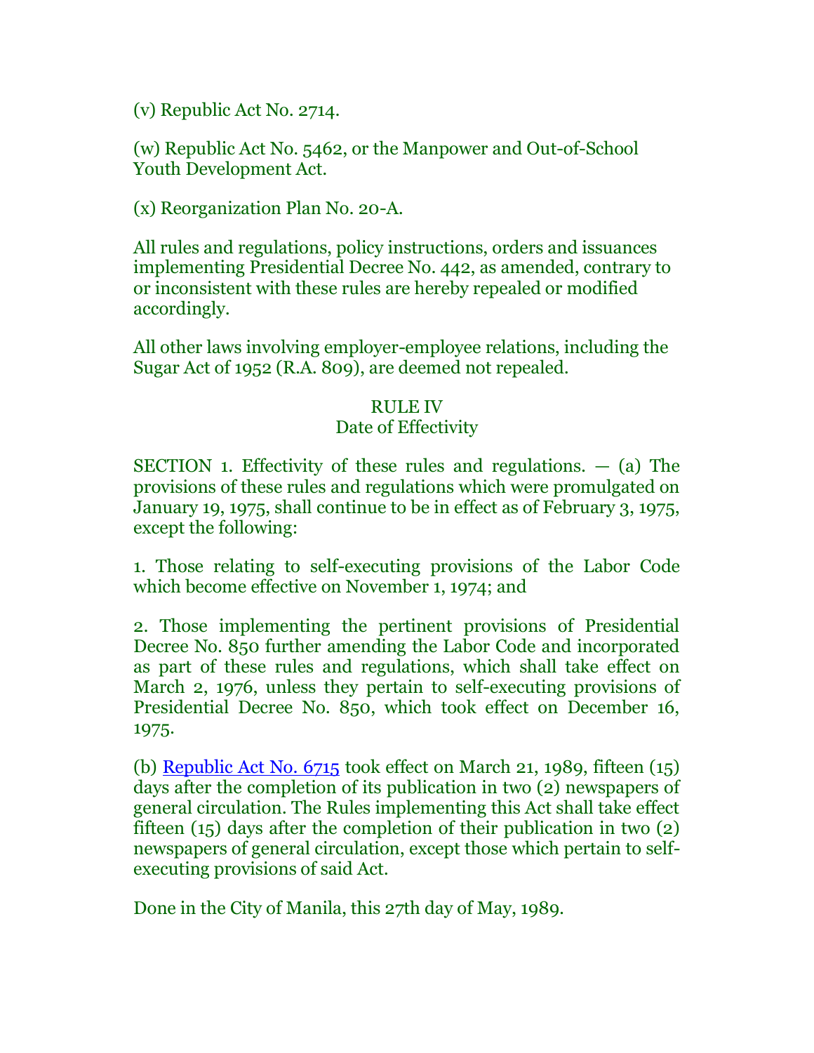(v) Republic Act No. 2714.

(w) Republic Act No. 5462, or the Manpower and Out-of-School Youth Development Act.

(x) Reorganization Plan No. 20-A.

All rules and regulations, policy instructions, orders and issuances implementing Presidential Decree No. 442, as amended, contrary to or inconsistent with these rules are hereby repealed or modified accordingly.

All other laws involving employer-employee relations, including the Sugar Act of 1952 (R.A. 809), are deemed not repealed.

## RULE IV
## Date of Effectivity

SECTION 1. Effectivity of these rules and regulations. — (a) The provisions of these rules and regulations which were promulgated on January 19, 1975, shall continue to be in effect as of February 3, 1975, except the following:

1. Those relating to self-executing provisions of the Labor Code which become effective on November 1, 1974; and

2. Those implementing the pertinent provisions of Presidential Decree No. 850 further amending the Labor Code and incorporated as part of these rules and regulations, which shall take effect on March 2, 1976, unless they pertain to self-executing provisions of Presidential Decree No. 850, which took effect on December 16, 1975.

(b) Republic Act No. 6715 took effect on March 21, 1989, fifteen (15) days after the completion of its publication in two (2) newspapers of general circulation. The Rules implementing this Act shall take effect fifteen (15) days after the completion of their publication in two (2) newspapers of general circulation, except those which pertain to self-executing provisions of said Act.

Done in the City of Manila, this 27th day of May, 1989.